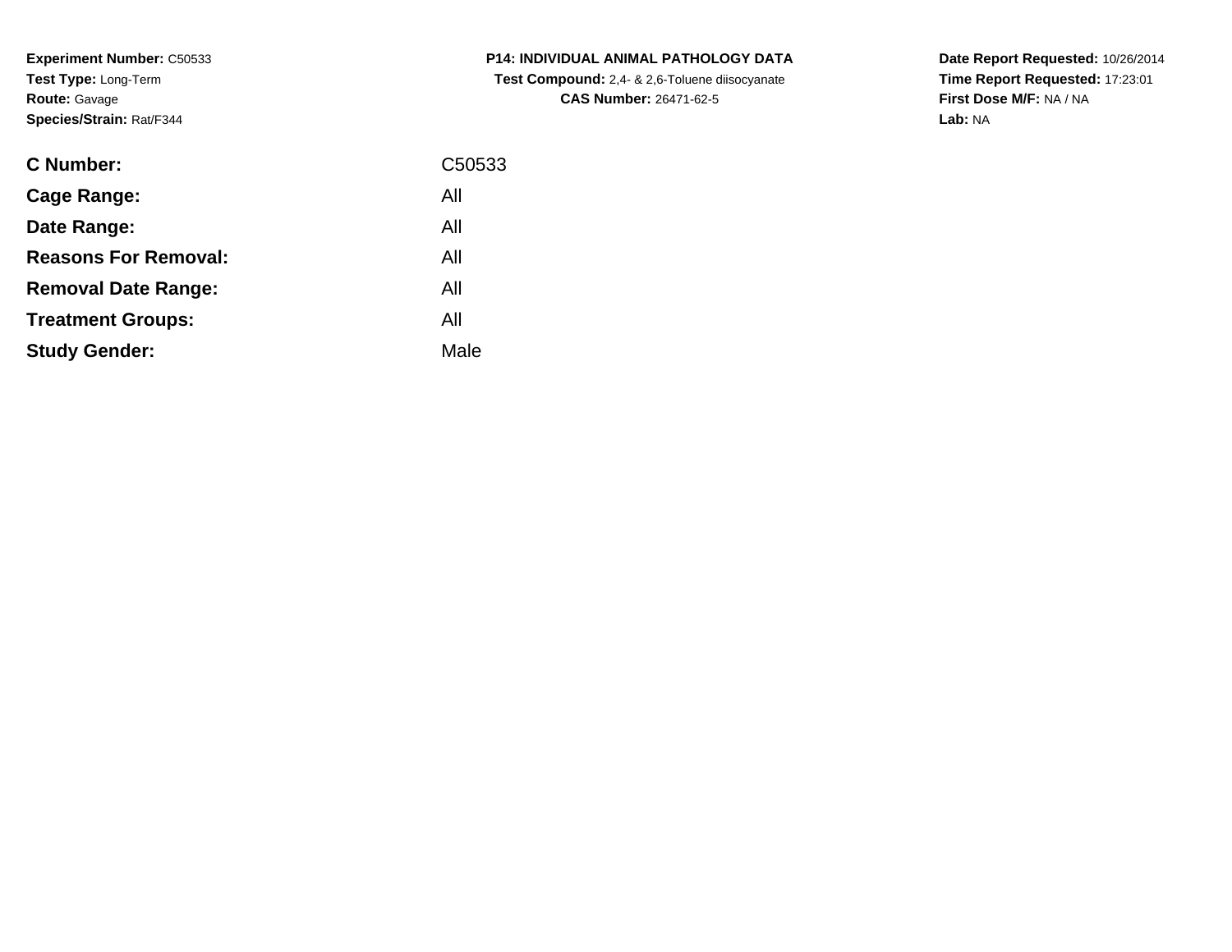**Experiment Number:** C50533
**Test Type:** Long-Term
**Route:** Gavage
**Species/Strain:** Rat/F344

**P14: INDIVIDUAL ANIMAL PATHOLOGY DATA**
**Test Compound:** 2,4- & 2,6-Toluene diisocyanate
**CAS Number:** 26471-62-5

**Date Report Requested:** 10/26/2014
**Time Report Requested:** 17:23:01
**First Dose M/F:** NA / NA
**Lab:** NA

| | |
|---|---|
| **C Number:** | C50533 |
| **Cage Range:** | All |
| **Date Range:** | All |
| **Reasons For Removal:** | All |
| **Removal Date Range:** | All |
| **Treatment Groups:** | All |
| **Study Gender:** | Male |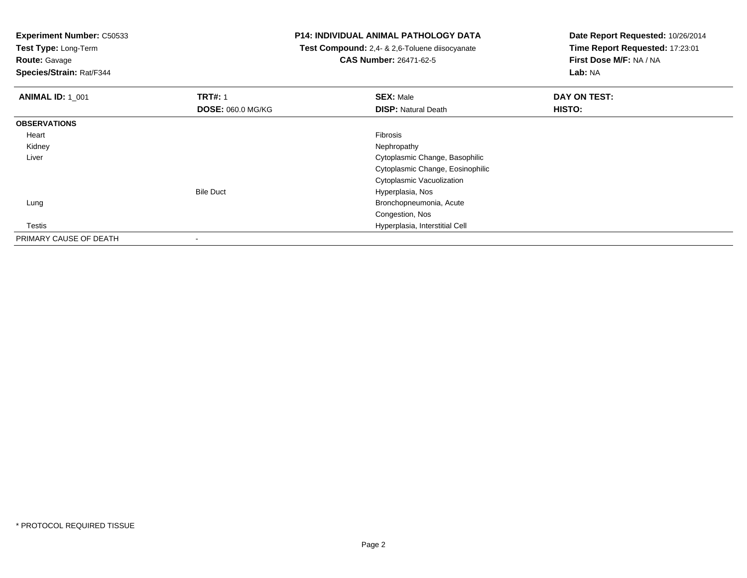**Experiment Number:** C50533
**Test Type:** Long-Term
**Route:** Gavage
**Species/Strain:** Rat/F344

**P14: INDIVIDUAL ANIMAL PATHOLOGY DATA**
**Test Compound:** 2,4- & 2,6-Toluene diisocyanate
**CAS Number:** 26471-62-5

**Date Report Requested:** 10/26/2014
**Time Report Requested:** 17:23:01
**First Dose M/F:** NA / NA
**Lab:** NA

| **ANIMAL ID:** 1_001 | **TRT#:** 1 | **SEX:** Male | **DAY ON TEST:** |
|---|---|---|---|
| | **DOSE:** 060.0 MG/KG | **DISP:** Natural Death | **HISTO:** |
| **OBSERVATIONS** | | | |
| Heart | | Fibrosis | |
| Kidney | | Nephropathy | |
| Liver | | Cytoplasmic Change, Basophilic | |
| | | Cytoplasmic Change, Eosinophilic | |
| | | Cytoplasmic Vacuolization | |
| | Bile Duct | Hyperplasia, Nos | |
| Lung | | Bronchopneumonia, Acute | |
| | | Congestion, Nos | |
| Testis | | Hyperplasia, Interstitial Cell | |
| PRIMARY CAUSE OF DEATH | - | | |

* PROTOCOL REQUIRED TISSUE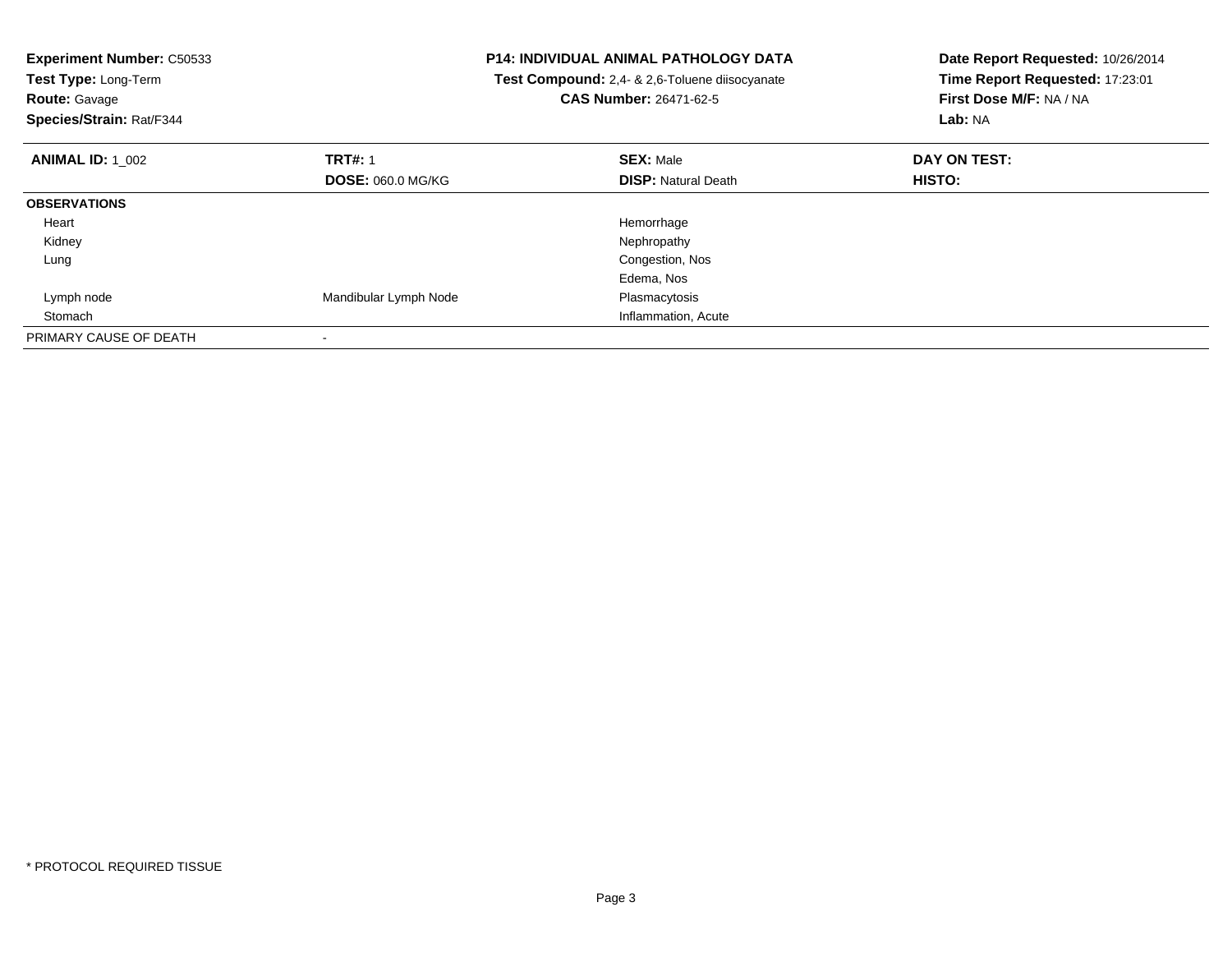**Experiment Number:** C50533
**Test Type:** Long-Term
**Route:** Gavage
**Species/Strain:** Rat/F344

**P14: INDIVIDUAL ANIMAL PATHOLOGY DATA**
**Test Compound:** 2,4- & 2,6-Toluene diisocyanate
**CAS Number:** 26471-62-5

**Date Report Requested:** 10/26/2014
**Time Report Requested:** 17:23:01
**First Dose M/F:** NA / NA
**Lab:** NA

| **ANIMAL ID:** 1_002 | **TRT#:** 1 | **SEX:** Male | **DAY ON TEST:** |
|---|---|---|---|
| | **DOSE:** 060.0 MG/KG | **DISP:** Natural Death | **HISTO:** |
| **OBSERVATIONS** | | | |
| Heart | | Hemorrhage | |
| Kidney | | Nephropathy | |
| Lung | | Congestion, Nos | |
| | | Edema, Nos | |
| Lymph node | Mandibular Lymph Node | Plasmacytosis | |
| Stomach | | Inflammation, Acute | |
| PRIMARY CAUSE OF DEATH | - | | |

* PROTOCOL REQUIRED TISSUE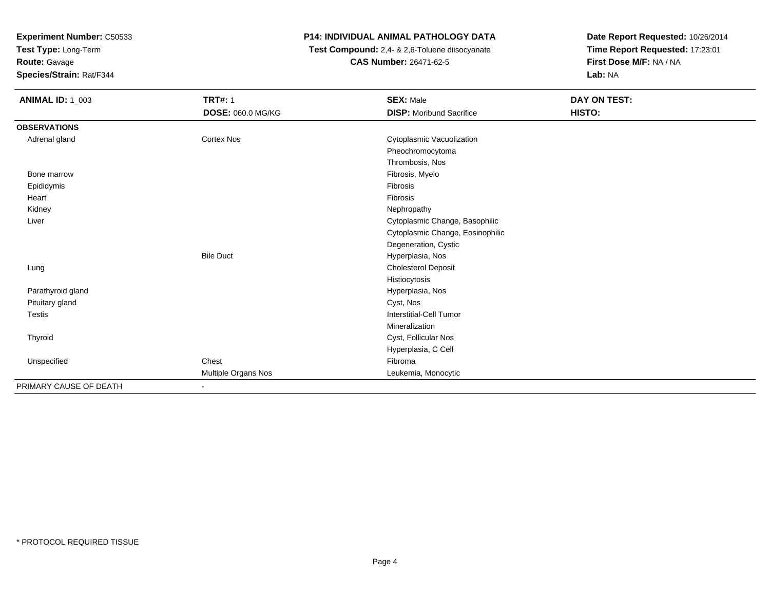**Experiment Number:** C50533
**Test Type:** Long-Term
**Route:** Gavage
**Species/Strain:** Rat/F344

**P14: INDIVIDUAL ANIMAL PATHOLOGY DATA**
**Test Compound:** 2,4- & 2,6-Toluene diisocyanate
**CAS Number:** 26471-62-5

**Date Report Requested:** 10/26/2014
**Time Report Requested:** 17:23:01
**First Dose M/F:** NA / NA
**Lab:** NA

| **ANIMAL ID:** 1_003 | **TRT#:** 1 | **SEX:** Male | **DAY ON TEST:** |
|---|---|---|---|
| | **DOSE:** 060.0 MG/KG | **DISP:** Moribund Sacrifice | **HISTO:** |
| **OBSERVATIONS** | | | |
| Adrenal gland | Cortex Nos | Cytoplasmic Vacuolization | |
| | | Pheochromocytoma | |
| | | Thrombosis, Nos | |
| Bone marrow | | Fibrosis, Myelo | |
| Epididymis | | Fibrosis | |
| Heart | | Fibrosis | |
| Kidney | | Nephropathy | |
| Liver | | Cytoplasmic Change, Basophilic | |
| | | Cytoplasmic Change, Eosinophilic | |
| | | Degeneration, Cystic | |
| | Bile Duct | Hyperplasia, Nos | |
| Lung | | Cholesterol Deposit | |
| | | Histiocytosis | |
| Parathyroid gland | | Hyperplasia, Nos | |
| Pituitary gland | | Cyst, Nos | |
| Testis | | Interstitial-Cell Tumor | |
| | | Mineralization | |
| Thyroid | | Cyst, Follicular Nos | |
| | | Hyperplasia, C Cell | |
| Unspecified | Chest | Fibroma | |
| | Multiple Organs Nos | Leukemia, Monocytic | |
| PRIMARY CAUSE OF DEATH | - | | |

* PROTOCOL REQUIRED TISSUE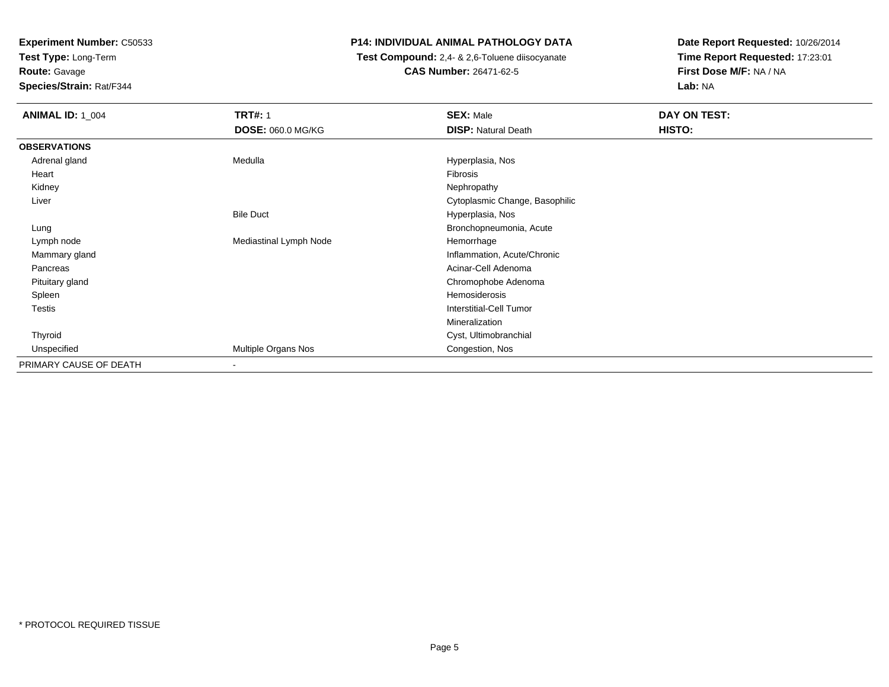**Experiment Number:** C50533
**Test Type:** Long-Term
**Route:** Gavage
**Species/Strain:** Rat/F344

**P14: INDIVIDUAL ANIMAL PATHOLOGY DATA**
**Test Compound:** 2,4- & 2,6-Toluene diisocyanate
**CAS Number:** 26471-62-5

**Date Report Requested:** 10/26/2014
**Time Report Requested:** 17:23:01
**First Dose M/F:** NA / NA
**Lab:** NA

| **ANIMAL ID:** 1_004 | **TRT#:** 1 | **SEX:** Male | **DAY ON TEST:** |
|---|---|---|---|
| | **DOSE:** 060.0 MG/KG | **DISP:** Natural Death | **HISTO:** |
| **OBSERVATIONS** | | | |
| Adrenal gland | Medulla | Hyperplasia, Nos | |
| Heart | | Fibrosis | |
| Kidney | | Nephropathy | |
| Liver | | Cytoplasmic Change, Basophilic | |
| | Bile Duct | Hyperplasia, Nos | |
| Lung | | Bronchopneumonia, Acute | |
| Lymph node | Mediastinal Lymph Node | Hemorrhage | |
| Mammary gland | | Inflammation, Acute/Chronic | |
| Pancreas | | Acinar-Cell Adenoma | |
| Pituitary gland | | Chromophobe Adenoma | |
| Spleen | | Hemosiderosis | |
| Testis | | Interstitial-Cell Tumor | |
| | | Mineralization | |
| Thyroid | | Cyst, Ultimobranchial | |
| Unspecified | Multiple Organs Nos | Congestion, Nos | |
| PRIMARY CAUSE OF DEATH | - | | |

* PROTOCOL REQUIRED TISSUE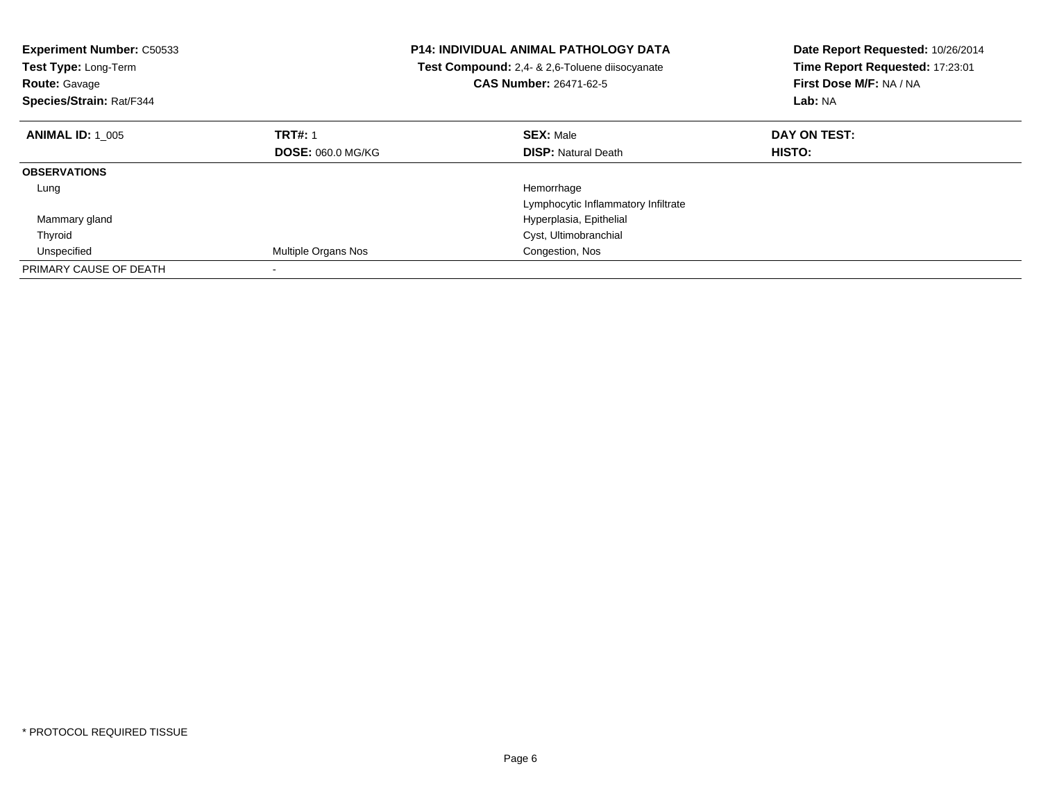**Experiment Number:** C50533
**Test Type:** Long-Term
**Route:** Gavage
**Species/Strain:** Rat/F344

**P14: INDIVIDUAL ANIMAL PATHOLOGY DATA**
**Test Compound:** 2,4- & 2,6-Toluene diisocyanate
**CAS Number:** 26471-62-5

**Date Report Requested:** 10/26/2014
**Time Report Requested:** 17:23:01
**First Dose M/F:** NA / NA
**Lab:** NA

| **ANIMAL ID:** 1_005 | **TRT#:** 1 | **SEX:** Male | **DAY ON TEST:** |
|---|---|---|---|
| | **DOSE:** 060.0 MG/KG | **DISP:** Natural Death | **HISTO:** |
| **OBSERVATIONS** | | | |
| Lung | | Hemorrhage | |
| | | Lymphocytic Inflammatory Infiltrate | |
| Mammary gland | | Hyperplasia, Epithelial | |
| Thyroid | | Cyst, Ultimobranchial | |
| Unspecified | Multiple Organs Nos | Congestion, Nos | |
| PRIMARY CAUSE OF DEATH | - | | |

* PROTOCOL REQUIRED TISSUE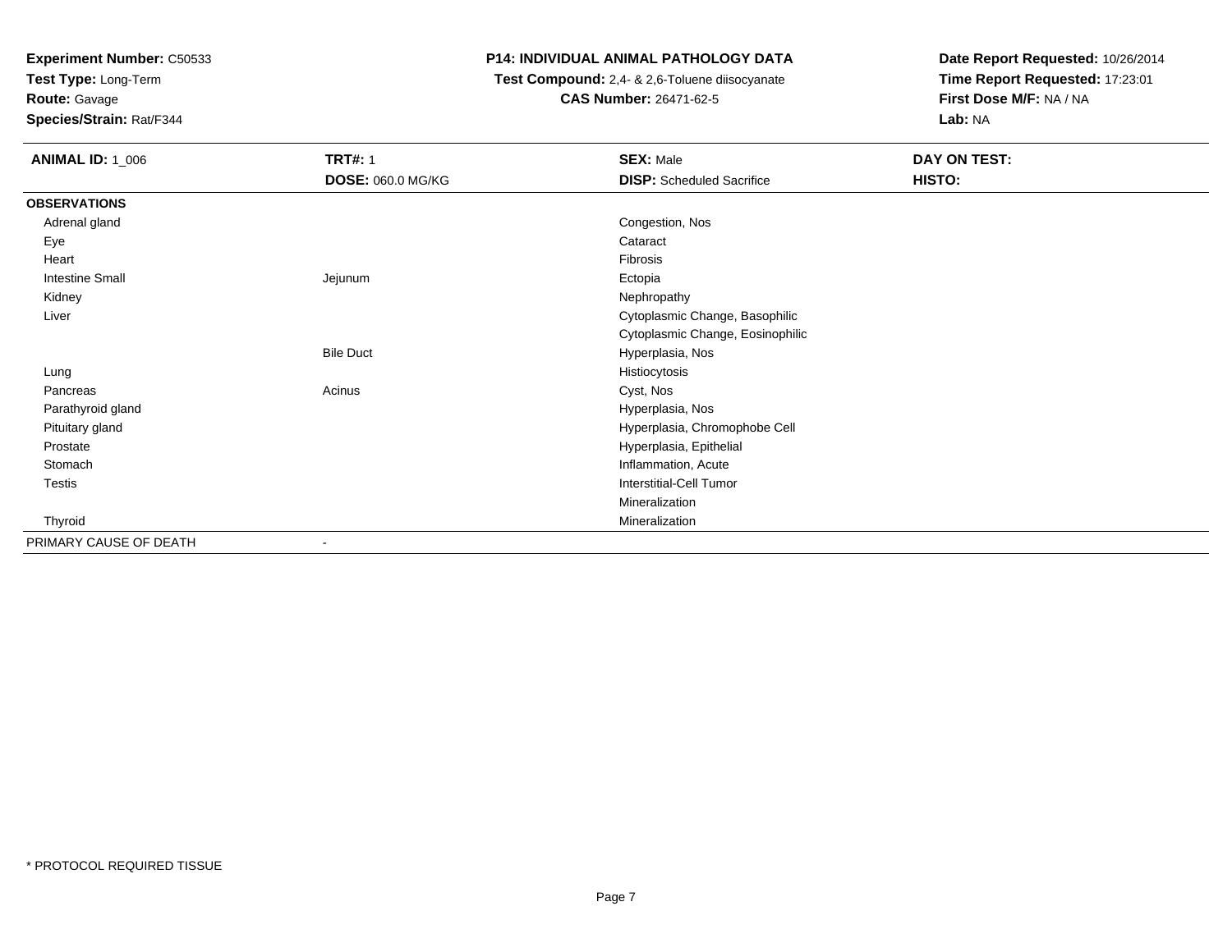**Experiment Number:** C50533
**Test Type:** Long-Term
**Route:** Gavage
**Species/Strain:** Rat/F344

**P14: INDIVIDUAL ANIMAL PATHOLOGY DATA**
**Test Compound:** 2,4- & 2,6-Toluene diisocyanate
**CAS Number:** 26471-62-5

**Date Report Requested:** 10/26/2014
**Time Report Requested:** 17:23:01
**First Dose M/F:** NA / NA
**Lab:** NA

| **ANIMAL ID:** 1_006 | **TRT#:** 1 | **SEX:** Male | **DAY ON TEST:** |
|---|---|---|---|
| | **DOSE:** 060.0 MG/KG | **DISP:** Scheduled Sacrifice | **HISTO:** |
| **OBSERVATIONS** | | | |
| Adrenal gland | | Congestion, Nos | |
| Eye | | Cataract | |
| Heart | | Fibrosis | |
| Intestine Small | Jejunum | Ectopia | |
| Kidney | | Nephropathy | |
| Liver | | Cytoplasmic Change, Basophilic | |
| | | Cytoplasmic Change, Eosinophilic | |
| | Bile Duct | Hyperplasia, Nos | |
| Lung | | Histiocytosis | |
| Pancreas | Acinus | Cyst, Nos | |
| Parathyroid gland | | Hyperplasia, Nos | |
| Pituitary gland | | Hyperplasia, Chromophobe Cell | |
| Prostate | | Hyperplasia, Epithelial | |
| Stomach | | Inflammation, Acute | |
| Testis | | Interstitial-Cell Tumor | |
| | | Mineralization | |
| Thyroid | | Mineralization | |
| PRIMARY CAUSE OF DEATH | - | | |

* PROTOCOL REQUIRED TISSUE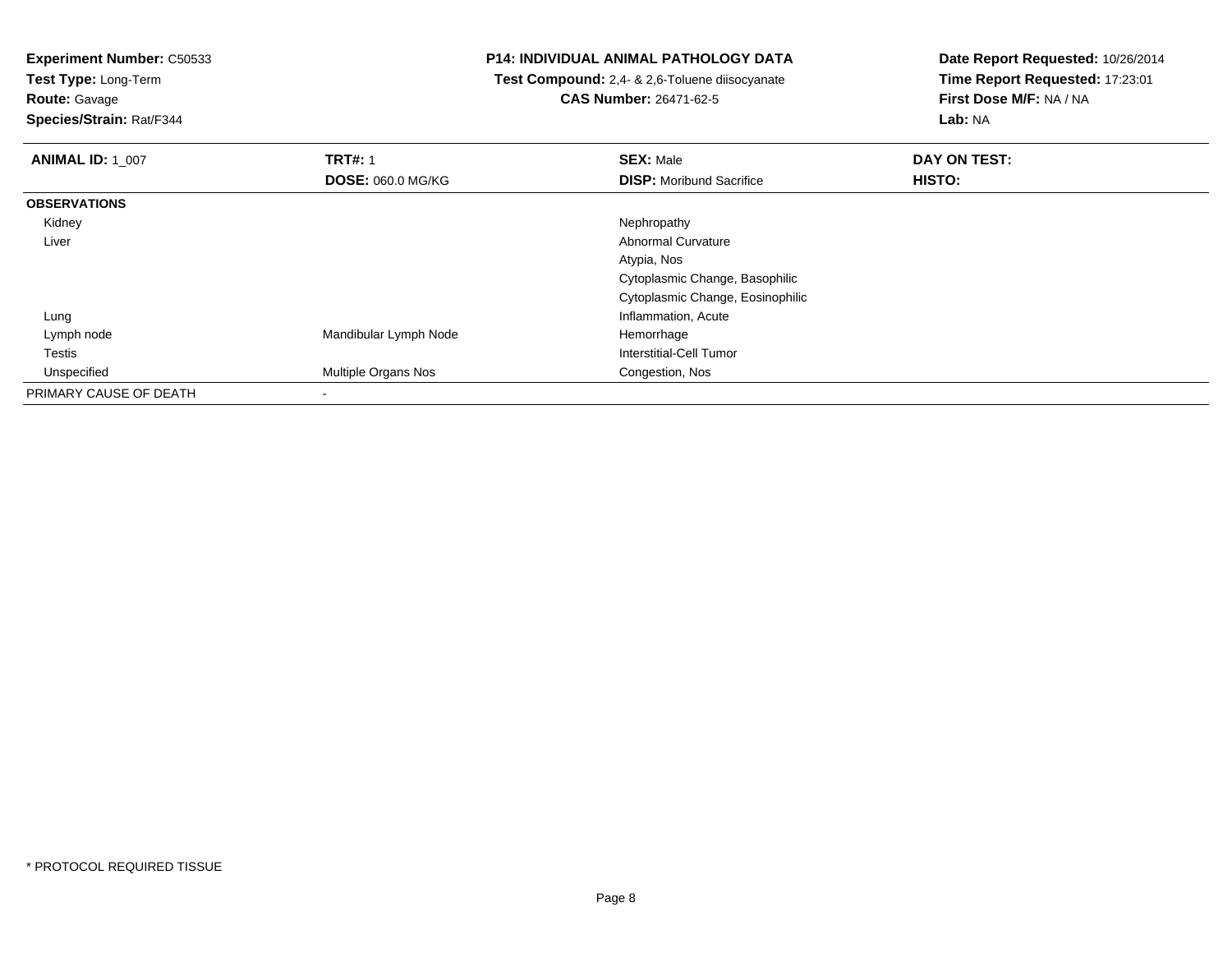**Experiment Number:** C50533
**Test Type:** Long-Term
**Route:** Gavage
**Species/Strain:** Rat/F344

**P14: INDIVIDUAL ANIMAL PATHOLOGY DATA**
**Test Compound:** 2,4- & 2,6-Toluene diisocyanate
**CAS Number:** 26471-62-5

**Date Report Requested:** 10/26/2014
**Time Report Requested:** 17:23:01
**First Dose M/F:** NA / NA
**Lab:** NA

| **ANIMAL ID:** 1_007 | **TRT#:** 1 | **SEX:** Male | **DAY ON TEST:** |
|---|---|---|---|
| | **DOSE:** 060.0 MG/KG | **DISP:** Moribund Sacrifice | **HISTO:** |
| **OBSERVATIONS** | | | |
| Kidney | | Nephropathy | |
| Liver | | Abnormal Curvature | |
| | | Atypia, Nos | |
| | | Cytoplasmic Change, Basophilic | |
| | | Cytoplasmic Change, Eosinophilic | |
| Lung | | Inflammation, Acute | |
| Lymph node | Mandibular Lymph Node | Hemorrhage | |
| Testis | | Interstitial-Cell Tumor | |
| Unspecified | Multiple Organs Nos | Congestion, Nos | |
| PRIMARY CAUSE OF DEATH | - | | |

* PROTOCOL REQUIRED TISSUE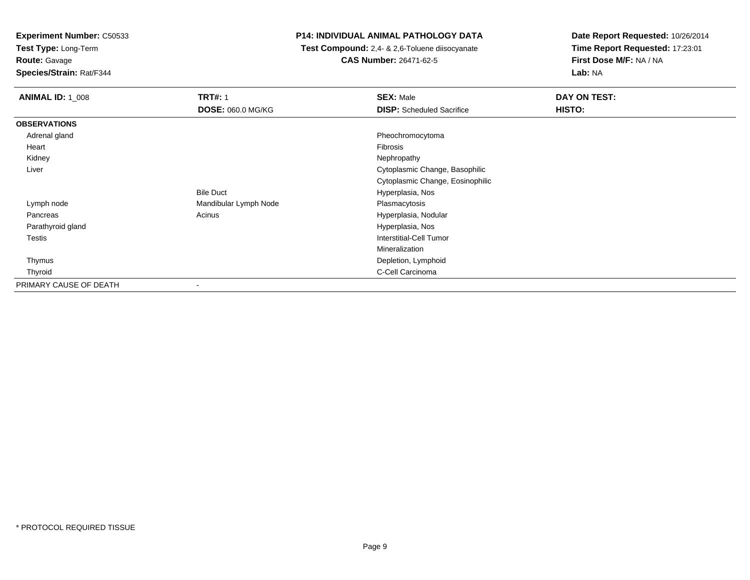**Experiment Number:** C50533
**Test Type:** Long-Term
**Route:** Gavage
**Species/Strain:** Rat/F344

**P14: INDIVIDUAL ANIMAL PATHOLOGY DATA**
**Test Compound:** 2,4- & 2,6-Toluene diisocyanate
**CAS Number:** 26471-62-5

**Date Report Requested:** 10/26/2014
**Time Report Requested:** 17:23:01
**First Dose M/F:** NA / NA
**Lab:** NA

| **ANIMAL ID:** 1_008 | **TRT#:** 1 | **SEX:** Male | **DAY ON TEST:** |
|---|---|---|---|
| | **DOSE:** 060.0 MG/KG | **DISP:** Scheduled Sacrifice | **HISTO:** |
| **OBSERVATIONS** | | | |
| Adrenal gland | | Pheochromocytoma | |
| Heart | | Fibrosis | |
| Kidney | | Nephropathy | |
| Liver | | Cytoplasmic Change, Basophilic | |
| | | Cytoplasmic Change, Eosinophilic | |
| | Bile Duct | Hyperplasia, Nos | |
| Lymph node | Mandibular Lymph Node | Plasmacytosis | |
| Pancreas | Acinus | Hyperplasia, Nodular | |
| Parathyroid gland | | Hyperplasia, Nos | |
| Testis | | Interstitial-Cell Tumor | |
| | | Mineralization | |
| Thymus | | Depletion, Lymphoid | |
| Thyroid | | C-Cell Carcinoma | |
| PRIMARY CAUSE OF DEATH | - | | |

* PROTOCOL REQUIRED TISSUE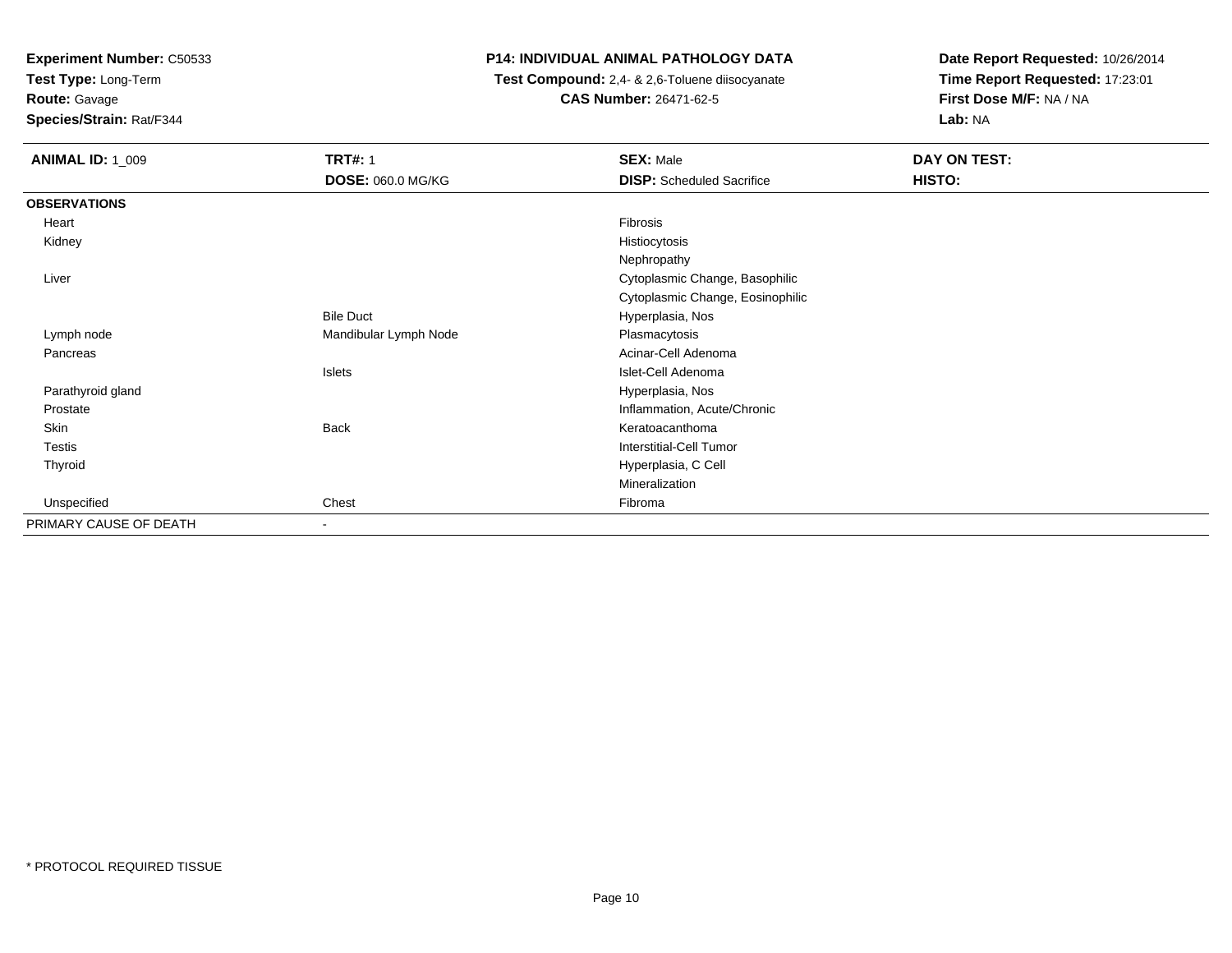**Experiment Number:** C50533
**Test Type:** Long-Term
**Route:** Gavage
**Species/Strain:** Rat/F344

**P14: INDIVIDUAL ANIMAL PATHOLOGY DATA**
**Test Compound:** 2,4- & 2,6-Toluene diisocyanate
**CAS Number:** 26471-62-5

**Date Report Requested:** 10/26/2014
**Time Report Requested:** 17:23:01
**First Dose M/F:** NA / NA
**Lab:** NA

| **ANIMAL ID:** 1_009 | **TRT#:** 1 | **SEX:** Male | **DAY ON TEST:** |
|---|---|---|---|
| | **DOSE:** 060.0 MG/KG | **DISP:** Scheduled Sacrifice | **HISTO:** |
| **OBSERVATIONS** | | | |
| Heart | | Fibrosis | |
| Kidney | | Histiocytosis | |
| | | Nephropathy | |
| Liver | | Cytoplasmic Change, Basophilic | |
| | | Cytoplasmic Change, Eosinophilic | |
| | Bile Duct | Hyperplasia, Nos | |
| Lymph node | Mandibular Lymph Node | Plasmacytosis | |
| Pancreas | | Acinar-Cell Adenoma | |
| | Islets | Islet-Cell Adenoma | |
| Parathyroid gland | | Hyperplasia, Nos | |
| Prostate | | Inflammation, Acute/Chronic | |
| Skin | Back | Keratoacanthoma | |
| Testis | | Interstitial-Cell Tumor | |
| Thyroid | | Hyperplasia, C Cell | |
| | | Mineralization | |
| Unspecified | Chest | Fibroma | |
| PRIMARY CAUSE OF DEATH | - | | |

\* PROTOCOL REQUIRED TISSUE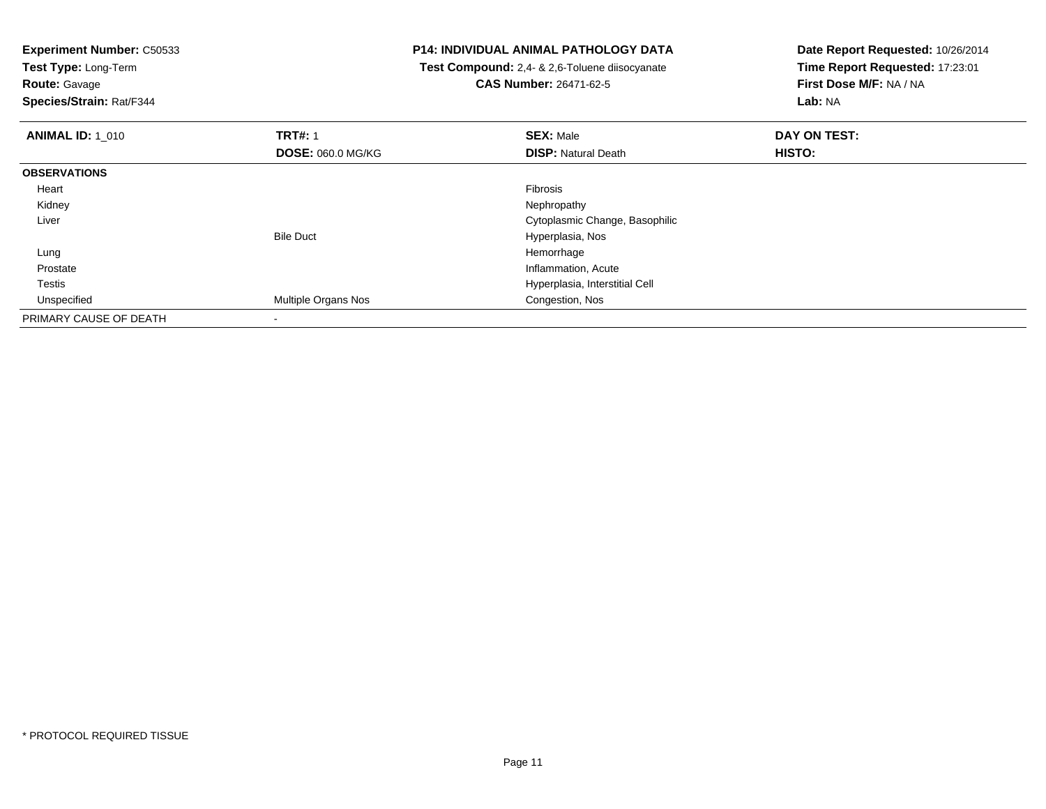**Experiment Number:** C50533
**Test Type:** Long-Term
**Route:** Gavage
**Species/Strain:** Rat/F344

# P14: INDIVIDUAL ANIMAL PATHOLOGY DATA

**Test Compound:** 2,4- & 2,6-Toluene diisocyanate
**CAS Number:** 26471-62-5

**Date Report Requested:** 10/26/2014
**Time Report Requested:** 17:23:01
**First Dose M/F:** NA / NA
**Lab:** NA

| **ANIMAL ID:** 1_010 | **TRT#:** 1 | **SEX:** Male | **DAY ON TEST:** |
|---|---|---|---|
| | **DOSE:** 060.0 MG/KG | **DISP:** Natural Death | **HISTO:** |
| **OBSERVATIONS** | | | |
| Heart | | Fibrosis | |
| Kidney | | Nephropathy | |
| Liver | | Cytoplasmic Change, Basophilic | |
| | Bile Duct | Hyperplasia, Nos | |
| Lung | | Hemorrhage | |
| Prostate | | Inflammation, Acute | |
| Testis | | Hyperplasia, Interstitial Cell | |
| Unspecified | Multiple Organs Nos | Congestion, Nos | |
| PRIMARY CAUSE OF DEATH | - | | |

* PROTOCOL REQUIRED TISSUE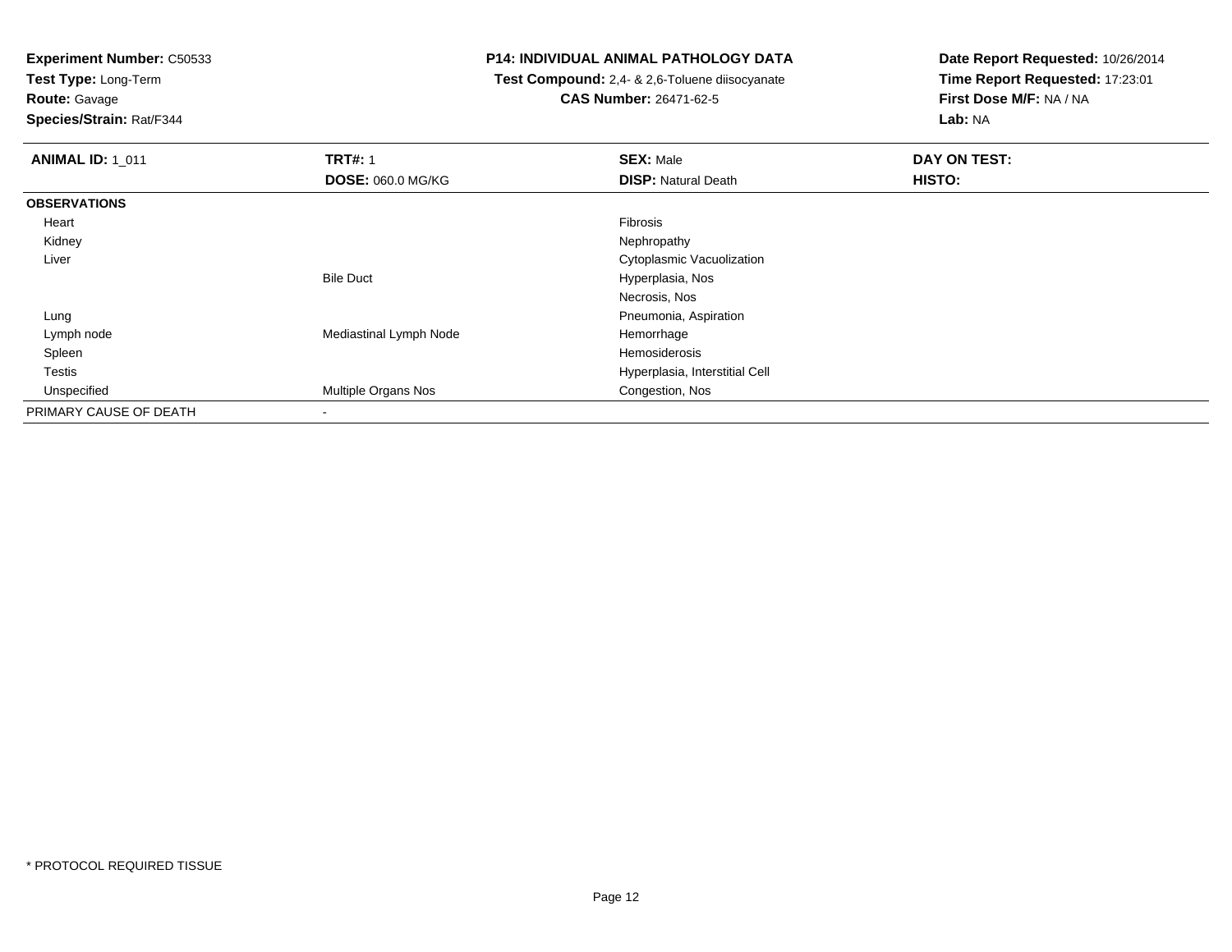**Experiment Number:** C50533
**Test Type:** Long-Term
**Route:** Gavage
**Species/Strain:** Rat/F344

**P14: INDIVIDUAL ANIMAL PATHOLOGY DATA**
**Test Compound:** 2,4- & 2,6-Toluene diisocyanate
**CAS Number:** 26471-62-5

**Date Report Requested:** 10/26/2014
**Time Report Requested:** 17:23:01
**First Dose M/F:** NA / NA
**Lab:** NA

| **ANIMAL ID:** 1_011 | **TRT#:** 1 | **SEX:** Male | **DAY ON TEST:** |
|---|---|---|---|
| | **DOSE:** 060.0 MG/KG | **DISP:** Natural Death | **HISTO:** |
| **OBSERVATIONS** | | | |
| Heart | | Fibrosis | |
| Kidney | | Nephropathy | |
| Liver | | Cytoplasmic Vacuolization | |
| | Bile Duct | Hyperplasia, Nos | |
| | | Necrosis, Nos | |
| Lung | | Pneumonia, Aspiration | |
| Lymph node | Mediastinal Lymph Node | Hemorrhage | |
| Spleen | | Hemosiderosis | |
| Testis | | Hyperplasia, Interstitial Cell | |
| Unspecified | Multiple Organs Nos | Congestion, Nos | |
| PRIMARY CAUSE OF DEATH | - | | |

* PROTOCOL REQUIRED TISSUE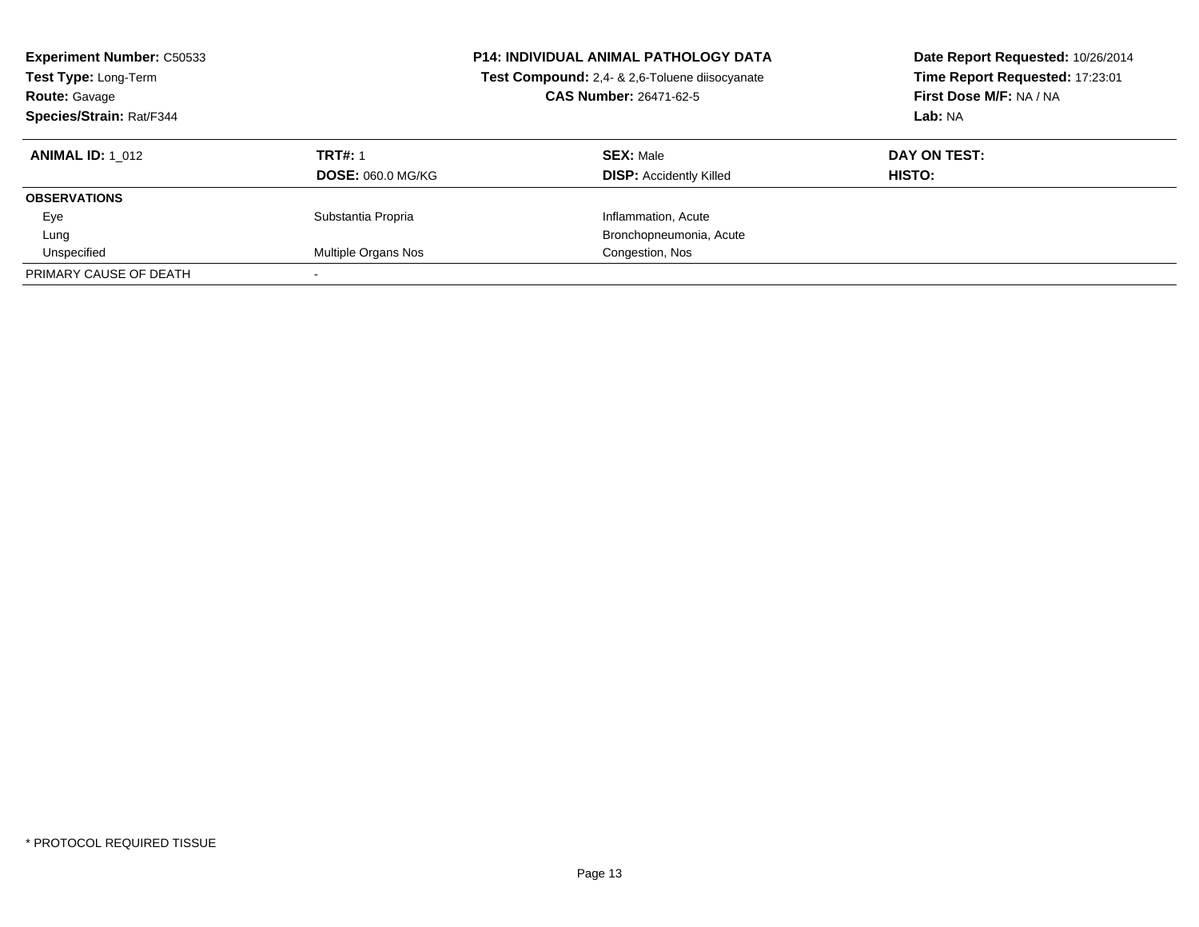**Experiment Number:** C50533
**Test Type:** Long-Term
**Route:** Gavage
**Species/Strain:** Rat/F344

**P14: INDIVIDUAL ANIMAL PATHOLOGY DATA**
**Test Compound:** 2,4- & 2,6-Toluene diisocyanate
**CAS Number:** 26471-62-5

**Date Report Requested:** 10/26/2014
**Time Report Requested:** 17:23:01
**First Dose M/F:** NA / NA
**Lab:** NA

| **ANIMAL ID:** 1_012 | **TRT#:** 1 | **SEX:** Male | **DAY ON TEST:** |
|---|---|---|---|
| | **DOSE:** 060.0 MG/KG | **DISP:** Accidently Killed | **HISTO:** |
| **OBSERVATIONS** | | | |
| Eye | Substantia Propria | Inflammation, Acute | |
| Lung | | Bronchopneumonia, Acute | |
| Unspecified | Multiple Organs Nos | Congestion, Nos | |
| PRIMARY CAUSE OF DEATH | - | | |

\* PROTOCOL REQUIRED TISSUE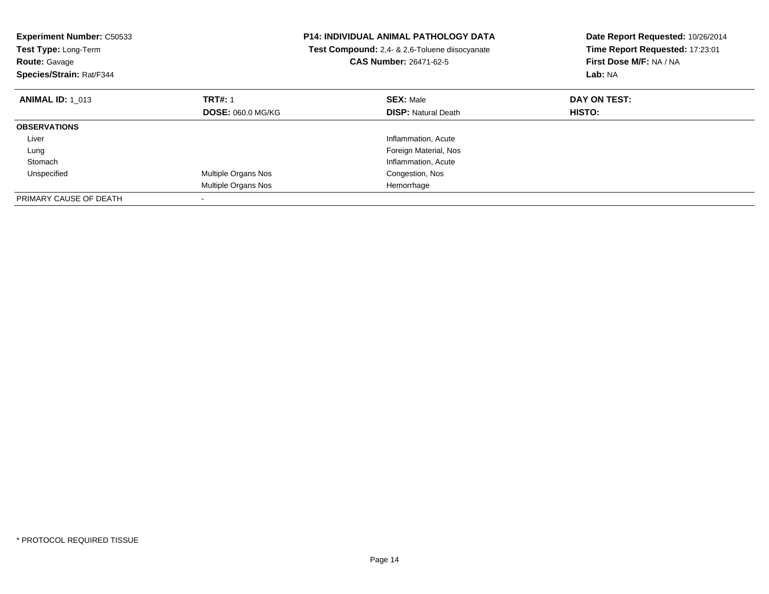**Experiment Number:** C50533
**Test Type:** Long-Term
**Route:** Gavage
**Species/Strain:** Rat/F344

**P14: INDIVIDUAL ANIMAL PATHOLOGY DATA**
**Test Compound:** 2,4- & 2,6-Toluene diisocyanate
**CAS Number:** 26471-62-5

**Date Report Requested:** 10/26/2014
**Time Report Requested:** 17:23:01
**First Dose M/F:** NA / NA
**Lab:** NA

| **ANIMAL ID:** 1_013 | **TRT#:** 1 | **SEX:** Male | **DAY ON TEST:** |
|---|---|---|---|
| | **DOSE:** 060.0 MG/KG | **DISP:** Natural Death | **HISTO:** |
| **OBSERVATIONS** | | | |
| Liver | | Inflammation, Acute | |
| Lung | | Foreign Material, Nos | |
| Stomach | | Inflammation, Acute | |
| Unspecified | Multiple Organs Nos | Congestion, Nos | |
| | Multiple Organs Nos | Hemorrhage | |
| PRIMARY CAUSE OF DEATH | - | | |

* PROTOCOL REQUIRED TISSUE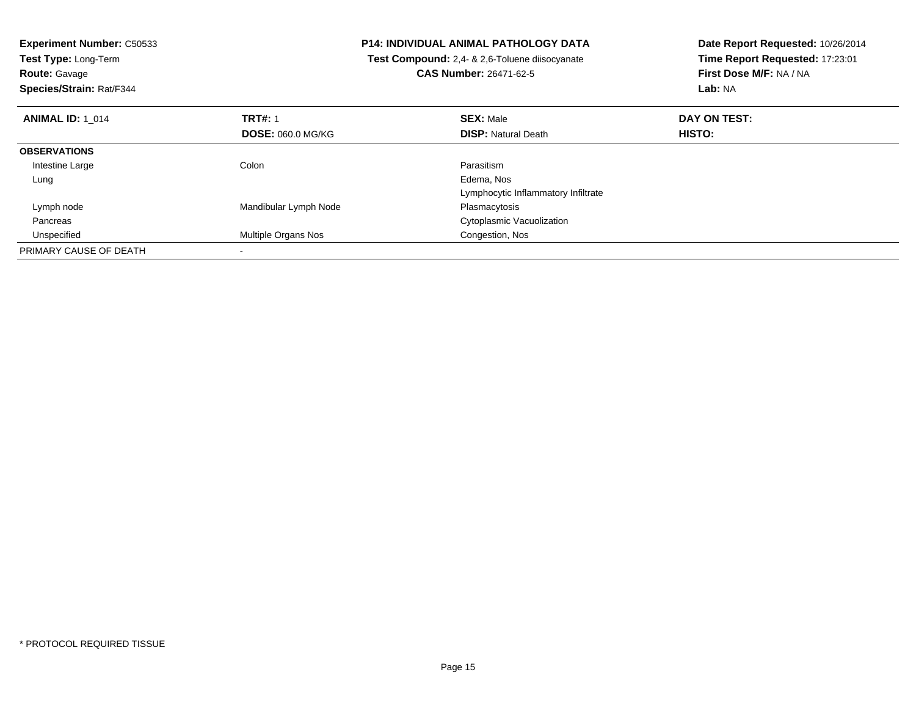**Experiment Number:** C50533
**Test Type:** Long-Term
**Route:** Gavage
**Species/Strain:** Rat/F344

**P14: INDIVIDUAL ANIMAL PATHOLOGY DATA**
**Test Compound:** 2,4- & 2,6-Toluene diisocyanate
**CAS Number:** 26471-62-5

**Date Report Requested:** 10/26/2014
**Time Report Requested:** 17:23:01
**First Dose M/F:** NA / NA
**Lab:** NA

| **ANIMAL ID:** 1_014 | **TRT#:** 1 | **SEX:** Male | **DAY ON TEST:** |
|---|---|---|---|
| | **DOSE:** 060.0 MG/KG | **DISP:** Natural Death | **HISTO:** |
| **OBSERVATIONS** | | | |
| Intestine Large | Colon | Parasitism | |
| Lung | | Edema, Nos | |
| | | Lymphocytic Inflammatory Infiltrate | |
| Lymph node | Mandibular Lymph Node | Plasmacytosis | |
| Pancreas | | Cytoplasmic Vacuolization | |
| Unspecified | Multiple Organs Nos | Congestion, Nos | |
| PRIMARY CAUSE OF DEATH | - | | |

* PROTOCOL REQUIRED TISSUE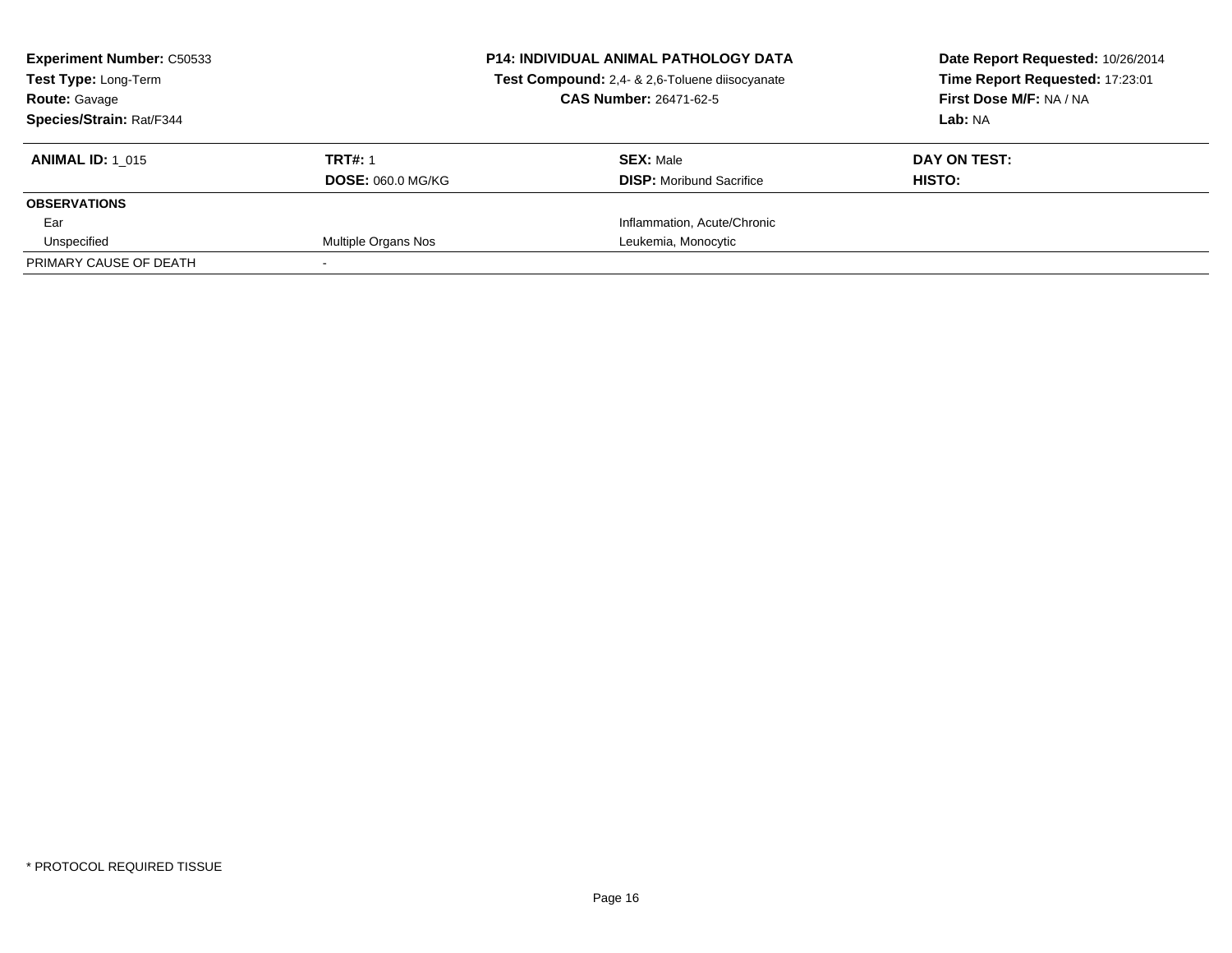**Experiment Number:** C50533
**Test Type:** Long-Term
**Route:** Gavage
**Species/Strain:** Rat/F344

**P14: INDIVIDUAL ANIMAL PATHOLOGY DATA**
**Test Compound:** 2,4- & 2,6-Toluene diisocyanate
**CAS Number:** 26471-62-5

**Date Report Requested:** 10/26/2014
**Time Report Requested:** 17:23:01
**First Dose M/F:** NA / NA
**Lab:** NA

| **ANIMAL ID:** 1_015 | **TRT#:** 1 | **SEX:** Male | **DAY ON TEST:** |
|---|---|---|---|
| | **DOSE:** 060.0 MG/KG | **DISP:** Moribund Sacrifice | **HISTO:** |
| **OBSERVATIONS** | | | |
| Ear | | Inflammation, Acute/Chronic | |
| Unspecified | Multiple Organs Nos | Leukemia, Monocytic | |
| PRIMARY CAUSE OF DEATH | - | | |

* PROTOCOL REQUIRED TISSUE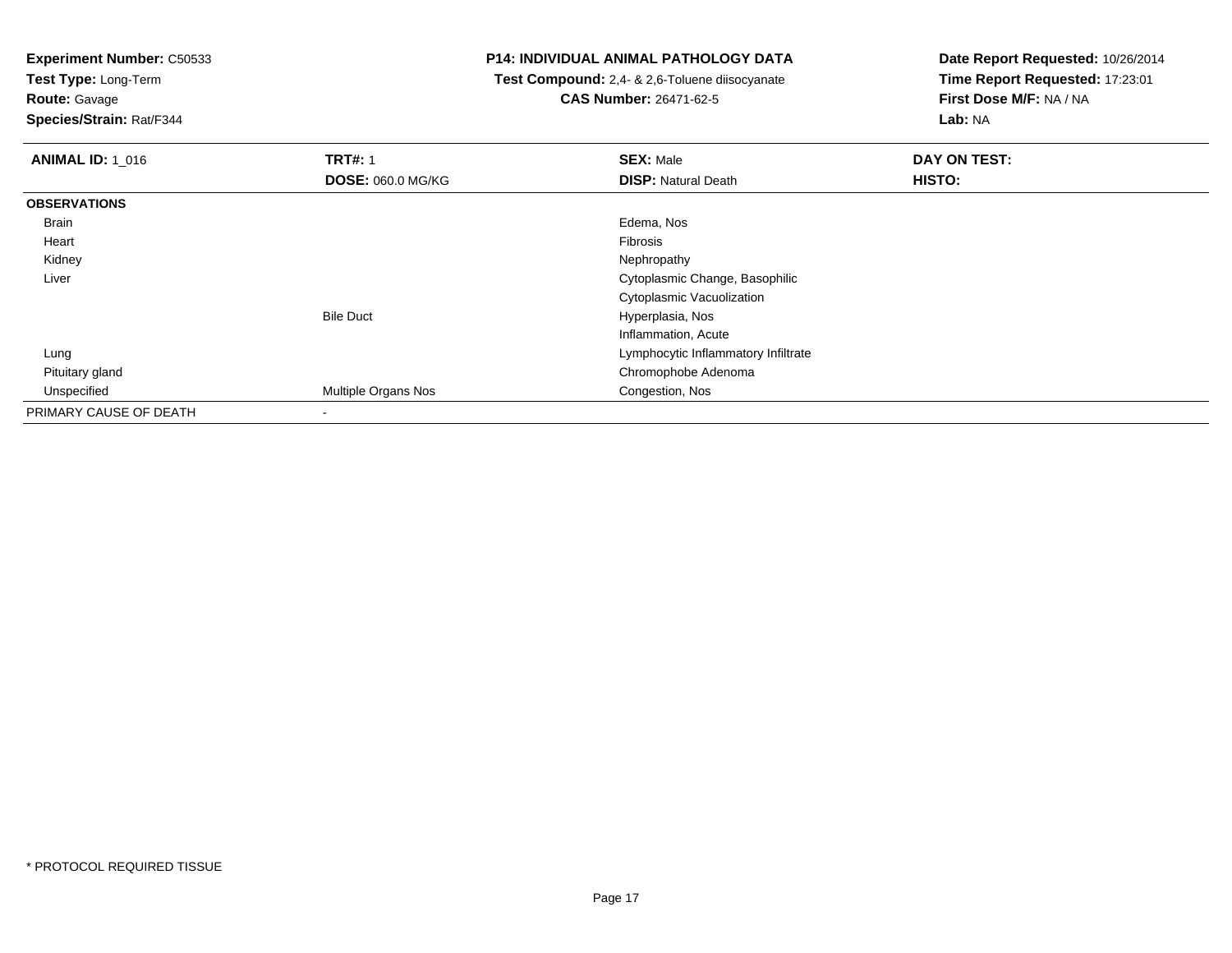**Experiment Number:** C50533
**Test Type:** Long-Term
**Route:** Gavage
**Species/Strain:** Rat/F344

**P14: INDIVIDUAL ANIMAL PATHOLOGY DATA**
**Test Compound:** 2,4- & 2,6-Toluene diisocyanate
**CAS Number:** 26471-62-5

**Date Report Requested:** 10/26/2014
**Time Report Requested:** 17:23:01
**First Dose M/F:** NA / NA
**Lab:** NA

| **ANIMAL ID:** 1_016 | **TRT#:** 1 | **SEX:** Male | **DAY ON TEST:** |
|---|---|---|---|
| | **DOSE:** 060.0 MG/KG | **DISP:** Natural Death | **HISTO:** |
| **OBSERVATIONS** | | | |
| Brain | | Edema, Nos | |
| Heart | | Fibrosis | |
| Kidney | | Nephropathy | |
| Liver | | Cytoplasmic Change, Basophilic | |
| | | Cytoplasmic Vacuolization | |
| | Bile Duct | Hyperplasia, Nos | |
| | | Inflammation, Acute | |
| Lung | | Lymphocytic Inflammatory Infiltrate | |
| Pituitary gland | | Chromophobe Adenoma | |
| Unspecified | Multiple Organs Nos | Congestion, Nos | |
| PRIMARY CAUSE OF DEATH | - | | |

* PROTOCOL REQUIRED TISSUE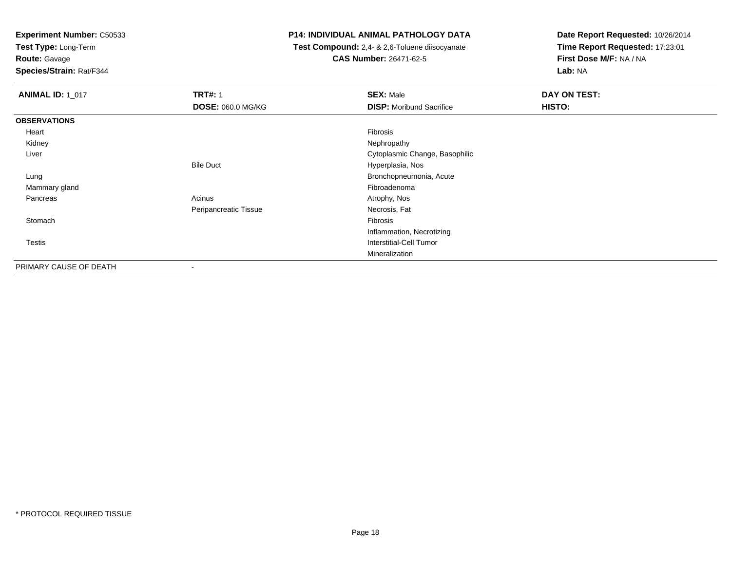**Experiment Number:** C50533
**Test Type:** Long-Term
**Route:** Gavage
**Species/Strain:** Rat/F344

**P14: INDIVIDUAL ANIMAL PATHOLOGY DATA**
**Test Compound:** 2,4- & 2,6-Toluene diisocyanate
**CAS Number:** 26471-62-5

**Date Report Requested:** 10/26/2014
**Time Report Requested:** 17:23:01
**First Dose M/F:** NA / NA
**Lab:** NA

| **ANIMAL ID:** 1_017 | **TRT#:** 1 | **SEX:** Male | **DAY ON TEST:** |
|---|---|---|---|
| | **DOSE:** 060.0 MG/KG | **DISP:** Moribund Sacrifice | **HISTO:** |
| **OBSERVATIONS** | | | |
| Heart | | Fibrosis | |
| Kidney | | Nephropathy | |
| Liver | | Cytoplasmic Change, Basophilic | |
| | Bile Duct | Hyperplasia, Nos | |
| Lung | | Bronchopneumonia, Acute | |
| Mammary gland | | Fibroadenoma | |
| Pancreas | Acinus | Atrophy, Nos | |
| | Peripancreatic Tissue | Necrosis, Fat | |
| Stomach | | Fibrosis | |
| | | Inflammation, Necrotizing | |
| Testis | | Interstitial-Cell Tumor | |
| | | Mineralization | |
| PRIMARY CAUSE OF DEATH | - | | |

* PROTOCOL REQUIRED TISSUE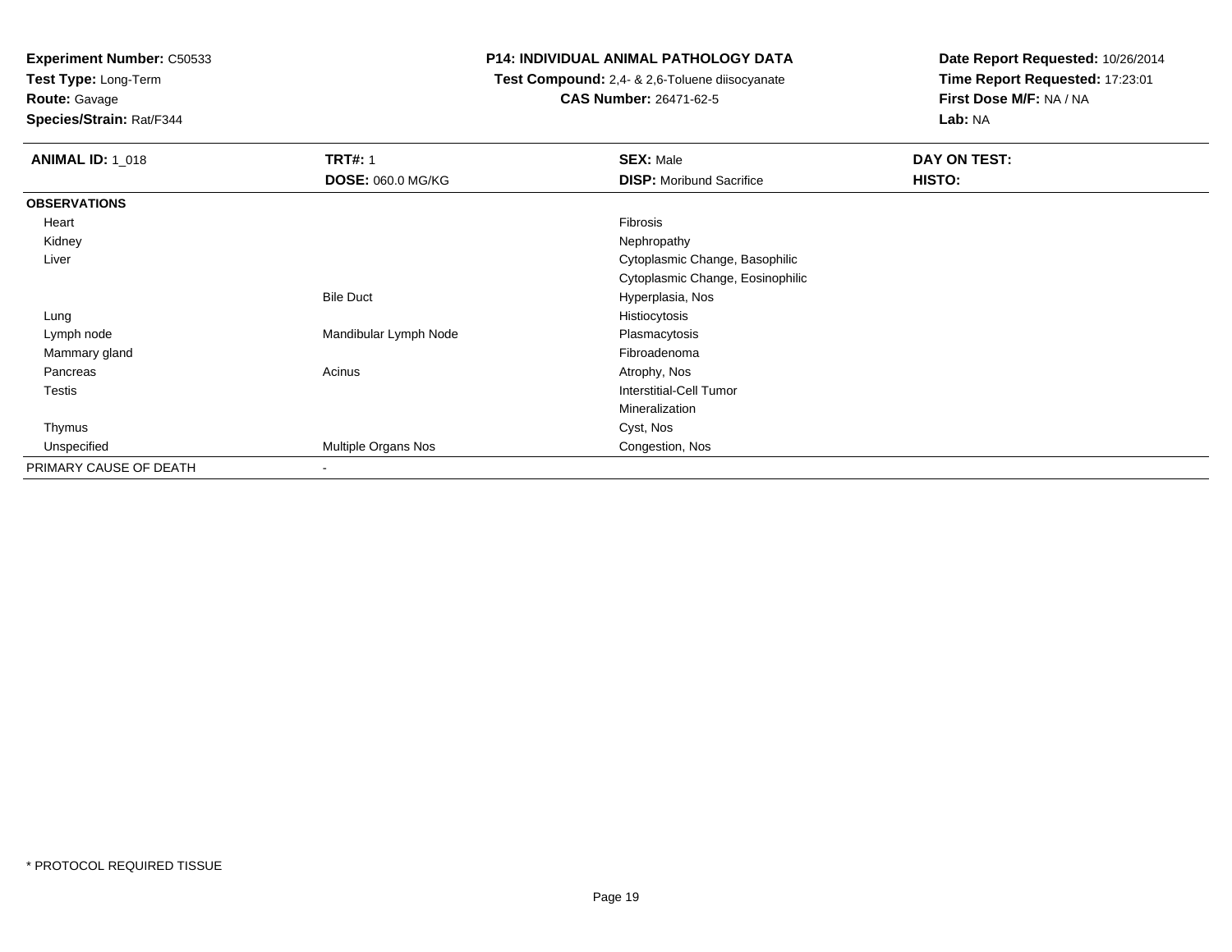**Experiment Number:** C50533
**Test Type:** Long-Term
**Route:** Gavage
**Species/Strain:** Rat/F344

**P14: INDIVIDUAL ANIMAL PATHOLOGY DATA**
**Test Compound:** 2,4- & 2,6-Toluene diisocyanate
**CAS Number:** 26471-62-5

**Date Report Requested:** 10/26/2014
**Time Report Requested:** 17:23:01
**First Dose M/F:** NA / NA
**Lab:** NA

| **ANIMAL ID:** 1_018 | **TRT#:** 1 | **SEX:** Male | **DAY ON TEST:** |
|---|---|---|---|
| | **DOSE:** 060.0 MG/KG | **DISP:** Moribund Sacrifice | **HISTO:** |
| **OBSERVATIONS** | | | |
| Heart | | Fibrosis | |
| Kidney | | Nephropathy | |
| Liver | | Cytoplasmic Change, Basophilic | |
| | | Cytoplasmic Change, Eosinophilic | |
| | Bile Duct | Hyperplasia, Nos | |
| Lung | | Histiocytosis | |
| Lymph node | Mandibular Lymph Node | Plasmacytosis | |
| Mammary gland | | Fibroadenoma | |
| Pancreas | Acinus | Atrophy, Nos | |
| Testis | | Interstitial-Cell Tumor | |
| | | Mineralization | |
| Thymus | | Cyst, Nos | |
| Unspecified | Multiple Organs Nos | Congestion, Nos | |
| PRIMARY CAUSE OF DEATH | - | | |

* PROTOCOL REQUIRED TISSUE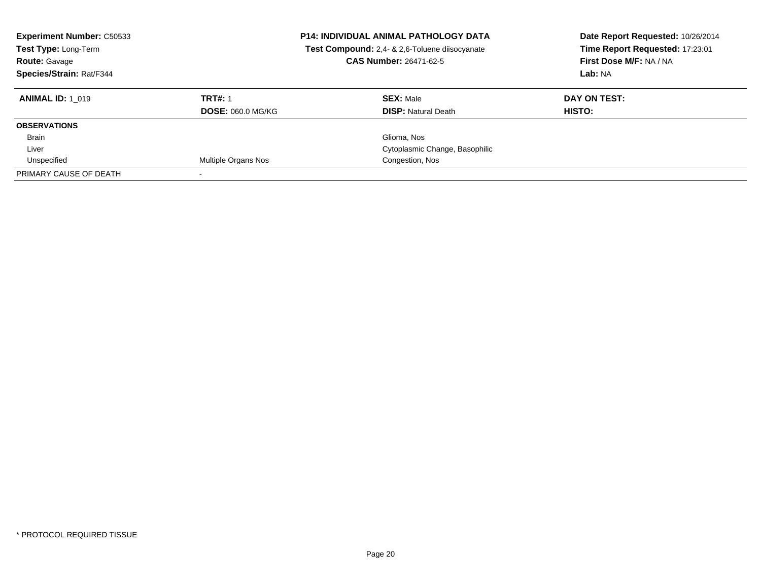**Experiment Number:** C50533
**Test Type:** Long-Term
**Route:** Gavage
**Species/Strain:** Rat/F344

**P14: INDIVIDUAL ANIMAL PATHOLOGY DATA**
**Test Compound:** 2,4- & 2,6-Toluene diisocyanate
**CAS Number:** 26471-62-5

**Date Report Requested:** 10/26/2014
**Time Report Requested:** 17:23:01
**First Dose M/F:** NA / NA
**Lab:** NA

| **ANIMAL ID:** 1_019 | **TRT#:** 1 | **SEX:** Male | **DAY ON TEST:** |
|---|---|---|---|
| | **DOSE:** 060.0 MG/KG | **DISP:** Natural Death | **HISTO:** |
| **OBSERVATIONS** | | | |
| Brain | | Glioma, Nos | |
| Liver | | Cytoplasmic Change, Basophilic | |
| Unspecified | Multiple Organs Nos | Congestion, Nos | |
| PRIMARY CAUSE OF DEATH | - | | |

* PROTOCOL REQUIRED TISSUE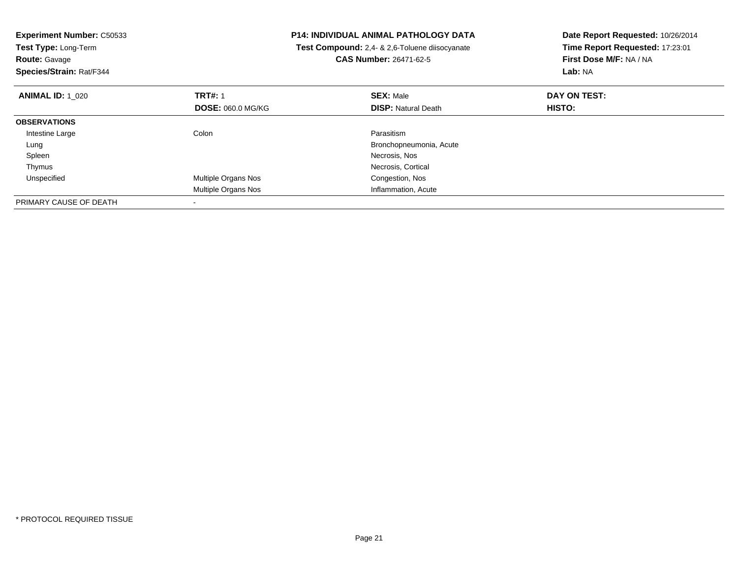**Experiment Number:** C50533
**Test Type:** Long-Term
**Route:** Gavage
**Species/Strain:** Rat/F344

**P14: INDIVIDUAL ANIMAL PATHOLOGY DATA**
**Test Compound:** 2,4- & 2,6-Toluene diisocyanate
**CAS Number:** 26471-62-5

**Date Report Requested:** 10/26/2014
**Time Report Requested:** 17:23:01
**First Dose M/F:** NA / NA
**Lab:** NA

| **ANIMAL ID:** 1_020 | **TRT#:** 1 | **SEX:** Male | **DAY ON TEST:** |
|---|---|---|---|
| | **DOSE:** 060.0 MG/KG | **DISP:** Natural Death | **HISTO:** |
| **OBSERVATIONS** | | | |
| Intestine Large | Colon | Parasitism | |
| Lung | | Bronchopneumonia, Acute | |
| Spleen | | Necrosis, Nos | |
| Thymus | | Necrosis, Cortical | |
| Unspecified | Multiple Organs Nos | Congestion, Nos | |
| | Multiple Organs Nos | Inflammation, Acute | |
| PRIMARY CAUSE OF DEATH | - | | |

\* PROTOCOL REQUIRED TISSUE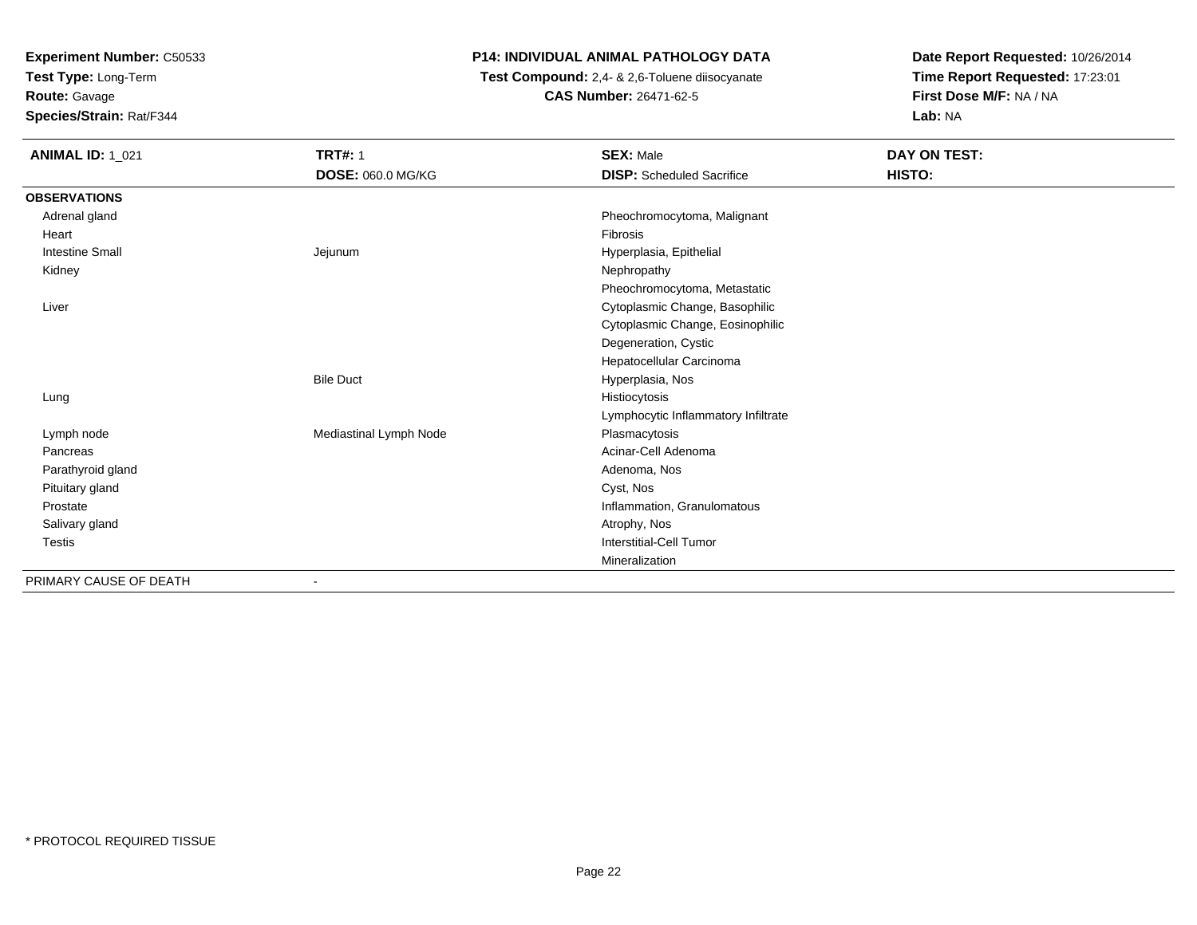**Experiment Number:** C50533
**Test Type:** Long-Term
**Route:** Gavage
**Species/Strain:** Rat/F344

**P14: INDIVIDUAL ANIMAL PATHOLOGY DATA**
**Test Compound:** 2,4- & 2,6-Toluene diisocyanate
**CAS Number:** 26471-62-5

**Date Report Requested:** 10/26/2014
**Time Report Requested:** 17:23:01
**First Dose M/F:** NA / NA
**Lab:** NA

| **ANIMAL ID:** 1_021 | **TRT#:** 1 | **SEX:** Male | **DAY ON TEST:** |
|---|---|---|---|
| | **DOSE:** 060.0 MG/KG | **DISP:** Scheduled Sacrifice | **HISTO:** |
| **OBSERVATIONS** | | | |
| Adrenal gland | | Pheochromocytoma, Malignant | |
| Heart | | Fibrosis | |
| Intestine Small | Jejunum | Hyperplasia, Epithelial | |
| Kidney | | Nephropathy | |
| | | Pheochromocytoma, Metastatic | |
| Liver | | Cytoplasmic Change, Basophilic | |
| | | Cytoplasmic Change, Eosinophilic | |
| | | Degeneration, Cystic | |
| | | Hepatocellular Carcinoma | |
| | Bile Duct | Hyperplasia, Nos | |
| Lung | | Histiocytosis | |
| | | Lymphocytic Inflammatory Infiltrate | |
| Lymph node | Mediastinal Lymph Node | Plasmacytosis | |
| Pancreas | | Acinar-Cell Adenoma | |
| Parathyroid gland | | Adenoma, Nos | |
| Pituitary gland | | Cyst, Nos | |
| Prostate | | Inflammation, Granulomatous | |
| Salivary gland | | Atrophy, Nos | |
| Testis | | Interstitial-Cell Tumor | |
| | | Mineralization | |
| PRIMARY CAUSE OF DEATH | - | | |

* PROTOCOL REQUIRED TISSUE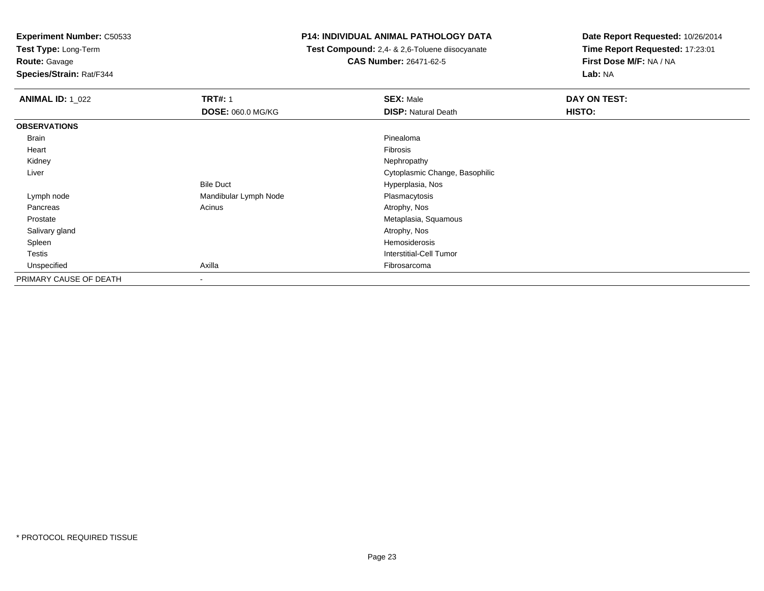**Experiment Number:** C50533
**Test Type:** Long-Term
**Route:** Gavage
**Species/Strain:** Rat/F344

**P14: INDIVIDUAL ANIMAL PATHOLOGY DATA**
**Test Compound:** 2,4- & 2,6-Toluene diisocyanate
**CAS Number:** 26471-62-5

**Date Report Requested:** 10/26/2014
**Time Report Requested:** 17:23:01
**First Dose M/F:** NA / NA
**Lab:** NA

| **ANIMAL ID:** 1_022 | **TRT#:** 1 | **SEX:** Male | **DAY ON TEST:** |
|---|---|---|---|
| | **DOSE:** 060.0 MG/KG | **DISP:** Natural Death | **HISTO:** |
| **OBSERVATIONS** | | | |
| Brain | | Pinealoma | |
| Heart | | Fibrosis | |
| Kidney | | Nephropathy | |
| Liver | | Cytoplasmic Change, Basophilic | |
| | Bile Duct | Hyperplasia, Nos | |
| Lymph node | Mandibular Lymph Node | Plasmacytosis | |
| Pancreas | Acinus | Atrophy, Nos | |
| Prostate | | Metaplasia, Squamous | |
| Salivary gland | | Atrophy, Nos | |
| Spleen | | Hemosiderosis | |
| Testis | | Interstitial-Cell Tumor | |
| Unspecified | Axilla | Fibrosarcoma | |
| PRIMARY CAUSE OF DEATH | - | | |

* PROTOCOL REQUIRED TISSUE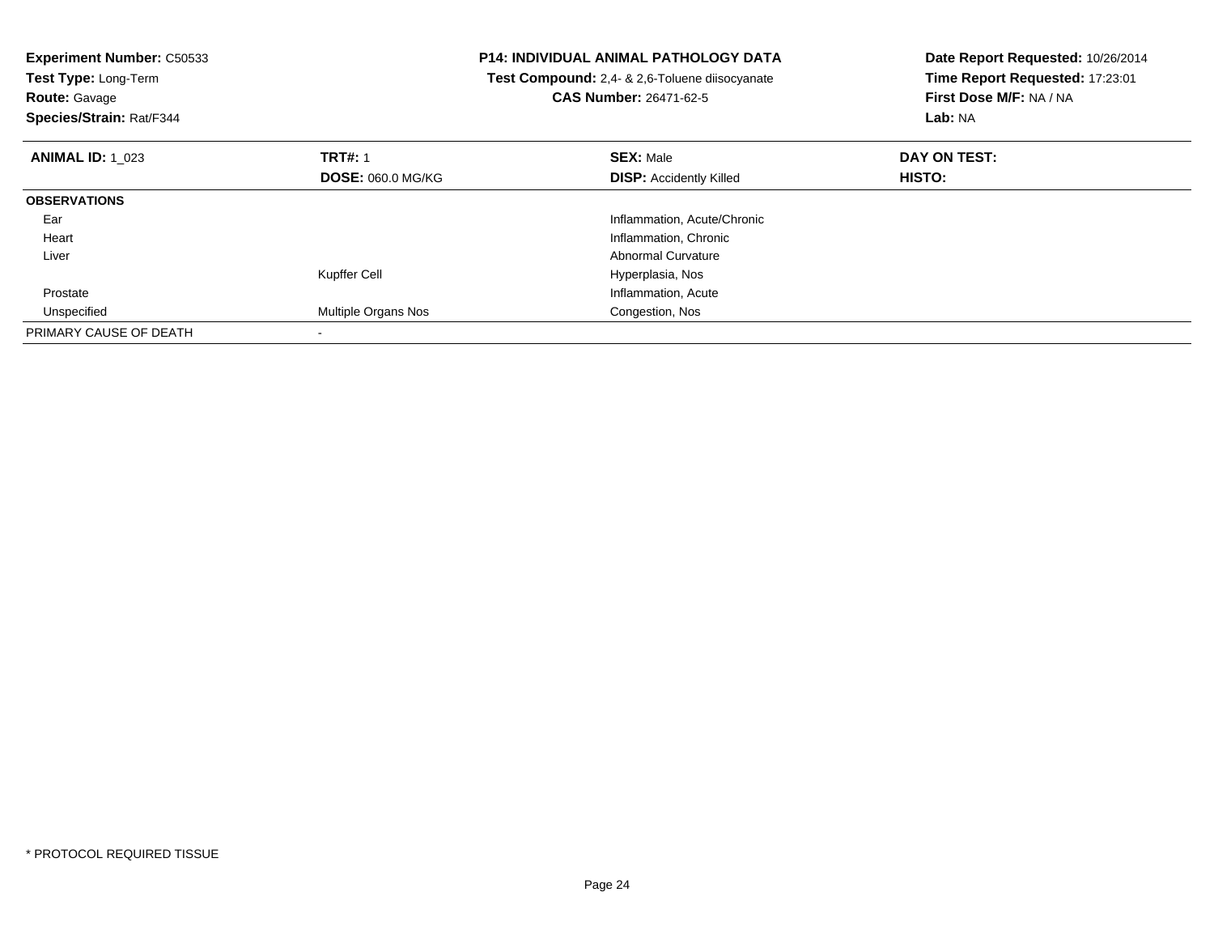**Experiment Number:** C50533
**Test Type:** Long-Term
**Route:** Gavage
**Species/Strain:** Rat/F344

**P14: INDIVIDUAL ANIMAL PATHOLOGY DATA**
**Test Compound:** 2,4- & 2,6-Toluene diisocyanate
**CAS Number:** 26471-62-5

**Date Report Requested:** 10/26/2014
**Time Report Requested:** 17:23:01
**First Dose M/F:** NA / NA
**Lab:** NA

| **ANIMAL ID:** 1_023 | **TRT#:** 1 | **SEX:** Male | **DAY ON TEST:** |
|---|---|---|---|
| | **DOSE:** 060.0 MG/KG | **DISP:** Accidently Killed | **HISTO:** |
| **OBSERVATIONS** | | | |
| Ear | | Inflammation, Acute/Chronic | |
| Heart | | Inflammation, Chronic | |
| Liver | | Abnormal Curvature | |
| | Kupffer Cell | Hyperplasia, Nos | |
| Prostate | | Inflammation, Acute | |
| Unspecified | Multiple Organs Nos | Congestion, Nos | |
| PRIMARY CAUSE OF DEATH | - | | |

* PROTOCOL REQUIRED TISSUE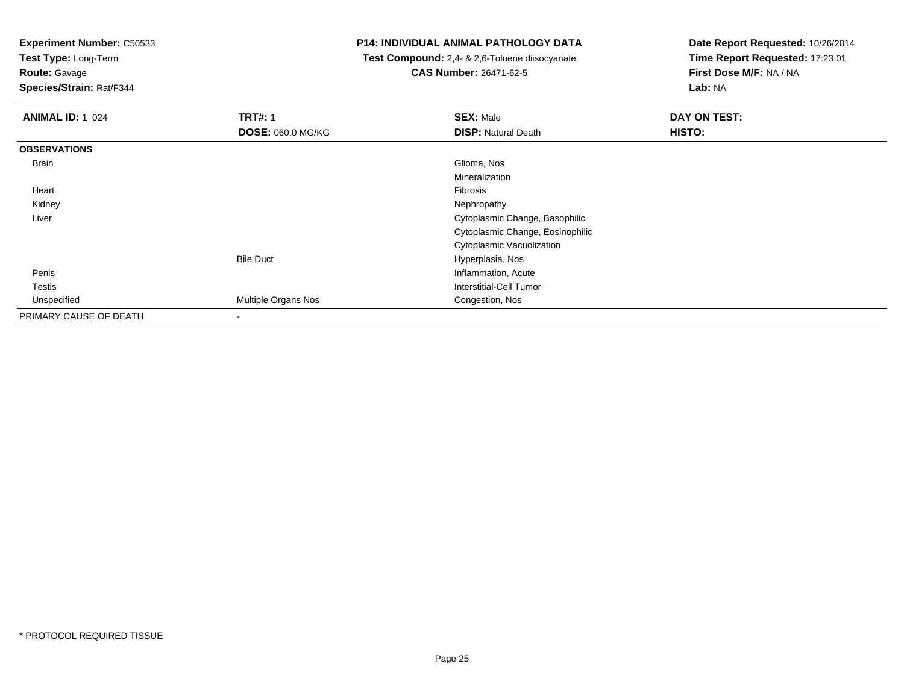**Experiment Number:** C50533
**Test Type:** Long-Term
**Route:** Gavage
**Species/Strain:** Rat/F344

**P14: INDIVIDUAL ANIMAL PATHOLOGY DATA**
**Test Compound:** 2,4- & 2,6-Toluene diisocyanate
**CAS Number:** 26471-62-5

**Date Report Requested:** 10/26/2014
**Time Report Requested:** 17:23:01
**First Dose M/F:** NA / NA
**Lab:** NA

| **ANIMAL ID:** 1_024 | **TRT#:** 1 | **SEX:** Male | **DAY ON TEST:** |
|---|---|---|---|
| | **DOSE:** 060.0 MG/KG | **DISP:** Natural Death | **HISTO:** |
| **OBSERVATIONS** | | | |
| Brain | | Glioma, Nos | |
| | | Mineralization | |
| Heart | | Fibrosis | |
| Kidney | | Nephropathy | |
| Liver | | Cytoplasmic Change, Basophilic | |
| | | Cytoplasmic Change, Eosinophilic | |
| | | Cytoplasmic Vacuolization | |
| | Bile Duct | Hyperplasia, Nos | |
| Penis | | Inflammation, Acute | |
| Testis | | Interstitial-Cell Tumor | |
| Unspecified | Multiple Organs Nos | Congestion, Nos | |
| PRIMARY CAUSE OF DEATH | - | | |

* PROTOCOL REQUIRED TISSUE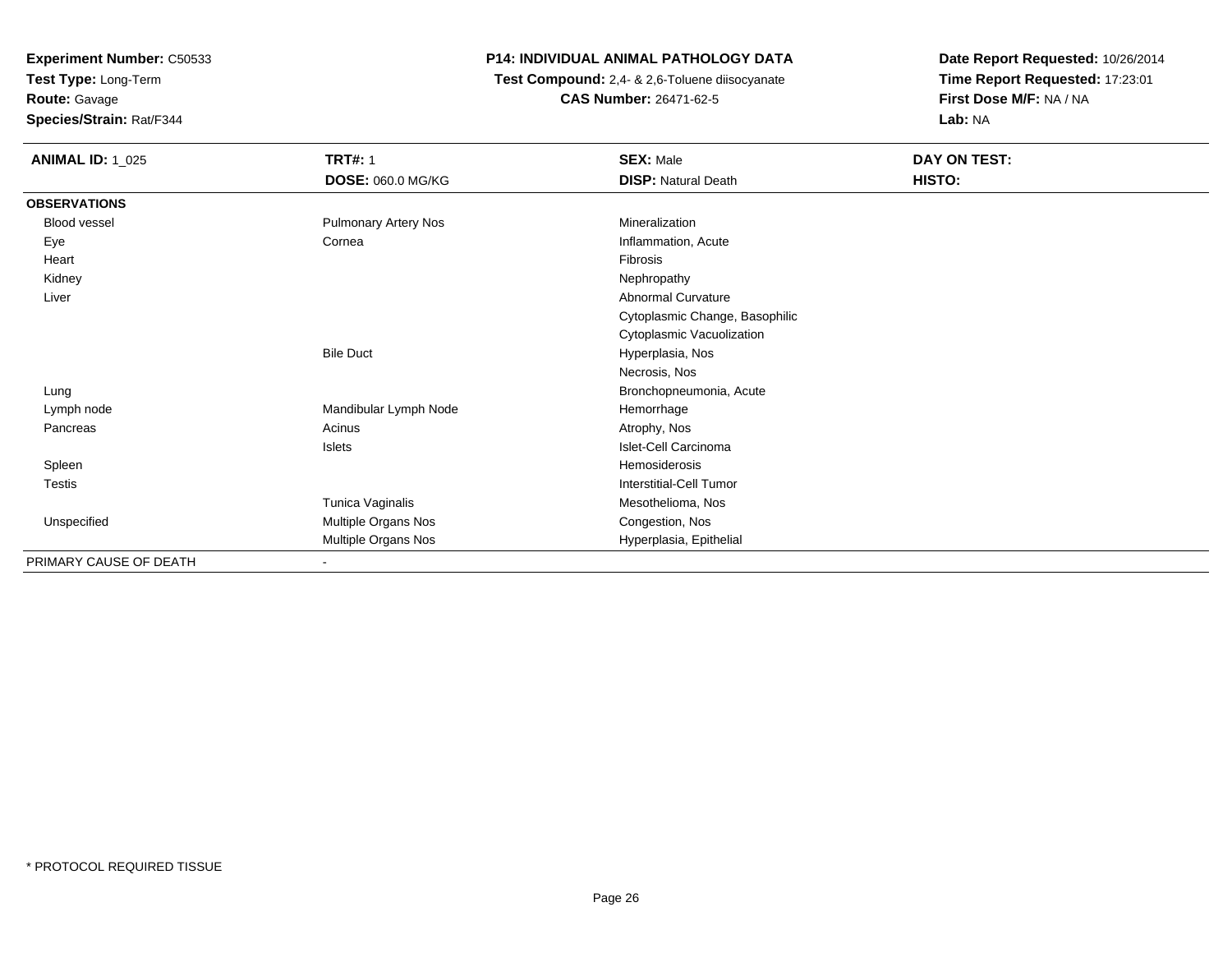**Experiment Number:** C50533
**Test Type:** Long-Term
**Route:** Gavage
**Species/Strain:** Rat/F344

**P14: INDIVIDUAL ANIMAL PATHOLOGY DATA**
**Test Compound:** 2,4- & 2,6-Toluene diisocyanate
**CAS Number:** 26471-62-5

**Date Report Requested:** 10/26/2014
**Time Report Requested:** 17:23:01
**First Dose M/F:** NA / NA
**Lab:** NA

| **ANIMAL ID:** 1_025 | **TRT#:** 1 | **SEX:** Male | **DAY ON TEST:** |
|---|---|---|---|
| | **DOSE:** 060.0 MG/KG | **DISP:** Natural Death | **HISTO:** |
| **OBSERVATIONS** | | | |
| Blood vessel | Pulmonary Artery Nos | Mineralization | |
| Eye | Cornea | Inflammation, Acute | |
| Heart | | Fibrosis | |
| Kidney | | Nephropathy | |
| Liver | | Abnormal Curvature | |
| | | Cytoplasmic Change, Basophilic | |
| | | Cytoplasmic Vacuolization | |
| | Bile Duct | Hyperplasia, Nos | |
| | | Necrosis, Nos | |
| Lung | | Bronchopneumonia, Acute | |
| Lymph node | Mandibular Lymph Node | Hemorrhage | |
| Pancreas | Acinus | Atrophy, Nos | |
| | Islets | Islet-Cell Carcinoma | |
| Spleen | | Hemosiderosis | |
| Testis | | Interstitial-Cell Tumor | |
| | Tunica Vaginalis | Mesothelioma, Nos | |
| Unspecified | Multiple Organs Nos | Congestion, Nos | |
| | Multiple Organs Nos | Hyperplasia, Epithelial | |
| PRIMARY CAUSE OF DEATH | - | | |

* PROTOCOL REQUIRED TISSUE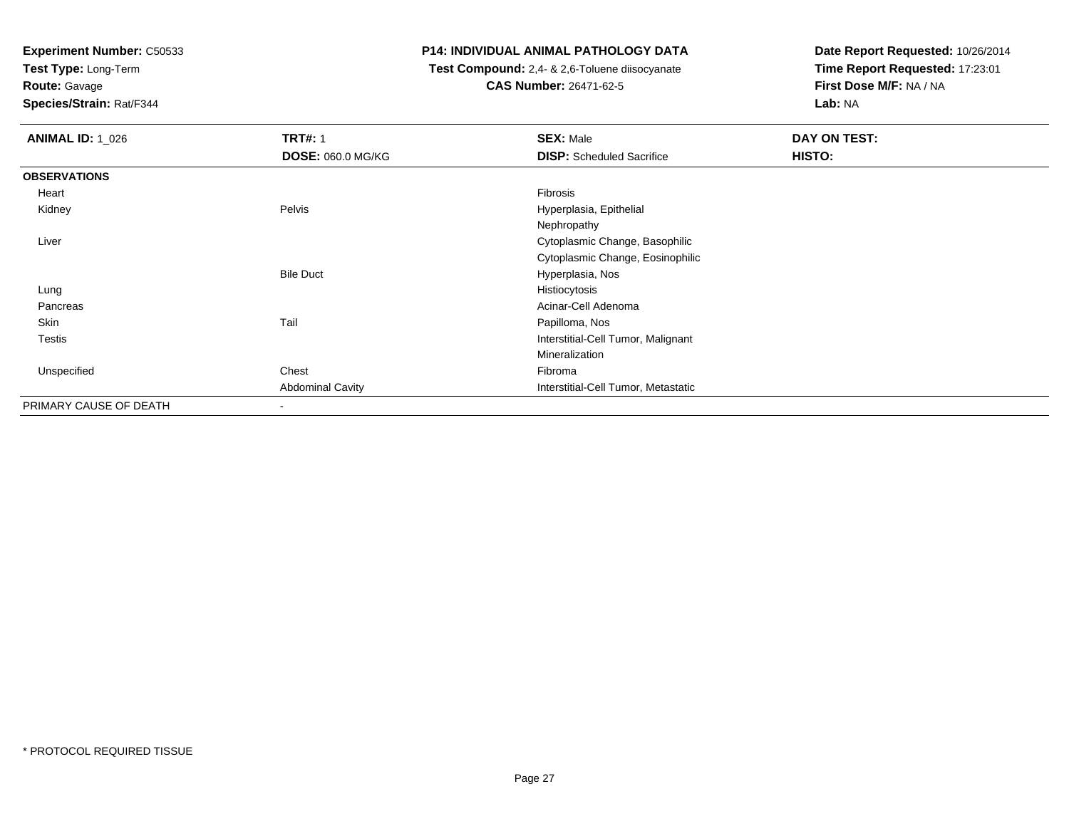**Experiment Number:** C50533
**Test Type:** Long-Term
**Route:** Gavage
**Species/Strain:** Rat/F344

**P14: INDIVIDUAL ANIMAL PATHOLOGY DATA**
**Test Compound:** 2,4- & 2,6-Toluene diisocyanate
**CAS Number:** 26471-62-5

**Date Report Requested:** 10/26/2014
**Time Report Requested:** 17:23:01
**First Dose M/F:** NA / NA
**Lab:** NA

| **ANIMAL ID:** 1_026 | **TRT#:** 1 | **SEX:** Male | **DAY ON TEST:** |
|---|---|---|---|
| | **DOSE:** 060.0 MG/KG | **DISP:** Scheduled Sacrifice | **HISTO:** |
| **OBSERVATIONS** | | | |
| Heart | | Fibrosis | |
| Kidney | Pelvis | Hyperplasia, Epithelial | |
| | | Nephropathy | |
| Liver | | Cytoplasmic Change, Basophilic | |
| | | Cytoplasmic Change, Eosinophilic | |
| | Bile Duct | Hyperplasia, Nos | |
| Lung | | Histiocytosis | |
| Pancreas | | Acinar-Cell Adenoma | |
| Skin | Tail | Papilloma, Nos | |
| Testis | | Interstitial-Cell Tumor, Malignant | |
| | | Mineralization | |
| Unspecified | Chest | Fibroma | |
| | Abdominal Cavity | Interstitial-Cell Tumor, Metastatic | |
| PRIMARY CAUSE OF DEATH | - | | |

* PROTOCOL REQUIRED TISSUE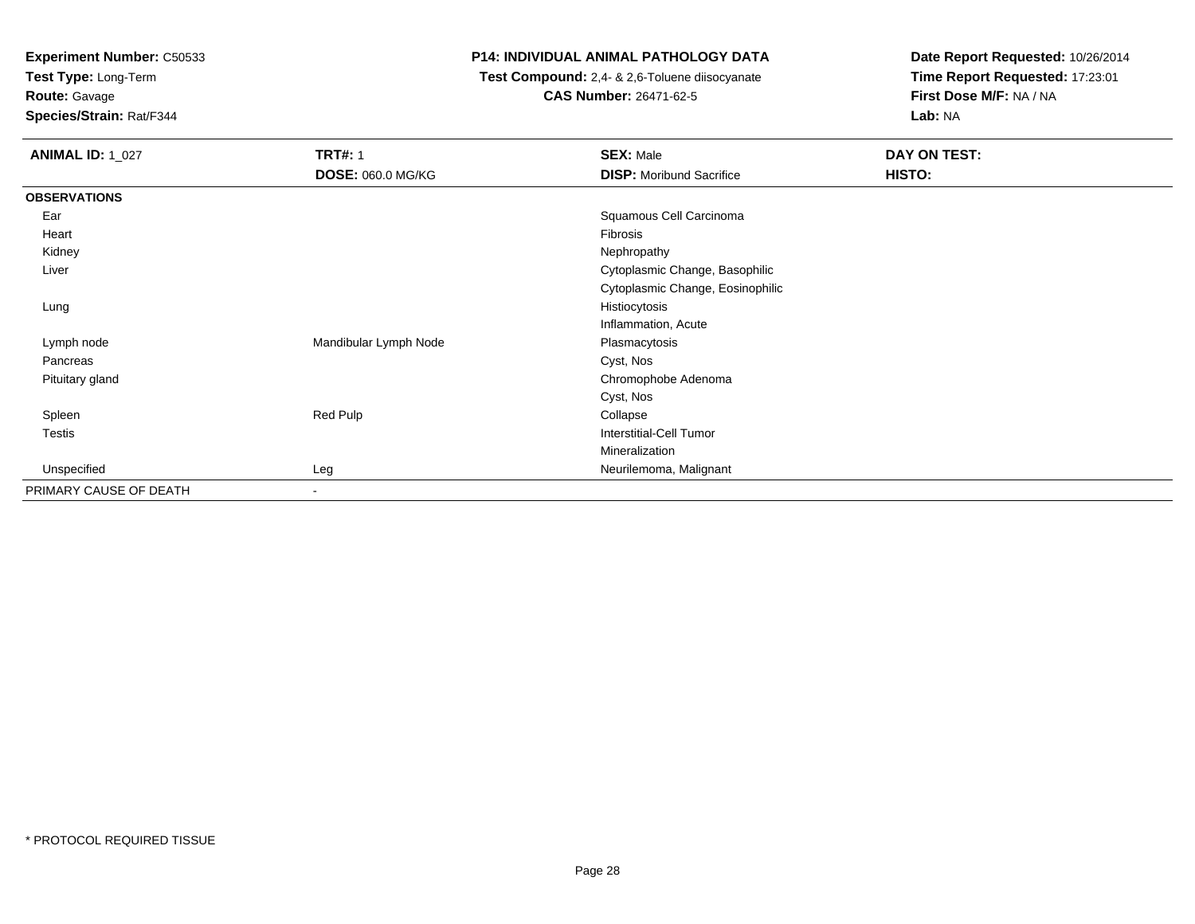**Experiment Number:** C50533
**Test Type:** Long-Term
**Route:** Gavage
**Species/Strain:** Rat/F344

**P14: INDIVIDUAL ANIMAL PATHOLOGY DATA**
**Test Compound:** 2,4- & 2,6-Toluene diisocyanate
**CAS Number:** 26471-62-5

**Date Report Requested:** 10/26/2014
**Time Report Requested:** 17:23:01
**First Dose M/F:** NA / NA
**Lab:** NA

| **ANIMAL ID:** 1_027 | **TRT#:** 1 | **SEX:** Male | **DAY ON TEST:** |
|---|---|---|---|
| | **DOSE:** 060.0 MG/KG | **DISP:** Moribund Sacrifice | **HISTO:** |
| **OBSERVATIONS** | | | |
| Ear | | Squamous Cell Carcinoma | |
| Heart | | Fibrosis | |
| Kidney | | Nephropathy | |
| Liver | | Cytoplasmic Change, Basophilic | |
| | | Cytoplasmic Change, Eosinophilic | |
| Lung | | Histiocytosis | |
| | | Inflammation, Acute | |
| Lymph node | Mandibular Lymph Node | Plasmacytosis | |
| Pancreas | | Cyst, Nos | |
| Pituitary gland | | Chromophobe Adenoma | |
| | | Cyst, Nos | |
| Spleen | Red Pulp | Collapse | |
| Testis | | Interstitial-Cell Tumor | |
| | | Mineralization | |
| Unspecified | Leg | Neurilemoma, Malignant | |
| PRIMARY CAUSE OF DEATH | - | | |

* PROTOCOL REQUIRED TISSUE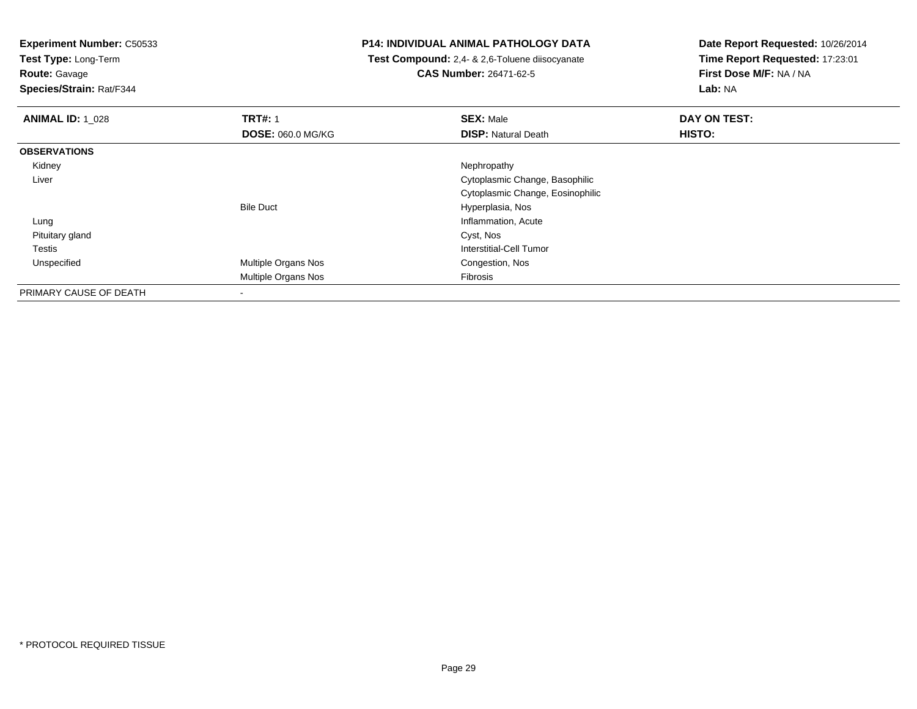**Experiment Number:** C50533
**Test Type:** Long-Term
**Route:** Gavage
**Species/Strain:** Rat/F344

**P14: INDIVIDUAL ANIMAL PATHOLOGY DATA**
**Test Compound:** 2,4- & 2,6-Toluene diisocyanate
**CAS Number:** 26471-62-5

**Date Report Requested:** 10/26/2014
**Time Report Requested:** 17:23:01
**First Dose M/F:** NA / NA
**Lab:** NA

| **ANIMAL ID:** 1_028 | **TRT#:** 1 | **SEX:** Male | **DAY ON TEST:** |
|---|---|---|---|
| | **DOSE:** 060.0 MG/KG | **DISP:** Natural Death | **HISTO:** |
| **OBSERVATIONS** | | | |
| Kidney | | Nephropathy | |
| Liver | | Cytoplasmic Change, Basophilic | |
| | | Cytoplasmic Change, Eosinophilic | |
| | Bile Duct | Hyperplasia, Nos | |
| Lung | | Inflammation, Acute | |
| Pituitary gland | | Cyst, Nos | |
| Testis | | Interstitial-Cell Tumor | |
| Unspecified | Multiple Organs Nos | Congestion, Nos | |
| | Multiple Organs Nos | Fibrosis | |
| PRIMARY CAUSE OF DEATH | - | | |

* PROTOCOL REQUIRED TISSUE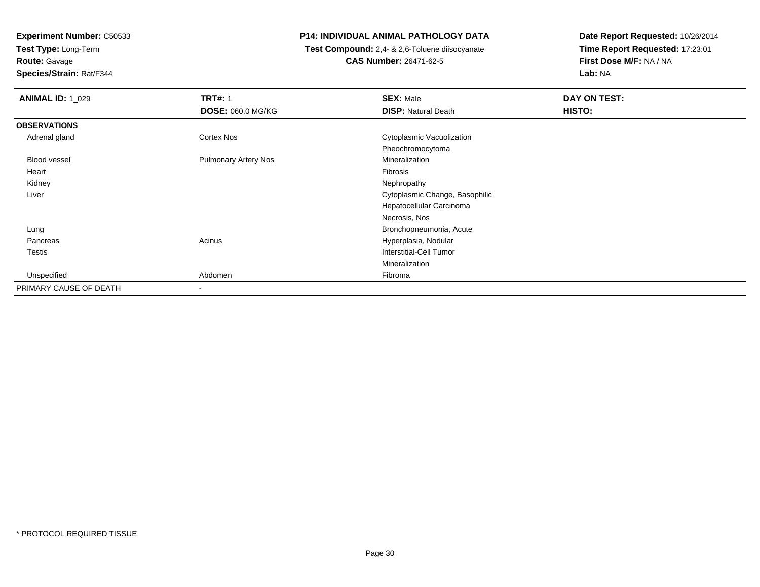**Experiment Number:** C50533
**Test Type:** Long-Term
**Route:** Gavage
**Species/Strain:** Rat/F344

**P14: INDIVIDUAL ANIMAL PATHOLOGY DATA**
**Test Compound:** 2,4- & 2,6-Toluene diisocyanate
**CAS Number:** 26471-62-5

**Date Report Requested:** 10/26/2014
**Time Report Requested:** 17:23:01
**First Dose M/F:** NA / NA
**Lab:** NA

| **ANIMAL ID:** 1_029 | **TRT#:** 1 | **SEX:** Male | **DAY ON TEST:** |
|---|---|---|---|
| | **DOSE:** 060.0 MG/KG | **DISP:** Natural Death | **HISTO:** |
| **OBSERVATIONS** | | | |
| Adrenal gland | Cortex Nos | Cytoplasmic Vacuolization | |
| | | Pheochromocytoma | |
| Blood vessel | Pulmonary Artery Nos | Mineralization | |
| Heart | | Fibrosis | |
| Kidney | | Nephropathy | |
| Liver | | Cytoplasmic Change, Basophilic | |
| | | Hepatocellular Carcinoma | |
| | | Necrosis, Nos | |
| Lung | | Bronchopneumonia, Acute | |
| Pancreas | Acinus | Hyperplasia, Nodular | |
| Testis | | Interstitial-Cell Tumor | |
| | | Mineralization | |
| Unspecified | Abdomen | Fibroma | |
| PRIMARY CAUSE OF DEATH | - | | |

* PROTOCOL REQUIRED TISSUE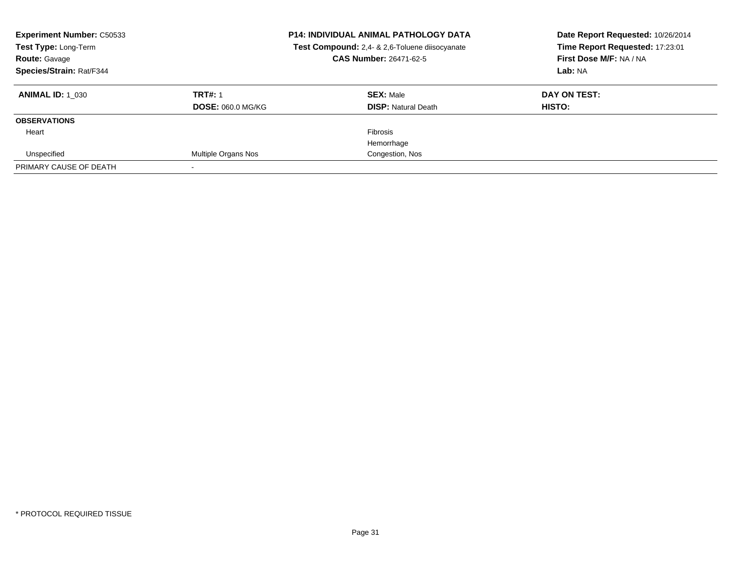**Experiment Number:** C50533
**Test Type:** Long-Term
**Route:** Gavage
**Species/Strain:** Rat/F344

**P14: INDIVIDUAL ANIMAL PATHOLOGY DATA**
**Test Compound:** 2,4- & 2,6-Toluene diisocyanate
**CAS Number:** 26471-62-5

**Date Report Requested:** 10/26/2014
**Time Report Requested:** 17:23:01
**First Dose M/F:** NA / NA
**Lab:** NA

| **ANIMAL ID:** 1_030 | **TRT#:** 1 | **SEX:** Male | **DAY ON TEST:** |
|---|---|---|---|
| | **DOSE:** 060.0 MG/KG | **DISP:** Natural Death | **HISTO:** |
| **OBSERVATIONS** | | | |
| Heart | | Fibrosis | |
| | | Hemorrhage | |
| Unspecified | Multiple Organs Nos | Congestion, Nos | |
| PRIMARY CAUSE OF DEATH | - | | |

* PROTOCOL REQUIRED TISSUE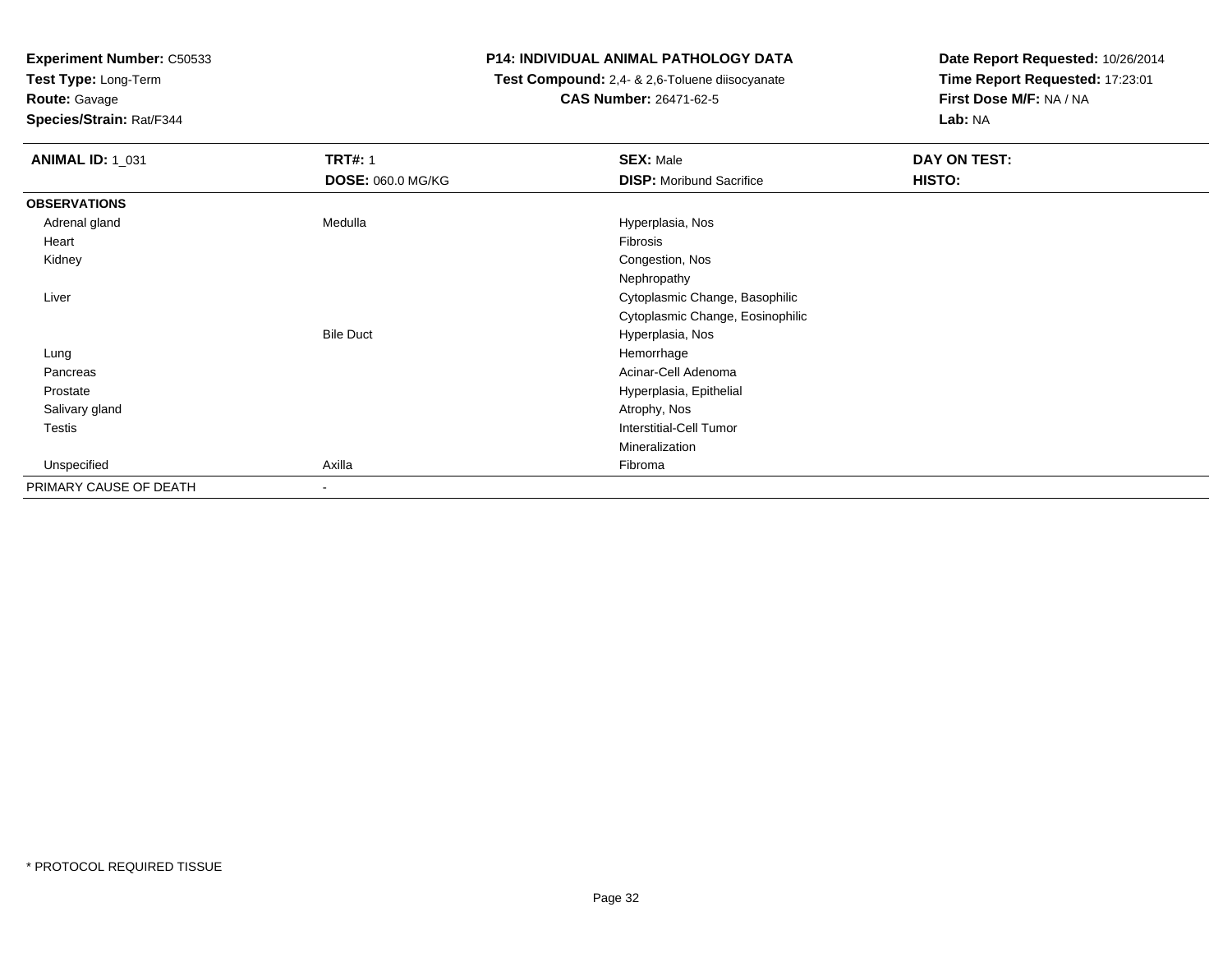**Experiment Number:** C50533
**Test Type:** Long-Term
**Route:** Gavage
**Species/Strain:** Rat/F344

# P14: INDIVIDUAL ANIMAL PATHOLOGY DATA

**Test Compound:** 2,4- & 2,6-Toluene diisocyanate
**CAS Number:** 26471-62-5

**Date Report Requested:** 10/26/2014
**Time Report Requested:** 17:23:01
**First Dose M/F:** NA / NA
**Lab:** NA

| **ANIMAL ID:** 1_031 | **TRT#:** 1 | **SEX:** Male | **DAY ON TEST:** |
|---|---|---|---|
| | **DOSE:** 060.0 MG/KG | **DISP:** Moribund Sacrifice | **HISTO:** |
| **OBSERVATIONS** | | | |
| Adrenal gland | Medulla | Hyperplasia, Nos | |
| Heart | | Fibrosis | |
| Kidney | | Congestion, Nos | |
| | | Nephropathy | |
| Liver | | Cytoplasmic Change, Basophilic | |
| | | Cytoplasmic Change, Eosinophilic | |
| | Bile Duct | Hyperplasia, Nos | |
| Lung | | Hemorrhage | |
| Pancreas | | Acinar-Cell Adenoma | |
| Prostate | | Hyperplasia, Epithelial | |
| Salivary gland | | Atrophy, Nos | |
| Testis | | Interstitial-Cell Tumor | |
| | | Mineralization | |
| Unspecified | Axilla | Fibroma | |
| PRIMARY CAUSE OF DEATH | - | | |

* PROTOCOL REQUIRED TISSUE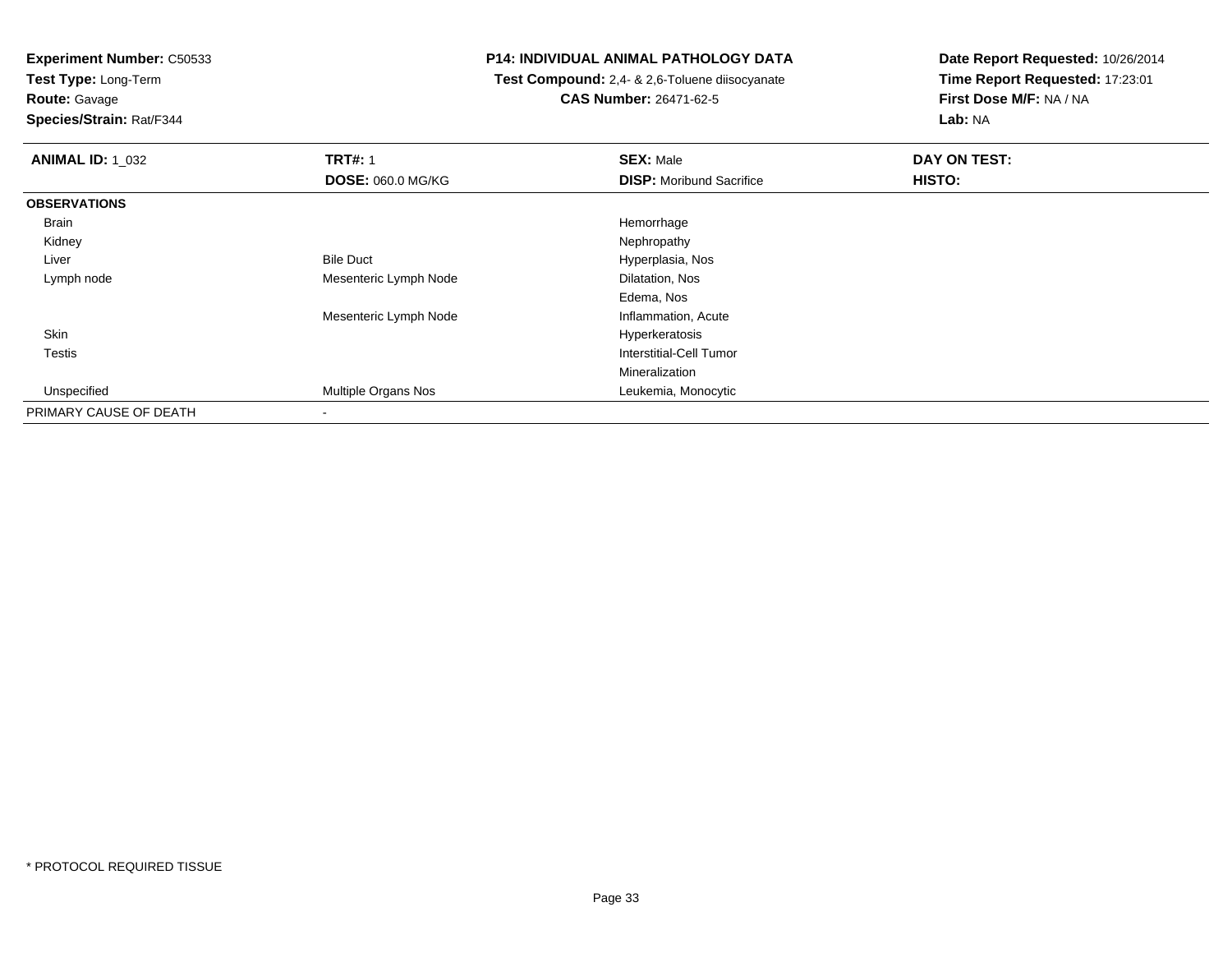**Experiment Number:** C50533
**Test Type:** Long-Term
**Route:** Gavage
**Species/Strain:** Rat/F344

**P14: INDIVIDUAL ANIMAL PATHOLOGY DATA**
**Test Compound:** 2,4- & 2,6-Toluene diisocyanate
**CAS Number:** 26471-62-5

**Date Report Requested:** 10/26/2014
**Time Report Requested:** 17:23:01
**First Dose M/F:** NA / NA
**Lab:** NA

| **ANIMAL ID:** 1_032 | **TRT#:** 1 | **SEX:** Male | **DAY ON TEST:** |
|---|---|---|---|
| | **DOSE:** 060.0 MG/KG | **DISP:** Moribund Sacrifice | **HISTO:** |
| **OBSERVATIONS** | | | |
| Brain | | Hemorrhage | |
| Kidney | | Nephropathy | |
| Liver | Bile Duct | Hyperplasia, Nos | |
| Lymph node | Mesenteric Lymph Node | Dilatation, Nos | |
| | | Edema, Nos | |
| | Mesenteric Lymph Node | Inflammation, Acute | |
| Skin | | Hyperkeratosis | |
| Testis | | Interstitial-Cell Tumor | |
| | | Mineralization | |
| Unspecified | Multiple Organs Nos | Leukemia, Monocytic | |
| PRIMARY CAUSE OF DEATH | - | | |

\* PROTOCOL REQUIRED TISSUE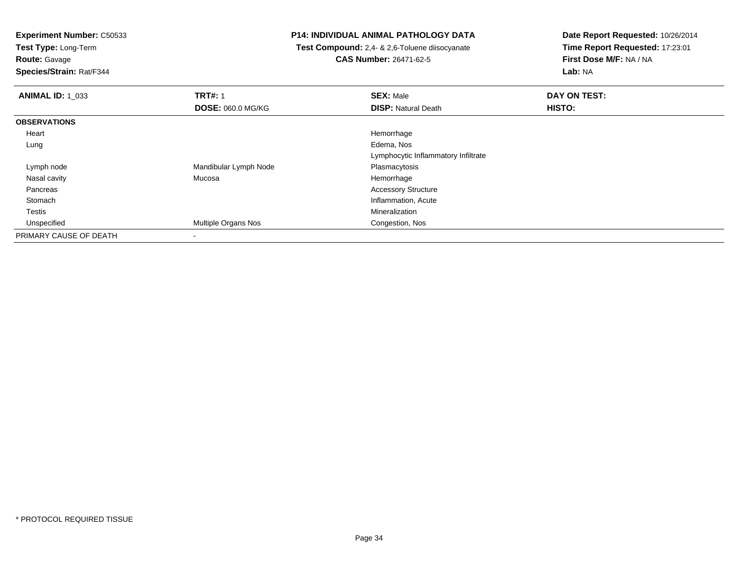**Experiment Number:** C50533
**Test Type:** Long-Term
**Route:** Gavage
**Species/Strain:** Rat/F344

**P14: INDIVIDUAL ANIMAL PATHOLOGY DATA**
**Test Compound:** 2,4- & 2,6-Toluene diisocyanate
**CAS Number:** 26471-62-5

**Date Report Requested:** 10/26/2014
**Time Report Requested:** 17:23:01
**First Dose M/F:** NA / NA
**Lab:** NA

| **ANIMAL ID:** 1_033 | **TRT#:** 1 | **SEX:** Male | **DAY ON TEST:** |
|---|---|---|---|
| | **DOSE:** 060.0 MG/KG | **DISP:** Natural Death | **HISTO:** |
| **OBSERVATIONS** | | | |
| Heart | | Hemorrhage | |
| Lung | | Edema, Nos | |
| | | Lymphocytic Inflammatory Infiltrate | |
| Lymph node | Mandibular Lymph Node | Plasmacytosis | |
| Nasal cavity | Mucosa | Hemorrhage | |
| Pancreas | | Accessory Structure | |
| Stomach | | Inflammation, Acute | |
| Testis | | Mineralization | |
| Unspecified | Multiple Organs Nos | Congestion, Nos | |
| PRIMARY CAUSE OF DEATH | - | | |

* PROTOCOL REQUIRED TISSUE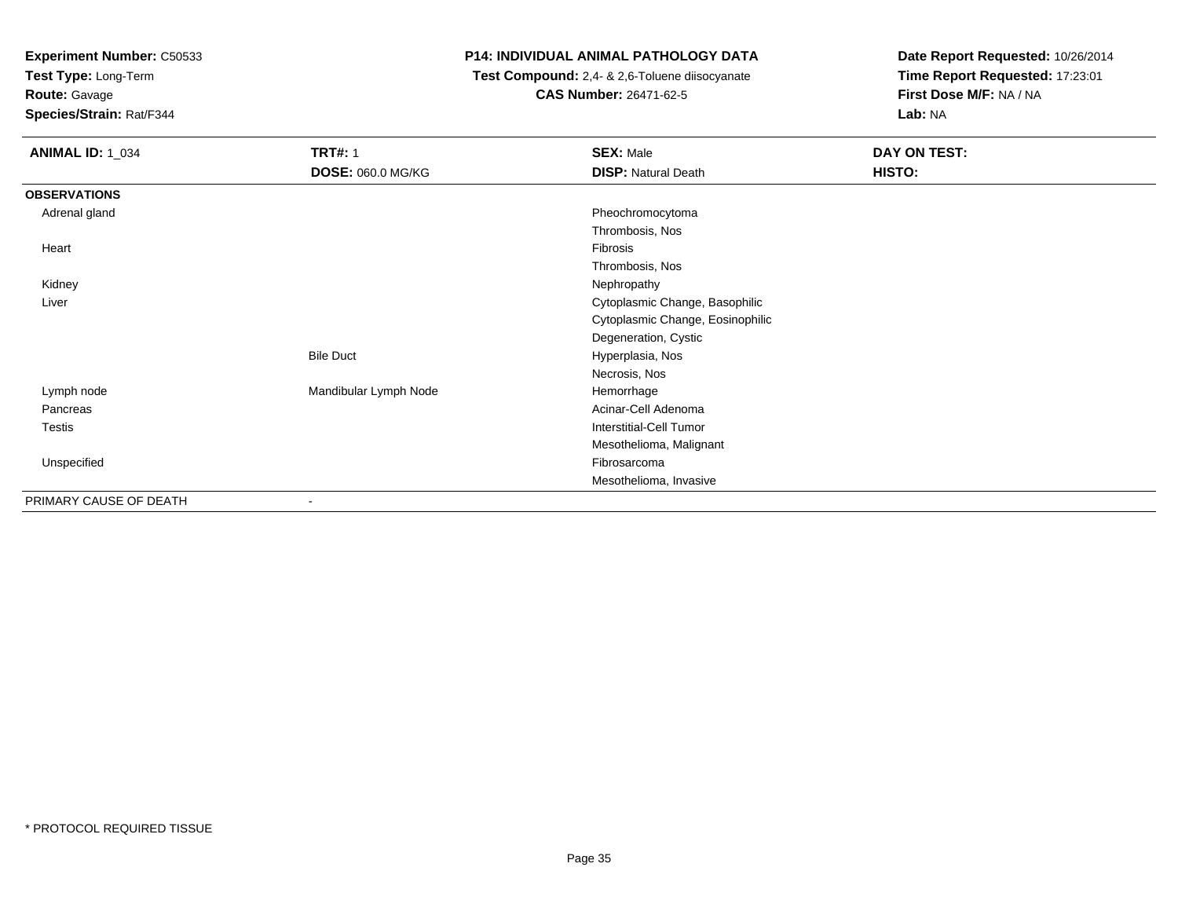**Experiment Number:** C50533
**Test Type:** Long-Term
**Route:** Gavage
**Species/Strain:** Rat/F344

**P14: INDIVIDUAL ANIMAL PATHOLOGY DATA**
**Test Compound:** 2,4- & 2,6-Toluene diisocyanate
**CAS Number:** 26471-62-5

**Date Report Requested:** 10/26/2014
**Time Report Requested:** 17:23:01
**First Dose M/F:** NA / NA
**Lab:** NA

| **ANIMAL ID:** 1_034 | **TRT#:** 1 | **SEX:** Male | **DAY ON TEST:** |
|---|---|---|---|
| | **DOSE:** 060.0 MG/KG | **DISP:** Natural Death | **HISTO:** |
| **OBSERVATIONS** | | | |
| Adrenal gland | | Pheochromocytoma | |
| | | Thrombosis, Nos | |
| Heart | | Fibrosis | |
| | | Thrombosis, Nos | |
| Kidney | | Nephropathy | |
| Liver | | Cytoplasmic Change, Basophilic | |
| | | Cytoplasmic Change, Eosinophilic | |
| | | Degeneration, Cystic | |
| | Bile Duct | Hyperplasia, Nos | |
| | | Necrosis, Nos | |
| Lymph node | Mandibular Lymph Node | Hemorrhage | |
| Pancreas | | Acinar-Cell Adenoma | |
| Testis | | Interstitial-Cell Tumor | |
| | | Mesothelioma, Malignant | |
| Unspecified | | Fibrosarcoma | |
| | | Mesothelioma, Invasive | |
| PRIMARY CAUSE OF DEATH | - | | |

* PROTOCOL REQUIRED TISSUE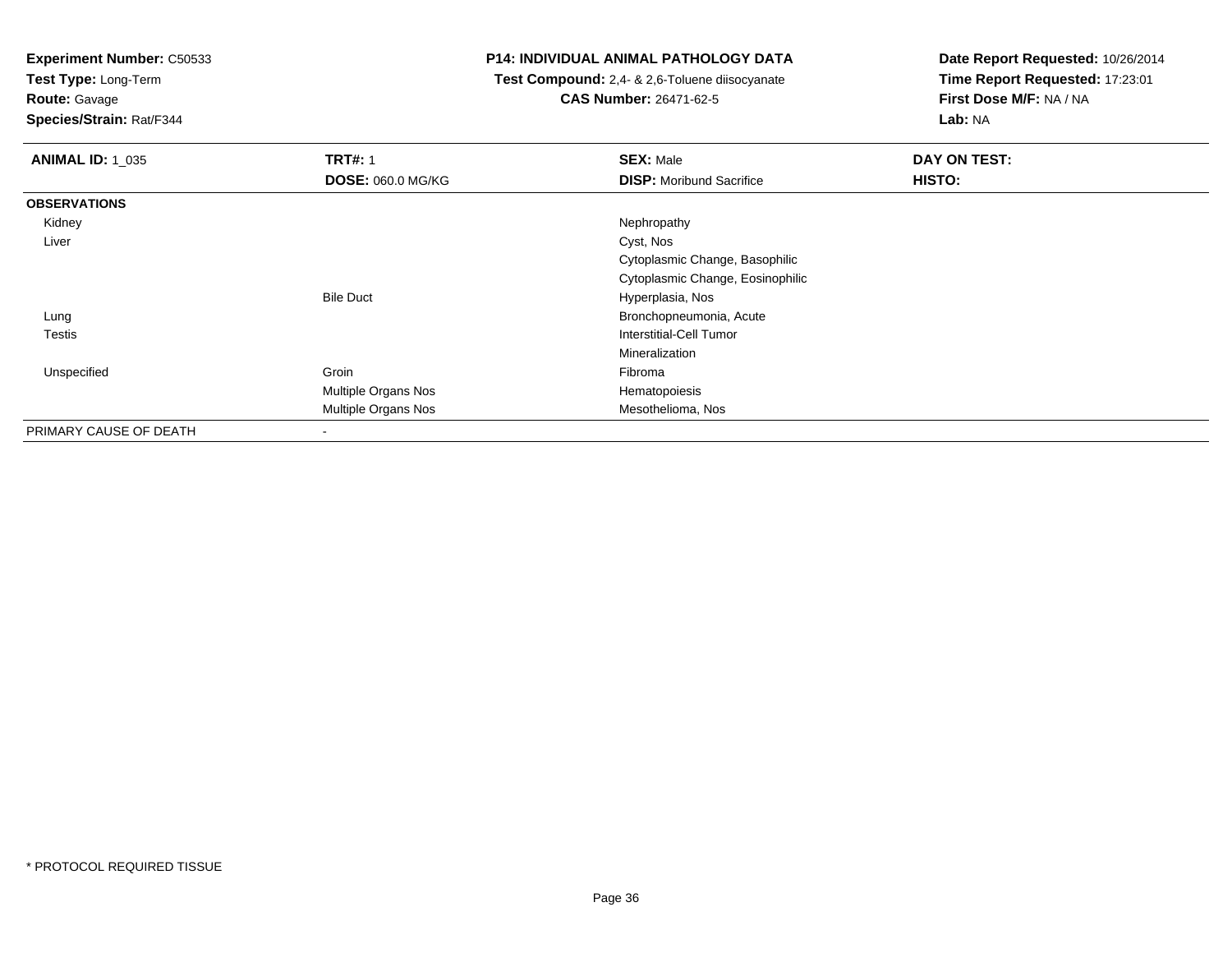**Experiment Number:** C50533
**Test Type:** Long-Term
**Route:** Gavage
**Species/Strain:** Rat/F344

**P14: INDIVIDUAL ANIMAL PATHOLOGY DATA**
**Test Compound:** 2,4- & 2,6-Toluene diisocyanate
**CAS Number:** 26471-62-5

**Date Report Requested:** 10/26/2014
**Time Report Requested:** 17:23:01
**First Dose M/F:** NA / NA
**Lab:** NA

| **ANIMAL ID:** 1_035 | **TRT#:** 1 | **SEX:** Male | **DAY ON TEST:** |
|---|---|---|---|
| | **DOSE:** 060.0 MG/KG | **DISP:** Moribund Sacrifice | **HISTO:** |
| **OBSERVATIONS** | | | |
| Kidney | | Nephropathy | |
| Liver | | Cyst, Nos | |
| | | Cytoplasmic Change, Basophilic | |
| | | Cytoplasmic Change, Eosinophilic | |
| | Bile Duct | Hyperplasia, Nos | |
| Lung | | Bronchopneumonia, Acute | |
| Testis | | Interstitial-Cell Tumor | |
| | | Mineralization | |
| Unspecified | Groin | Fibroma | |
| | Multiple Organs Nos | Hematopoiesis | |
| | Multiple Organs Nos | Mesothelioma, Nos | |
| PRIMARY CAUSE OF DEATH | - | | |

\* PROTOCOL REQUIRED TISSUE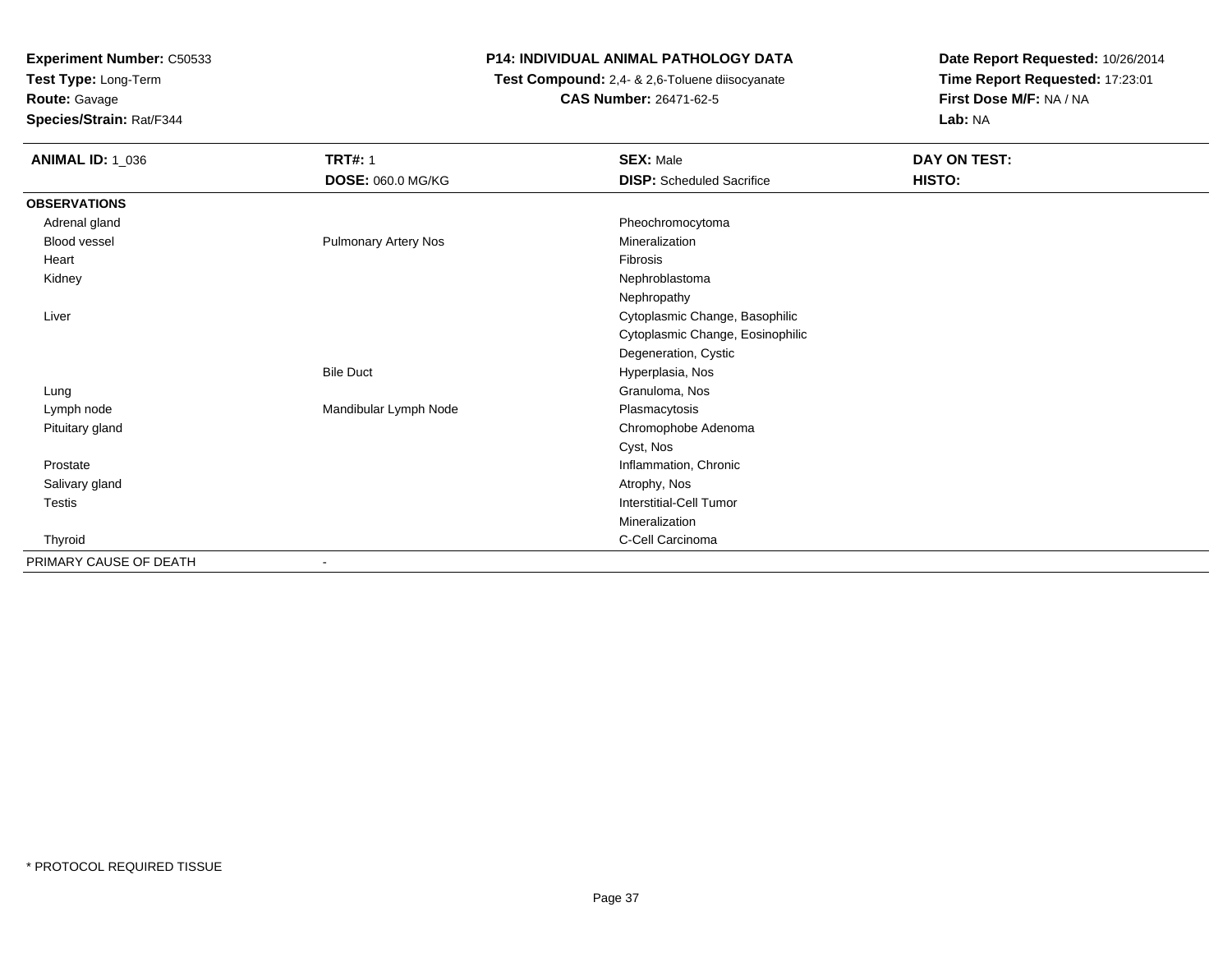**Experiment Number:** C50533
**Test Type:** Long-Term
**Route:** Gavage
**Species/Strain:** Rat/F344

**P14: INDIVIDUAL ANIMAL PATHOLOGY DATA**
**Test Compound:** 2,4- & 2,6-Toluene diisocyanate
**CAS Number:** 26471-62-5

**Date Report Requested:** 10/26/2014
**Time Report Requested:** 17:23:01
**First Dose M/F:** NA / NA
**Lab:** NA

| **ANIMAL ID:** 1_036 | **TRT#:** 1 | **SEX:** Male | **DAY ON TEST:** |
|---|---|---|---|
| | **DOSE:** 060.0 MG/KG | **DISP:** Scheduled Sacrifice | **HISTO:** |
| **OBSERVATIONS** | | | |
| Adrenal gland | | Pheochromocytoma | |
| Blood vessel | Pulmonary Artery Nos | Mineralization | |
| Heart | | Fibrosis | |
| Kidney | | Nephroblastoma | |
| | | Nephropathy | |
| Liver | | Cytoplasmic Change, Basophilic | |
| | | Cytoplasmic Change, Eosinophilic | |
| | | Degeneration, Cystic | |
| | Bile Duct | Hyperplasia, Nos | |
| Lung | | Granuloma, Nos | |
| Lymph node | Mandibular Lymph Node | Plasmacytosis | |
| Pituitary gland | | Chromophobe Adenoma | |
| | | Cyst, Nos | |
| Prostate | | Inflammation, Chronic | |
| Salivary gland | | Atrophy, Nos | |
| Testis | | Interstitial-Cell Tumor | |
| | | Mineralization | |
| Thyroid | | C-Cell Carcinoma | |
| PRIMARY CAUSE OF DEATH | - | | |

* PROTOCOL REQUIRED TISSUE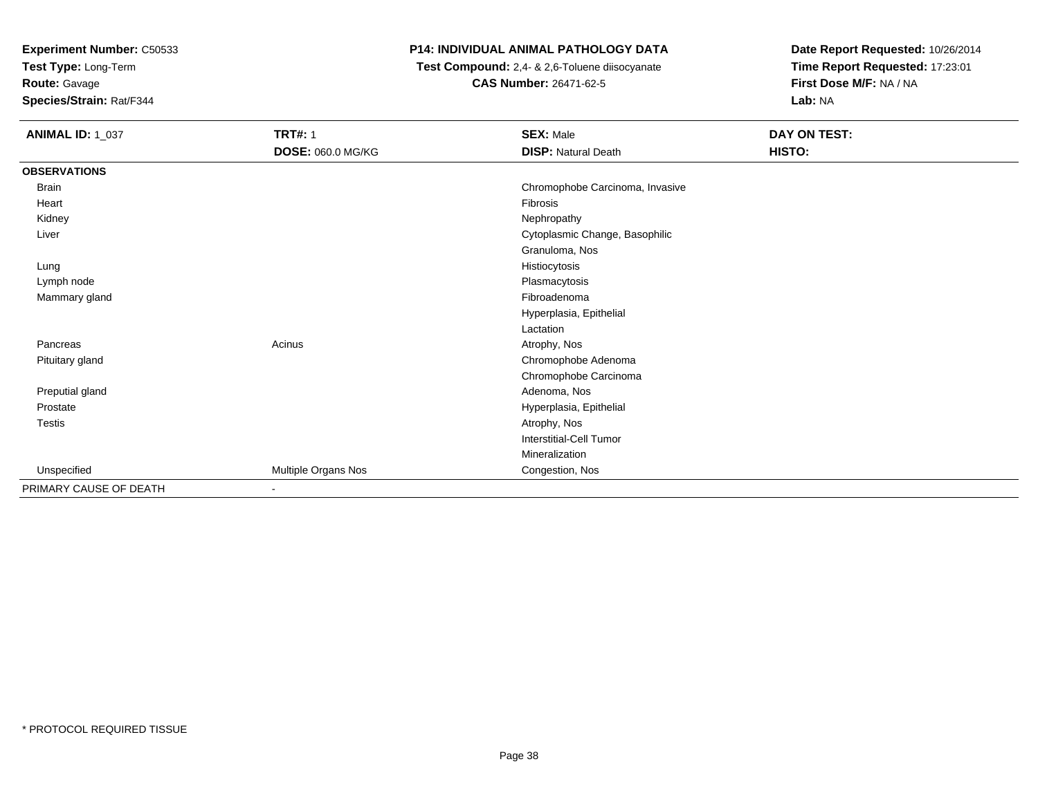**Experiment Number:** C50533
**Test Type:** Long-Term
**Route:** Gavage
**Species/Strain:** Rat/F344

**P14: INDIVIDUAL ANIMAL PATHOLOGY DATA**
**Test Compound:** 2,4- & 2,6-Toluene diisocyanate
**CAS Number:** 26471-62-5

**Date Report Requested:** 10/26/2014
**Time Report Requested:** 17:23:01
**First Dose M/F:** NA / NA
**Lab:** NA

| **ANIMAL ID:** 1_037 | **TRT#:** 1 | **SEX:** Male | **DAY ON TEST:** |
|---|---|---|---|
| | **DOSE:** 060.0 MG/KG | **DISP:** Natural Death | **HISTO:** |
| **OBSERVATIONS** | | | |
| Brain | | Chromophobe Carcinoma, Invasive | |
| Heart | | Fibrosis | |
| Kidney | | Nephropathy | |
| Liver | | Cytoplasmic Change, Basophilic | |
| | | Granuloma, Nos | |
| Lung | | Histiocytosis | |
| Lymph node | | Plasmacytosis | |
| Mammary gland | | Fibroadenoma | |
| | | Hyperplasia, Epithelial | |
| | | Lactation | |
| Pancreas | Acinus | Atrophy, Nos | |
| Pituitary gland | | Chromophobe Adenoma | |
| | | Chromophobe Carcinoma | |
| Preputial gland | | Adenoma, Nos | |
| Prostate | | Hyperplasia, Epithelial | |
| Testis | | Atrophy, Nos | |
| | | Interstitial-Cell Tumor | |
| | | Mineralization | |
| Unspecified | Multiple Organs Nos | Congestion, Nos | |
| PRIMARY CAUSE OF DEATH | - | | |

* PROTOCOL REQUIRED TISSUE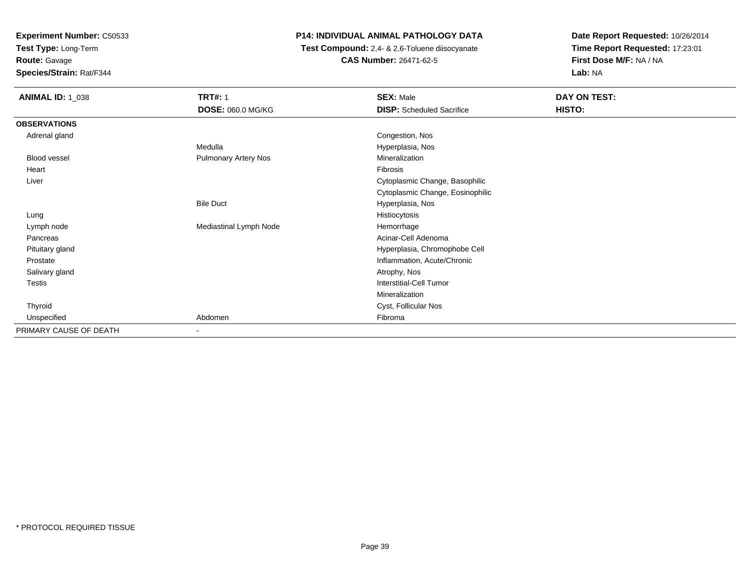**Experiment Number:** C50533
**Test Type:** Long-Term
**Route:** Gavage
**Species/Strain:** Rat/F344

**P14: INDIVIDUAL ANIMAL PATHOLOGY DATA**
**Test Compound:** 2,4- & 2,6-Toluene diisocyanate
**CAS Number:** 26471-62-5

**Date Report Requested:** 10/26/2014
**Time Report Requested:** 17:23:01
**First Dose M/F:** NA / NA
**Lab:** NA

| **ANIMAL ID:** 1_038 | **TRT#:** 1 | **SEX:** Male | **DAY ON TEST:** |
|---|---|---|---|
| | **DOSE:** 060.0 MG/KG | **DISP:** Scheduled Sacrifice | **HISTO:** |
| **OBSERVATIONS** | | | |
| Adrenal gland | | Congestion, Nos | |
| | Medulla | Hyperplasia, Nos | |
| Blood vessel | Pulmonary Artery Nos | Mineralization | |
| Heart | | Fibrosis | |
| Liver | | Cytoplasmic Change, Basophilic | |
| | | Cytoplasmic Change, Eosinophilic | |
| | Bile Duct | Hyperplasia, Nos | |
| Lung | | Histiocytosis | |
| Lymph node | Mediastinal Lymph Node | Hemorrhage | |
| Pancreas | | Acinar-Cell Adenoma | |
| Pituitary gland | | Hyperplasia, Chromophobe Cell | |
| Prostate | | Inflammation, Acute/Chronic | |
| Salivary gland | | Atrophy, Nos | |
| Testis | | Interstitial-Cell Tumor | |
| | | Mineralization | |
| Thyroid | | Cyst, Follicular Nos | |
| Unspecified | Abdomen | Fibroma | |
| PRIMARY CAUSE OF DEATH | - | | |

* PROTOCOL REQUIRED TISSUE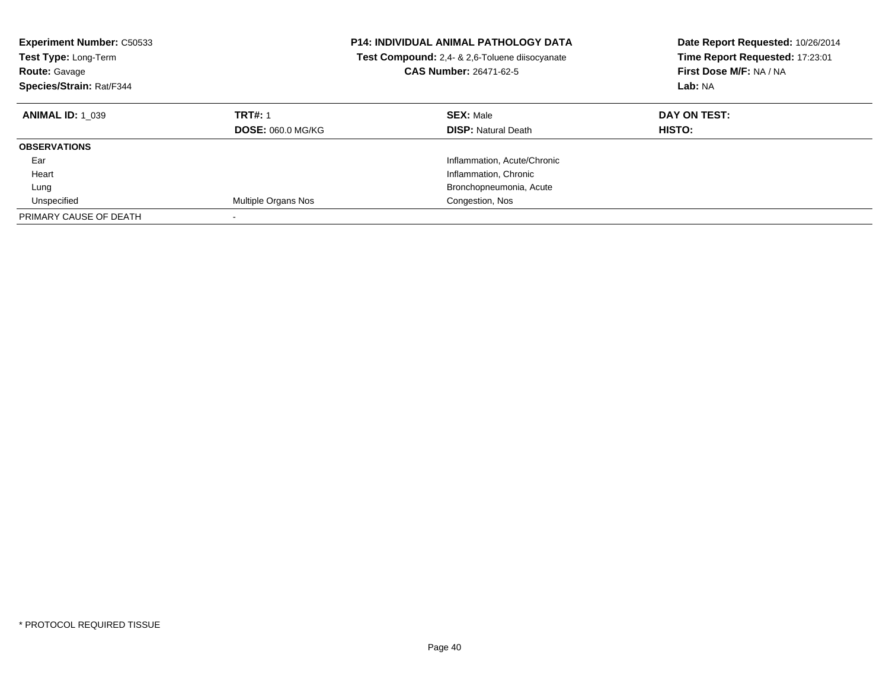**Experiment Number:** C50533
**Test Type:** Long-Term
**Route:** Gavage
**Species/Strain:** Rat/F344

**P14: INDIVIDUAL ANIMAL PATHOLOGY DATA**
**Test Compound:** 2,4- & 2,6-Toluene diisocyanate
**CAS Number:** 26471-62-5

**Date Report Requested:** 10/26/2014
**Time Report Requested:** 17:23:01
**First Dose M/F:** NA / NA
**Lab:** NA

| **ANIMAL ID:** 1_039 | **TRT#:** 1 | **SEX:** Male | **DAY ON TEST:** |
|---|---|---|---|
| | **DOSE:** 060.0 MG/KG | **DISP:** Natural Death | **HISTO:** |
| **OBSERVATIONS** | | | |
| Ear | | Inflammation, Acute/Chronic | |
| Heart | | Inflammation, Chronic | |
| Lung | | Bronchopneumonia, Acute | |
| Unspecified | Multiple Organs Nos | Congestion, Nos | |
| PRIMARY CAUSE OF DEATH | - | | |

* PROTOCOL REQUIRED TISSUE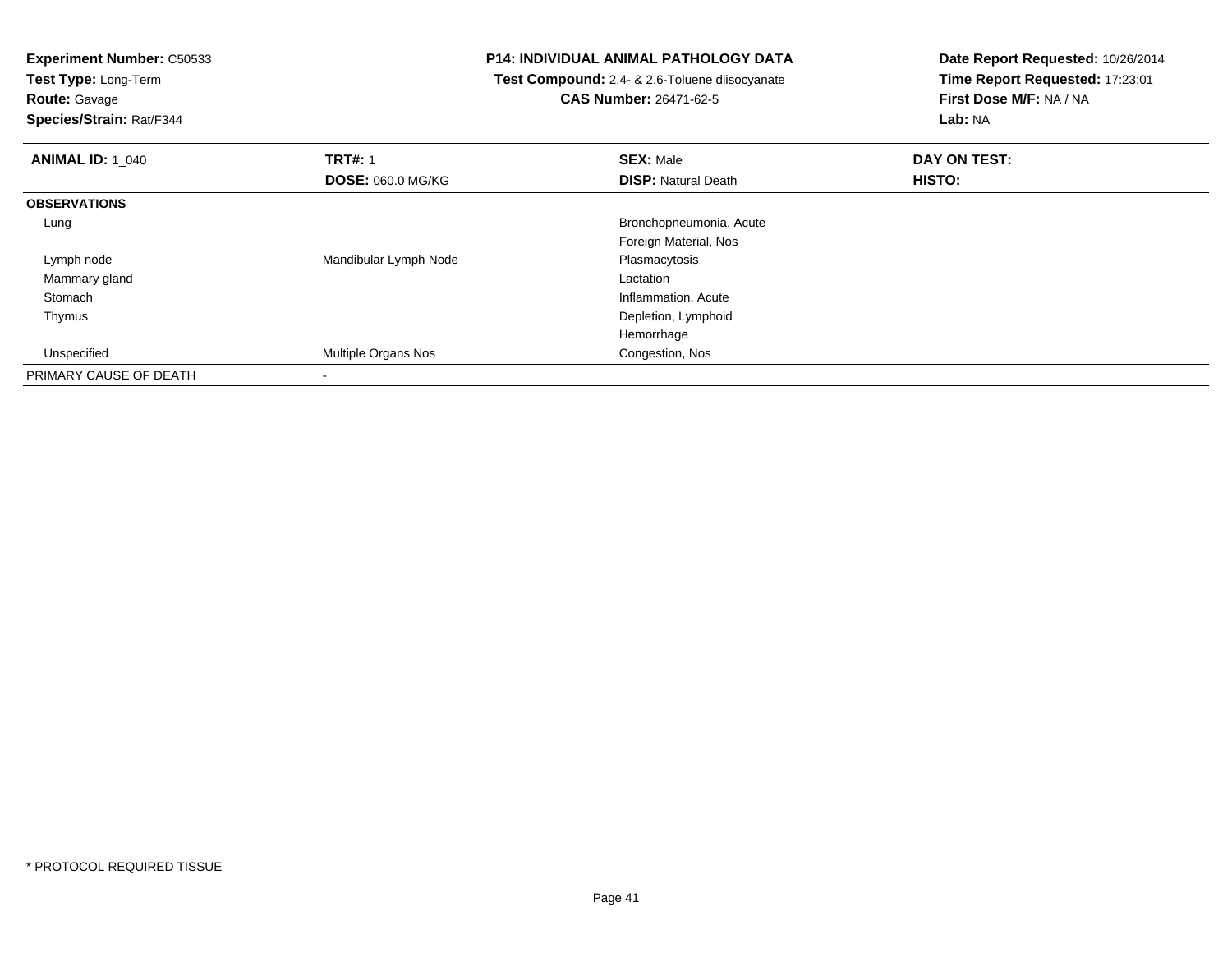**Experiment Number:** C50533
**Test Type:** Long-Term
**Route:** Gavage
**Species/Strain:** Rat/F344

**P14: INDIVIDUAL ANIMAL PATHOLOGY DATA**
**Test Compound:** 2,4- & 2,6-Toluene diisocyanate
**CAS Number:** 26471-62-5

**Date Report Requested:** 10/26/2014
**Time Report Requested:** 17:23:01
**First Dose M/F:** NA / NA
**Lab:** NA

| **ANIMAL ID:** 1_040 | **TRT#:** 1 | **SEX:** Male | **DAY ON TEST:** |
|---|---|---|---|
| | **DOSE:** 060.0 MG/KG | **DISP:** Natural Death | **HISTO:** |
| **OBSERVATIONS** | | | |
| Lung | | Bronchopneumonia, Acute | |
| | | Foreign Material, Nos | |
| Lymph node | Mandibular Lymph Node | Plasmacytosis | |
| Mammary gland | | Lactation | |
| Stomach | | Inflammation, Acute | |
| Thymus | | Depletion, Lymphoid | |
| | | Hemorrhage | |
| Unspecified | Multiple Organs Nos | Congestion, Nos | |
| PRIMARY CAUSE OF DEATH | - | | |

\* PROTOCOL REQUIRED TISSUE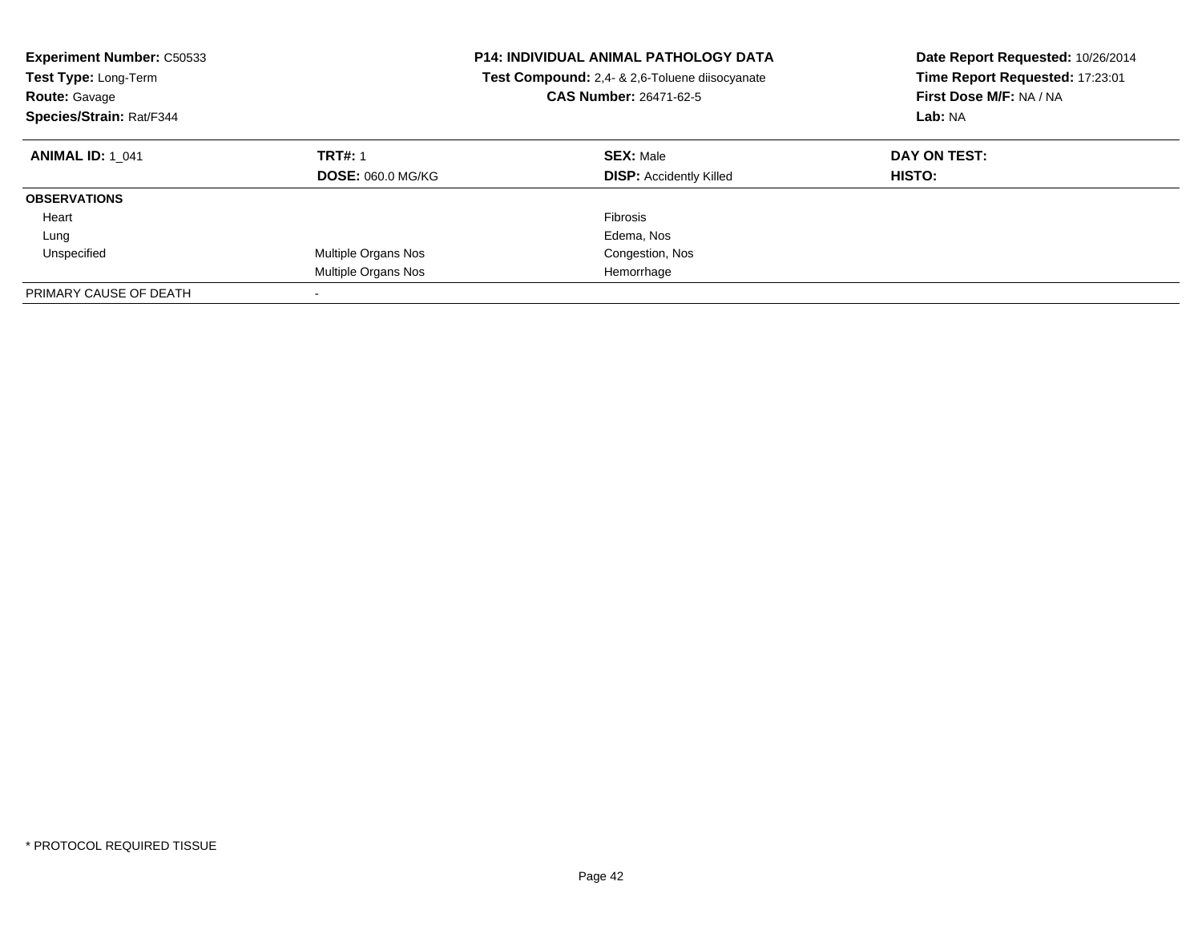**Experiment Number:** C50533
**Test Type:** Long-Term
**Route:** Gavage
**Species/Strain:** Rat/F344

**P14: INDIVIDUAL ANIMAL PATHOLOGY DATA**
**Test Compound:** 2,4- & 2,6-Toluene diisocyanate
**CAS Number:** 26471-62-5

**Date Report Requested:** 10/26/2014
**Time Report Requested:** 17:23:01
**First Dose M/F:** NA / NA
**Lab:** NA

| **ANIMAL ID:** 1_041 | **TRT#:** 1 | **SEX:** Male | **DAY ON TEST:** |
|---|---|---|---|
| | **DOSE:** 060.0 MG/KG | **DISP:** Accidently Killed | **HISTO:** |
| **OBSERVATIONS** | | | |
| Heart | | Fibrosis | |
| Lung | | Edema, Nos | |
| Unspecified | Multiple Organs Nos | Congestion, Nos | |
| | Multiple Organs Nos | Hemorrhage | |
| PRIMARY CAUSE OF DEATH | - | | |

\* PROTOCOL REQUIRED TISSUE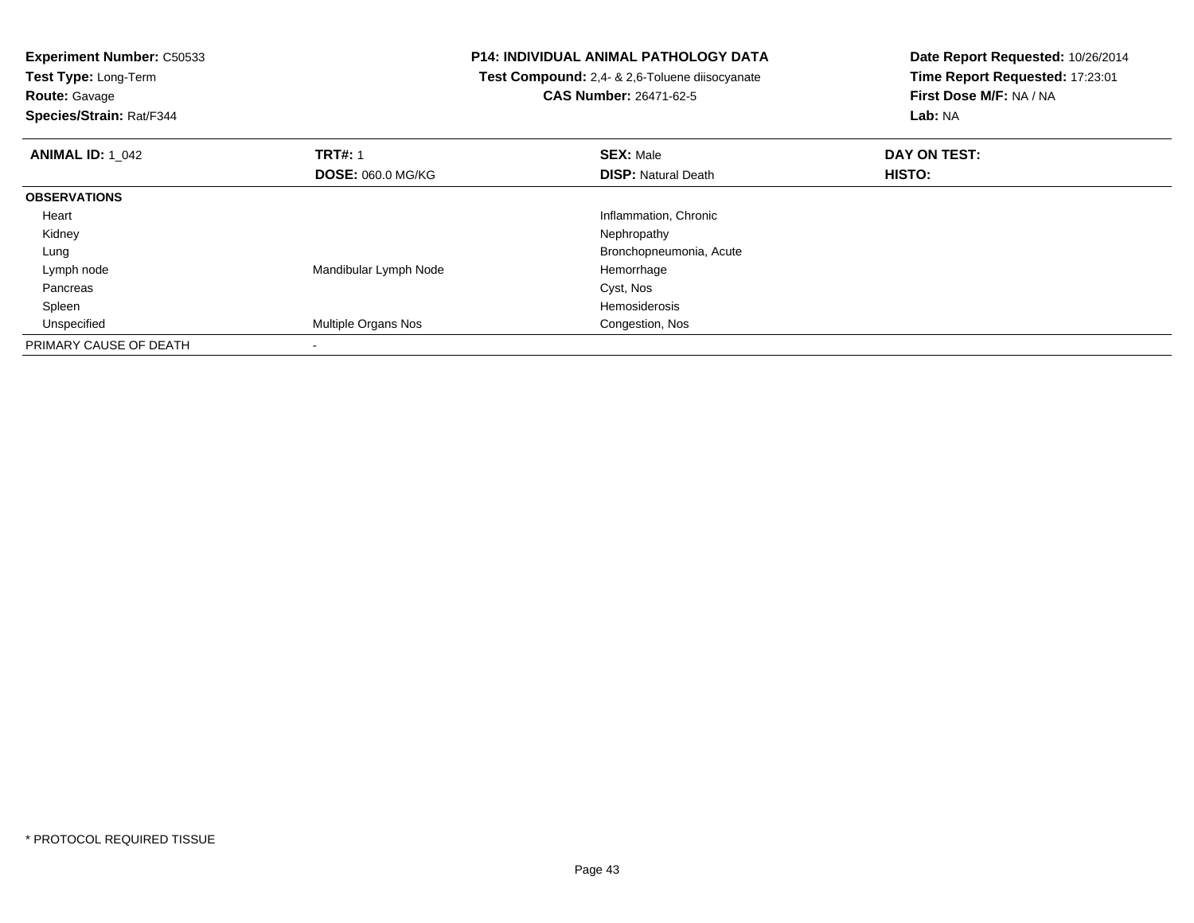**Experiment Number:** C50533
**Test Type:** Long-Term
**Route:** Gavage
**Species/Strain:** Rat/F344

**P14: INDIVIDUAL ANIMAL PATHOLOGY DATA**
**Test Compound:** 2,4- & 2,6-Toluene diisocyanate
**CAS Number:** 26471-62-5

**Date Report Requested:** 10/26/2014
**Time Report Requested:** 17:23:01
**First Dose M/F:** NA / NA
**Lab:** NA

| **ANIMAL ID:** 1_042 | **TRT#:** 1 | **SEX:** Male | **DAY ON TEST:** |
|---|---|---|---|
| | **DOSE:** 060.0 MG/KG | **DISP:** Natural Death | **HISTO:** |
| **OBSERVATIONS** | | | |
| Heart | | Inflammation, Chronic | |
| Kidney | | Nephropathy | |
| Lung | | Bronchopneumonia, Acute | |
| Lymph node | Mandibular Lymph Node | Hemorrhage | |
| Pancreas | | Cyst, Nos | |
| Spleen | | Hemosiderosis | |
| Unspecified | Multiple Organs Nos | Congestion, Nos | |
| PRIMARY CAUSE OF DEATH | - | | |

* PROTOCOL REQUIRED TISSUE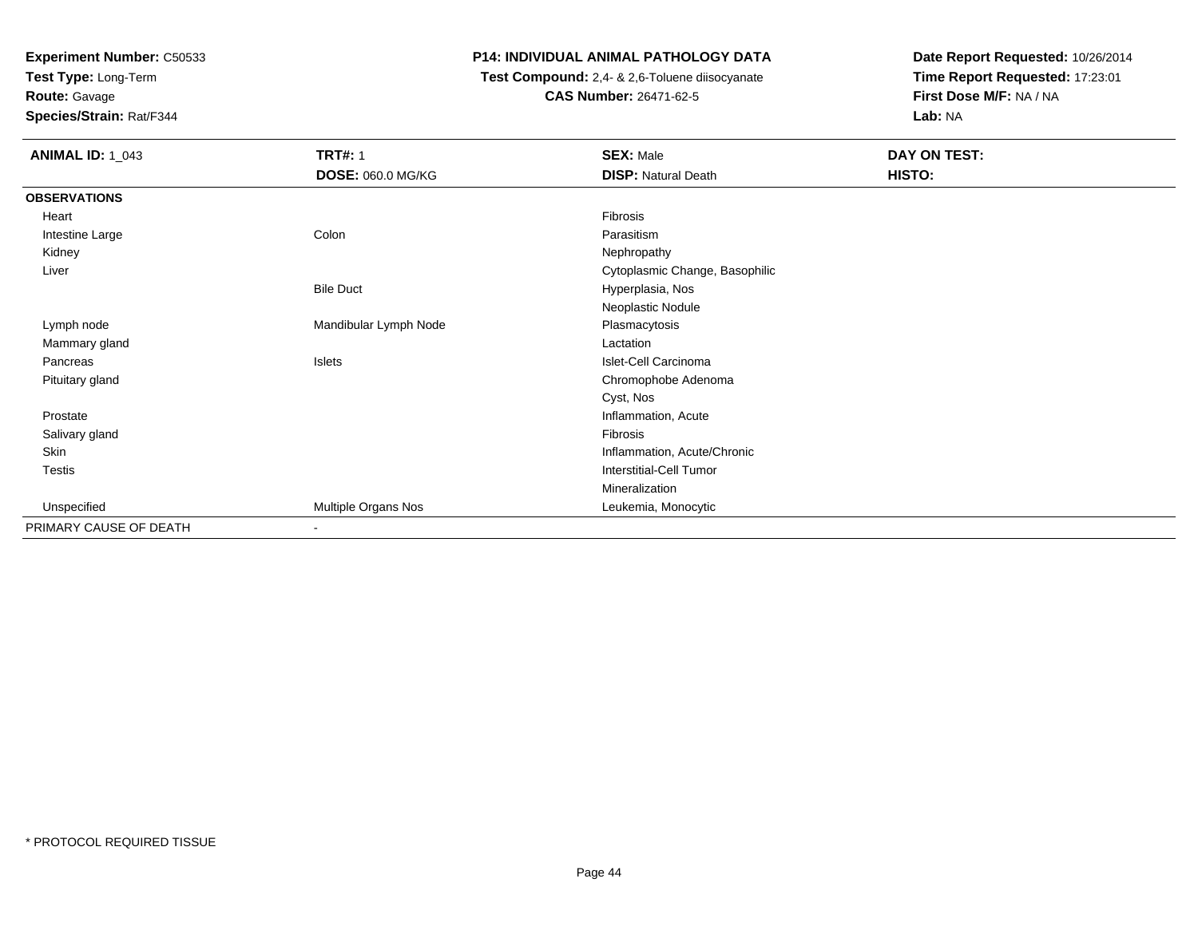**Experiment Number:** C50533
**Test Type:** Long-Term
**Route:** Gavage
**Species/Strain:** Rat/F344

**P14: INDIVIDUAL ANIMAL PATHOLOGY DATA**
**Test Compound:** 2,4- & 2,6-Toluene diisocyanate
**CAS Number:** 26471-62-5

**Date Report Requested:** 10/26/2014
**Time Report Requested:** 17:23:01
**First Dose M/F:** NA / NA
**Lab:** NA

| **ANIMAL ID:** 1_043 | **TRT#:** 1 | **SEX:** Male | **DAY ON TEST:** |
|---|---|---|---|
| | **DOSE:** 060.0 MG/KG | **DISP:** Natural Death | **HISTO:** |
| **OBSERVATIONS** | | | |
| Heart | | Fibrosis | |
| Intestine Large | Colon | Parasitism | |
| Kidney | | Nephropathy | |
| Liver | | Cytoplasmic Change, Basophilic | |
| | Bile Duct | Hyperplasia, Nos | |
| | | Neoplastic Nodule | |
| Lymph node | Mandibular Lymph Node | Plasmacytosis | |
| Mammary gland | | Lactation | |
| Pancreas | Islets | Islet-Cell Carcinoma | |
| Pituitary gland | | Chromophobe Adenoma | |
| | | Cyst, Nos | |
| Prostate | | Inflammation, Acute | |
| Salivary gland | | Fibrosis | |
| Skin | | Inflammation, Acute/Chronic | |
| Testis | | Interstitial-Cell Tumor | |
| | | Mineralization | |
| Unspecified | Multiple Organs Nos | Leukemia, Monocytic | |
| PRIMARY CAUSE OF DEATH | - | | |

* PROTOCOL REQUIRED TISSUE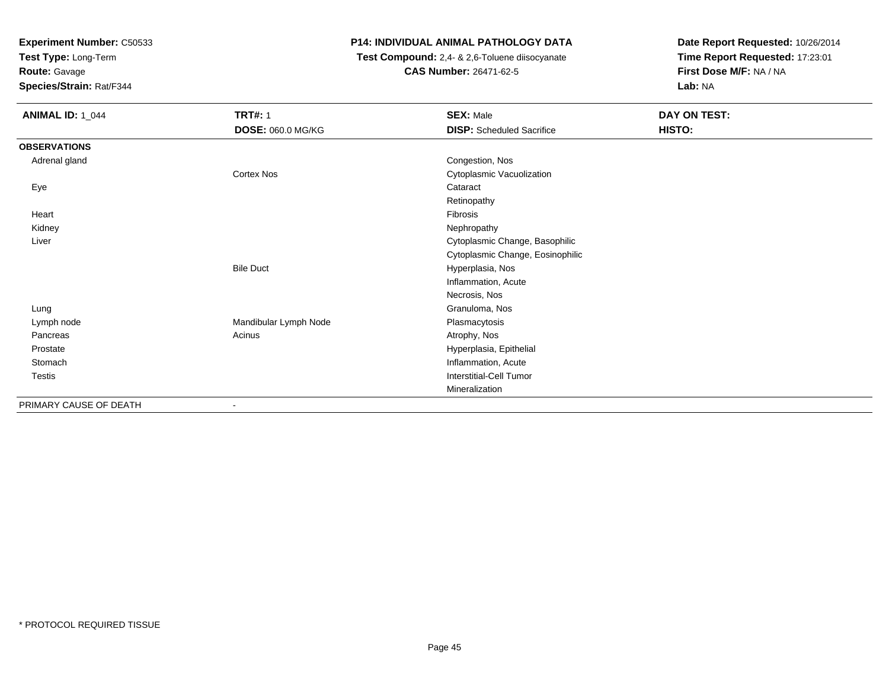**Experiment Number:** C50533
**Test Type:** Long-Term
**Route:** Gavage
**Species/Strain:** Rat/F344

**P14: INDIVIDUAL ANIMAL PATHOLOGY DATA**
**Test Compound:** 2,4- & 2,6-Toluene diisocyanate
**CAS Number:** 26471-62-5

**Date Report Requested:** 10/26/2014
**Time Report Requested:** 17:23:01
**First Dose M/F:** NA / NA
**Lab:** NA

| **ANIMAL ID:** 1_044 | **TRT#:** 1 | **SEX:** Male | **DAY ON TEST:** |
|---|---|---|---|
| | **DOSE:** 060.0 MG/KG | **DISP:** Scheduled Sacrifice | **HISTO:** |
| **OBSERVATIONS** | | | |
| Adrenal gland | | Congestion, Nos | |
| | Cortex Nos | Cytoplasmic Vacuolization | |
| Eye | | Cataract | |
| | | Retinopathy | |
| Heart | | Fibrosis | |
| Kidney | | Nephropathy | |
| Liver | | Cytoplasmic Change, Basophilic | |
| | | Cytoplasmic Change, Eosinophilic | |
| | Bile Duct | Hyperplasia, Nos | |
| | | Inflammation, Acute | |
| | | Necrosis, Nos | |
| Lung | | Granuloma, Nos | |
| Lymph node | Mandibular Lymph Node | Plasmacytosis | |
| Pancreas | Acinus | Atrophy, Nos | |
| Prostate | | Hyperplasia, Epithelial | |
| Stomach | | Inflammation, Acute | |
| Testis | | Interstitial-Cell Tumor | |
| | | Mineralization | |
| PRIMARY CAUSE OF DEATH | - | | |

\* PROTOCOL REQUIRED TISSUE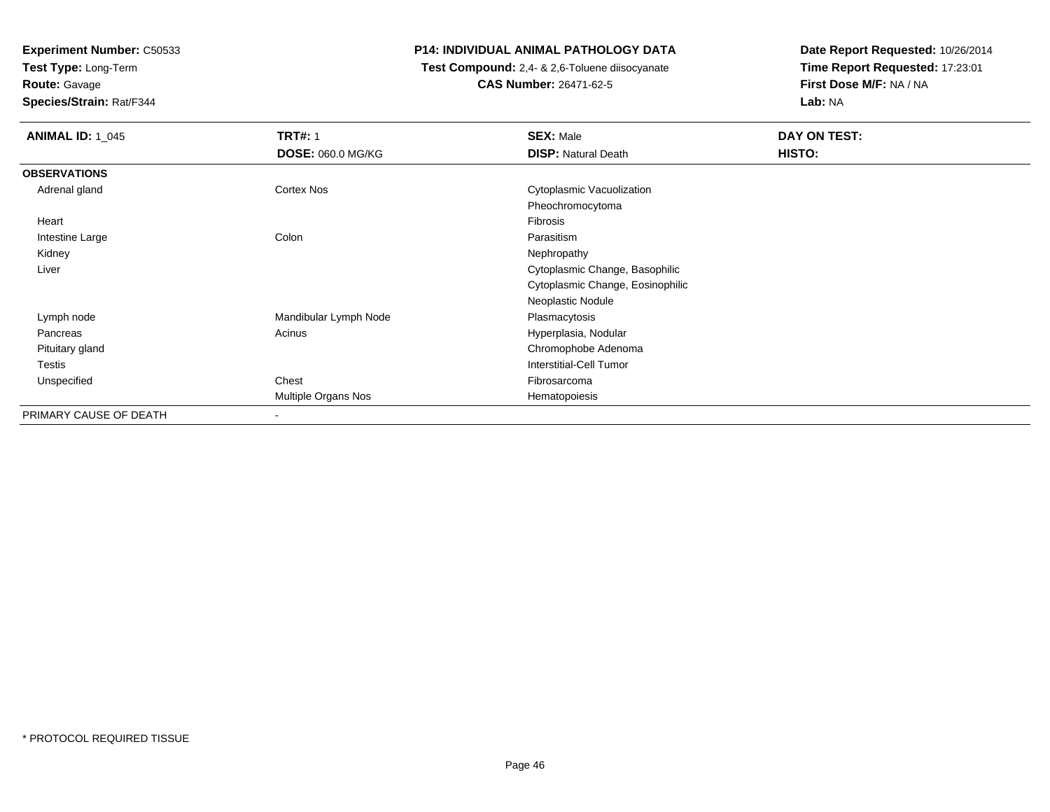**Experiment Number:** C50533
**Test Type:** Long-Term
**Route:** Gavage
**Species/Strain:** Rat/F344

**P14: INDIVIDUAL ANIMAL PATHOLOGY DATA**
**Test Compound:** 2,4- & 2,6-Toluene diisocyanate
**CAS Number:** 26471-62-5

**Date Report Requested:** 10/26/2014
**Time Report Requested:** 17:23:01
**First Dose M/F:** NA / NA
**Lab:** NA

| **ANIMAL ID:** 1_045 | **TRT#:** 1 | **SEX:** Male | **DAY ON TEST:** |
|---|---|---|---|
| | **DOSE:** 060.0 MG/KG | **DISP:** Natural Death | **HISTO:** |
| **OBSERVATIONS** | | | |
| Adrenal gland | Cortex Nos | Cytoplasmic Vacuolization | |
| | | Pheochromocytoma | |
| Heart | | Fibrosis | |
| Intestine Large | Colon | Parasitism | |
| Kidney | | Nephropathy | |
| Liver | | Cytoplasmic Change, Basophilic | |
| | | Cytoplasmic Change, Eosinophilic | |
| | | Neoplastic Nodule | |
| Lymph node | Mandibular Lymph Node | Plasmacytosis | |
| Pancreas | Acinus | Hyperplasia, Nodular | |
| Pituitary gland | | Chromophobe Adenoma | |
| Testis | | Interstitial-Cell Tumor | |
| Unspecified | Chest | Fibrosarcoma | |
| | Multiple Organs Nos | Hematopoiesis | |
| PRIMARY CAUSE OF DEATH | - | | |

* PROTOCOL REQUIRED TISSUE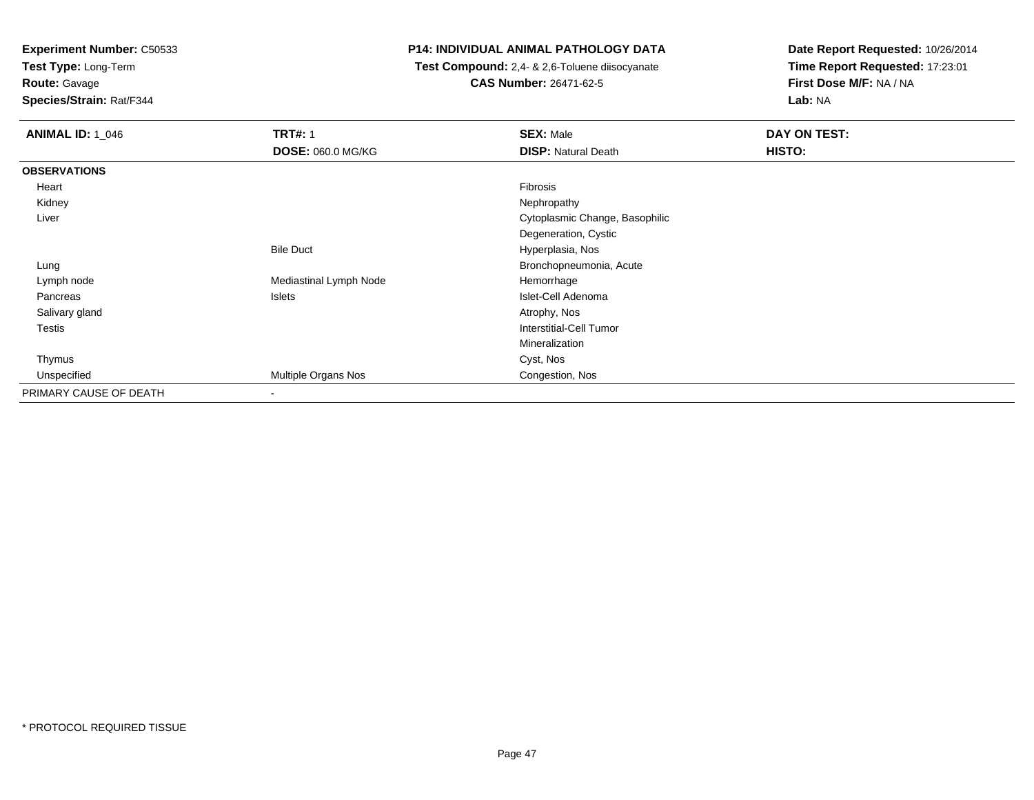**Experiment Number:** C50533
**Test Type:** Long-Term
**Route:** Gavage
**Species/Strain:** Rat/F344

**P14: INDIVIDUAL ANIMAL PATHOLOGY DATA**
**Test Compound:** 2,4- & 2,6-Toluene diisocyanate
**CAS Number:** 26471-62-5

**Date Report Requested:** 10/26/2014
**Time Report Requested:** 17:23:01
**First Dose M/F:** NA / NA
**Lab:** NA

| **ANIMAL ID:** 1_046 | **TRT#:** 1 | **SEX:** Male | **DAY ON TEST:** |
|---|---|---|---|
| | **DOSE:** 060.0 MG/KG | **DISP:** Natural Death | **HISTO:** |
| **OBSERVATIONS** | | | |
| Heart | | Fibrosis | |
| Kidney | | Nephropathy | |
| Liver | | Cytoplasmic Change, Basophilic | |
| | | Degeneration, Cystic | |
| | Bile Duct | Hyperplasia, Nos | |
| Lung | | Bronchopneumonia, Acute | |
| Lymph node | Mediastinal Lymph Node | Hemorrhage | |
| Pancreas | Islets | Islet-Cell Adenoma | |
| Salivary gland | | Atrophy, Nos | |
| Testis | | Interstitial-Cell Tumor | |
| | | Mineralization | |
| Thymus | | Cyst, Nos | |
| Unspecified | Multiple Organs Nos | Congestion, Nos | |
| PRIMARY CAUSE OF DEATH | - | | |

\* PROTOCOL REQUIRED TISSUE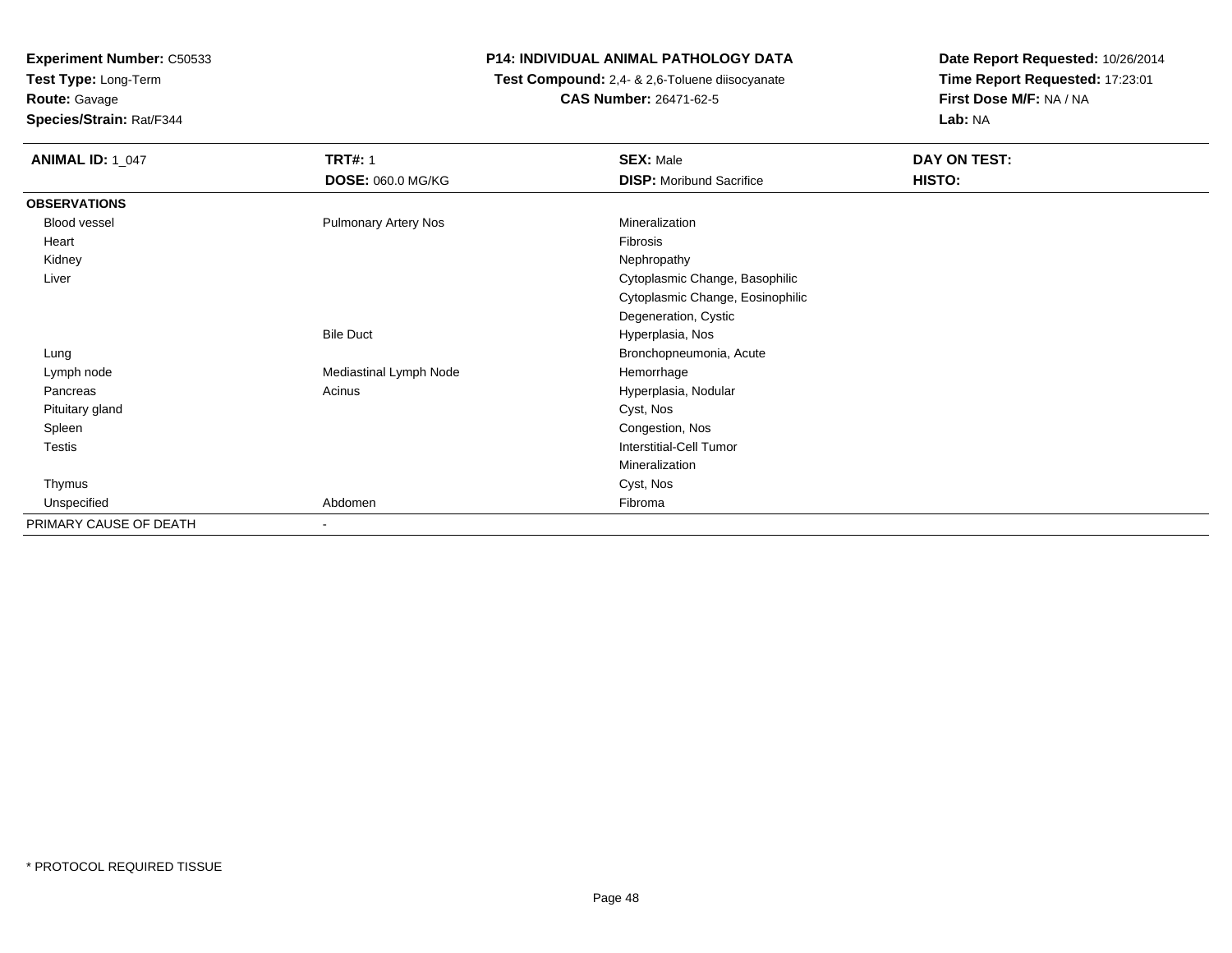**Experiment Number:** C50533
**Test Type:** Long-Term
**Route:** Gavage
**Species/Strain:** Rat/F344

**P14: INDIVIDUAL ANIMAL PATHOLOGY DATA**
**Test Compound:** 2,4- & 2,6-Toluene diisocyanate
**CAS Number:** 26471-62-5

**Date Report Requested:** 10/26/2014
**Time Report Requested:** 17:23:01
**First Dose M/F:** NA / NA
**Lab:** NA

| **ANIMAL ID:** 1_047 | **TRT#:** 1 | **SEX:** Male | **DAY ON TEST:** |
|---|---|---|---|
| | **DOSE:** 060.0 MG/KG | **DISP:** Moribund Sacrifice | **HISTO:** |
| **OBSERVATIONS** | | | |
| Blood vessel | Pulmonary Artery Nos | Mineralization | |
| Heart | | Fibrosis | |
| Kidney | | Nephropathy | |
| Liver | | Cytoplasmic Change, Basophilic | |
| | | Cytoplasmic Change, Eosinophilic | |
| | | Degeneration, Cystic | |
| | Bile Duct | Hyperplasia, Nos | |
| Lung | | Bronchopneumonia, Acute | |
| Lymph node | Mediastinal Lymph Node | Hemorrhage | |
| Pancreas | Acinus | Hyperplasia, Nodular | |
| Pituitary gland | | Cyst, Nos | |
| Spleen | | Congestion, Nos | |
| Testis | | Interstitial-Cell Tumor | |
| | | Mineralization | |
| Thymus | | Cyst, Nos | |
| Unspecified | Abdomen | Fibroma | |
| PRIMARY CAUSE OF DEATH | - | | |

* PROTOCOL REQUIRED TISSUE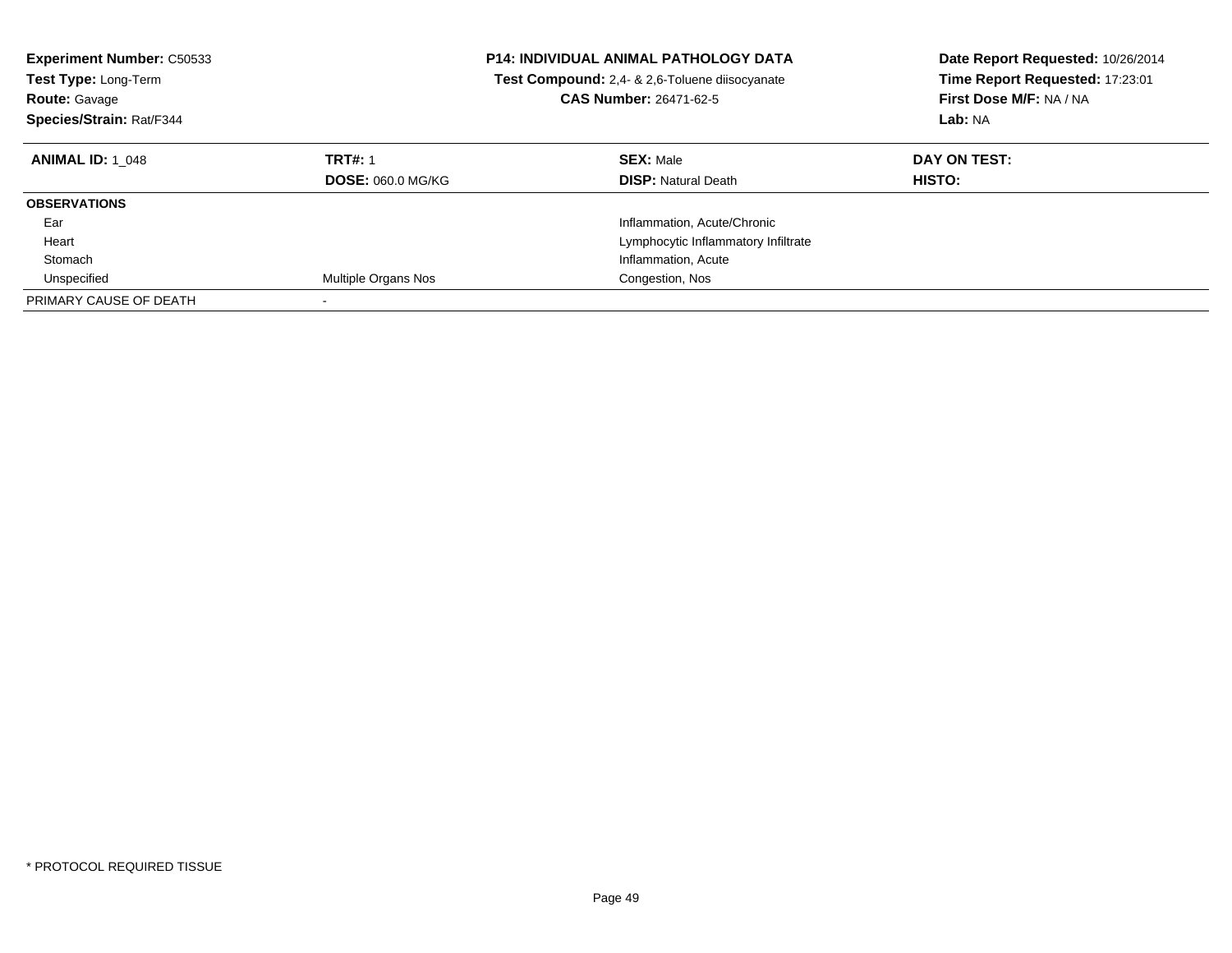**Experiment Number:** C50533
**Test Type:** Long-Term
**Route:** Gavage
**Species/Strain:** Rat/F344

**P14: INDIVIDUAL ANIMAL PATHOLOGY DATA**
**Test Compound:** 2,4- & 2,6-Toluene diisocyanate
**CAS Number:** 26471-62-5

**Date Report Requested:** 10/26/2014
**Time Report Requested:** 17:23:01
**First Dose M/F:** NA / NA
**Lab:** NA

| **ANIMAL ID:** 1_048 | **TRT#:** 1 | **SEX:** Male | **DAY ON TEST:** |
|---|---|---|---|
| | **DOSE:** 060.0 MG/KG | **DISP:** Natural Death | **HISTO:** |
| **OBSERVATIONS** | | | |
| Ear | | Inflammation, Acute/Chronic | |
| Heart | | Lymphocytic Inflammatory Infiltrate | |
| Stomach | | Inflammation, Acute | |
| Unspecified | Multiple Organs Nos | Congestion, Nos | |
| PRIMARY CAUSE OF DEATH | - | | |

\* PROTOCOL REQUIRED TISSUE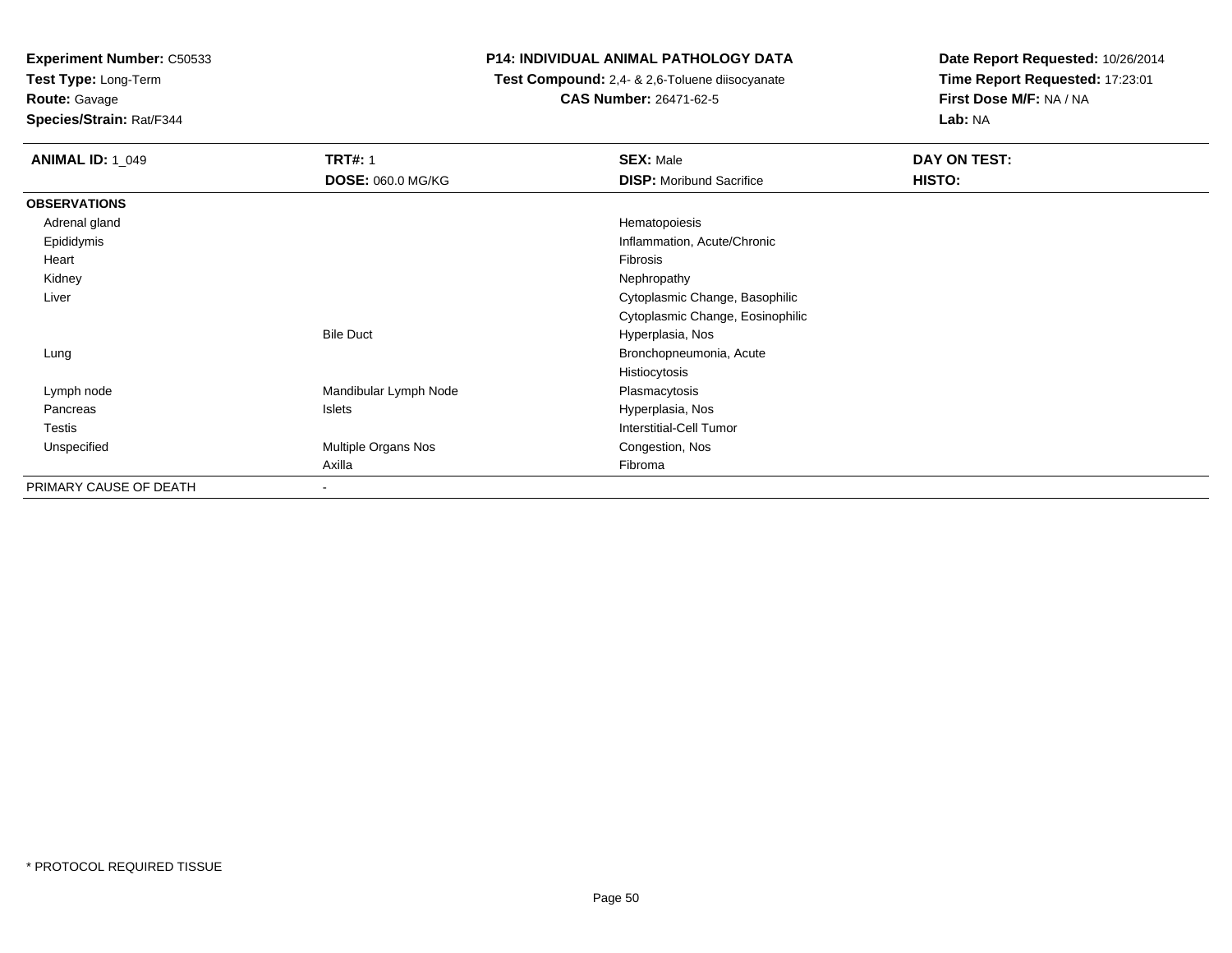**Experiment Number:** C50533
**Test Type:** Long-Term
**Route:** Gavage
**Species/Strain:** Rat/F344

**P14: INDIVIDUAL ANIMAL PATHOLOGY DATA**
**Test Compound:** 2,4- & 2,6-Toluene diisocyanate
**CAS Number:** 26471-62-5

**Date Report Requested:** 10/26/2014
**Time Report Requested:** 17:23:01
**First Dose M/F:** NA / NA
**Lab:** NA

| **ANIMAL ID:** 1_049 | **TRT#:** 1 | **SEX:** Male | **DAY ON TEST:** |
|---|---|---|---|
| | **DOSE:** 060.0 MG/KG | **DISP:** Moribund Sacrifice | **HISTO:** |
| **OBSERVATIONS** | | | |
| Adrenal gland | | Hematopoiesis | |
| Epididymis | | Inflammation, Acute/Chronic | |
| Heart | | Fibrosis | |
| Kidney | | Nephropathy | |
| Liver | | Cytoplasmic Change, Basophilic | |
| | | Cytoplasmic Change, Eosinophilic | |
| | Bile Duct | Hyperplasia, Nos | |
| Lung | | Bronchopneumonia, Acute | |
| | | Histiocytosis | |
| Lymph node | Mandibular Lymph Node | Plasmacytosis | |
| Pancreas | Islets | Hyperplasia, Nos | |
| Testis | | Interstitial-Cell Tumor | |
| Unspecified | Multiple Organs Nos | Congestion, Nos | |
| | Axilla | Fibroma | |
| PRIMARY CAUSE OF DEATH | - | | |

\* PROTOCOL REQUIRED TISSUE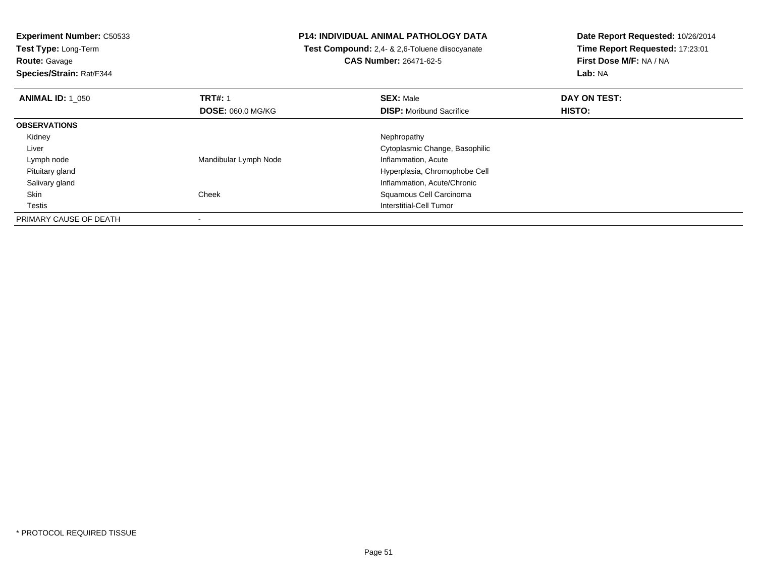**Experiment Number:** C50533
**Test Type:** Long-Term
**Route:** Gavage
**Species/Strain:** Rat/F344

**P14: INDIVIDUAL ANIMAL PATHOLOGY DATA**
**Test Compound:** 2,4- & 2,6-Toluene diisocyanate
**CAS Number:** 26471-62-5

**Date Report Requested:** 10/26/2014
**Time Report Requested:** 17:23:01
**First Dose M/F:** NA / NA
**Lab:** NA

| **ANIMAL ID:** 1_050 | **TRT#:** 1 | **SEX:** Male | **DAY ON TEST:** |
|---|---|---|---|
| | **DOSE:** 060.0 MG/KG | **DISP:** Moribund Sacrifice | **HISTO:** |
| **OBSERVATIONS** | | | |
| Kidney | | Nephropathy | |
| Liver | | Cytoplasmic Change, Basophilic | |
| Lymph node | Mandibular Lymph Node | Inflammation, Acute | |
| Pituitary gland | | Hyperplasia, Chromophobe Cell | |
| Salivary gland | | Inflammation, Acute/Chronic | |
| Skin | Cheek | Squamous Cell Carcinoma | |
| Testis | | Interstitial-Cell Tumor | |
| PRIMARY CAUSE OF DEATH | - | | |

* PROTOCOL REQUIRED TISSUE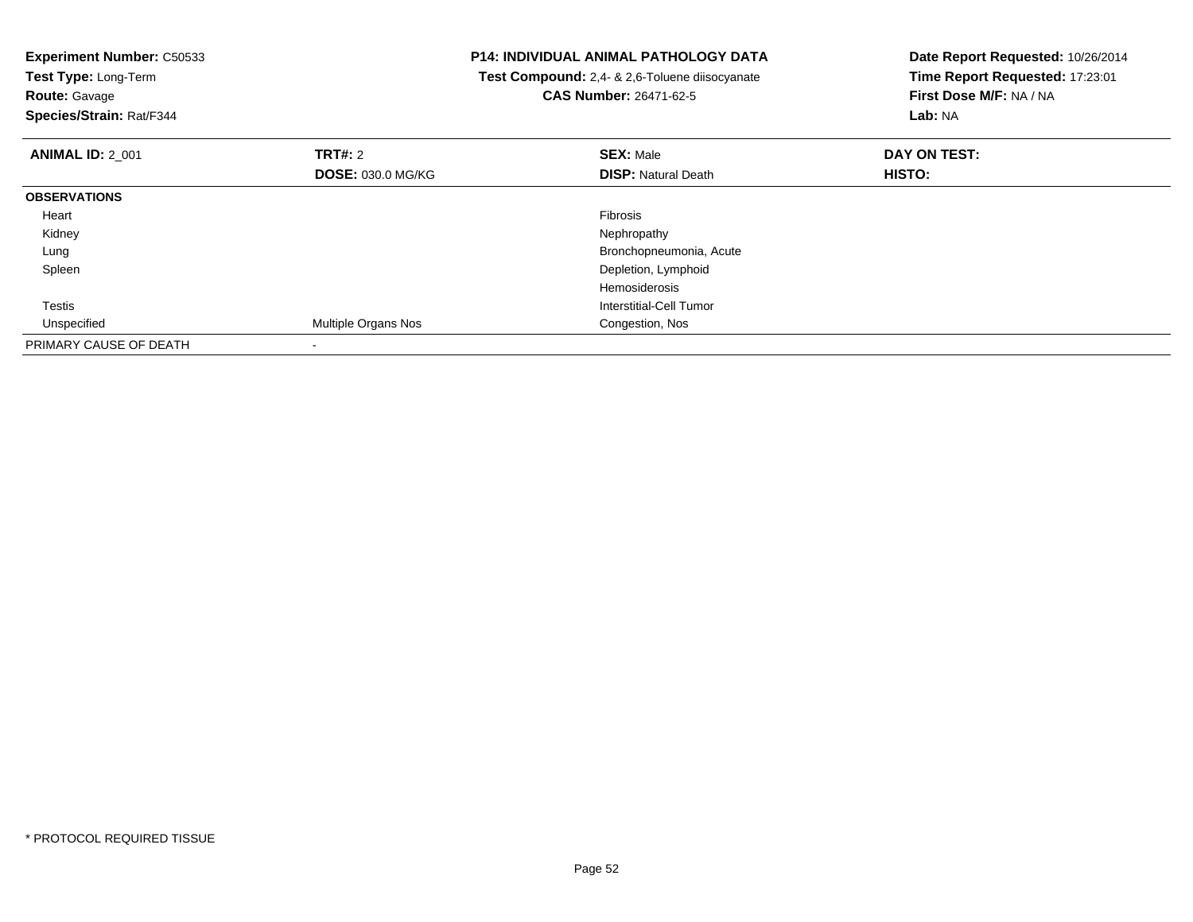**Experiment Number:** C50533
**Test Type:** Long-Term
**Route:** Gavage
**Species/Strain:** Rat/F344

**P14: INDIVIDUAL ANIMAL PATHOLOGY DATA**
**Test Compound:** 2,4- & 2,6-Toluene diisocyanate
**CAS Number:** 26471-62-5

**Date Report Requested:** 10/26/2014
**Time Report Requested:** 17:23:01
**First Dose M/F:** NA / NA
**Lab:** NA

| **ANIMAL ID:** 2_001 | **TRT#:** 2 | **SEX:** Male | **DAY ON TEST:** |
|---|---|---|---|
| | **DOSE:** 030.0 MG/KG | **DISP:** Natural Death | **HISTO:** |
| **OBSERVATIONS** | | | |
| Heart | | Fibrosis | |
| Kidney | | Nephropathy | |
| Lung | | Bronchopneumonia, Acute | |
| Spleen | | Depletion, Lymphoid | |
| | | Hemosiderosis | |
| Testis | | Interstitial-Cell Tumor | |
| Unspecified | Multiple Organs Nos | Congestion, Nos | |
| PRIMARY CAUSE OF DEATH | - | | |

\* PROTOCOL REQUIRED TISSUE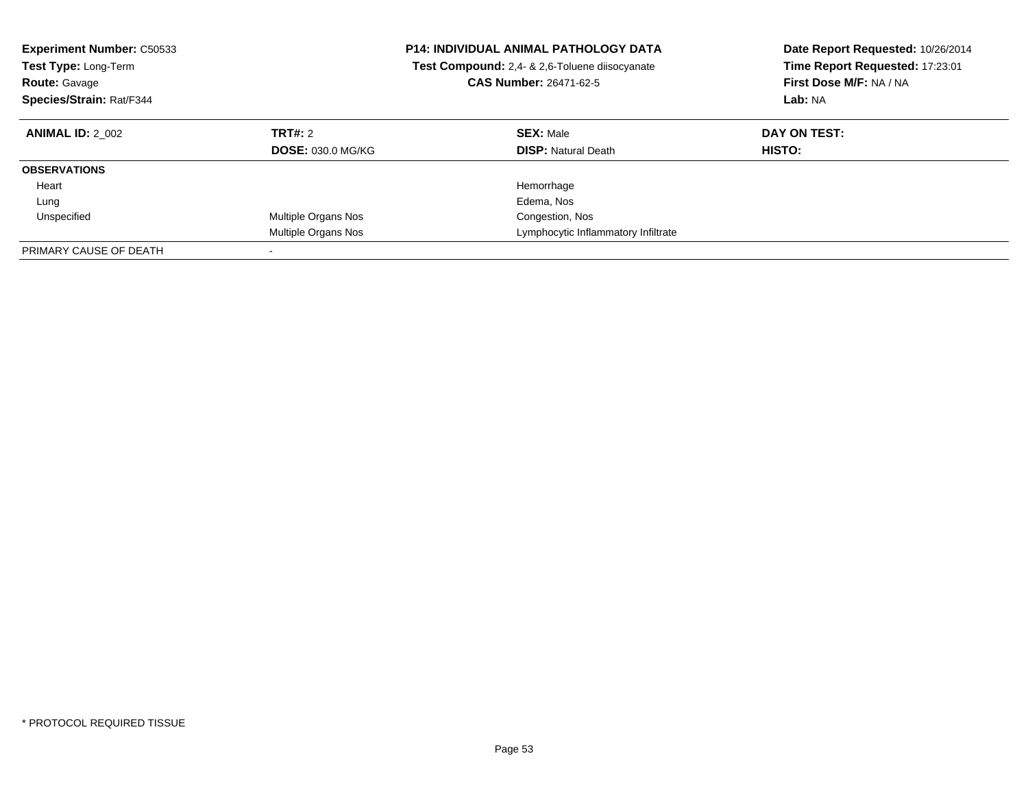**Experiment Number:** C50533
**Test Type:** Long-Term
**Route:** Gavage
**Species/Strain:** Rat/F344

**P14: INDIVIDUAL ANIMAL PATHOLOGY DATA**
**Test Compound:** 2,4- & 2,6-Toluene diisocyanate
**CAS Number:** 26471-62-5

**Date Report Requested:** 10/26/2014
**Time Report Requested:** 17:23:01
**First Dose M/F:** NA / NA
**Lab:** NA

| **ANIMAL ID:** 2_002 | **TRT#:** 2 | **SEX:** Male | **DAY ON TEST:** |
|---|---|---|---|
| | **DOSE:** 030.0 MG/KG | **DISP:** Natural Death | **HISTO:** |
| **OBSERVATIONS** | | | |
| Heart | | Hemorrhage | |
| Lung | | Edema, Nos | |
| Unspecified | Multiple Organs Nos | Congestion, Nos | |
| | Multiple Organs Nos | Lymphocytic Inflammatory Infiltrate | |
| PRIMARY CAUSE OF DEATH | - | | |

* PROTOCOL REQUIRED TISSUE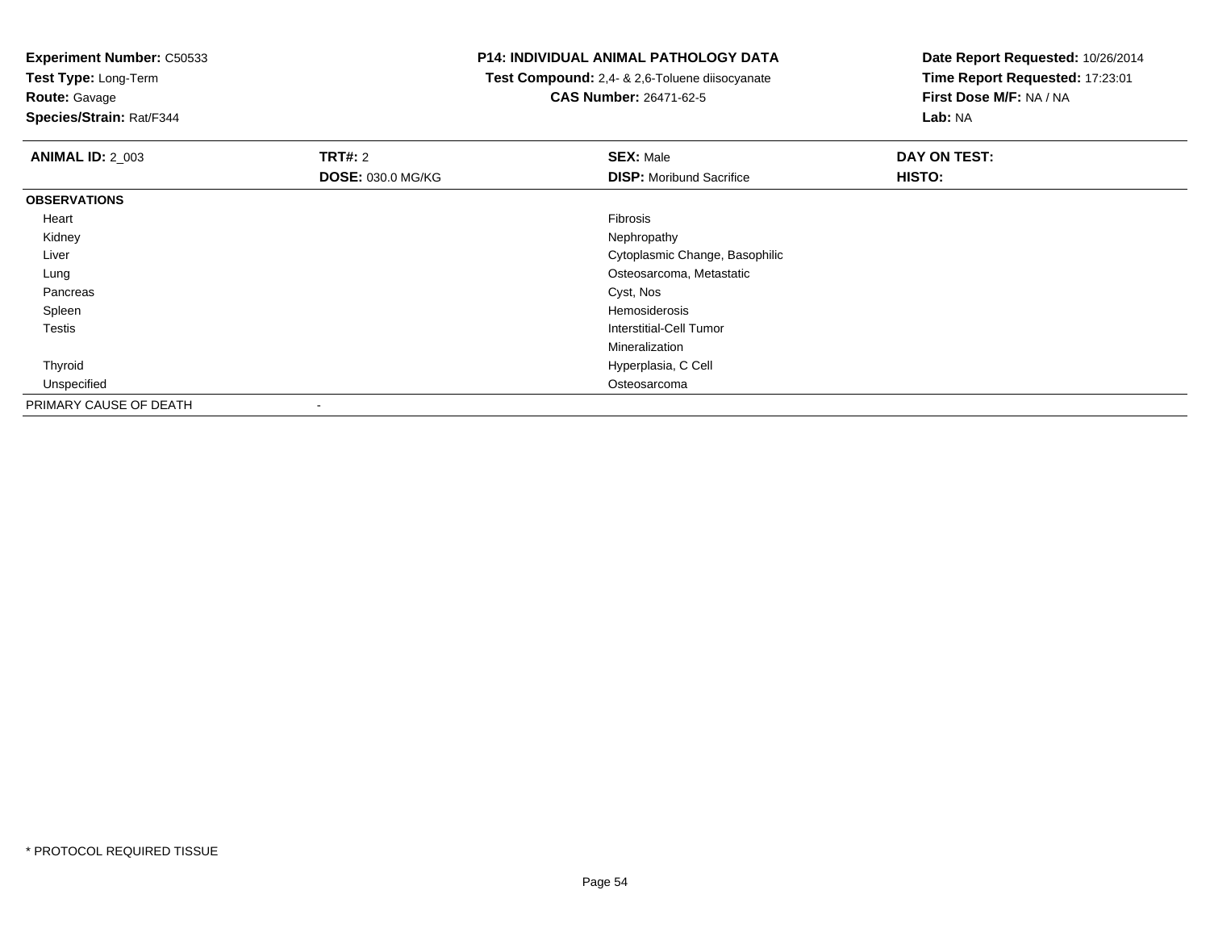**Experiment Number:** C50533
**Test Type:** Long-Term
**Route:** Gavage
**Species/Strain:** Rat/F344

**P14: INDIVIDUAL ANIMAL PATHOLOGY DATA**
**Test Compound:** 2,4- & 2,6-Toluene diisocyanate
**CAS Number:** 26471-62-5

**Date Report Requested:** 10/26/2014
**Time Report Requested:** 17:23:01
**First Dose M/F:** NA / NA
**Lab:** NA

| **ANIMAL ID:** 2_003 | **TRT#:** 2 | **SEX:** Male | **DAY ON TEST:** |
|---|---|---|---|
| | **DOSE:** 030.0 MG/KG | **DISP:** Moribund Sacrifice | **HISTO:** |
| **OBSERVATIONS** | | | |
| Heart | | Fibrosis | |
| Kidney | | Nephropathy | |
| Liver | | Cytoplasmic Change, Basophilic | |
| Lung | | Osteosarcoma, Metastatic | |
| Pancreas | | Cyst, Nos | |
| Spleen | | Hemosiderosis | |
| Testis | | Interstitial-Cell Tumor | |
| | | Mineralization | |
| Thyroid | | Hyperplasia, C Cell | |
| Unspecified | | Osteosarcoma | |
| PRIMARY CAUSE OF DEATH | - | | |

* PROTOCOL REQUIRED TISSUE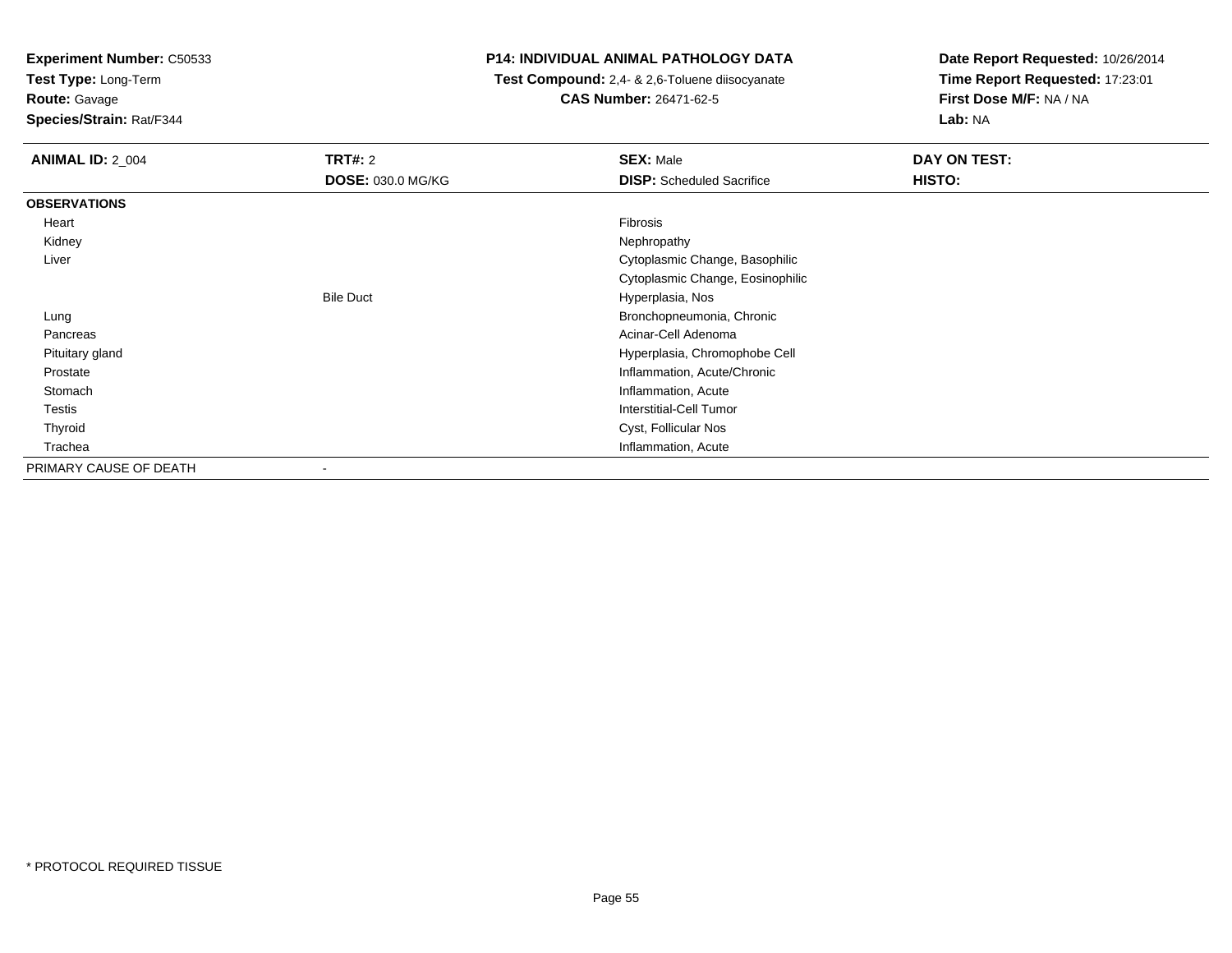**Experiment Number:** C50533
**Test Type:** Long-Term
**Route:** Gavage
**Species/Strain:** Rat/F344

**P14: INDIVIDUAL ANIMAL PATHOLOGY DATA**
**Test Compound:** 2,4- & 2,6-Toluene diisocyanate
**CAS Number:** 26471-62-5

**Date Report Requested:** 10/26/2014
**Time Report Requested:** 17:23:01
**First Dose M/F:** NA / NA
**Lab:** NA

| **ANIMAL ID:** 2_004 | **TRT#:** 2 | **SEX:** Male | **DAY ON TEST:** |
|---|---|---|---|
| | **DOSE:** 030.0 MG/KG | **DISP:** Scheduled Sacrifice | **HISTO:** |
| **OBSERVATIONS** | | | |
| Heart | | Fibrosis | |
| Kidney | | Nephropathy | |
| Liver | | Cytoplasmic Change, Basophilic | |
| | | Cytoplasmic Change, Eosinophilic | |
| | Bile Duct | Hyperplasia, Nos | |
| Lung | | Bronchopneumonia, Chronic | |
| Pancreas | | Acinar-Cell Adenoma | |
| Pituitary gland | | Hyperplasia, Chromophobe Cell | |
| Prostate | | Inflammation, Acute/Chronic | |
| Stomach | | Inflammation, Acute | |
| Testis | | Interstitial-Cell Tumor | |
| Thyroid | | Cyst, Follicular Nos | |
| Trachea | | Inflammation, Acute | |
| PRIMARY CAUSE OF DEATH | - | | |

* PROTOCOL REQUIRED TISSUE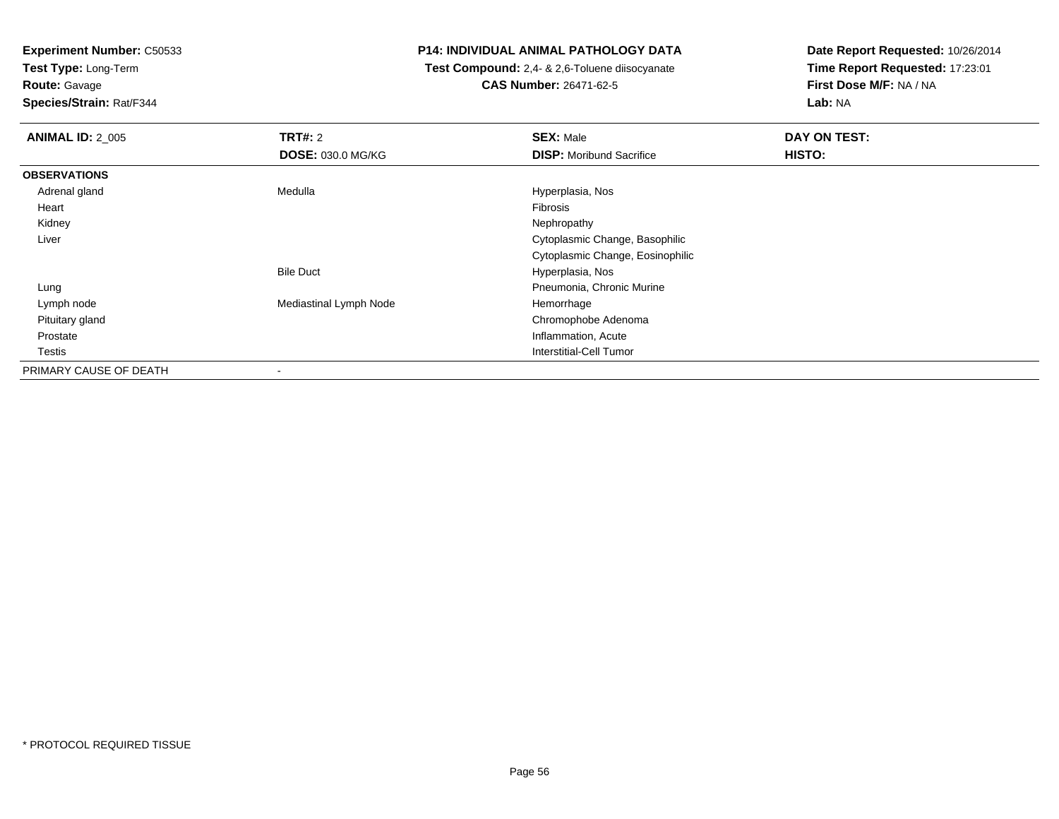**Experiment Number:** C50533
**Test Type:** Long-Term
**Route:** Gavage
**Species/Strain:** Rat/F344

**P14: INDIVIDUAL ANIMAL PATHOLOGY DATA**
**Test Compound:** 2,4- & 2,6-Toluene diisocyanate
**CAS Number:** 26471-62-5

**Date Report Requested:** 10/26/2014
**Time Report Requested:** 17:23:01
**First Dose M/F:** NA / NA
**Lab:** NA

| **ANIMAL ID:** 2_005 | **TRT#:** 2 | **SEX:** Male | **DAY ON TEST:** |
|---|---|---|---|
| | **DOSE:** 030.0 MG/KG | **DISP:** Moribund Sacrifice | **HISTO:** |
| **OBSERVATIONS** | | | |
| Adrenal gland | Medulla | Hyperplasia, Nos | |
| Heart | | Fibrosis | |
| Kidney | | Nephropathy | |
| Liver | | Cytoplasmic Change, Basophilic | |
| | | Cytoplasmic Change, Eosinophilic | |
| | Bile Duct | Hyperplasia, Nos | |
| Lung | | Pneumonia, Chronic Murine | |
| Lymph node | Mediastinal Lymph Node | Hemorrhage | |
| Pituitary gland | | Chromophobe Adenoma | |
| Prostate | | Inflammation, Acute | |
| Testis | | Interstitial-Cell Tumor | |
| PRIMARY CAUSE OF DEATH | - | | |

* PROTOCOL REQUIRED TISSUE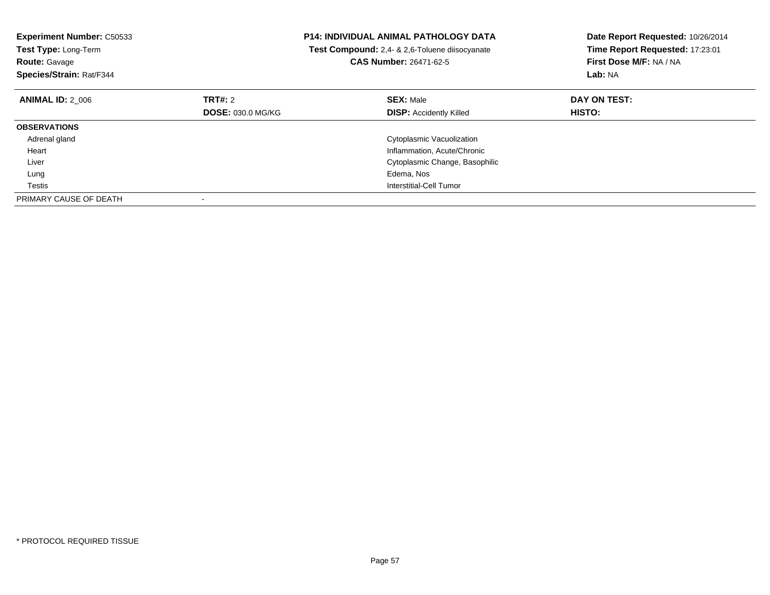**Experiment Number:** C50533
**Test Type:** Long-Term
**Route:** Gavage
**Species/Strain:** Rat/F344

**P14: INDIVIDUAL ANIMAL PATHOLOGY DATA**
**Test Compound:** 2,4- & 2,6-Toluene diisocyanate
**CAS Number:** 26471-62-5

**Date Report Requested:** 10/26/2014
**Time Report Requested:** 17:23:01
**First Dose M/F:** NA / NA
**Lab:** NA

| **ANIMAL ID:** 2_006 | **TRT#:** 2 | **SEX:** Male | **DAY ON TEST:** |
|---|---|---|---|
| | **DOSE:** 030.0 MG/KG | **DISP:** Accidently Killed | **HISTO:** |
| **OBSERVATIONS** | | | |
| Adrenal gland | | Cytoplasmic Vacuolization | |
| Heart | | Inflammation, Acute/Chronic | |
| Liver | | Cytoplasmic Change, Basophilic | |
| Lung | | Edema, Nos | |
| Testis | | Interstitial-Cell Tumor | |
| PRIMARY CAUSE OF DEATH | - | | |

\* PROTOCOL REQUIRED TISSUE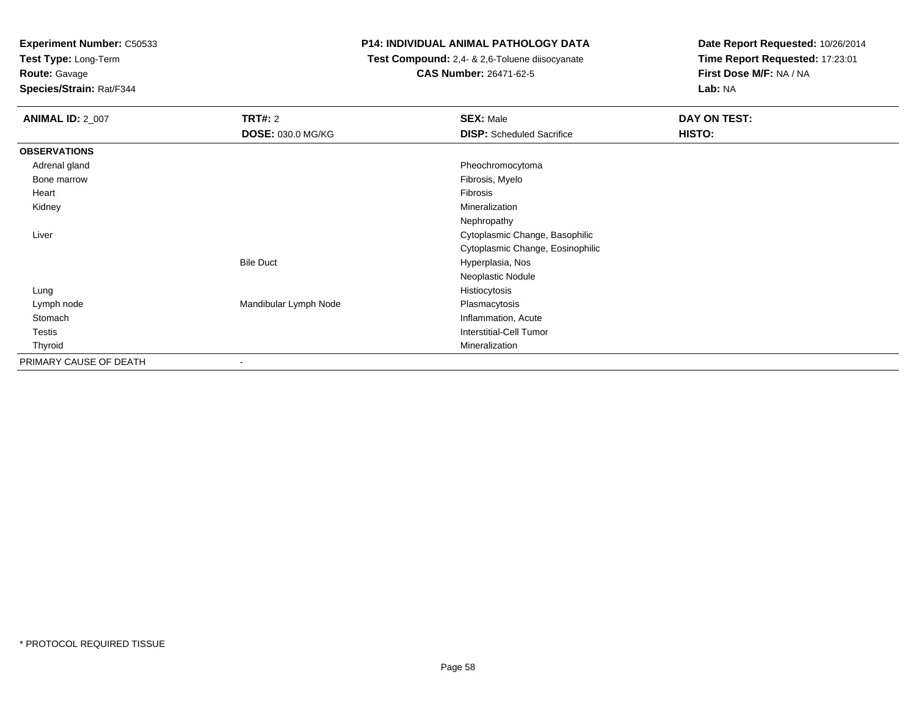**Experiment Number:** C50533
**Test Type:** Long-Term
**Route:** Gavage
**Species/Strain:** Rat/F344

**P14: INDIVIDUAL ANIMAL PATHOLOGY DATA**
**Test Compound:** 2,4- & 2,6-Toluene diisocyanate
**CAS Number:** 26471-62-5

**Date Report Requested:** 10/26/2014
**Time Report Requested:** 17:23:01
**First Dose M/F:** NA / NA
**Lab:** NA

| **ANIMAL ID:** 2_007 | **TRT#:** 2 | **SEX:** Male | **DAY ON TEST:** |
|---|---|---|---|
| | **DOSE:** 030.0 MG/KG | **DISP:** Scheduled Sacrifice | **HISTO:** |
| **OBSERVATIONS** | | | |
| Adrenal gland | | Pheochromocytoma | |
| Bone marrow | | Fibrosis, Myelo | |
| Heart | | Fibrosis | |
| Kidney | | Mineralization | |
| | | Nephropathy | |
| Liver | | Cytoplasmic Change, Basophilic | |
| | | Cytoplasmic Change, Eosinophilic | |
| | Bile Duct | Hyperplasia, Nos | |
| | | Neoplastic Nodule | |
| Lung | | Histiocytosis | |
| Lymph node | Mandibular Lymph Node | Plasmacytosis | |
| Stomach | | Inflammation, Acute | |
| Testis | | Interstitial-Cell Tumor | |
| Thyroid | | Mineralization | |
| PRIMARY CAUSE OF DEATH | - | | |

* PROTOCOL REQUIRED TISSUE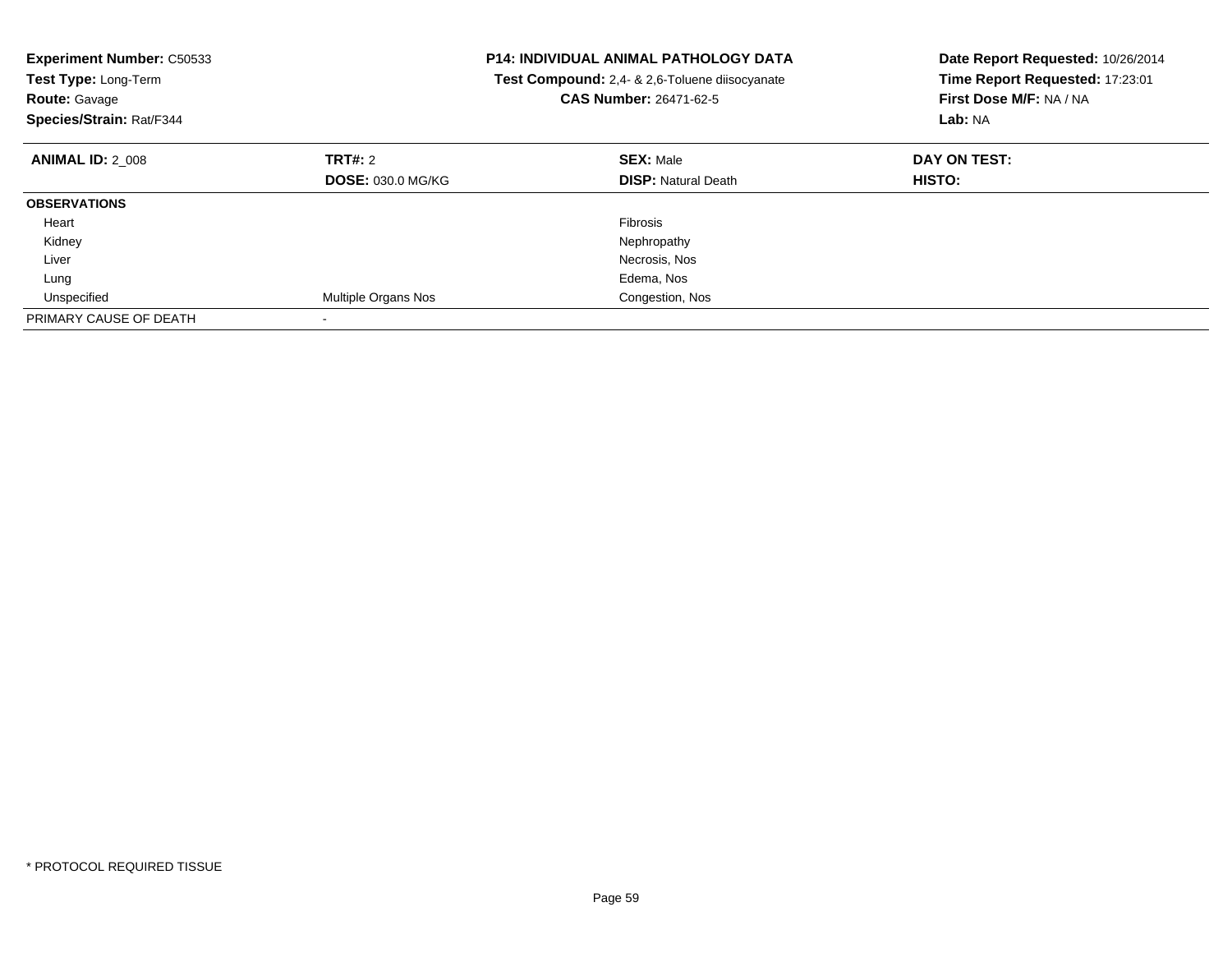**Experiment Number:** C50533
**Test Type:** Long-Term
**Route:** Gavage
**Species/Strain:** Rat/F344

**P14: INDIVIDUAL ANIMAL PATHOLOGY DATA**
**Test Compound:** 2,4- & 2,6-Toluene diisocyanate
**CAS Number:** 26471-62-5

**Date Report Requested:** 10/26/2014
**Time Report Requested:** 17:23:01
**First Dose M/F:** NA / NA
**Lab:** NA

| **ANIMAL ID:** 2_008 | **TRT#:** 2 | **SEX:** Male | **DAY ON TEST:** |
|---|---|---|---|
| | **DOSE:** 030.0 MG/KG | **DISP:** Natural Death | **HISTO:** |
| **OBSERVATIONS** | | | |
| Heart | | Fibrosis | |
| Kidney | | Nephropathy | |
| Liver | | Necrosis, Nos | |
| Lung | | Edema, Nos | |
| Unspecified | Multiple Organs Nos | Congestion, Nos | |
| PRIMARY CAUSE OF DEATH | - | | |

* PROTOCOL REQUIRED TISSUE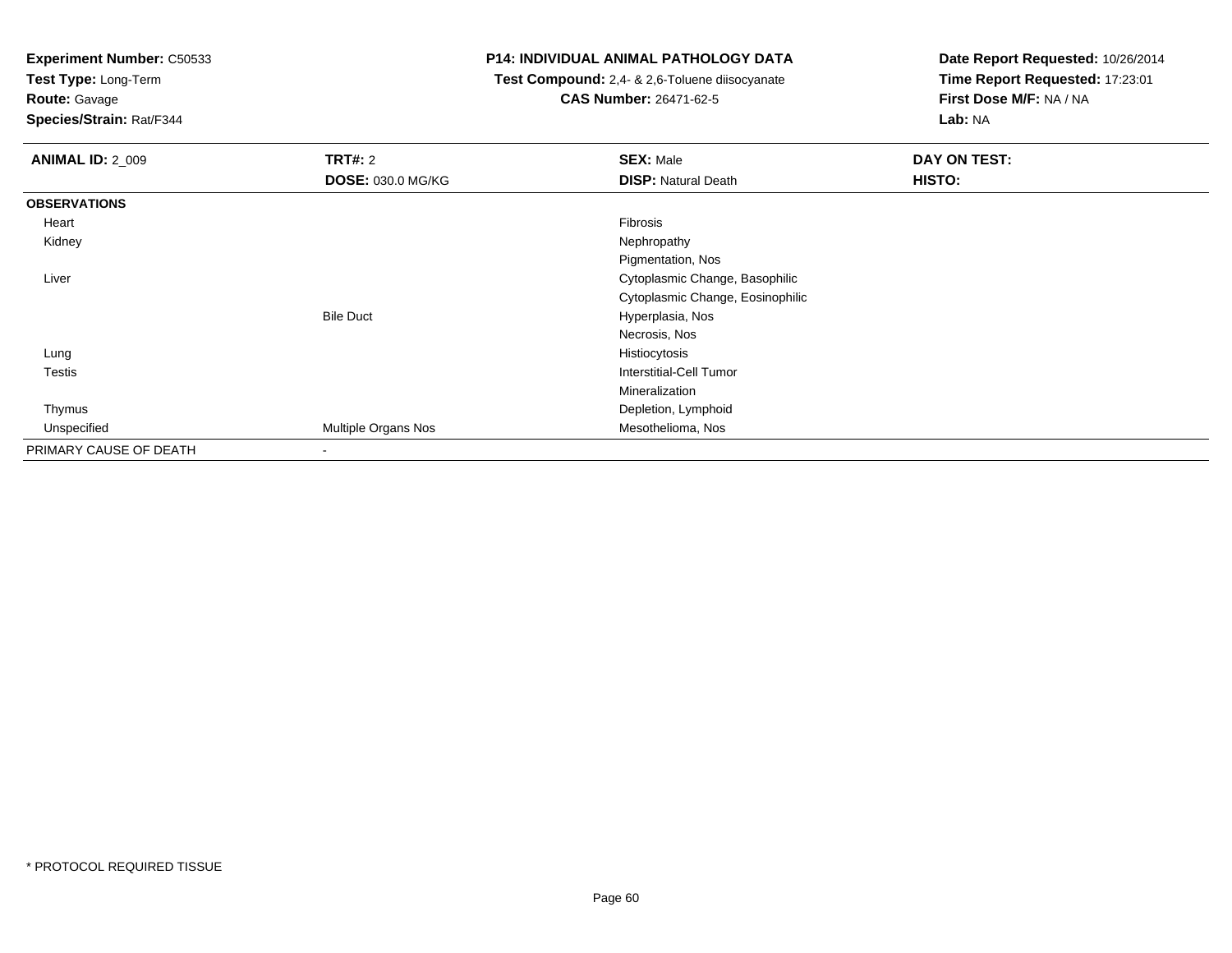**Experiment Number:** C50533
**Test Type:** Long-Term
**Route:** Gavage
**Species/Strain:** Rat/F344

# P14: INDIVIDUAL ANIMAL PATHOLOGY DATA

**Test Compound:** 2,4- & 2,6-Toluene diisocyanate
**CAS Number:** 26471-62-5

**Date Report Requested:** 10/26/2014
**Time Report Requested:** 17:23:01
**First Dose M/F:** NA / NA
**Lab:** NA

| **ANIMAL ID:** 2_009 | **TRT#:** 2 | **SEX:** Male | **DAY ON TEST:** |
|---|---|---|---|
| | **DOSE:** 030.0 MG/KG | **DISP:** Natural Death | **HISTO:** |
| **OBSERVATIONS** | | | |
| Heart | | Fibrosis | |
| Kidney | | Nephropathy | |
| | | Pigmentation, Nos | |
| Liver | | Cytoplasmic Change, Basophilic | |
| | | Cytoplasmic Change, Eosinophilic | |
| | Bile Duct | Hyperplasia, Nos | |
| | | Necrosis, Nos | |
| Lung | | Histiocytosis | |
| Testis | | Interstitial-Cell Tumor | |
| | | Mineralization | |
| Thymus | | Depletion, Lymphoid | |
| Unspecified | Multiple Organs Nos | Mesothelioma, Nos | |
| PRIMARY CAUSE OF DEATH | - | | |

* PROTOCOL REQUIRED TISSUE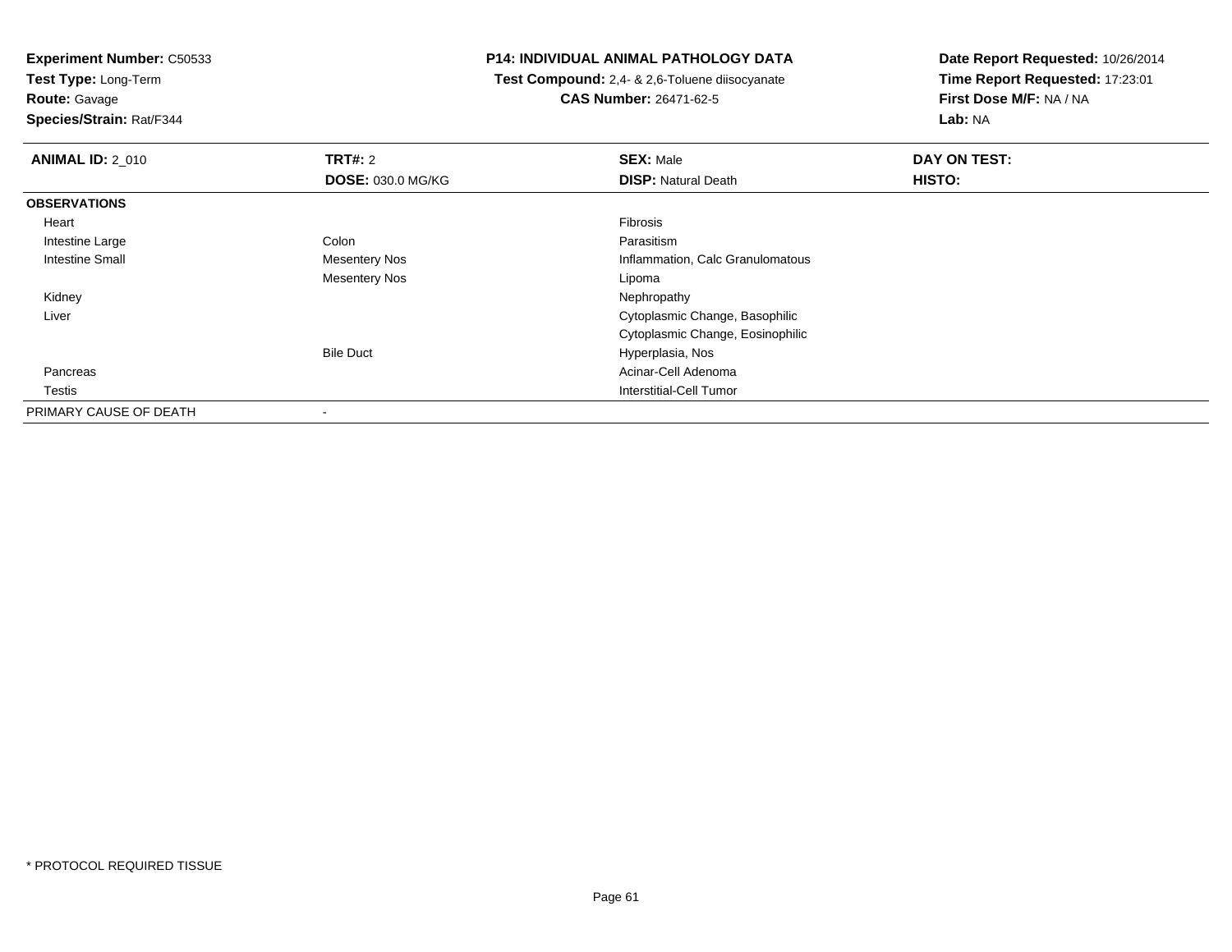**Experiment Number:** C50533
**Test Type:** Long-Term
**Route:** Gavage
**Species/Strain:** Rat/F344

**P14: INDIVIDUAL ANIMAL PATHOLOGY DATA**
**Test Compound:** 2,4- & 2,6-Toluene diisocyanate
**CAS Number:** 26471-62-5

**Date Report Requested:** 10/26/2014
**Time Report Requested:** 17:23:01
**First Dose M/F:** NA / NA
**Lab:** NA

| **ANIMAL ID:** 2_010 | **TRT#:** 2 | **SEX:** Male | **DAY ON TEST:** |
|---|---|---|---|
| | **DOSE:** 030.0 MG/KG | **DISP:** Natural Death | **HISTO:** |
| **OBSERVATIONS** | | | |
| Heart | | Fibrosis | |
| Intestine Large | Colon | Parasitism | |
| Intestine Small | Mesentery Nos | Inflammation, Calc Granulomatous | |
| | Mesentery Nos | Lipoma | |
| Kidney | | Nephropathy | |
| Liver | | Cytoplasmic Change, Basophilic | |
| | | Cytoplasmic Change, Eosinophilic | |
| | Bile Duct | Hyperplasia, Nos | |
| Pancreas | | Acinar-Cell Adenoma | |
| Testis | | Interstitial-Cell Tumor | |
| PRIMARY CAUSE OF DEATH | - | | |

* PROTOCOL REQUIRED TISSUE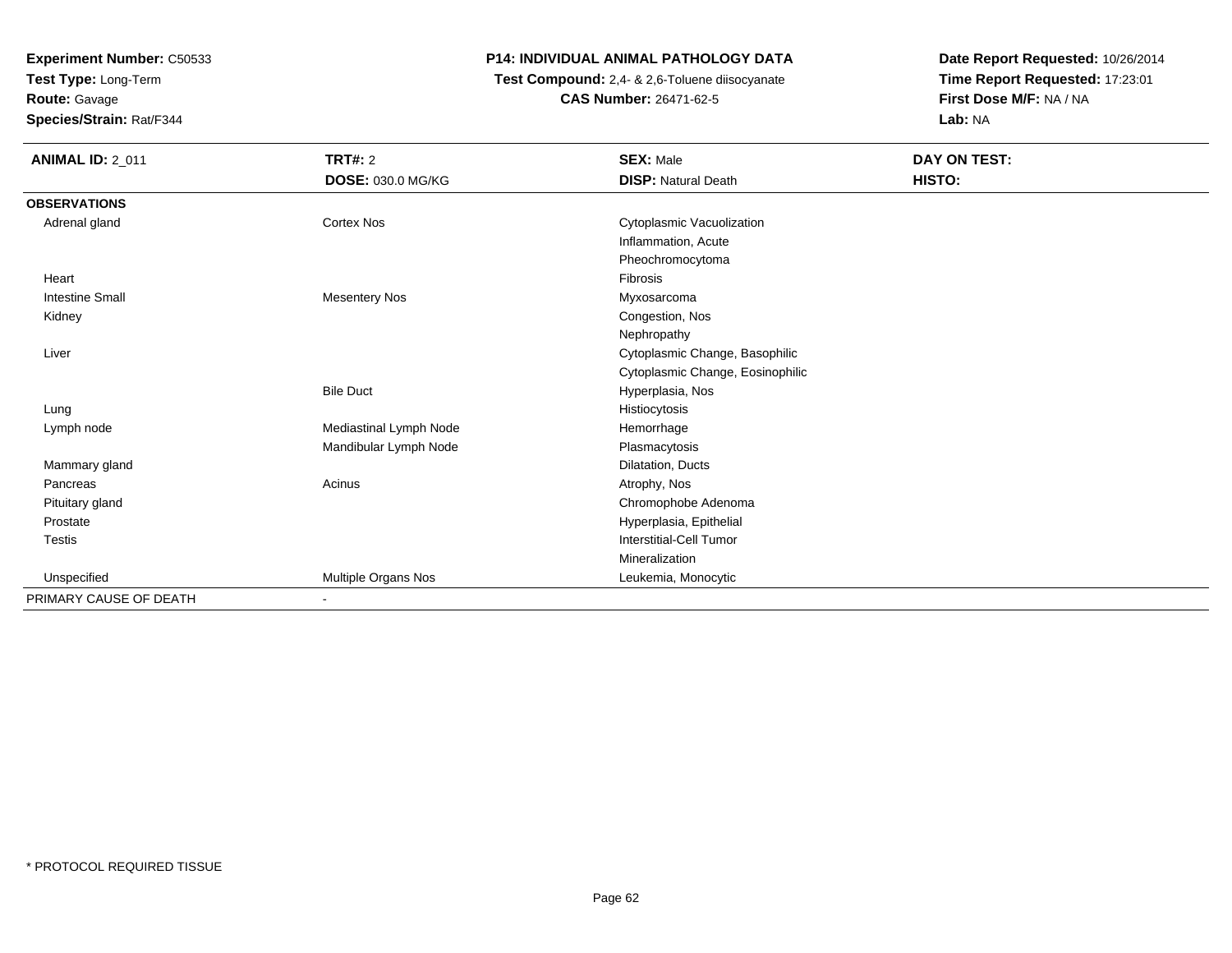**Experiment Number:** C50533
**Test Type:** Long-Term
**Route:** Gavage
**Species/Strain:** Rat/F344

**P14: INDIVIDUAL ANIMAL PATHOLOGY DATA**
**Test Compound:** 2,4- & 2,6-Toluene diisocyanate
**CAS Number:** 26471-62-5

**Date Report Requested:** 10/26/2014
**Time Report Requested:** 17:23:01
**First Dose M/F:** NA / NA
**Lab:** NA

| **ANIMAL ID:** 2_011 | **TRT#:** 2 | **SEX:** Male | **DAY ON TEST:** |
|---|---|---|---|
| | **DOSE:** 030.0 MG/KG | **DISP:** Natural Death | **HISTO:** |
| **OBSERVATIONS** | | | |
| Adrenal gland | Cortex Nos | Cytoplasmic Vacuolization | |
| | | Inflammation, Acute | |
| | | Pheochromocytoma | |
| Heart | | Fibrosis | |
| Intestine Small | Mesentery Nos | Myxosarcoma | |
| Kidney | | Congestion, Nos | |
| | | Nephropathy | |
| Liver | | Cytoplasmic Change, Basophilic | |
| | | Cytoplasmic Change, Eosinophilic | |
| | Bile Duct | Hyperplasia, Nos | |
| Lung | | Histiocytosis | |
| Lymph node | Mediastinal Lymph Node | Hemorrhage | |
| | Mandibular Lymph Node | Plasmacytosis | |
| Mammary gland | | Dilatation, Ducts | |
| Pancreas | Acinus | Atrophy, Nos | |
| Pituitary gland | | Chromophobe Adenoma | |
| Prostate | | Hyperplasia, Epithelial | |
| Testis | | Interstitial-Cell Tumor | |
| | | Mineralization | |
| Unspecified | Multiple Organs Nos | Leukemia, Monocytic | |
| PRIMARY CAUSE OF DEATH | - | | |

* PROTOCOL REQUIRED TISSUE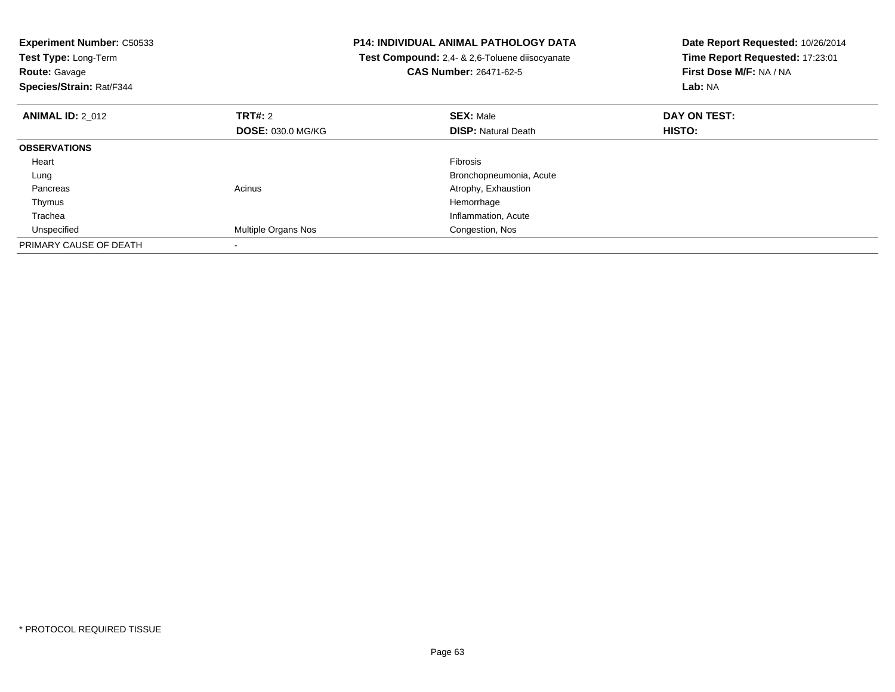**Experiment Number:** C50533
**Test Type:** Long-Term
**Route:** Gavage
**Species/Strain:** Rat/F344

**P14: INDIVIDUAL ANIMAL PATHOLOGY DATA**
**Test Compound:** 2,4- & 2,6-Toluene diisocyanate
**CAS Number:** 26471-62-5

**Date Report Requested:** 10/26/2014
**Time Report Requested:** 17:23:01
**First Dose M/F:** NA / NA
**Lab:** NA

| **ANIMAL ID:** 2_012 | **TRT#:** 2 | **SEX:** Male | **DAY ON TEST:** |
|---|---|---|---|
| | **DOSE:** 030.0 MG/KG | **DISP:** Natural Death | **HISTO:** |
| **OBSERVATIONS** | | | |
| Heart | | Fibrosis | |
| Lung | | Bronchopneumonia, Acute | |
| Pancreas | Acinus | Atrophy, Exhaustion | |
| Thymus | | Hemorrhage | |
| Trachea | | Inflammation, Acute | |
| Unspecified | Multiple Organs Nos | Congestion, Nos | |
| PRIMARY CAUSE OF DEATH | - | | |

* PROTOCOL REQUIRED TISSUE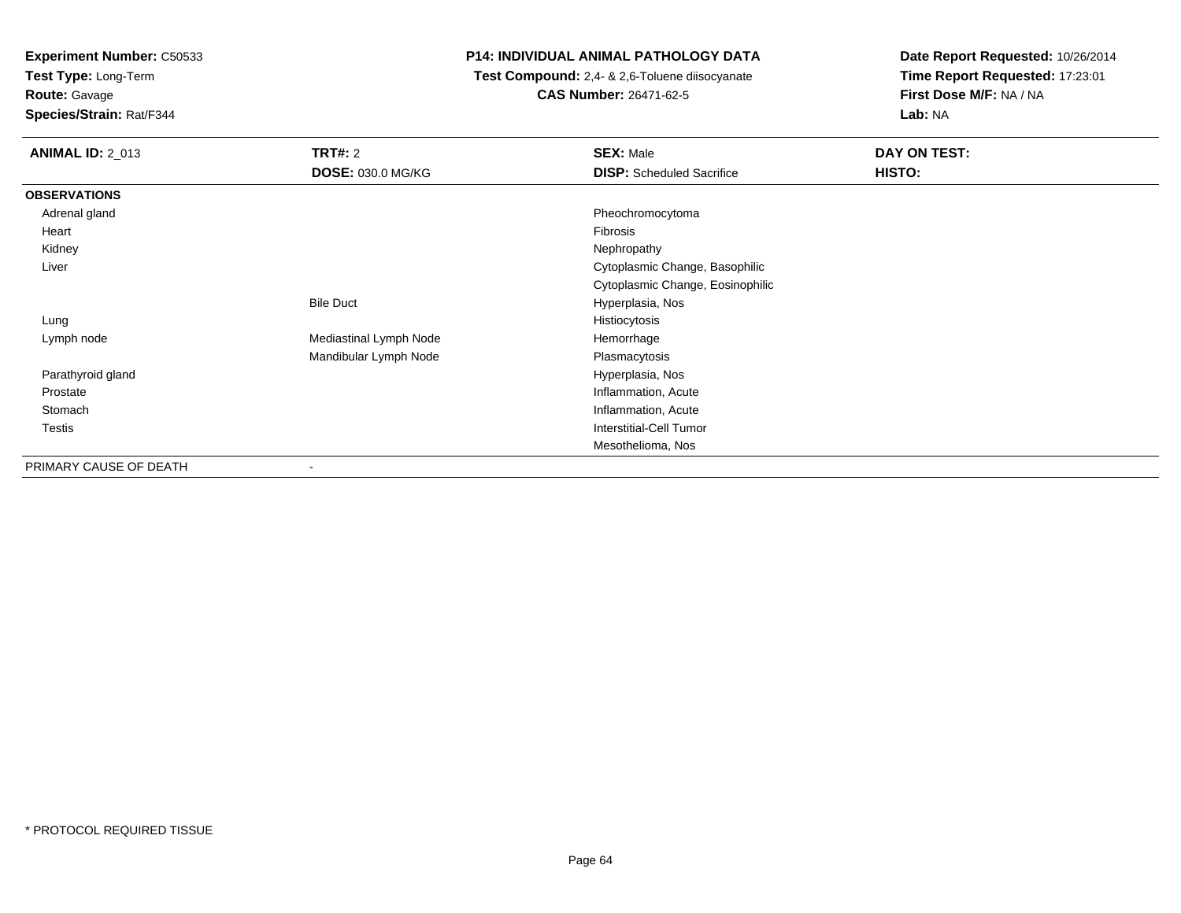**Experiment Number:** C50533
**Test Type:** Long-Term
**Route:** Gavage
**Species/Strain:** Rat/F344

**P14: INDIVIDUAL ANIMAL PATHOLOGY DATA**
**Test Compound:** 2,4- & 2,6-Toluene diisocyanate
**CAS Number:** 26471-62-5

**Date Report Requested:** 10/26/2014
**Time Report Requested:** 17:23:01
**First Dose M/F:** NA / NA
**Lab:** NA

| **ANIMAL ID:** 2_013 | **TRT#:** 2 | **SEX:** Male | **DAY ON TEST:** |
|---|---|---|---|
| | **DOSE:** 030.0 MG/KG | **DISP:** Scheduled Sacrifice | **HISTO:** |
| **OBSERVATIONS** | | | |
| Adrenal gland | | Pheochromocytoma | |
| Heart | | Fibrosis | |
| Kidney | | Nephropathy | |
| Liver | | Cytoplasmic Change, Basophilic | |
| | | Cytoplasmic Change, Eosinophilic | |
| | Bile Duct | Hyperplasia, Nos | |
| Lung | | Histiocytosis | |
| Lymph node | Mediastinal Lymph Node | Hemorrhage | |
| | Mandibular Lymph Node | Plasmacytosis | |
| Parathyroid gland | | Hyperplasia, Nos | |
| Prostate | | Inflammation, Acute | |
| Stomach | | Inflammation, Acute | |
| Testis | | Interstitial-Cell Tumor | |
| | | Mesothelioma, Nos | |
| PRIMARY CAUSE OF DEATH | - | | |

\* PROTOCOL REQUIRED TISSUE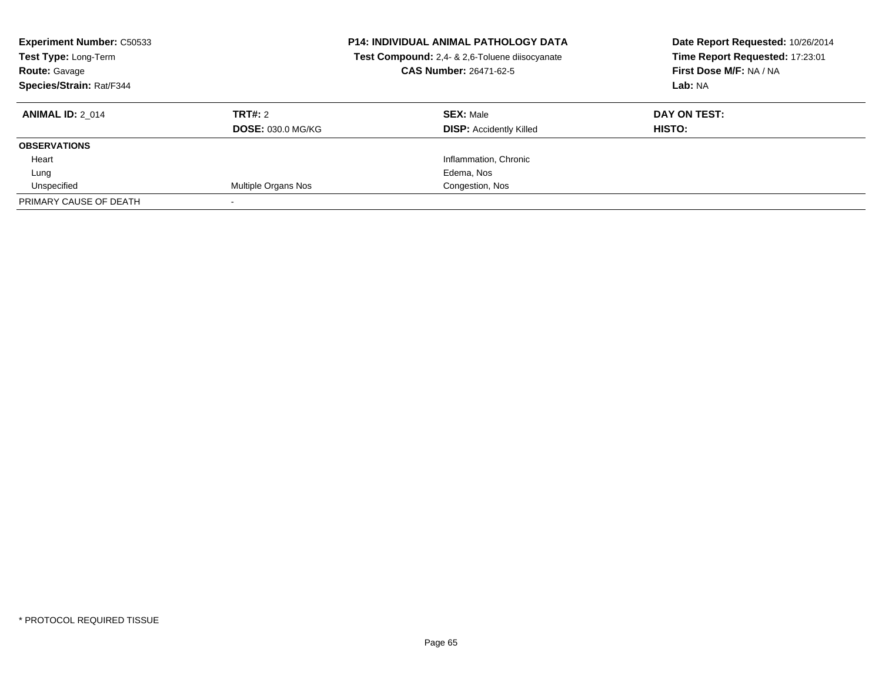**Experiment Number:** C50533
**Test Type:** Long-Term
**Route:** Gavage
**Species/Strain:** Rat/F344

**P14: INDIVIDUAL ANIMAL PATHOLOGY DATA**
**Test Compound:** 2,4- & 2,6-Toluene diisocyanate
**CAS Number:** 26471-62-5

**Date Report Requested:** 10/26/2014
**Time Report Requested:** 17:23:01
**First Dose M/F:** NA / NA
**Lab:** NA

| **ANIMAL ID:** 2_014 | **TRT#:** 2 | **SEX:** Male | **DAY ON TEST:** |
|---|---|---|---|
| | **DOSE:** 030.0 MG/KG | **DISP:** Accidently Killed | **HISTO:** |
| **OBSERVATIONS** | | | |
| Heart | | Inflammation, Chronic | |
| Lung | | Edema, Nos | |
| Unspecified | Multiple Organs Nos | Congestion, Nos | |
| PRIMARY CAUSE OF DEATH | - | | |

* PROTOCOL REQUIRED TISSUE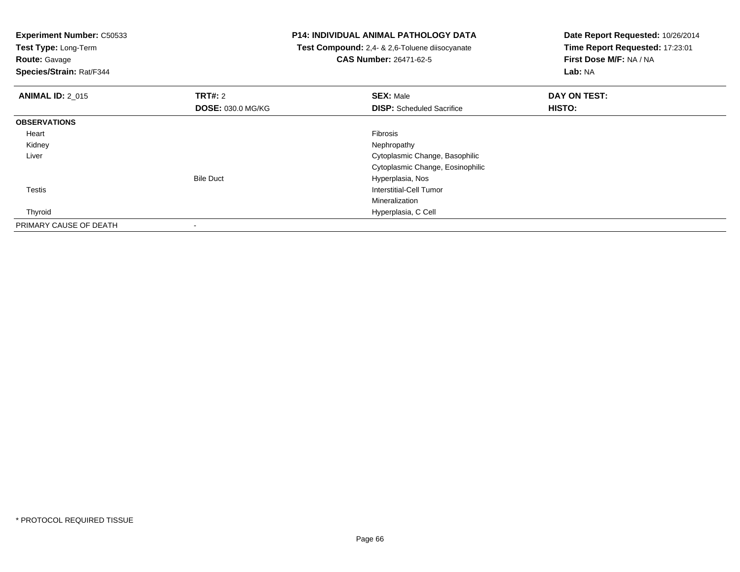**Experiment Number:** C50533
**Test Type:** Long-Term
**Route:** Gavage
**Species/Strain:** Rat/F344

**P14: INDIVIDUAL ANIMAL PATHOLOGY DATA**
**Test Compound:** 2,4- & 2,6-Toluene diisocyanate
**CAS Number:** 26471-62-5

**Date Report Requested:** 10/26/2014
**Time Report Requested:** 17:23:01
**First Dose M/F:** NA / NA
**Lab:** NA

| **ANIMAL ID:** 2_015 | **TRT#:** 2 | **SEX:** Male | **DAY ON TEST:** |
|---|---|---|---|
| | **DOSE:** 030.0 MG/KG | **DISP:** Scheduled Sacrifice | **HISTO:** |
| **OBSERVATIONS** | | | |
| Heart | | Fibrosis | |
| Kidney | | Nephropathy | |
| Liver | | Cytoplasmic Change, Basophilic | |
| | | Cytoplasmic Change, Eosinophilic | |
| | Bile Duct | Hyperplasia, Nos | |
| Testis | | Interstitial-Cell Tumor | |
| | | Mineralization | |
| Thyroid | | Hyperplasia, C Cell | |
| PRIMARY CAUSE OF DEATH | - | | |

* PROTOCOL REQUIRED TISSUE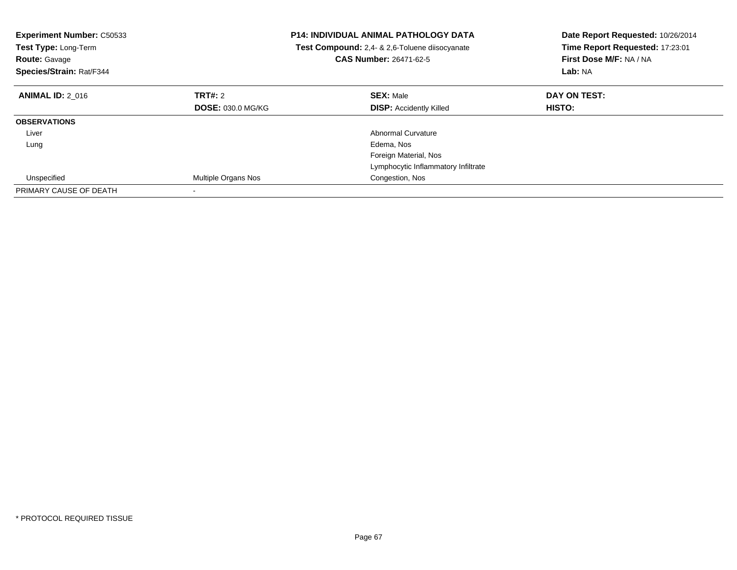**Experiment Number:** C50533
**Test Type:** Long-Term
**Route:** Gavage
**Species/Strain:** Rat/F344

**P14: INDIVIDUAL ANIMAL PATHOLOGY DATA**
**Test Compound:** 2,4- & 2,6-Toluene diisocyanate
**CAS Number:** 26471-62-5

**Date Report Requested:** 10/26/2014
**Time Report Requested:** 17:23:01
**First Dose M/F:** NA / NA
**Lab:** NA

| **ANIMAL ID:** 2_016 | **TRT#:** 2 | **SEX:** Male | **DAY ON TEST:** |
|---|---|---|---|
| | **DOSE:** 030.0 MG/KG | **DISP:** Accidently Killed | **HISTO:** |
| **OBSERVATIONS** | | | |
| Liver | | Abnormal Curvature | |
| Lung | | Edema, Nos | |
| | | Foreign Material, Nos | |
| | | Lymphocytic Inflammatory Infiltrate | |
| Unspecified | Multiple Organs Nos | Congestion, Nos | |
| PRIMARY CAUSE OF DEATH | - | | |

* PROTOCOL REQUIRED TISSUE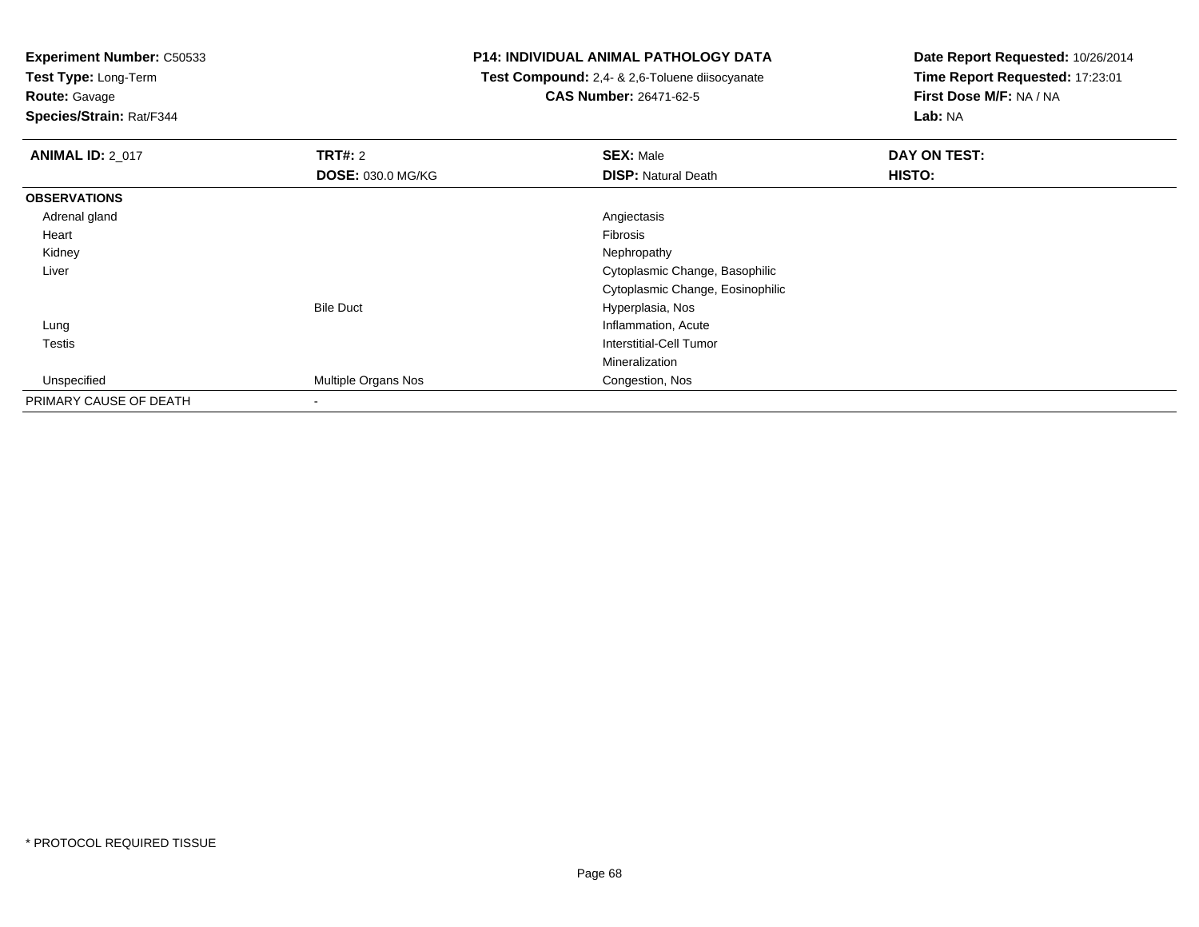**Experiment Number:** C50533
**Test Type:** Long-Term
**Route:** Gavage
**Species/Strain:** Rat/F344

**P14: INDIVIDUAL ANIMAL PATHOLOGY DATA**
**Test Compound:** 2,4- & 2,6-Toluene diisocyanate
**CAS Number:** 26471-62-5

**Date Report Requested:** 10/26/2014
**Time Report Requested:** 17:23:01
**First Dose M/F:** NA / NA
**Lab:** NA

| **ANIMAL ID:** 2_017 | **TRT#:** 2 | **SEX:** Male | **DAY ON TEST:** |
|---|---|---|---|
| | **DOSE:** 030.0 MG/KG | **DISP:** Natural Death | **HISTO:** |
| **OBSERVATIONS** | | | |
| Adrenal gland | | Angiectasis | |
| Heart | | Fibrosis | |
| Kidney | | Nephropathy | |
| Liver | | Cytoplasmic Change, Basophilic | |
| | | Cytoplasmic Change, Eosinophilic | |
| | Bile Duct | Hyperplasia, Nos | |
| Lung | | Inflammation, Acute | |
| Testis | | Interstitial-Cell Tumor | |
| | | Mineralization | |
| Unspecified | Multiple Organs Nos | Congestion, Nos | |
| PRIMARY CAUSE OF DEATH | - | | |

* PROTOCOL REQUIRED TISSUE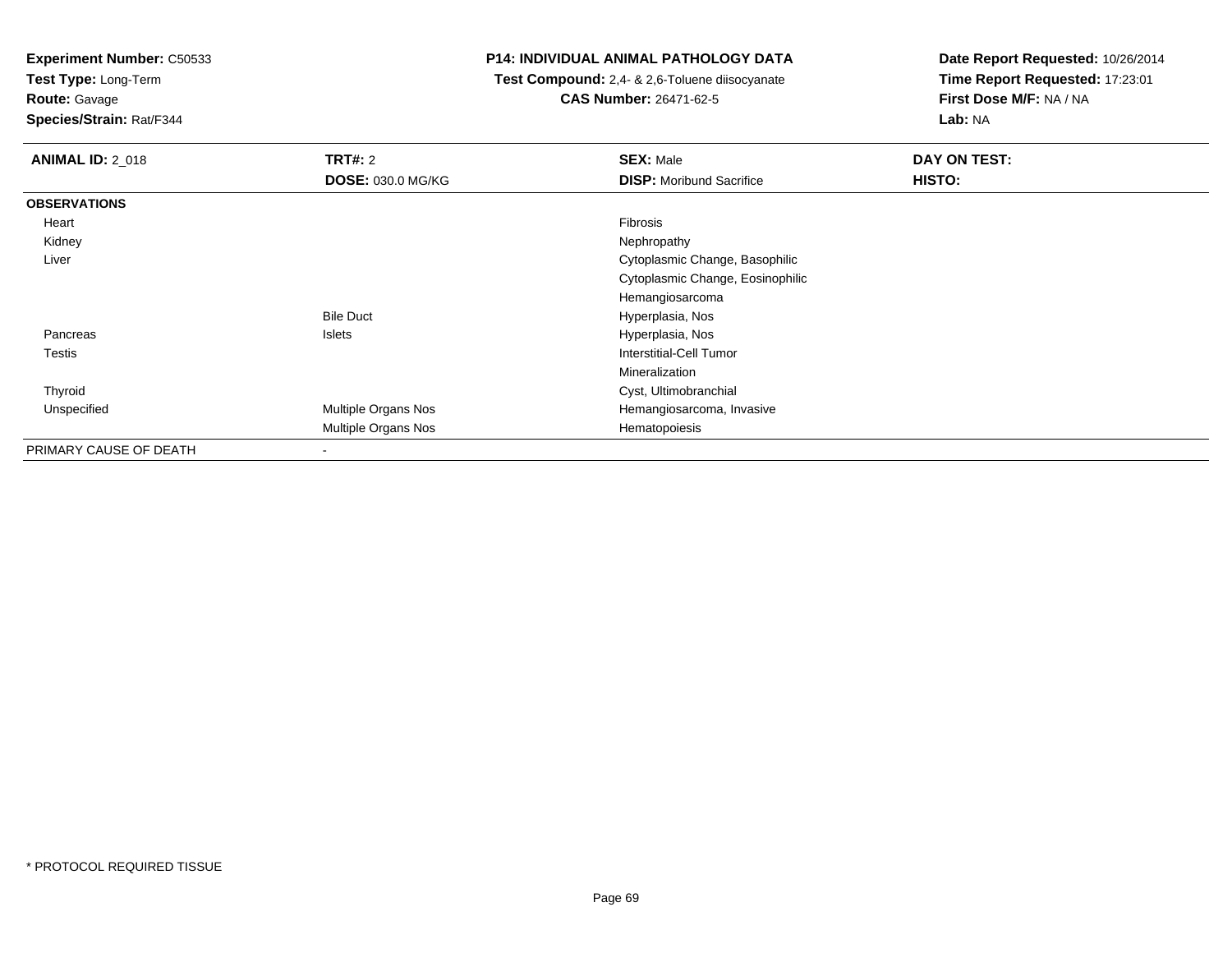**Experiment Number:** C50533
**Test Type:** Long-Term
**Route:** Gavage
**Species/Strain:** Rat/F344

**P14: INDIVIDUAL ANIMAL PATHOLOGY DATA**
**Test Compound:** 2,4- & 2,6-Toluene diisocyanate
**CAS Number:** 26471-62-5

**Date Report Requested:** 10/26/2014
**Time Report Requested:** 17:23:01
**First Dose M/F:** NA / NA
**Lab:** NA

| **ANIMAL ID:** 2_018 | **TRT#:** 2 | **SEX:** Male | **DAY ON TEST:** |
|---|---|---|---|
| | **DOSE:** 030.0 MG/KG | **DISP:** Moribund Sacrifice | **HISTO:** |
| **OBSERVATIONS** | | | |
| Heart | | Fibrosis | |
| Kidney | | Nephropathy | |
| Liver | | Cytoplasmic Change, Basophilic | |
| | | Cytoplasmic Change, Eosinophilic | |
| | | Hemangiosarcoma | |
| | Bile Duct | Hyperplasia, Nos | |
| Pancreas | Islets | Hyperplasia, Nos | |
| Testis | | Interstitial-Cell Tumor | |
| | | Mineralization | |
| Thyroid | | Cyst, Ultimobranchial | |
| Unspecified | Multiple Organs Nos | Hemangiosarcoma, Invasive | |
| | Multiple Organs Nos | Hematopoiesis | |
| PRIMARY CAUSE OF DEATH | - | | |

* PROTOCOL REQUIRED TISSUE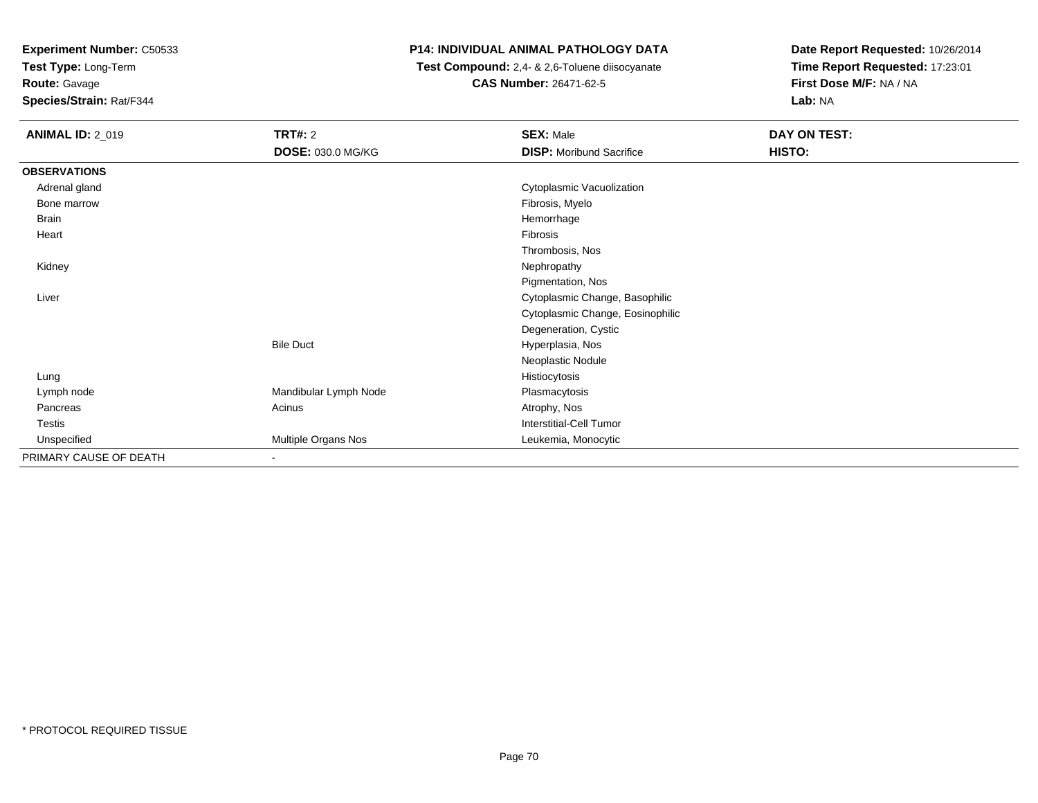**Experiment Number:** C50533
**Test Type:** Long-Term
**Route:** Gavage
**Species/Strain:** Rat/F344

**P14: INDIVIDUAL ANIMAL PATHOLOGY DATA**
**Test Compound:** 2,4- & 2,6-Toluene diisocyanate
**CAS Number:** 26471-62-5

**Date Report Requested:** 10/26/2014
**Time Report Requested:** 17:23:01
**First Dose M/F:** NA / NA
**Lab:** NA

| **ANIMAL ID:** 2_019 | **TRT#:** 2 | **SEX:** Male | **DAY ON TEST:** |
|---|---|---|---|
| | **DOSE:** 030.0 MG/KG | **DISP:** Moribund Sacrifice | **HISTO:** |
| **OBSERVATIONS** | | | |
| Adrenal gland | | Cytoplasmic Vacuolization | |
| Bone marrow | | Fibrosis, Myelo | |
| Brain | | Hemorrhage | |
| Heart | | Fibrosis | |
| | | Thrombosis, Nos | |
| Kidney | | Nephropathy | |
| | | Pigmentation, Nos | |
| Liver | | Cytoplasmic Change, Basophilic | |
| | | Cytoplasmic Change, Eosinophilic | |
| | | Degeneration, Cystic | |
| | Bile Duct | Hyperplasia, Nos | |
| | | Neoplastic Nodule | |
| Lung | | Histiocytosis | |
| Lymph node | Mandibular Lymph Node | Plasmacytosis | |
| Pancreas | Acinus | Atrophy, Nos | |
| Testis | | Interstitial-Cell Tumor | |
| Unspecified | Multiple Organs Nos | Leukemia, Monocytic | |
| PRIMARY CAUSE OF DEATH | - | | |

* PROTOCOL REQUIRED TISSUE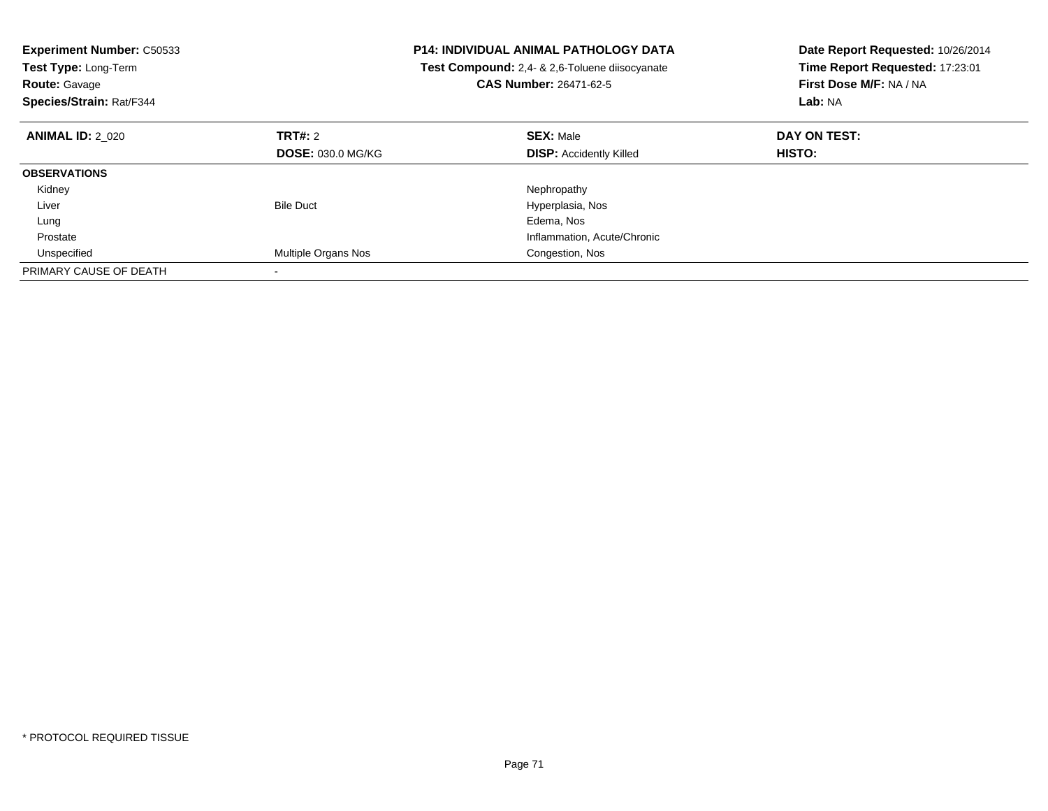**Experiment Number:** C50533
**Test Type:** Long-Term
**Route:** Gavage
**Species/Strain:** Rat/F344

**P14: INDIVIDUAL ANIMAL PATHOLOGY DATA**
**Test Compound:** 2,4- & 2,6-Toluene diisocyanate
**CAS Number:** 26471-62-5

**Date Report Requested:** 10/26/2014
**Time Report Requested:** 17:23:01
**First Dose M/F:** NA / NA
**Lab:** NA

| **ANIMAL ID:** 2_020 | **TRT#:** 2 | **SEX:** Male | **DAY ON TEST:** |
|---|---|---|---|
| | **DOSE:** 030.0 MG/KG | **DISP:** Accidently Killed | **HISTO:** |
| **OBSERVATIONS** | | | |
| Kidney | | Nephropathy | |
| Liver | Bile Duct | Hyperplasia, Nos | |
| Lung | | Edema, Nos | |
| Prostate | | Inflammation, Acute/Chronic | |
| Unspecified | Multiple Organs Nos | Congestion, Nos | |
| PRIMARY CAUSE OF DEATH | - | | |

\* PROTOCOL REQUIRED TISSUE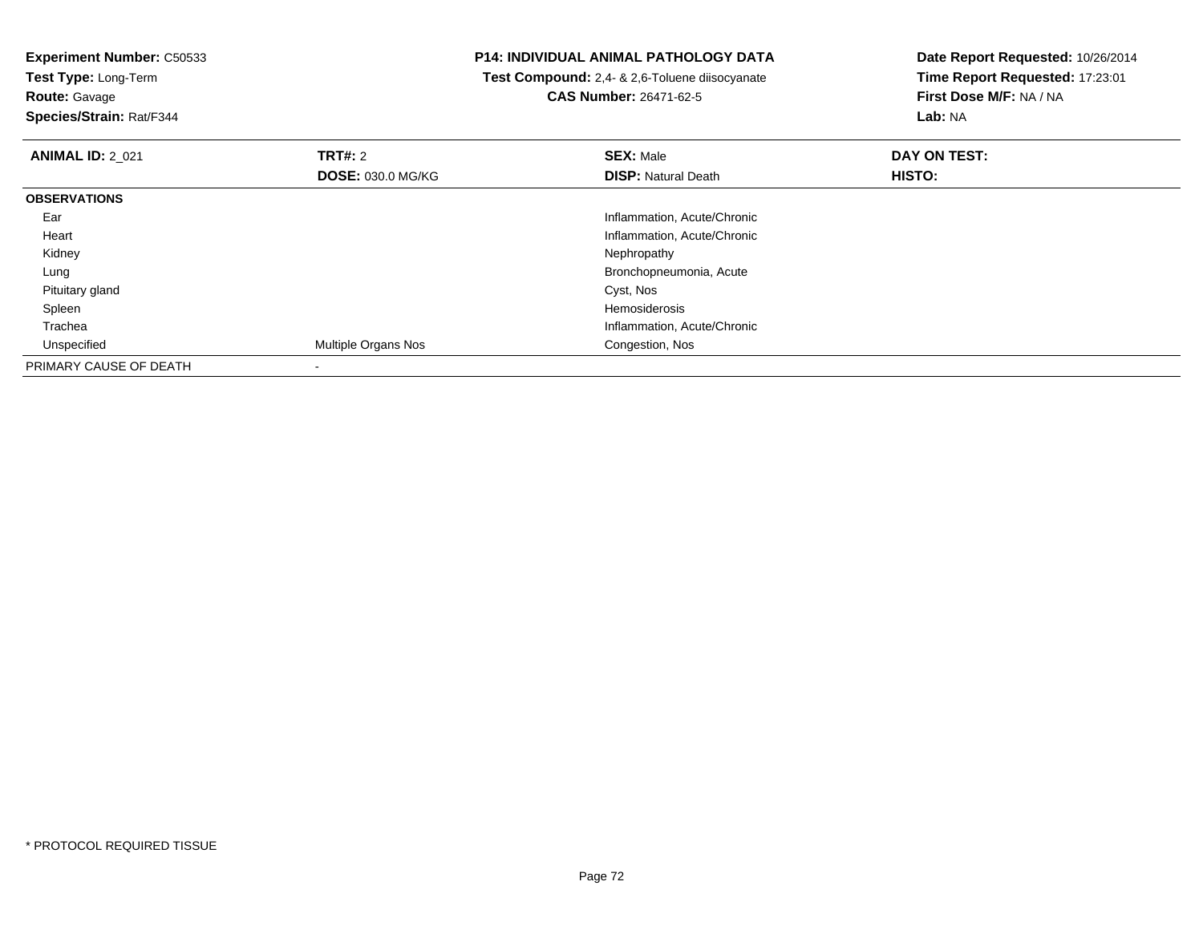**Experiment Number:** C50533
**Test Type:** Long-Term
**Route:** Gavage
**Species/Strain:** Rat/F344

**P14: INDIVIDUAL ANIMAL PATHOLOGY DATA**
**Test Compound:** 2,4- & 2,6-Toluene diisocyanate
**CAS Number:** 26471-62-5

**Date Report Requested:** 10/26/2014
**Time Report Requested:** 17:23:01
**First Dose M/F:** NA / NA
**Lab:** NA

| **ANIMAL ID:** 2_021 | **TRT#:** 2 | **SEX:** Male | **DAY ON TEST:** |
|---|---|---|---|
| | **DOSE:** 030.0 MG/KG | **DISP:** Natural Death | **HISTO:** |
| **OBSERVATIONS** | | | |
| Ear | | Inflammation, Acute/Chronic | |
| Heart | | Inflammation, Acute/Chronic | |
| Kidney | | Nephropathy | |
| Lung | | Bronchopneumonia, Acute | |
| Pituitary gland | | Cyst, Nos | |
| Spleen | | Hemosiderosis | |
| Trachea | | Inflammation, Acute/Chronic | |
| Unspecified | Multiple Organs Nos | Congestion, Nos | |
| PRIMARY CAUSE OF DEATH | - | | |

\* PROTOCOL REQUIRED TISSUE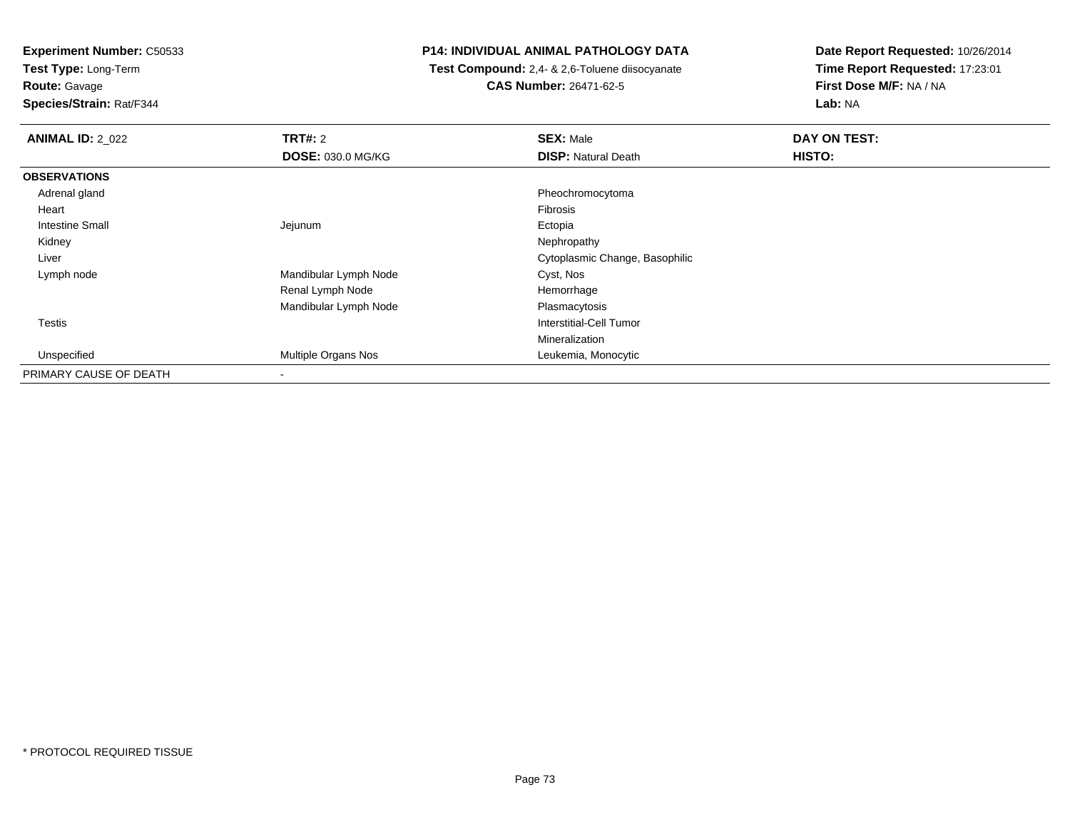**Experiment Number:** C50533
**Test Type:** Long-Term
**Route:** Gavage
**Species/Strain:** Rat/F344

**P14: INDIVIDUAL ANIMAL PATHOLOGY DATA**
**Test Compound:** 2,4- & 2,6-Toluene diisocyanate
**CAS Number:** 26471-62-5

**Date Report Requested:** 10/26/2014
**Time Report Requested:** 17:23:01
**First Dose M/F:** NA / NA
**Lab:** NA

| **ANIMAL ID:** 2_022 | **TRT#:** 2 | **SEX:** Male | **DAY ON TEST:** |
|---|---|---|---|
| | **DOSE:** 030.0 MG/KG | **DISP:** Natural Death | **HISTO:** |
| **OBSERVATIONS** | | | |
| Adrenal gland | | Pheochromocytoma | |
| Heart | | Fibrosis | |
| Intestine Small | Jejunum | Ectopia | |
| Kidney | | Nephropathy | |
| Liver | | Cytoplasmic Change, Basophilic | |
| Lymph node | Mandibular Lymph Node | Cyst, Nos | |
| | Renal Lymph Node | Hemorrhage | |
| | Mandibular Lymph Node | Plasmacytosis | |
| Testis | | Interstitial-Cell Tumor | |
| | | Mineralization | |
| Unspecified | Multiple Organs Nos | Leukemia, Monocytic | |
| PRIMARY CAUSE OF DEATH | - | | |

* PROTOCOL REQUIRED TISSUE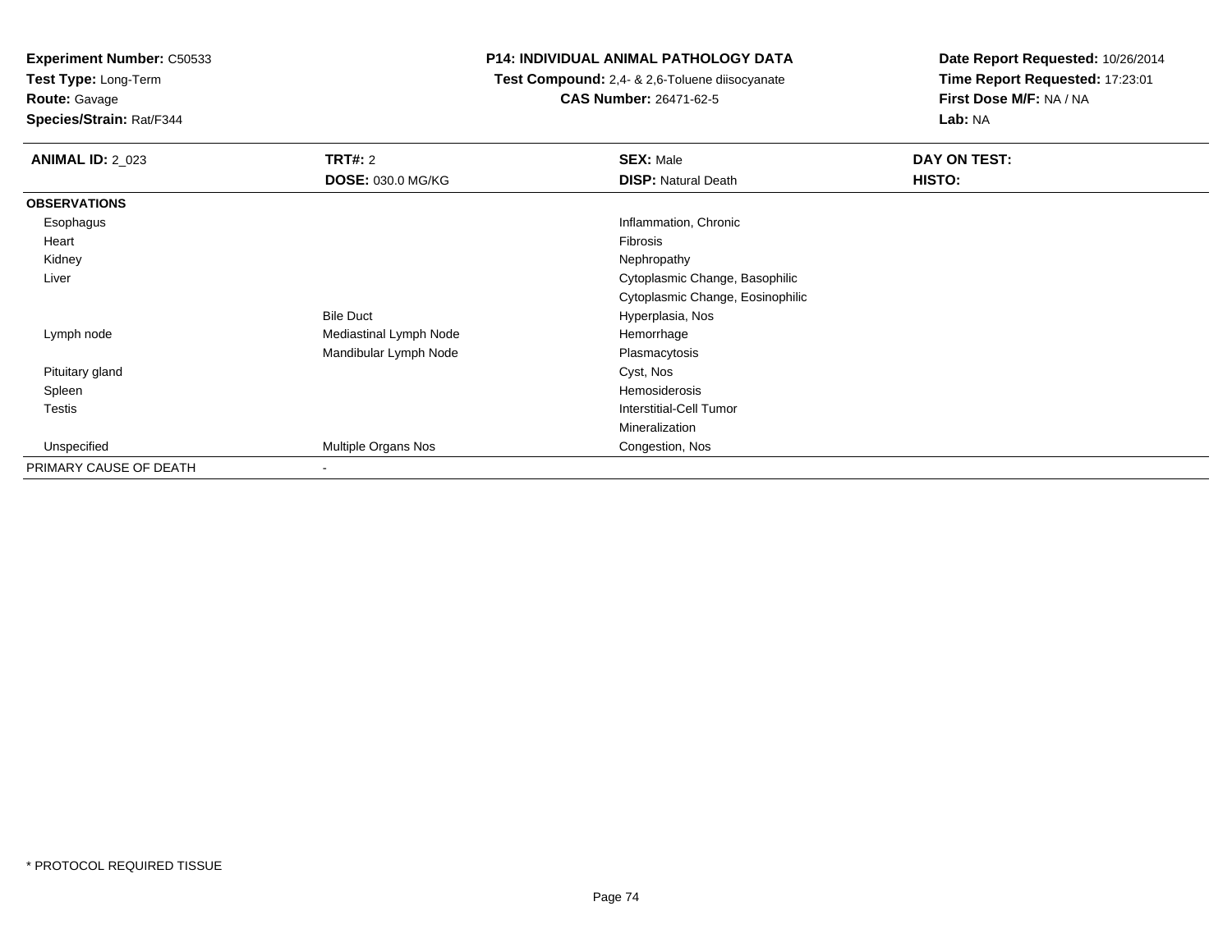**Experiment Number:** C50533
**Test Type:** Long-Term
**Route:** Gavage
**Species/Strain:** Rat/F344

**P14: INDIVIDUAL ANIMAL PATHOLOGY DATA**
**Test Compound:** 2,4- & 2,6-Toluene diisocyanate
**CAS Number:** 26471-62-5

**Date Report Requested:** 10/26/2014
**Time Report Requested:** 17:23:01
**First Dose M/F:** NA / NA
**Lab:** NA

| **ANIMAL ID:** 2_023 | **TRT#:** 2 | **SEX:** Male | **DAY ON TEST:** |
|---|---|---|---|
| | **DOSE:** 030.0 MG/KG | **DISP:** Natural Death | **HISTO:** |
| **OBSERVATIONS** | | | |
| Esophagus | | Inflammation, Chronic | |
| Heart | | Fibrosis | |
| Kidney | | Nephropathy | |
| Liver | | Cytoplasmic Change, Basophilic | |
| | | Cytoplasmic Change, Eosinophilic | |
| | Bile Duct | Hyperplasia, Nos | |
| Lymph node | Mediastinal Lymph Node | Hemorrhage | |
| | Mandibular Lymph Node | Plasmacytosis | |
| Pituitary gland | | Cyst, Nos | |
| Spleen | | Hemosiderosis | |
| Testis | | Interstitial-Cell Tumor | |
| | | Mineralization | |
| Unspecified | Multiple Organs Nos | Congestion, Nos | |
| PRIMARY CAUSE OF DEATH | - | | |

* PROTOCOL REQUIRED TISSUE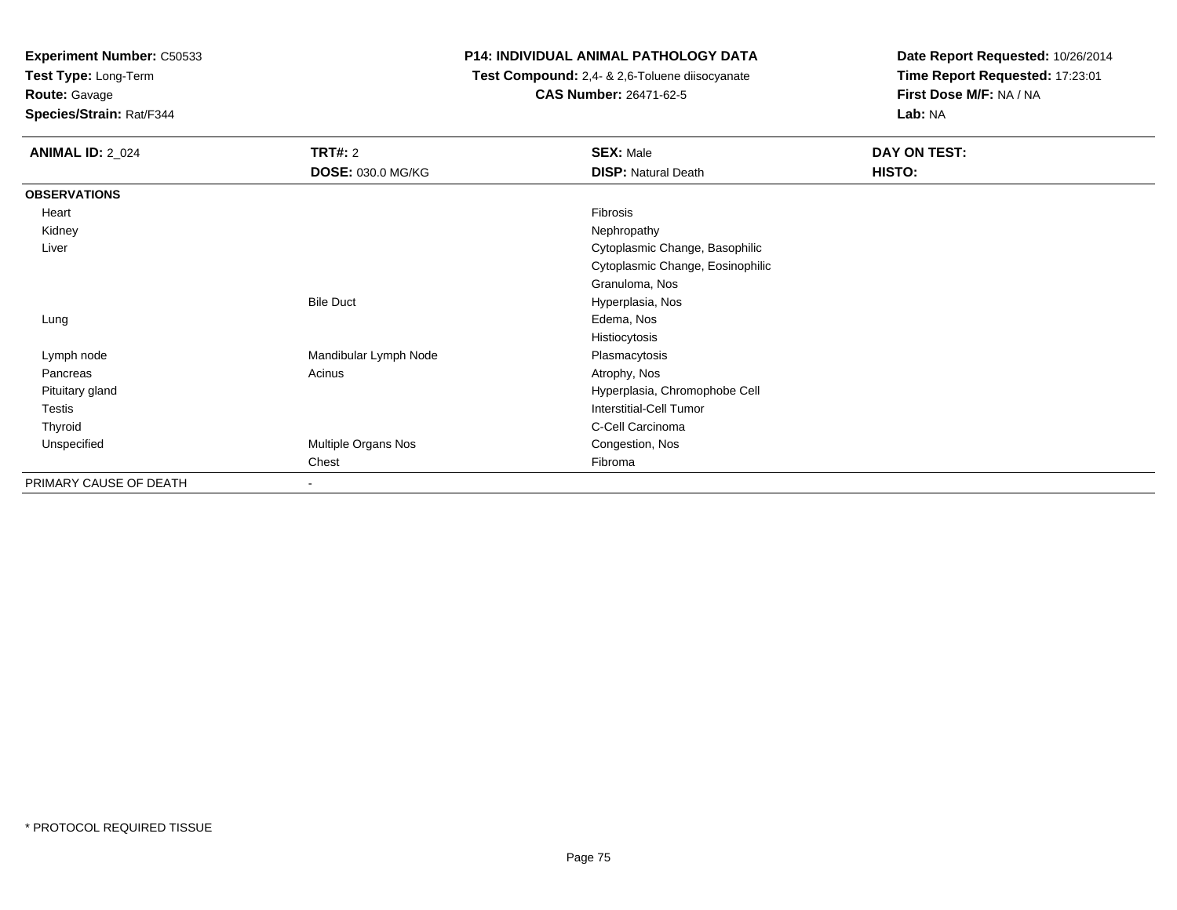**Experiment Number:** C50533
**Test Type:** Long-Term
**Route:** Gavage
**Species/Strain:** Rat/F344

**P14: INDIVIDUAL ANIMAL PATHOLOGY DATA**
**Test Compound:** 2,4- & 2,6-Toluene diisocyanate
**CAS Number:** 26471-62-5

**Date Report Requested:** 10/26/2014
**Time Report Requested:** 17:23:01
**First Dose M/F:** NA / NA
**Lab:** NA

| **ANIMAL ID:** 2_024 | **TRT#:** 2 | **SEX:** Male | **DAY ON TEST:** |
|---|---|---|---|
| | **DOSE:** 030.0 MG/KG | **DISP:** Natural Death | **HISTO:** |
| **OBSERVATIONS** | | | |
| Heart | | Fibrosis | |
| Kidney | | Nephropathy | |
| Liver | | Cytoplasmic Change, Basophilic | |
| | | Cytoplasmic Change, Eosinophilic | |
| | | Granuloma, Nos | |
| | Bile Duct | Hyperplasia, Nos | |
| Lung | | Edema, Nos | |
| | | Histiocytosis | |
| Lymph node | Mandibular Lymph Node | Plasmacytosis | |
| Pancreas | Acinus | Atrophy, Nos | |
| Pituitary gland | | Hyperplasia, Chromophobe Cell | |
| Testis | | Interstitial-Cell Tumor | |
| Thyroid | | C-Cell Carcinoma | |
| Unspecified | Multiple Organs Nos | Congestion, Nos | |
| | Chest | Fibroma | |
| PRIMARY CAUSE OF DEATH | - | | |

* PROTOCOL REQUIRED TISSUE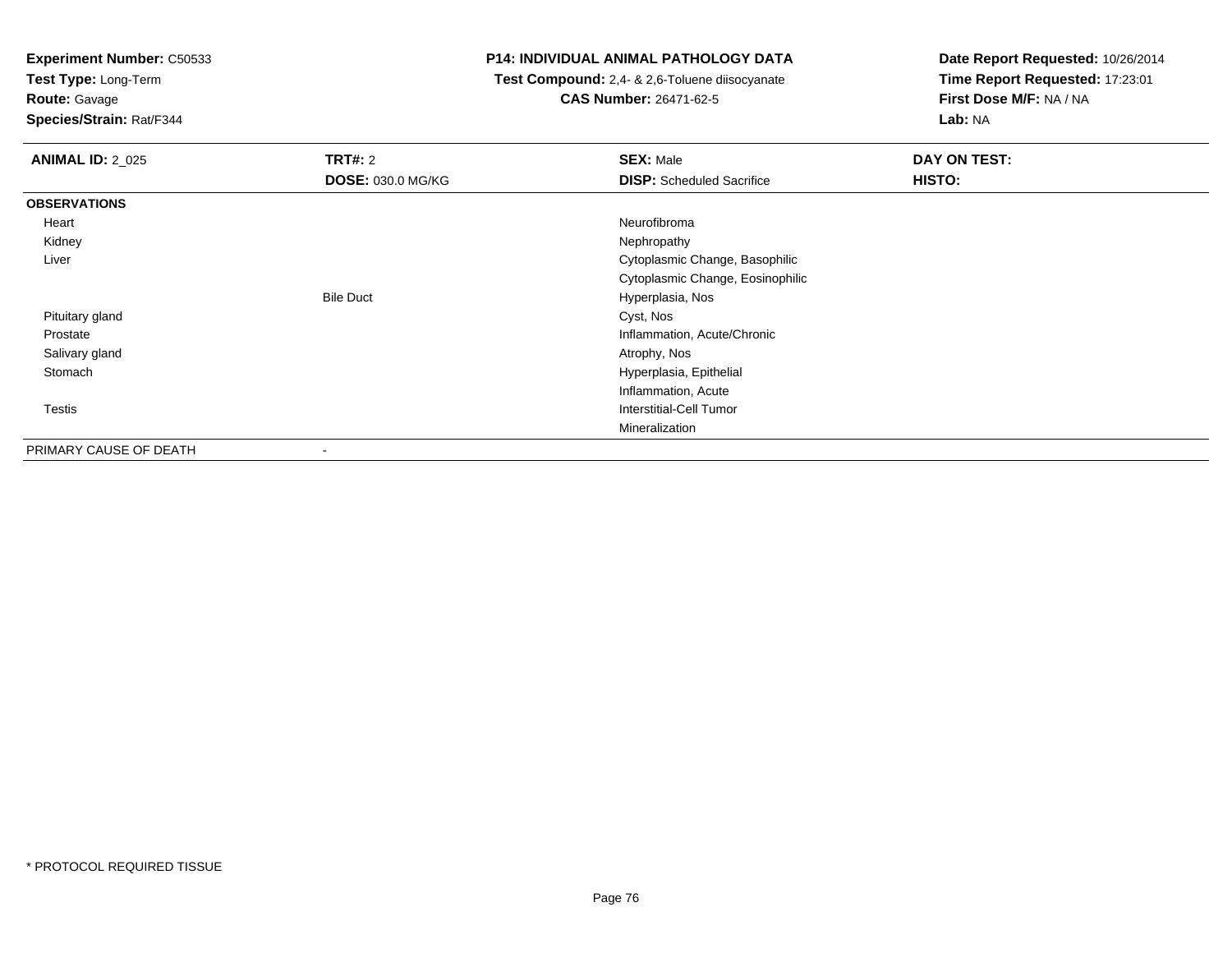**Experiment Number:** C50533
**Test Type:** Long-Term
**Route:** Gavage
**Species/Strain:** Rat/F344

**P14: INDIVIDUAL ANIMAL PATHOLOGY DATA**
**Test Compound:** 2,4- & 2,6-Toluene diisocyanate
**CAS Number:** 26471-62-5

**Date Report Requested:** 10/26/2014
**Time Report Requested:** 17:23:01
**First Dose M/F:** NA / NA
**Lab:** NA

| **ANIMAL ID:** 2_025 | **TRT#:** 2 | **SEX:** Male | **DAY ON TEST:** |
|---|---|---|---|
| | **DOSE:** 030.0 MG/KG | **DISP:** Scheduled Sacrifice | **HISTO:** |
| **OBSERVATIONS** | | | |
| Heart | | Neurofibroma | |
| Kidney | | Nephropathy | |
| Liver | | Cytoplasmic Change, Basophilic | |
| | | Cytoplasmic Change, Eosinophilic | |
| | Bile Duct | Hyperplasia, Nos | |
| Pituitary gland | | Cyst, Nos | |
| Prostate | | Inflammation, Acute/Chronic | |
| Salivary gland | | Atrophy, Nos | |
| Stomach | | Hyperplasia, Epithelial | |
| | | Inflammation, Acute | |
| Testis | | Interstitial-Cell Tumor | |
| | | Mineralization | |
| PRIMARY CAUSE OF DEATH | - | | |

* PROTOCOL REQUIRED TISSUE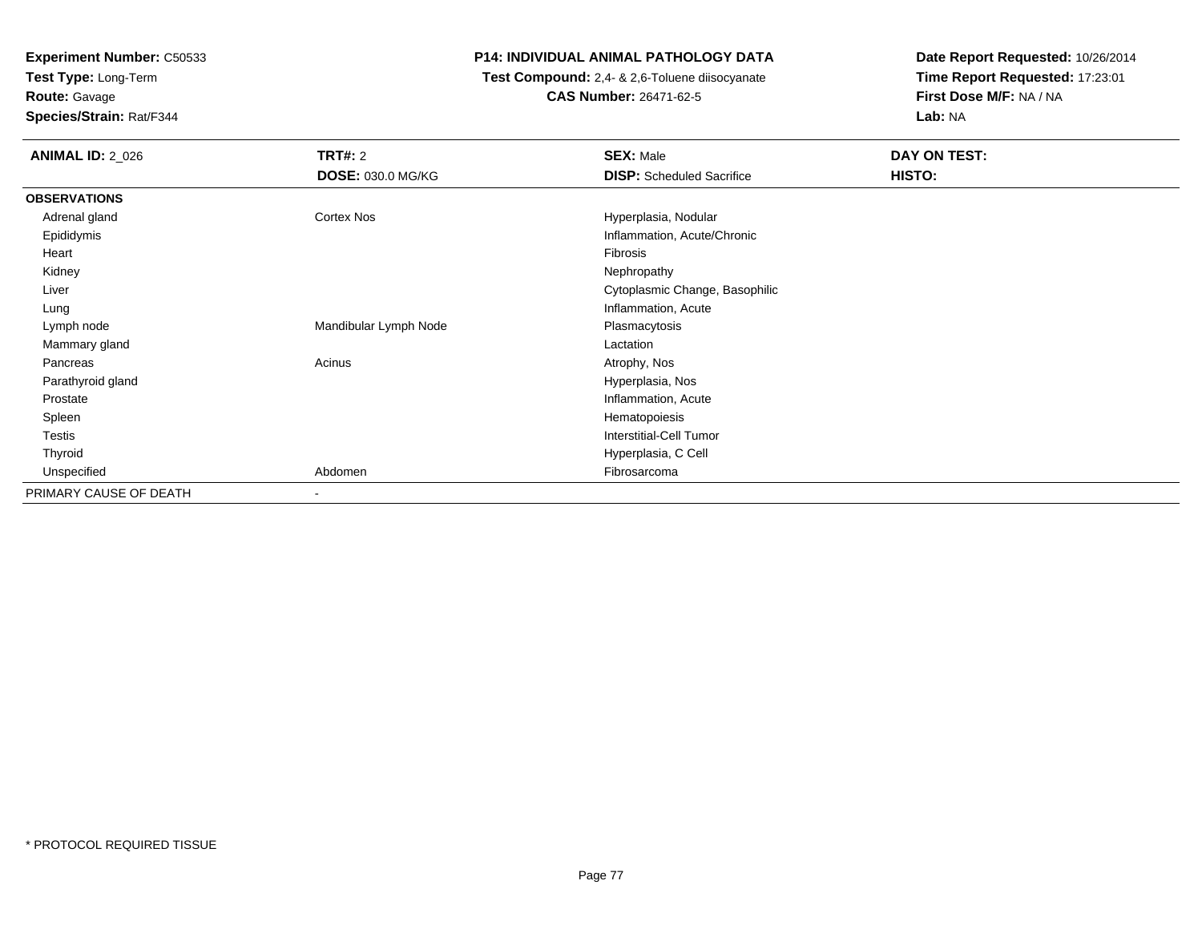**Experiment Number:** C50533
**Test Type:** Long-Term
**Route:** Gavage
**Species/Strain:** Rat/F344

**P14: INDIVIDUAL ANIMAL PATHOLOGY DATA**
**Test Compound:** 2,4- & 2,6-Toluene diisocyanate
**CAS Number:** 26471-62-5

**Date Report Requested:** 10/26/2014
**Time Report Requested:** 17:23:01
**First Dose M/F:** NA / NA
**Lab:** NA

| **ANIMAL ID:** 2_026 | **TRT#:** 2 | **SEX:** Male | **DAY ON TEST:** |
|---|---|---|---|
| | **DOSE:** 030.0 MG/KG | **DISP:** Scheduled Sacrifice | **HISTO:** |
| **OBSERVATIONS** | | | |
| Adrenal gland | Cortex Nos | Hyperplasia, Nodular | |
| Epididymis | | Inflammation, Acute/Chronic | |
| Heart | | Fibrosis | |
| Kidney | | Nephropathy | |
| Liver | | Cytoplasmic Change, Basophilic | |
| Lung | | Inflammation, Acute | |
| Lymph node | Mandibular Lymph Node | Plasmacytosis | |
| Mammary gland | | Lactation | |
| Pancreas | Acinus | Atrophy, Nos | |
| Parathyroid gland | | Hyperplasia, Nos | |
| Prostate | | Inflammation, Acute | |
| Spleen | | Hematopoiesis | |
| Testis | | Interstitial-Cell Tumor | |
| Thyroid | | Hyperplasia, C Cell | |
| Unspecified | Abdomen | Fibrosarcoma | |
| PRIMARY CAUSE OF DEATH | - | | |

\* PROTOCOL REQUIRED TISSUE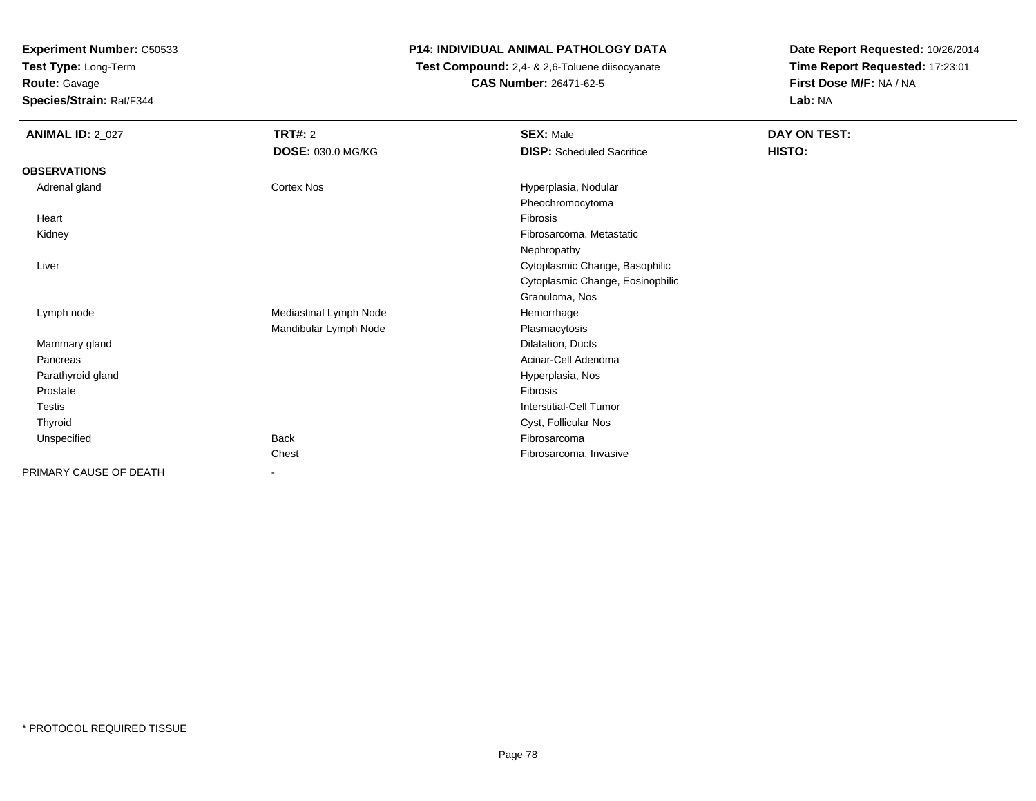**Experiment Number:** C50533
**Test Type:** Long-Term
**Route:** Gavage
**Species/Strain:** Rat/F344

**P14: INDIVIDUAL ANIMAL PATHOLOGY DATA**
**Test Compound:** 2,4- & 2,6-Toluene diisocyanate
**CAS Number:** 26471-62-5

**Date Report Requested:** 10/26/2014
**Time Report Requested:** 17:23:01
**First Dose M/F:** NA / NA
**Lab:** NA

| **ANIMAL ID:** 2_027 | **TRT#:** 2 | **SEX:** Male | **DAY ON TEST:** |
|---|---|---|---|
| | **DOSE:** 030.0 MG/KG | **DISP:** Scheduled Sacrifice | **HISTO:** |
| **OBSERVATIONS** | | | |
| Adrenal gland | Cortex Nos | Hyperplasia, Nodular | |
| | | Pheochromocytoma | |
| Heart | | Fibrosis | |
| Kidney | | Fibrosarcoma, Metastatic | |
| | | Nephropathy | |
| Liver | | Cytoplasmic Change, Basophilic | |
| | | Cytoplasmic Change, Eosinophilic | |
| | | Granuloma, Nos | |
| Lymph node | Mediastinal Lymph Node | Hemorrhage | |
| | Mandibular Lymph Node | Plasmacytosis | |
| Mammary gland | | Dilatation, Ducts | |
| Pancreas | | Acinar-Cell Adenoma | |
| Parathyroid gland | | Hyperplasia, Nos | |
| Prostate | | Fibrosis | |
| Testis | | Interstitial-Cell Tumor | |
| Thyroid | | Cyst, Follicular Nos | |
| Unspecified | Back | Fibrosarcoma | |
| | Chest | Fibrosarcoma, Invasive | |
| PRIMARY CAUSE OF DEATH | - | | |

* PROTOCOL REQUIRED TISSUE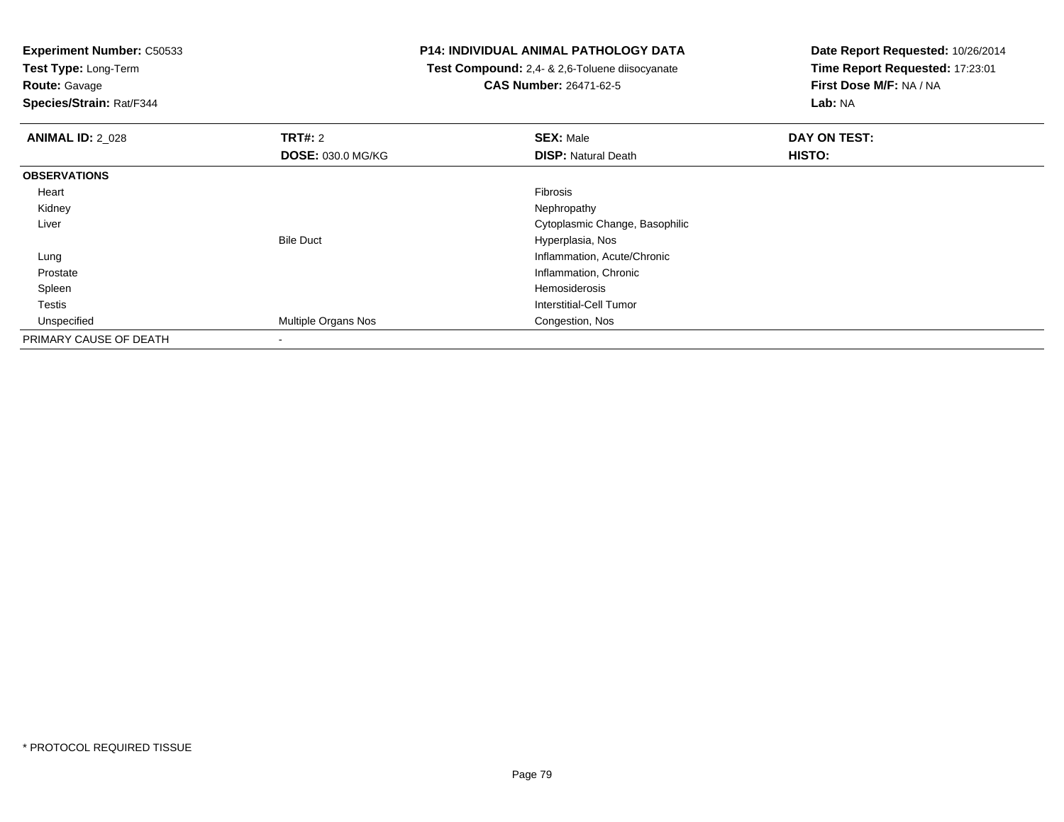**Experiment Number:** C50533
**Test Type:** Long-Term
**Route:** Gavage
**Species/Strain:** Rat/F344

**P14: INDIVIDUAL ANIMAL PATHOLOGY DATA**
**Test Compound:** 2,4- & 2,6-Toluene diisocyanate
**CAS Number:** 26471-62-5

**Date Report Requested:** 10/26/2014
**Time Report Requested:** 17:23:01
**First Dose M/F:** NA / NA
**Lab:** NA

| **ANIMAL ID:** 2_028 | **TRT#:** 2 | **SEX:** Male | **DAY ON TEST:** |
|---|---|---|---|
| | **DOSE:** 030.0 MG/KG | **DISP:** Natural Death | **HISTO:** |
| **OBSERVATIONS** | | | |
| Heart | | Fibrosis | |
| Kidney | | Nephropathy | |
| Liver | | Cytoplasmic Change, Basophilic | |
| | Bile Duct | Hyperplasia, Nos | |
| Lung | | Inflammation, Acute/Chronic | |
| Prostate | | Inflammation, Chronic | |
| Spleen | | Hemosiderosis | |
| Testis | | Interstitial-Cell Tumor | |
| Unspecified | Multiple Organs Nos | Congestion, Nos | |
| PRIMARY CAUSE OF DEATH | - | | |

* PROTOCOL REQUIRED TISSUE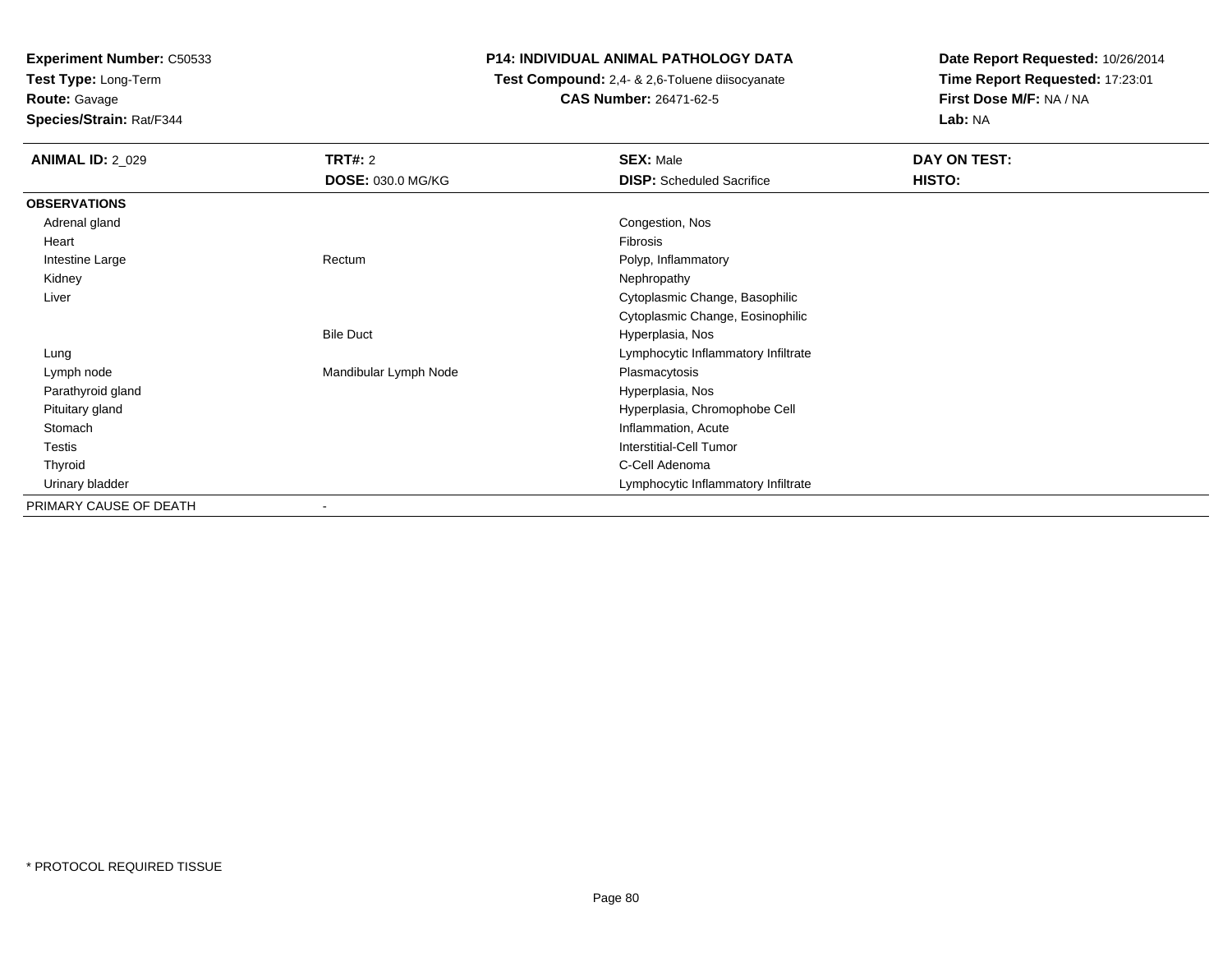**Experiment Number:** C50533
**Test Type:** Long-Term
**Route:** Gavage
**Species/Strain:** Rat/F344

**P14: INDIVIDUAL ANIMAL PATHOLOGY DATA**
**Test Compound:** 2,4- & 2,6-Toluene diisocyanate
**CAS Number:** 26471-62-5

**Date Report Requested:** 10/26/2014
**Time Report Requested:** 17:23:01
**First Dose M/F:** NA / NA
**Lab:** NA

| **ANIMAL ID:** 2_029 | **TRT#:** 2<br>**DOSE:** 030.0 MG/KG | **SEX:** Male<br>**DISP:** Scheduled Sacrifice | **DAY ON TEST:**<br>**HISTO:** |
|---|---|---|---|
| **OBSERVATIONS** | | | |
| Adrenal gland | | Congestion, Nos | |
| Heart | | Fibrosis | |
| Intestine Large | Rectum | Polyp, Inflammatory | |
| Kidney | | Nephropathy | |
| Liver | | Cytoplasmic Change, Basophilic | |
| | | Cytoplasmic Change, Eosinophilic | |
| | Bile Duct | Hyperplasia, Nos | |
| Lung | | Lymphocytic Inflammatory Infiltrate | |
| Lymph node | Mandibular Lymph Node | Plasmacytosis | |
| Parathyroid gland | | Hyperplasia, Nos | |
| Pituitary gland | | Hyperplasia, Chromophobe Cell | |
| Stomach | | Inflammation, Acute | |
| Testis | | Interstitial-Cell Tumor | |
| Thyroid | | C-Cell Adenoma | |
| Urinary bladder | | Lymphocytic Inflammatory Infiltrate | |
| PRIMARY CAUSE OF DEATH | - | | |

* PROTOCOL REQUIRED TISSUE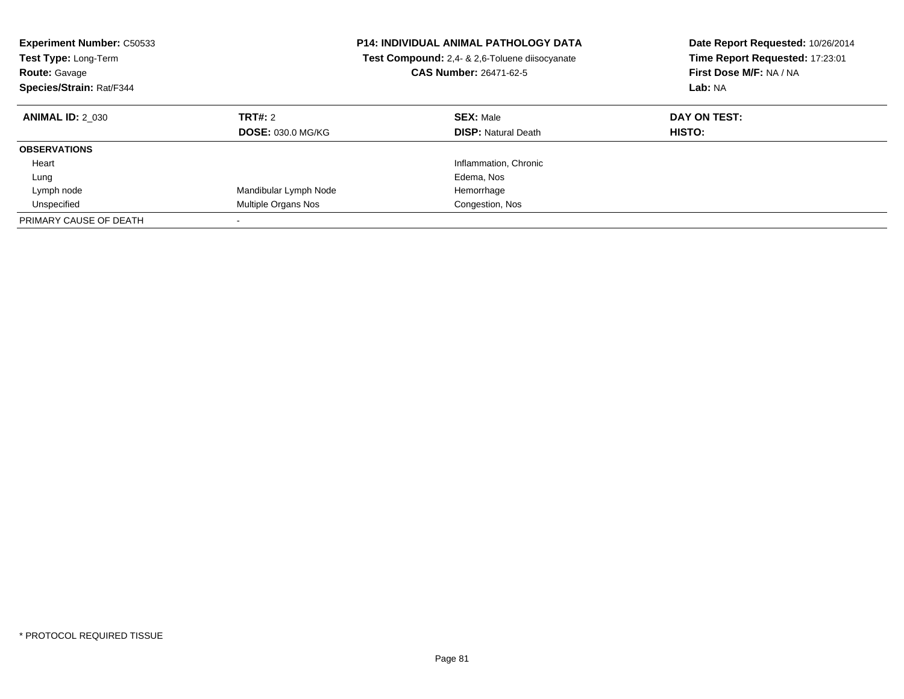**Experiment Number:** C50533
**Test Type:** Long-Term
**Route:** Gavage
**Species/Strain:** Rat/F344

**P14: INDIVIDUAL ANIMAL PATHOLOGY DATA**
**Test Compound:** 2,4- & 2,6-Toluene diisocyanate
**CAS Number:** 26471-62-5

**Date Report Requested:** 10/26/2014
**Time Report Requested:** 17:23:01
**First Dose M/F:** NA / NA
**Lab:** NA

| **ANIMAL ID:** 2_030 | **TRT#:** 2 | **SEX:** Male | **DAY ON TEST:** |
|---|---|---|---|
| | **DOSE:** 030.0 MG/KG | **DISP:** Natural Death | **HISTO:** |
| **OBSERVATIONS** | | | |
| Heart | | Inflammation, Chronic | |
| Lung | | Edema, Nos | |
| Lymph node | Mandibular Lymph Node | Hemorrhage | |
| Unspecified | Multiple Organs Nos | Congestion, Nos | |
| PRIMARY CAUSE OF DEATH | - | | |

* PROTOCOL REQUIRED TISSUE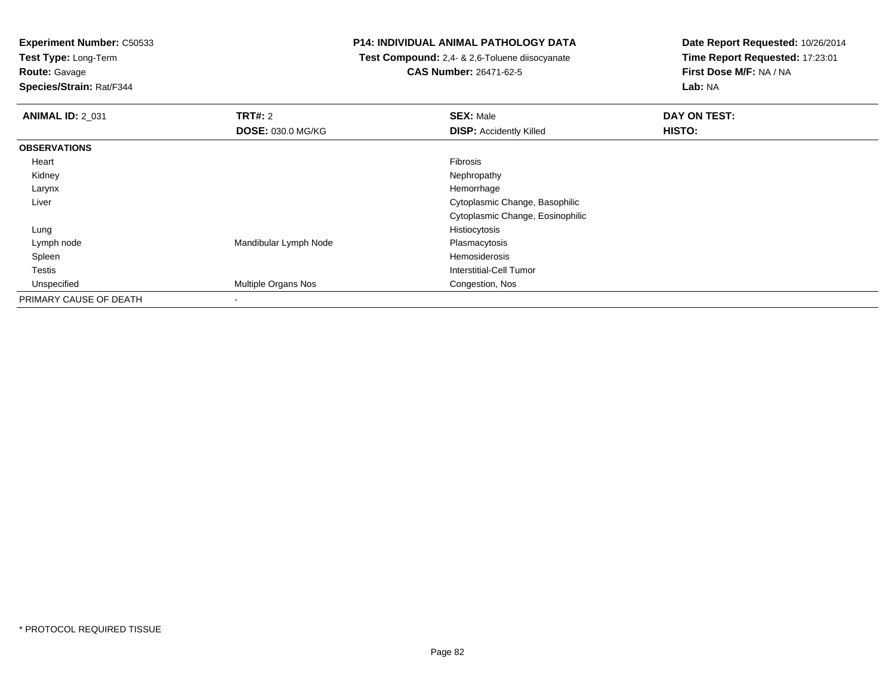**Experiment Number:** C50533
**Test Type:** Long-Term
**Route:** Gavage
**Species/Strain:** Rat/F344

**P14: INDIVIDUAL ANIMAL PATHOLOGY DATA**
**Test Compound:** 2,4- & 2,6-Toluene diisocyanate
**CAS Number:** 26471-62-5

**Date Report Requested:** 10/26/2014
**Time Report Requested:** 17:23:01
**First Dose M/F:** NA / NA
**Lab:** NA

| **ANIMAL ID:** 2_031 | **TRT#:** 2 | **SEX:** Male | **DAY ON TEST:** |
|---|---|---|---|
| | **DOSE:** 030.0 MG/KG | **DISP:** Accidently Killed | **HISTO:** |
| **OBSERVATIONS** | | | |
| Heart | | Fibrosis | |
| Kidney | | Nephropathy | |
| Larynx | | Hemorrhage | |
| Liver | | Cytoplasmic Change, Basophilic | |
| | | Cytoplasmic Change, Eosinophilic | |
| Lung | | Histiocytosis | |
| Lymph node | Mandibular Lymph Node | Plasmacytosis | |
| Spleen | | Hemosiderosis | |
| Testis | | Interstitial-Cell Tumor | |
| Unspecified | Multiple Organs Nos | Congestion, Nos | |
| PRIMARY CAUSE OF DEATH | - | | |

* PROTOCOL REQUIRED TISSUE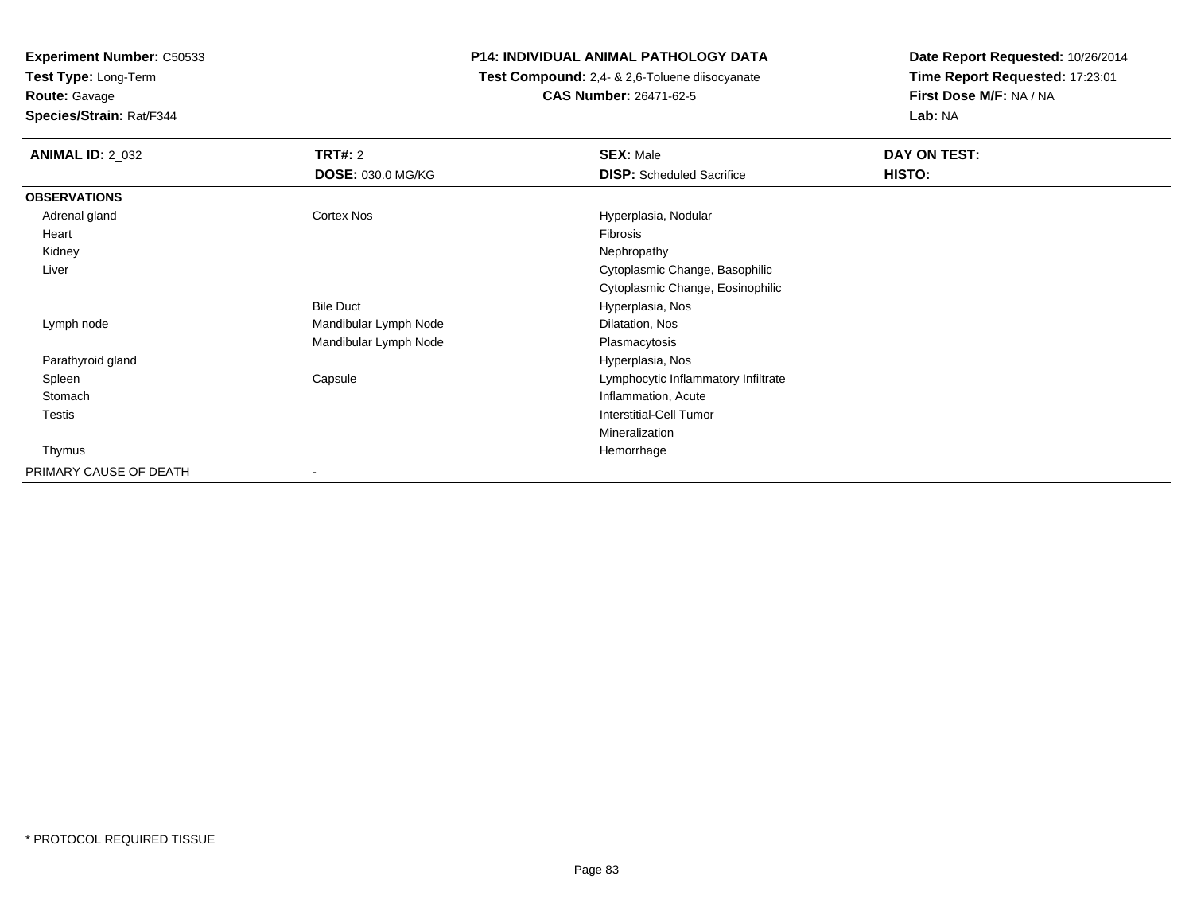**Experiment Number:** C50533
**Test Type:** Long-Term
**Route:** Gavage
**Species/Strain:** Rat/F344

**P14: INDIVIDUAL ANIMAL PATHOLOGY DATA**
**Test Compound:** 2,4- & 2,6-Toluene diisocyanate
**CAS Number:** 26471-62-5

**Date Report Requested:** 10/26/2014
**Time Report Requested:** 17:23:01
**First Dose M/F:** NA / NA
**Lab:** NA

| **ANIMAL ID:** 2_032 | **TRT#:** 2 | **SEX:** Male | **DAY ON TEST:** |
|---|---|---|---|
| | **DOSE:** 030.0 MG/KG | **DISP:** Scheduled Sacrifice | **HISTO:** |
| **OBSERVATIONS** | | | |
| Adrenal gland | Cortex Nos | Hyperplasia, Nodular | |
| Heart | | Fibrosis | |
| Kidney | | Nephropathy | |
| Liver | | Cytoplasmic Change, Basophilic | |
| | | Cytoplasmic Change, Eosinophilic | |
| | Bile Duct | Hyperplasia, Nos | |
| Lymph node | Mandibular Lymph Node | Dilatation, Nos | |
| | Mandibular Lymph Node | Plasmacytosis | |
| Parathyroid gland | | Hyperplasia, Nos | |
| Spleen | Capsule | Lymphocytic Inflammatory Infiltrate | |
| Stomach | | Inflammation, Acute | |
| Testis | | Interstitial-Cell Tumor | |
| | | Mineralization | |
| Thymus | | Hemorrhage | |
| PRIMARY CAUSE OF DEATH | - | | |

\* PROTOCOL REQUIRED TISSUE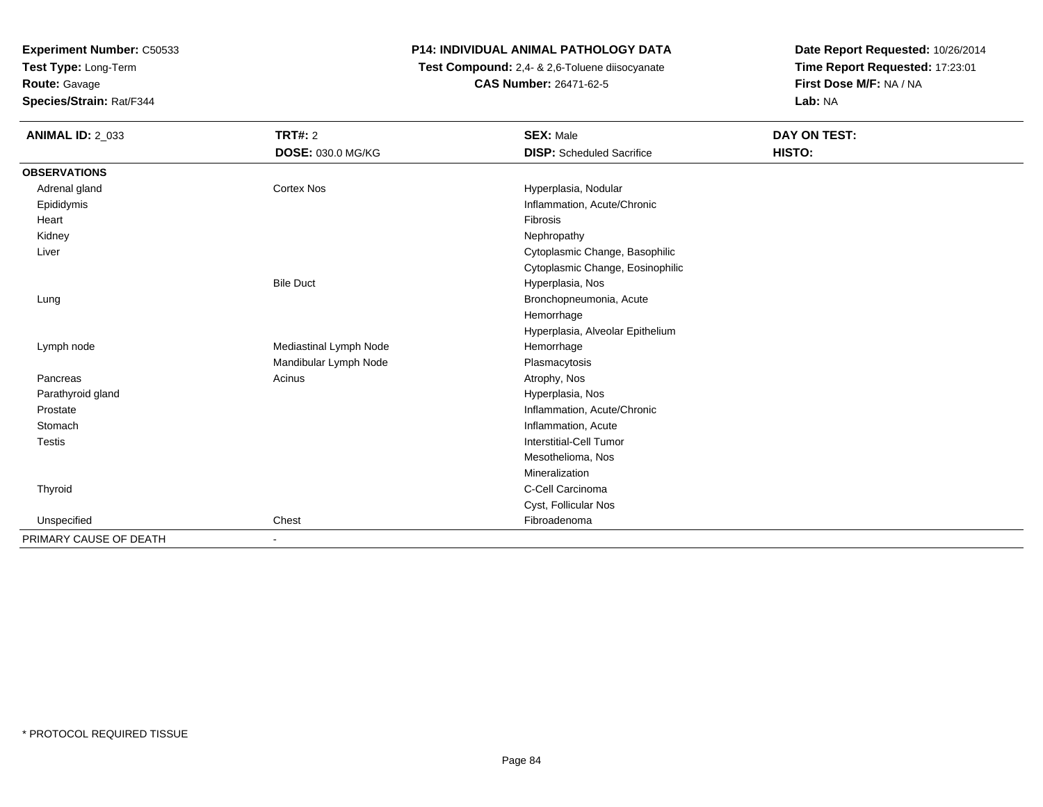**Experiment Number:** C50533
**Test Type:** Long-Term
**Route:** Gavage
**Species/Strain:** Rat/F344

**P14: INDIVIDUAL ANIMAL PATHOLOGY DATA**
**Test Compound:** 2,4- & 2,6-Toluene diisocyanate
**CAS Number:** 26471-62-5

**Date Report Requested:** 10/26/2014
**Time Report Requested:** 17:23:01
**First Dose M/F:** NA / NA
**Lab:** NA

| **ANIMAL ID:** 2_033 | **TRT#:** 2 | **SEX:** Male | **DAY ON TEST:** |
|---|---|---|---|
| | **DOSE:** 030.0 MG/KG | **DISP:** Scheduled Sacrifice | **HISTO:** |
| **OBSERVATIONS** | | | |
| Adrenal gland | Cortex Nos | Hyperplasia, Nodular | |
| Epididymis | | Inflammation, Acute/Chronic | |
| Heart | | Fibrosis | |
| Kidney | | Nephropathy | |
| Liver | | Cytoplasmic Change, Basophilic | |
| | | Cytoplasmic Change, Eosinophilic | |
| | Bile Duct | Hyperplasia, Nos | |
| Lung | | Bronchopneumonia, Acute | |
| | | Hemorrhage | |
| | | Hyperplasia, Alveolar Epithelium | |
| Lymph node | Mediastinal Lymph Node | Hemorrhage | |
| | Mandibular Lymph Node | Plasmacytosis | |
| Pancreas | Acinus | Atrophy, Nos | |
| Parathyroid gland | | Hyperplasia, Nos | |
| Prostate | | Inflammation, Acute/Chronic | |
| Stomach | | Inflammation, Acute | |
| Testis | | Interstitial-Cell Tumor | |
| | | Mesothelioma, Nos | |
| | | Mineralization | |
| Thyroid | | C-Cell Carcinoma | |
| | | Cyst, Follicular Nos | |
| Unspecified | Chest | Fibroadenoma | |
| PRIMARY CAUSE OF DEATH | - | | |

* PROTOCOL REQUIRED TISSUE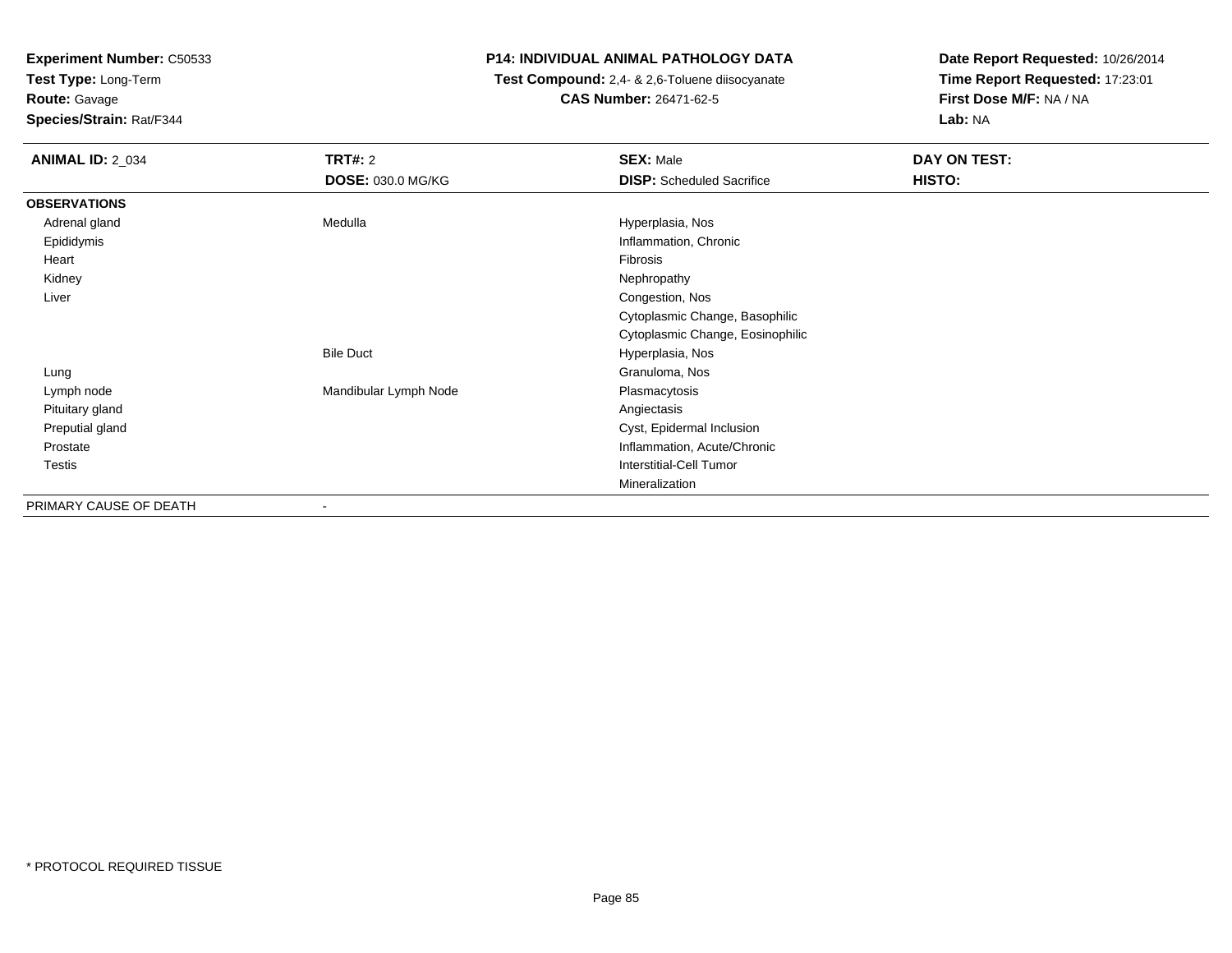**Experiment Number:** C50533
**Test Type:** Long-Term
**Route:** Gavage
**Species/Strain:** Rat/F344

**P14: INDIVIDUAL ANIMAL PATHOLOGY DATA**
**Test Compound:** 2,4- & 2,6-Toluene diisocyanate
**CAS Number:** 26471-62-5

**Date Report Requested:** 10/26/2014
**Time Report Requested:** 17:23:01
**First Dose M/F:** NA / NA
**Lab:** NA

| **ANIMAL ID:** 2_034 | **TRT#:** 2 | **SEX:** Male | **DAY ON TEST:** |
|---|---|---|---|
| | **DOSE:** 030.0 MG/KG | **DISP:** Scheduled Sacrifice | **HISTO:** |
| **OBSERVATIONS** | | | |
| Adrenal gland | Medulla | Hyperplasia, Nos | |
| Epididymis | | Inflammation, Chronic | |
| Heart | | Fibrosis | |
| Kidney | | Nephropathy | |
| Liver | | Congestion, Nos | |
| | | Cytoplasmic Change, Basophilic | |
| | | Cytoplasmic Change, Eosinophilic | |
| | Bile Duct | Hyperplasia, Nos | |
| Lung | | Granuloma, Nos | |
| Lymph node | Mandibular Lymph Node | Plasmacytosis | |
| Pituitary gland | | Angiectasis | |
| Preputial gland | | Cyst, Epidermal Inclusion | |
| Prostate | | Inflammation, Acute/Chronic | |
| Testis | | Interstitial-Cell Tumor | |
| | | Mineralization | |
| PRIMARY CAUSE OF DEATH | - | | |

* PROTOCOL REQUIRED TISSUE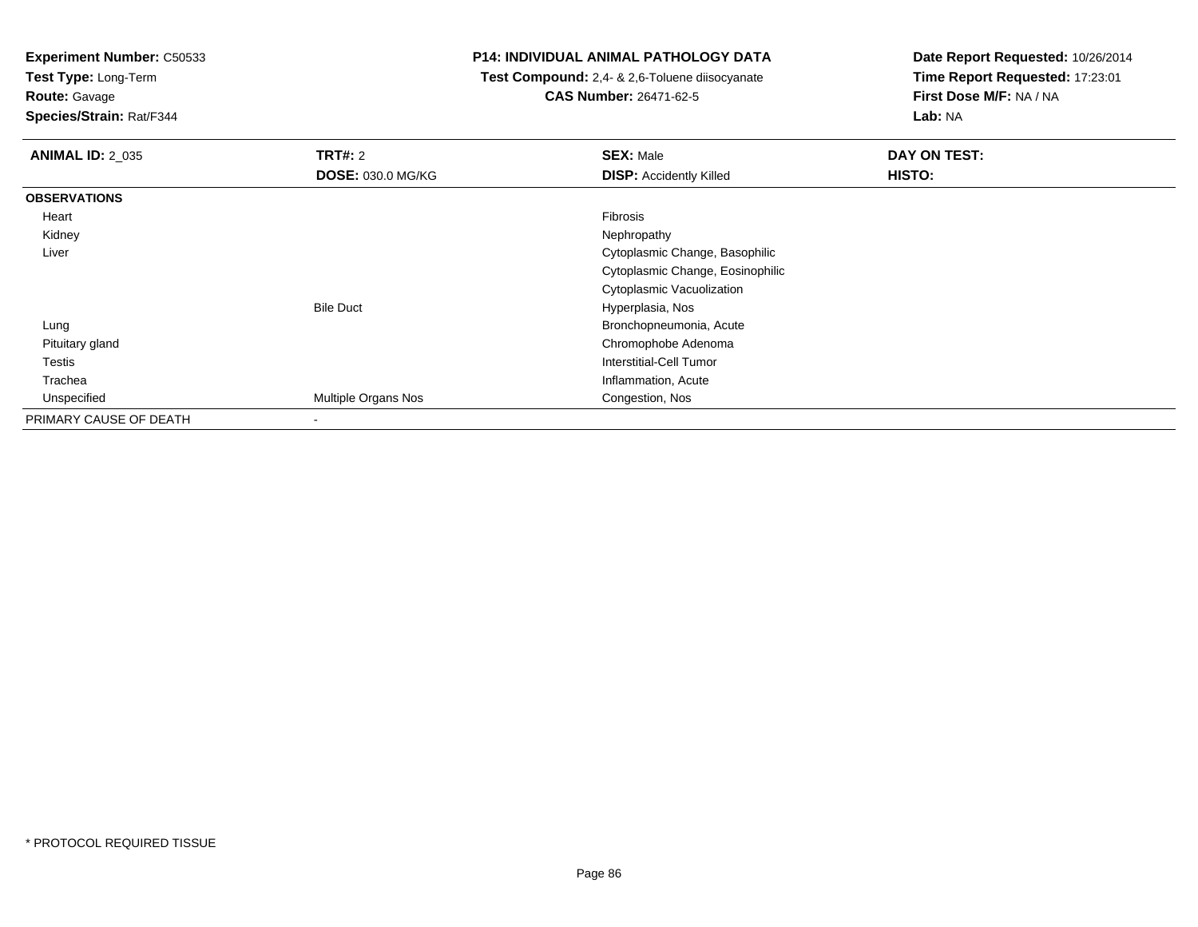**Experiment Number:** C50533
**Test Type:** Long-Term
**Route:** Gavage
**Species/Strain:** Rat/F344

**P14: INDIVIDUAL ANIMAL PATHOLOGY DATA**
**Test Compound:** 2,4- & 2,6-Toluene diisocyanate
**CAS Number:** 26471-62-5

**Date Report Requested:** 10/26/2014
**Time Report Requested:** 17:23:01
**First Dose M/F:** NA / NA
**Lab:** NA

| **ANIMAL ID:** 2_035 | **TRT#:** 2 | **SEX:** Male | **DAY ON TEST:** |
|---|---|---|---|
| | **DOSE:** 030.0 MG/KG | **DISP:** Accidently Killed | **HISTO:** |
| **OBSERVATIONS** | | | |
| Heart | | Fibrosis | |
| Kidney | | Nephropathy | |
| Liver | | Cytoplasmic Change, Basophilic | |
| | | Cytoplasmic Change, Eosinophilic | |
| | | Cytoplasmic Vacuolization | |
| | Bile Duct | Hyperplasia, Nos | |
| Lung | | Bronchopneumonia, Acute | |
| Pituitary gland | | Chromophobe Adenoma | |
| Testis | | Interstitial-Cell Tumor | |
| Trachea | | Inflammation, Acute | |
| Unspecified | Multiple Organs Nos | Congestion, Nos | |
| PRIMARY CAUSE OF DEATH | - | | |

* PROTOCOL REQUIRED TISSUE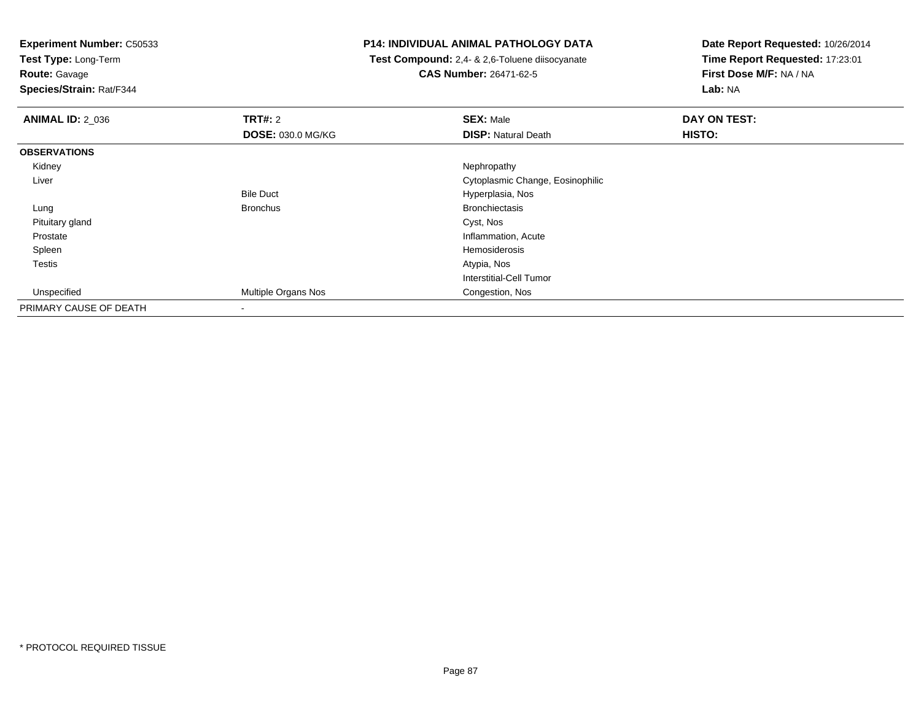**Experiment Number:** C50533
**Test Type:** Long-Term
**Route:** Gavage
**Species/Strain:** Rat/F344

**P14: INDIVIDUAL ANIMAL PATHOLOGY DATA**
**Test Compound:** 2,4- & 2,6-Toluene diisocyanate
**CAS Number:** 26471-62-5

**Date Report Requested:** 10/26/2014
**Time Report Requested:** 17:23:01
**First Dose M/F:** NA / NA
**Lab:** NA

| **ANIMAL ID:** 2_036 | **TRT#:** 2 | **SEX:** Male | **DAY ON TEST:** |
|---|---|---|---|
| | **DOSE:** 030.0 MG/KG | **DISP:** Natural Death | **HISTO:** |
| **OBSERVATIONS** | | | |
| Kidney | | Nephropathy | |
| Liver | | Cytoplasmic Change, Eosinophilic | |
| | Bile Duct | Hyperplasia, Nos | |
| Lung | Bronchus | Bronchiectasis | |
| Pituitary gland | | Cyst, Nos | |
| Prostate | | Inflammation, Acute | |
| Spleen | | Hemosiderosis | |
| Testis | | Atypia, Nos | |
| | | Interstitial-Cell Tumor | |
| Unspecified | Multiple Organs Nos | Congestion, Nos | |
| PRIMARY CAUSE OF DEATH | - | | |

\* PROTOCOL REQUIRED TISSUE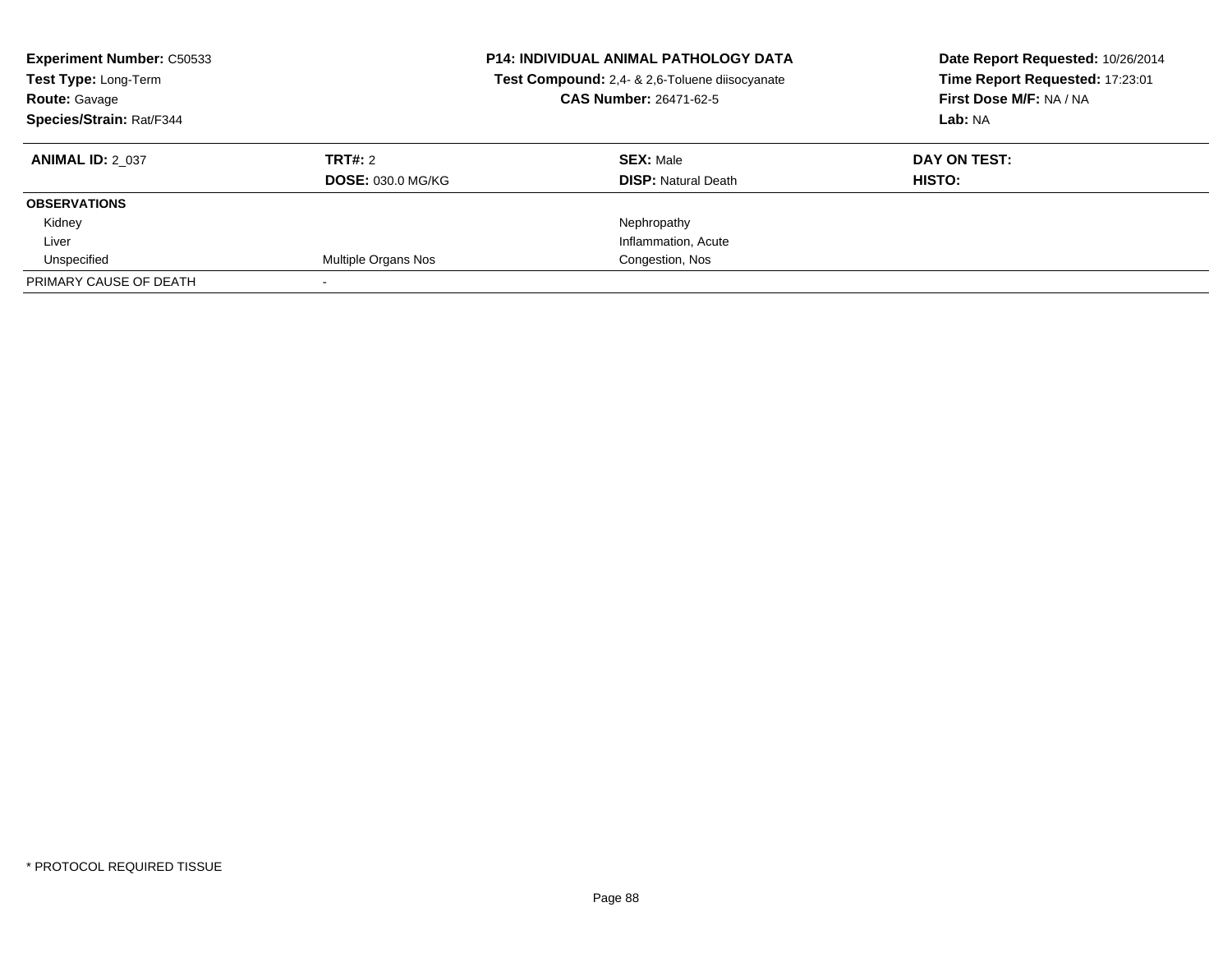**Experiment Number:** C50533
**Test Type:** Long-Term
**Route:** Gavage
**Species/Strain:** Rat/F344

**P14: INDIVIDUAL ANIMAL PATHOLOGY DATA**
**Test Compound:** 2,4- & 2,6-Toluene diisocyanate
**CAS Number:** 26471-62-5

**Date Report Requested:** 10/26/2014
**Time Report Requested:** 17:23:01
**First Dose M/F:** NA / NA
**Lab:** NA

| **ANIMAL ID:** 2_037 | **TRT#:** 2 | **SEX:** Male | **DAY ON TEST:** |
|---|---|---|---|
| | **DOSE:** 030.0 MG/KG | **DISP:** Natural Death | **HISTO:** |
| **OBSERVATIONS** | | | |
| Kidney | | Nephropathy | |
| Liver | | Inflammation, Acute | |
| Unspecified | Multiple Organs Nos | Congestion, Nos | |
| PRIMARY CAUSE OF DEATH | - | | |

\* PROTOCOL REQUIRED TISSUE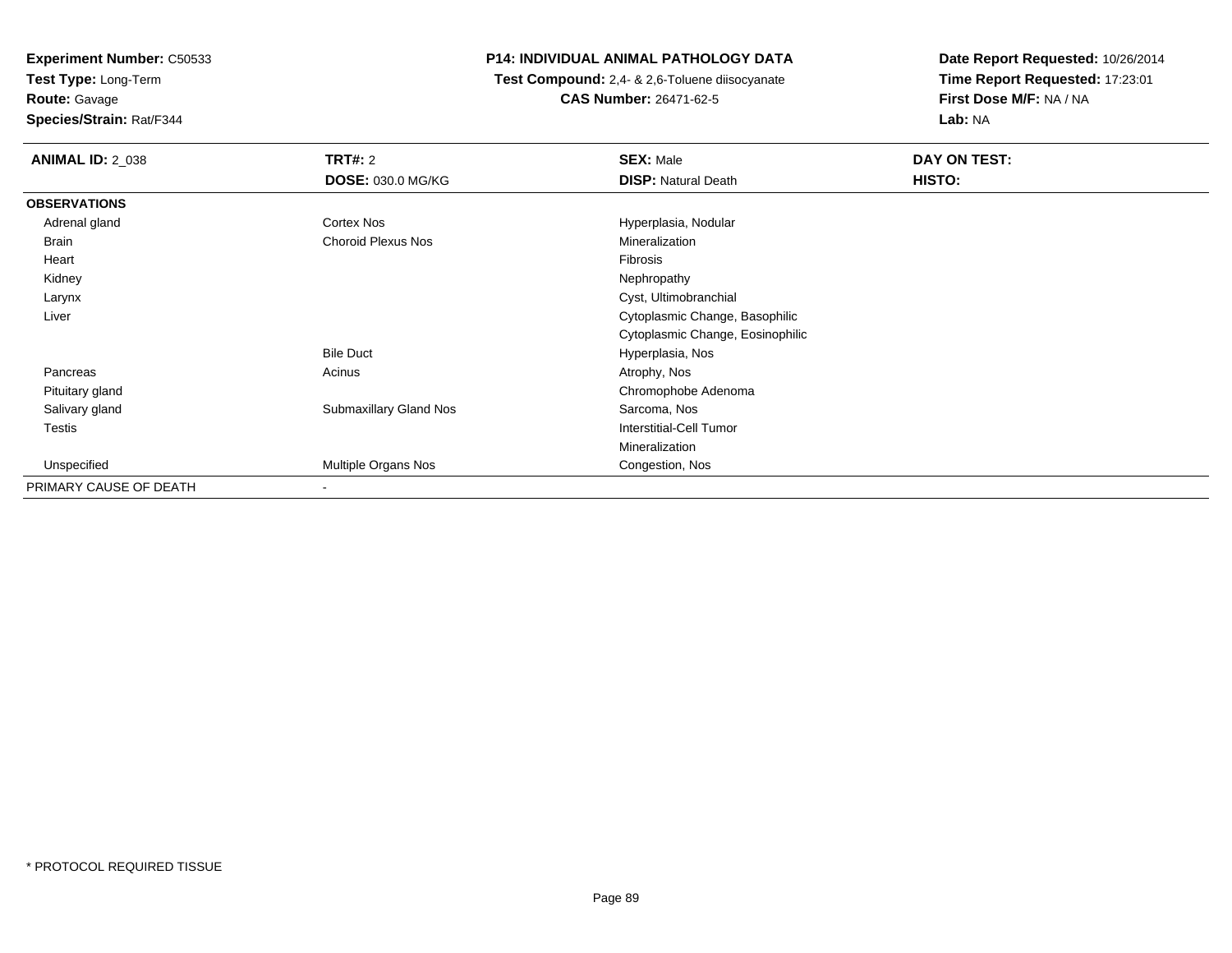**Experiment Number:** C50533
**Test Type:** Long-Term
**Route:** Gavage
**Species/Strain:** Rat/F344

**P14: INDIVIDUAL ANIMAL PATHOLOGY DATA**
**Test Compound:** 2,4- & 2,6-Toluene diisocyanate
**CAS Number:** 26471-62-5

**Date Report Requested:** 10/26/2014
**Time Report Requested:** 17:23:01
**First Dose M/F:** NA / NA
**Lab:** NA

| **ANIMAL ID:** 2_038 | **TRT#:** 2 | **SEX:** Male | **DAY ON TEST:** |
|---|---|---|---|
| | **DOSE:** 030.0 MG/KG | **DISP:** Natural Death | **HISTO:** |
| **OBSERVATIONS** | | | |
| Adrenal gland | Cortex Nos | Hyperplasia, Nodular | |
| Brain | Choroid Plexus Nos | Mineralization | |
| Heart | | Fibrosis | |
| Kidney | | Nephropathy | |
| Larynx | | Cyst, Ultimobranchial | |
| Liver | | Cytoplasmic Change, Basophilic | |
| | | Cytoplasmic Change, Eosinophilic | |
| | Bile Duct | Hyperplasia, Nos | |
| Pancreas | Acinus | Atrophy, Nos | |
| Pituitary gland | | Chromophobe Adenoma | |
| Salivary gland | Submaxillary Gland Nos | Sarcoma, Nos | |
| Testis | | Interstitial-Cell Tumor | |
| | | Mineralization | |
| Unspecified | Multiple Organs Nos | Congestion, Nos | |
| PRIMARY CAUSE OF DEATH | - | | |

* PROTOCOL REQUIRED TISSUE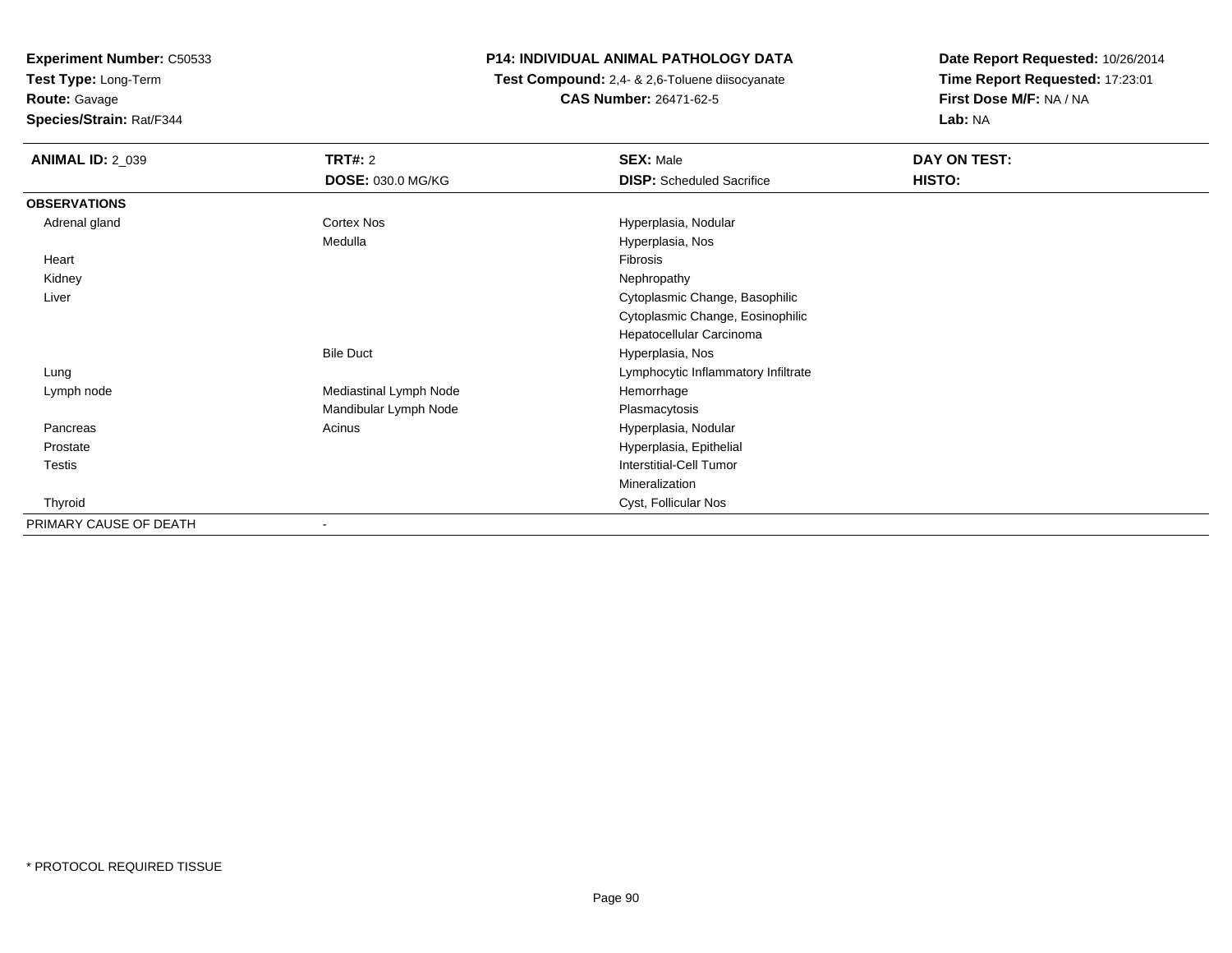**Experiment Number:** C50533
**Test Type:** Long-Term
**Route:** Gavage
**Species/Strain:** Rat/F344

**P14: INDIVIDUAL ANIMAL PATHOLOGY DATA**
**Test Compound:** 2,4- & 2,6-Toluene diisocyanate
**CAS Number:** 26471-62-5

**Date Report Requested:** 10/26/2014
**Time Report Requested:** 17:23:01
**First Dose M/F:** NA / NA
**Lab:** NA

| **ANIMAL ID:** 2_039 | **TRT#:** 2 | **SEX:** Male | **DAY ON TEST:** |
|---|---|---|---|
| | **DOSE:** 030.0 MG/KG | **DISP:** Scheduled Sacrifice | **HISTO:** |
| **OBSERVATIONS** | | | |
| Adrenal gland | Cortex Nos | Hyperplasia, Nodular | |
| | Medulla | Hyperplasia, Nos | |
| Heart | | Fibrosis | |
| Kidney | | Nephropathy | |
| Liver | | Cytoplasmic Change, Basophilic | |
| | | Cytoplasmic Change, Eosinophilic | |
| | | Hepatocellular Carcinoma | |
| | Bile Duct | Hyperplasia, Nos | |
| Lung | | Lymphocytic Inflammatory Infiltrate | |
| Lymph node | Mediastinal Lymph Node | Hemorrhage | |
| | Mandibular Lymph Node | Plasmacytosis | |
| Pancreas | Acinus | Hyperplasia, Nodular | |
| Prostate | | Hyperplasia, Epithelial | |
| Testis | | Interstitial-Cell Tumor | |
| | | Mineralization | |
| Thyroid | | Cyst, Follicular Nos | |
| PRIMARY CAUSE OF DEATH | - | | |

* PROTOCOL REQUIRED TISSUE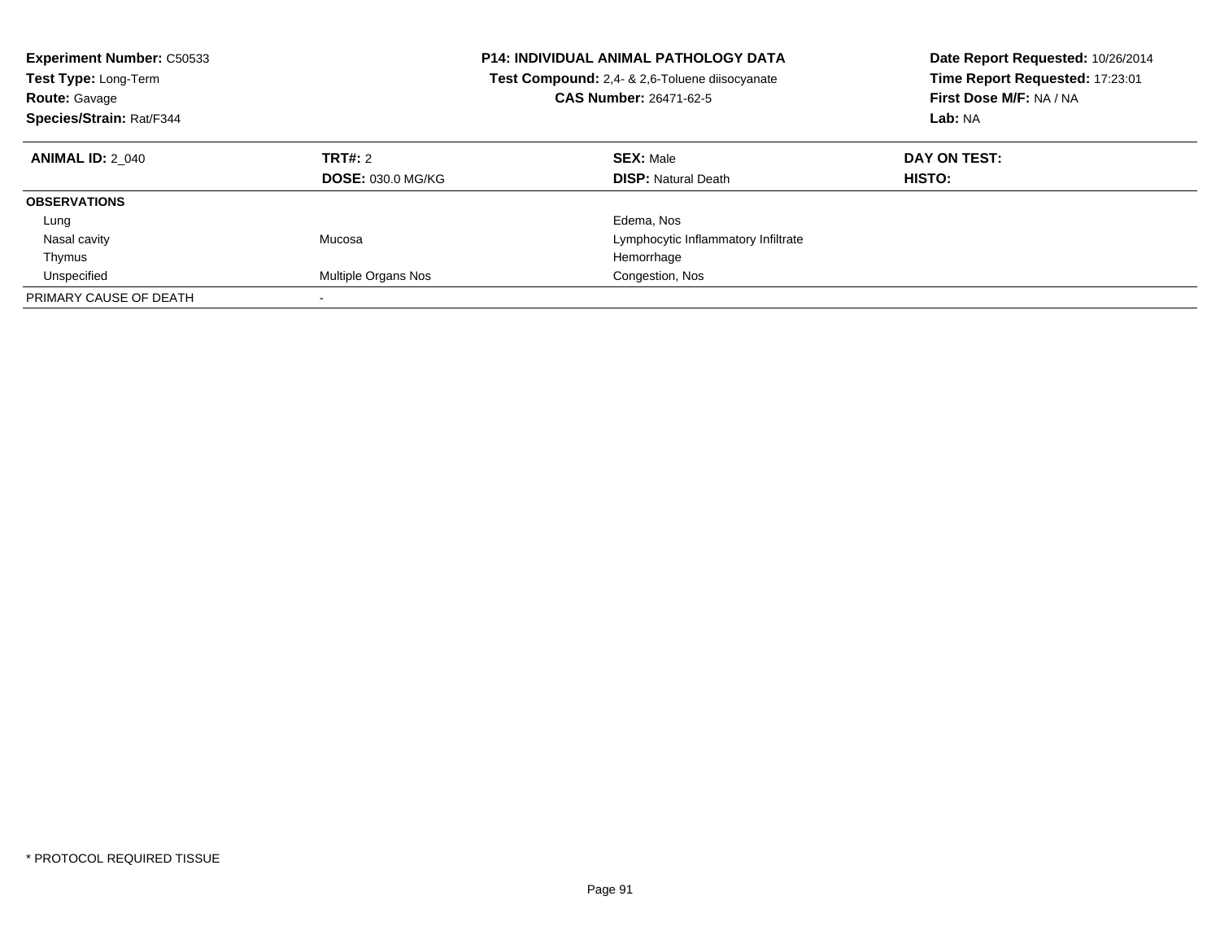**Experiment Number:** C50533
**Test Type:** Long-Term
**Route:** Gavage
**Species/Strain:** Rat/F344

**P14: INDIVIDUAL ANIMAL PATHOLOGY DATA**
**Test Compound:** 2,4- & 2,6-Toluene diisocyanate
**CAS Number:** 26471-62-5

**Date Report Requested:** 10/26/2014
**Time Report Requested:** 17:23:01
**First Dose M/F:** NA / NA
**Lab:** NA

| **ANIMAL ID:** 2_040 | **TRT#:** 2 | **SEX:** Male | **DAY ON TEST:** |
|---|---|---|---|
| | **DOSE:** 030.0 MG/KG | **DISP:** Natural Death | **HISTO:** |
| **OBSERVATIONS** | | | |
| Lung | | Edema, Nos | |
| Nasal cavity | Mucosa | Lymphocytic Inflammatory Infiltrate | |
| Thymus | | Hemorrhage | |
| Unspecified | Multiple Organs Nos | Congestion, Nos | |
| PRIMARY CAUSE OF DEATH | - | | |

* PROTOCOL REQUIRED TISSUE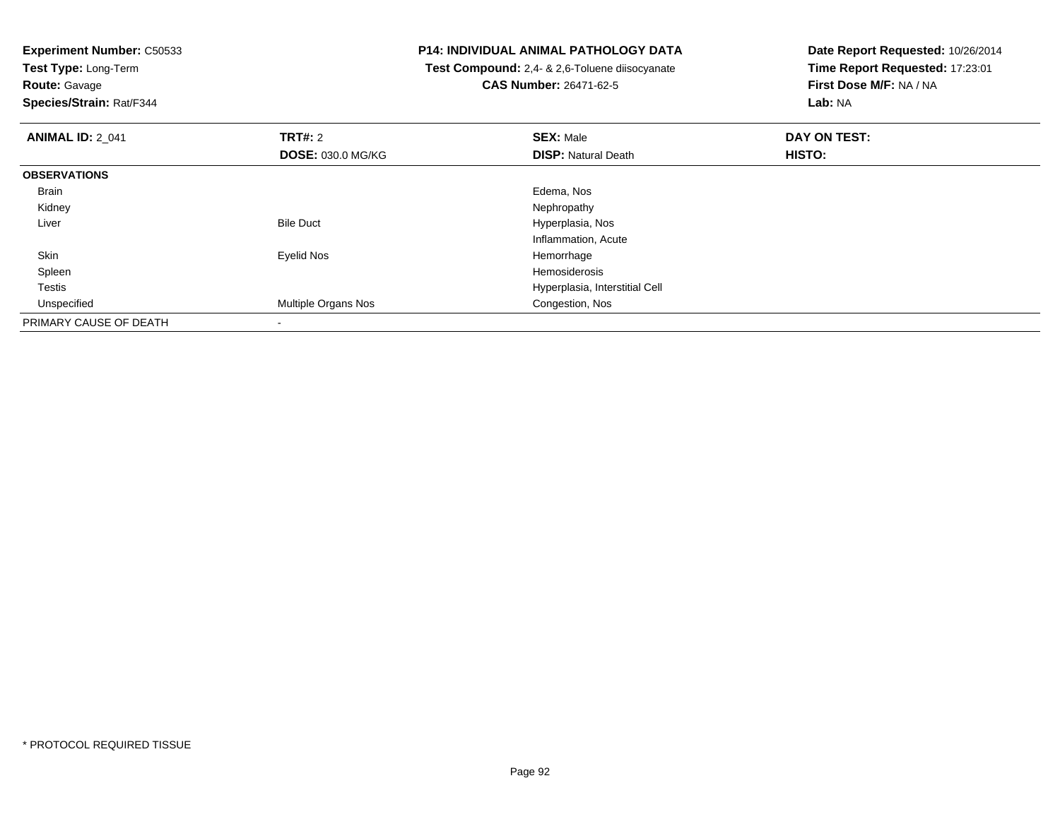**Experiment Number:** C50533
**Test Type:** Long-Term
**Route:** Gavage
**Species/Strain:** Rat/F344

**P14: INDIVIDUAL ANIMAL PATHOLOGY DATA**
**Test Compound:** 2,4- & 2,6-Toluene diisocyanate
**CAS Number:** 26471-62-5

**Date Report Requested:** 10/26/2014
**Time Report Requested:** 17:23:01
**First Dose M/F:** NA / NA
**Lab:** NA

| **ANIMAL ID:** 2_041 | **TRT#:** 2 | **SEX:** Male | **DAY ON TEST:** |
|---|---|---|---|
| | **DOSE:** 030.0 MG/KG | **DISP:** Natural Death | **HISTO:** |
| **OBSERVATIONS** | | | |
| Brain | | Edema, Nos | |
| Kidney | | Nephropathy | |
| Liver | Bile Duct | Hyperplasia, Nos | |
| | | Inflammation, Acute | |
| Skin | Eyelid Nos | Hemorrhage | |
| Spleen | | Hemosiderosis | |
| Testis | | Hyperplasia, Interstitial Cell | |
| Unspecified | Multiple Organs Nos | Congestion, Nos | |
| PRIMARY CAUSE OF DEATH | - | | |

\* PROTOCOL REQUIRED TISSUE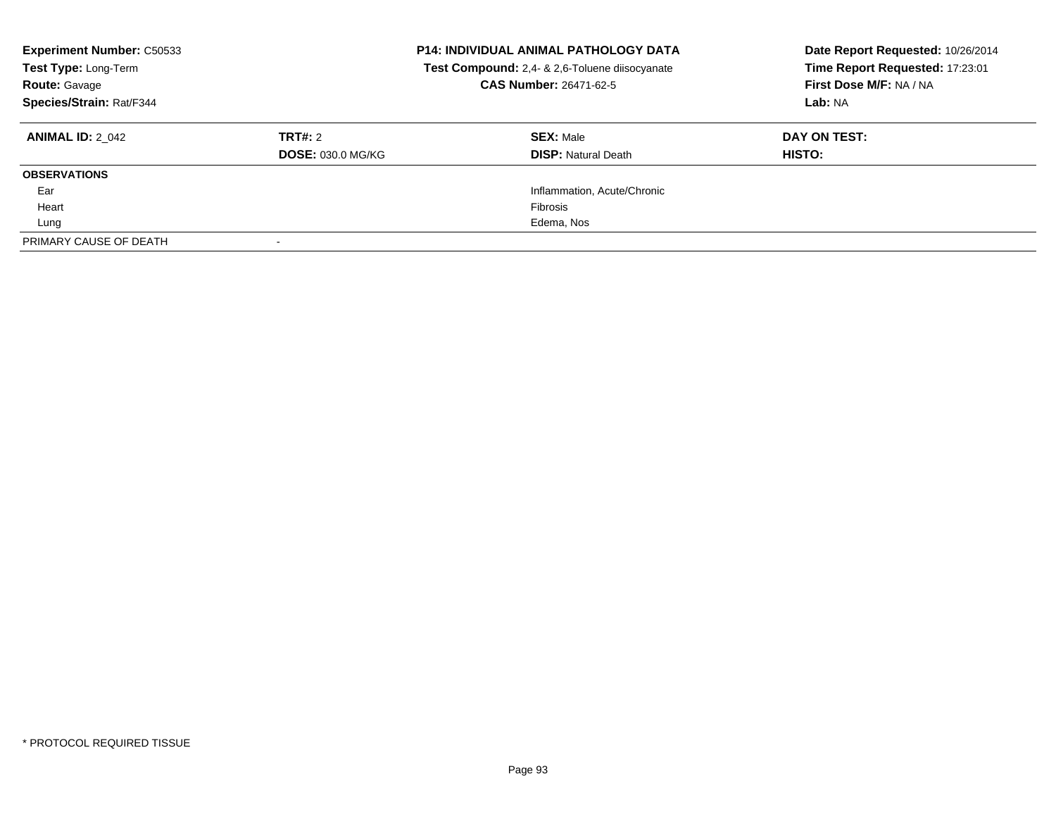**Experiment Number:** C50533
**Test Type:** Long-Term
**Route:** Gavage
**Species/Strain:** Rat/F344

**P14: INDIVIDUAL ANIMAL PATHOLOGY DATA**
**Test Compound:** 2,4- & 2,6-Toluene diisocyanate
**CAS Number:** 26471-62-5

**Date Report Requested:** 10/26/2014
**Time Report Requested:** 17:23:01
**First Dose M/F:** NA / NA
**Lab:** NA

| **ANIMAL ID:** 2_042 | **TRT#:** 2 | **SEX:** Male | **DAY ON TEST:** |
|---|---|---|---|
| | **DOSE:** 030.0 MG/KG | **DISP:** Natural Death | **HISTO:** |
| **OBSERVATIONS** | | | |
| Ear | | Inflammation, Acute/Chronic | |
| Heart | | Fibrosis | |
| Lung | | Edema, Nos | |
| PRIMARY CAUSE OF DEATH | - | | |

* PROTOCOL REQUIRED TISSUE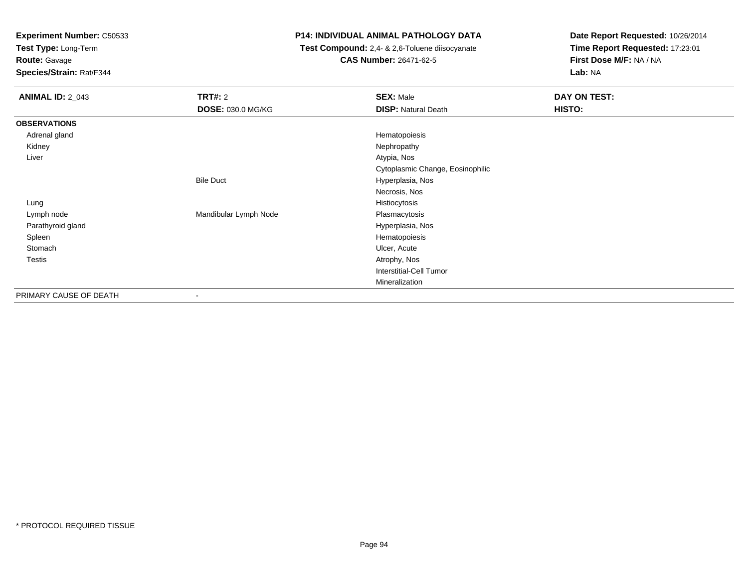**Experiment Number:** C50533
**Test Type:** Long-Term
**Route:** Gavage
**Species/Strain:** Rat/F344

**P14: INDIVIDUAL ANIMAL PATHOLOGY DATA**
**Test Compound:** 2,4- & 2,6-Toluene diisocyanate
**CAS Number:** 26471-62-5

**Date Report Requested:** 10/26/2014
**Time Report Requested:** 17:23:01
**First Dose M/F:** NA / NA
**Lab:** NA

| **ANIMAL ID:** 2_043 | **TRT#:** 2 | **SEX:** Male | **DAY ON TEST:** |
|---|---|---|---|
| | **DOSE:** 030.0 MG/KG | **DISP:** Natural Death | **HISTO:** |
| **OBSERVATIONS** | | | |
| Adrenal gland | | Hematopoiesis | |
| Kidney | | Nephropathy | |
| Liver | | Atypia, Nos | |
| | | Cytoplasmic Change, Eosinophilic | |
| | Bile Duct | Hyperplasia, Nos | |
| | | Necrosis, Nos | |
| Lung | | Histiocytosis | |
| Lymph node | Mandibular Lymph Node | Plasmacytosis | |
| Parathyroid gland | | Hyperplasia, Nos | |
| Spleen | | Hematopoiesis | |
| Stomach | | Ulcer, Acute | |
| Testis | | Atrophy, Nos | |
| | | Interstitial-Cell Tumor | |
| | | Mineralization | |
| PRIMARY CAUSE OF DEATH | - | | |

* PROTOCOL REQUIRED TISSUE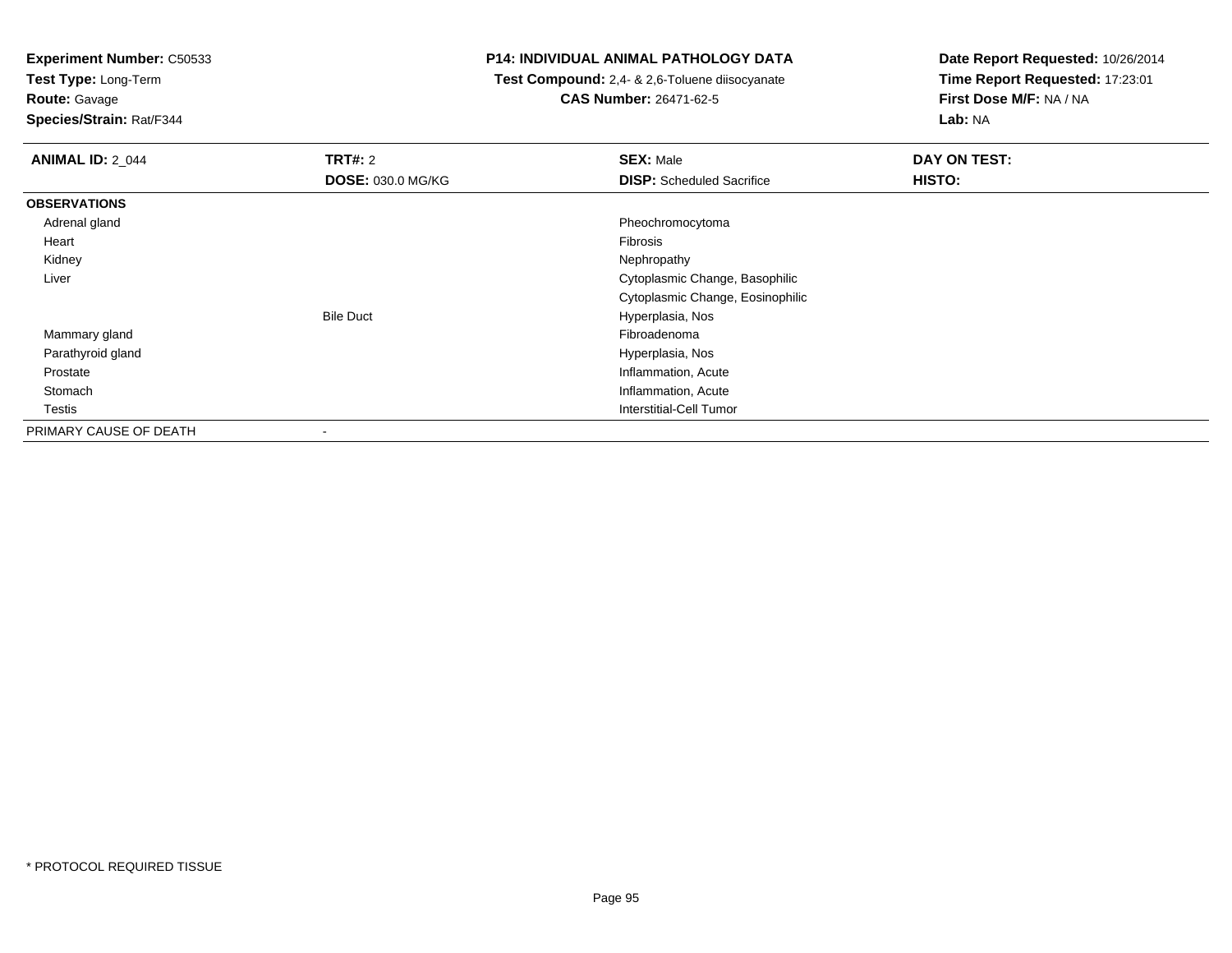**Experiment Number:** C50533
**Test Type:** Long-Term
**Route:** Gavage
**Species/Strain:** Rat/F344

**P14: INDIVIDUAL ANIMAL PATHOLOGY DATA**
**Test Compound:** 2,4- & 2,6-Toluene diisocyanate
**CAS Number:** 26471-62-5

**Date Report Requested:** 10/26/2014
**Time Report Requested:** 17:23:01
**First Dose M/F:** NA / NA
**Lab:** NA

| **ANIMAL ID:** 2_044 | **TRT#:** 2 | **SEX:** Male | **DAY ON TEST:** |
|---|---|---|---|
| | **DOSE:** 030.0 MG/KG | **DISP:** Scheduled Sacrifice | **HISTO:** |
| **OBSERVATIONS** | | | |
| Adrenal gland | | Pheochromocytoma | |
| Heart | | Fibrosis | |
| Kidney | | Nephropathy | |
| Liver | | Cytoplasmic Change, Basophilic | |
| | | Cytoplasmic Change, Eosinophilic | |
| | Bile Duct | Hyperplasia, Nos | |
| Mammary gland | | Fibroadenoma | |
| Parathyroid gland | | Hyperplasia, Nos | |
| Prostate | | Inflammation, Acute | |
| Stomach | | Inflammation, Acute | |
| Testis | | Interstitial-Cell Tumor | |
| PRIMARY CAUSE OF DEATH | - | | |

* PROTOCOL REQUIRED TISSUE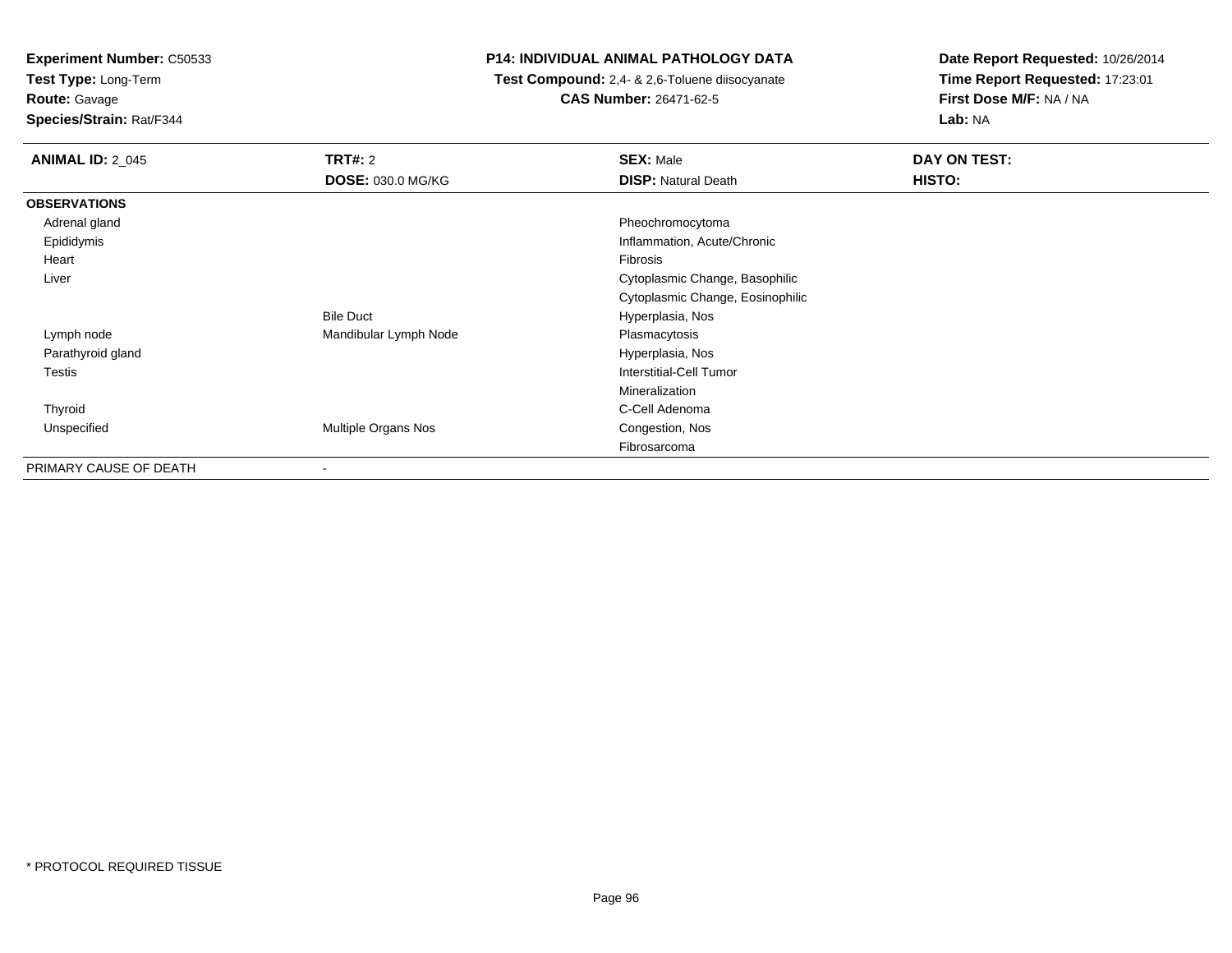**Experiment Number:** C50533
**Test Type:** Long-Term
**Route:** Gavage
**Species/Strain:** Rat/F344

**P14: INDIVIDUAL ANIMAL PATHOLOGY DATA**
**Test Compound:** 2,4- & 2,6-Toluene diisocyanate
**CAS Number:** 26471-62-5

**Date Report Requested:** 10/26/2014
**Time Report Requested:** 17:23:01
**First Dose M/F:** NA / NA
**Lab:** NA

| **ANIMAL ID:** 2_045 | **TRT#:** 2 | **SEX:** Male | **DAY ON TEST:** |
|---|---|---|---|
| | **DOSE:** 030.0 MG/KG | **DISP:** Natural Death | **HISTO:** |
| **OBSERVATIONS** | | | |
| Adrenal gland | | Pheochromocytoma | |
| Epididymis | | Inflammation, Acute/Chronic | |
| Heart | | Fibrosis | |
| Liver | | Cytoplasmic Change, Basophilic | |
| | | Cytoplasmic Change, Eosinophilic | |
| | Bile Duct | Hyperplasia, Nos | |
| Lymph node | Mandibular Lymph Node | Plasmacytosis | |
| Parathyroid gland | | Hyperplasia, Nos | |
| Testis | | Interstitial-Cell Tumor | |
| | | Mineralization | |
| Thyroid | | C-Cell Adenoma | |
| Unspecified | Multiple Organs Nos | Congestion, Nos | |
| | | Fibrosarcoma | |
| PRIMARY CAUSE OF DEATH | - | | |

* PROTOCOL REQUIRED TISSUE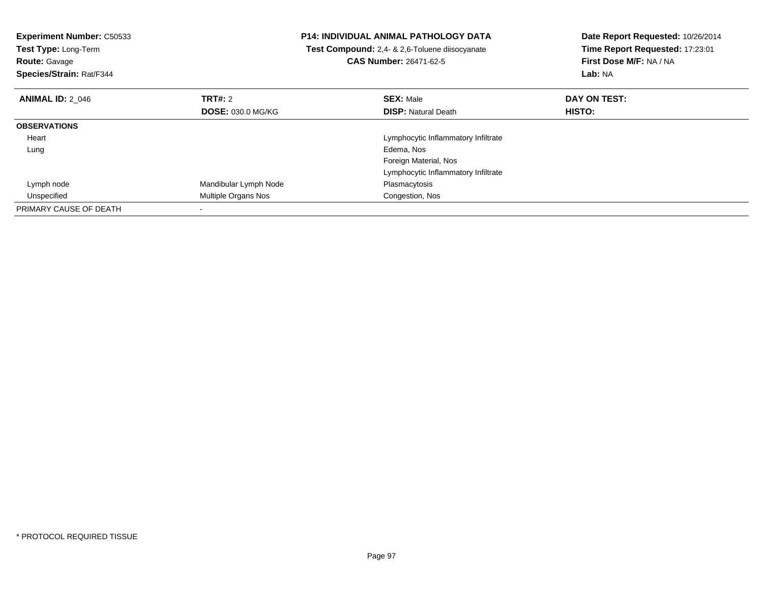**Experiment Number:** C50533
**Test Type:** Long-Term
**Route:** Gavage
**Species/Strain:** Rat/F344

**P14: INDIVIDUAL ANIMAL PATHOLOGY DATA**
**Test Compound:** 2,4- & 2,6-Toluene diisocyanate
**CAS Number:** 26471-62-5

**Date Report Requested:** 10/26/2014
**Time Report Requested:** 17:23:01
**First Dose M/F:** NA / NA
**Lab:** NA

| **ANIMAL ID:** 2_046 | **TRT#:** 2 | **SEX:** Male | **DAY ON TEST:** |
|---|---|---|---|
| | **DOSE:** 030.0 MG/KG | **DISP:** Natural Death | **HISTO:** |
| **OBSERVATIONS** | | | |
| Heart | | Lymphocytic Inflammatory Infiltrate | |
| Lung | | Edema, Nos | |
| | | Foreign Material, Nos | |
| | | Lymphocytic Inflammatory Infiltrate | |
| Lymph node | Mandibular Lymph Node | Plasmacytosis | |
| Unspecified | Multiple Organs Nos | Congestion, Nos | |
| PRIMARY CAUSE OF DEATH | - | | |

\* PROTOCOL REQUIRED TISSUE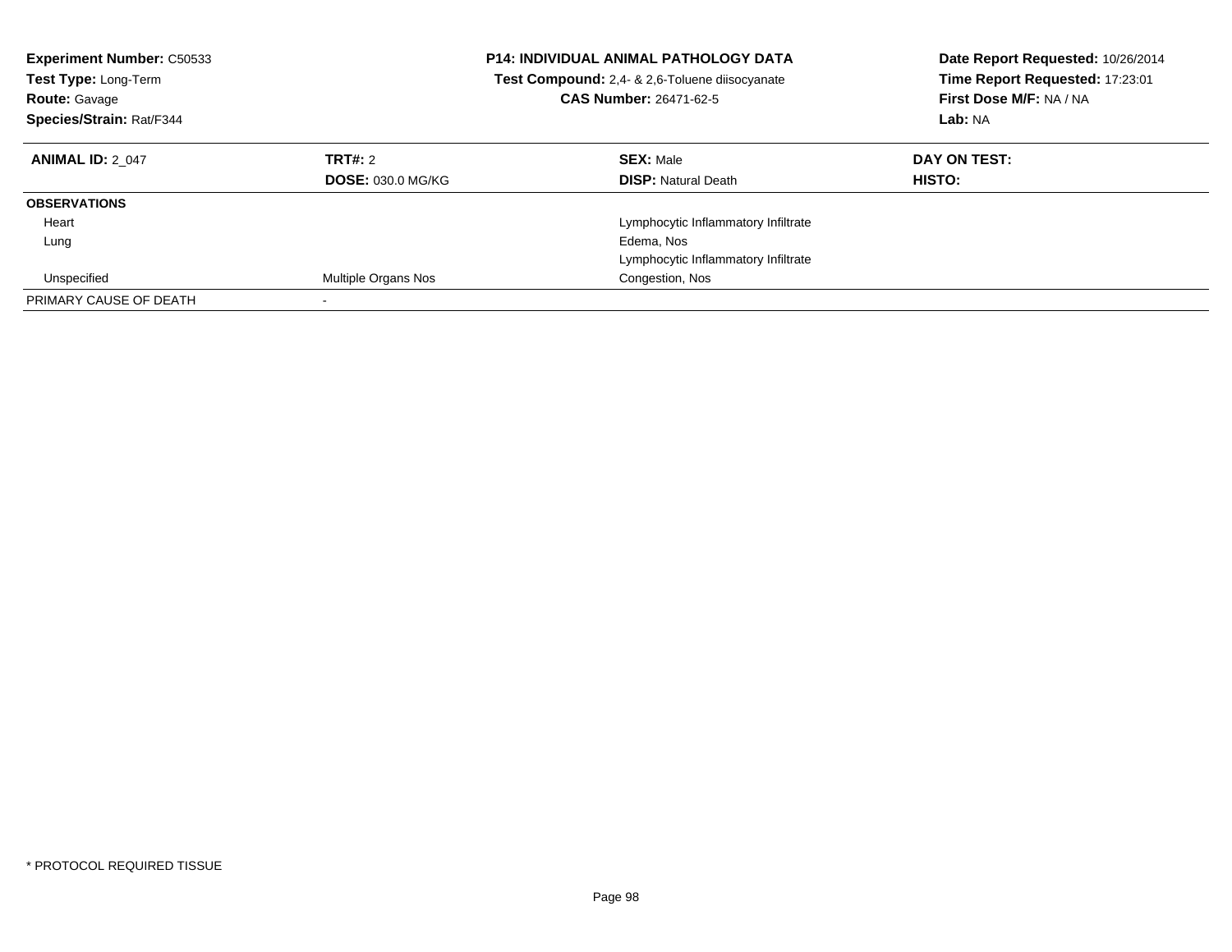**Experiment Number:** C50533
**Test Type:** Long-Term
**Route:** Gavage
**Species/Strain:** Rat/F344

**P14: INDIVIDUAL ANIMAL PATHOLOGY DATA**
**Test Compound:** 2,4- & 2,6-Toluene diisocyanate
**CAS Number:** 26471-62-5

**Date Report Requested:** 10/26/2014
**Time Report Requested:** 17:23:01
**First Dose M/F:** NA / NA
**Lab:** NA

| **ANIMAL ID:** 2_047 | **TRT#:** 2 | **SEX:** Male | **DAY ON TEST:** |
|---|---|---|---|
| | **DOSE:** 030.0 MG/KG | **DISP:** Natural Death | **HISTO:** |
| **OBSERVATIONS** | | | |
| Heart | | Lymphocytic Inflammatory Infiltrate | |
| Lung | | Edema, Nos | |
| | | Lymphocytic Inflammatory Infiltrate | |
| Unspecified | Multiple Organs Nos | Congestion, Nos | |
| PRIMARY CAUSE OF DEATH | - | | |

\* PROTOCOL REQUIRED TISSUE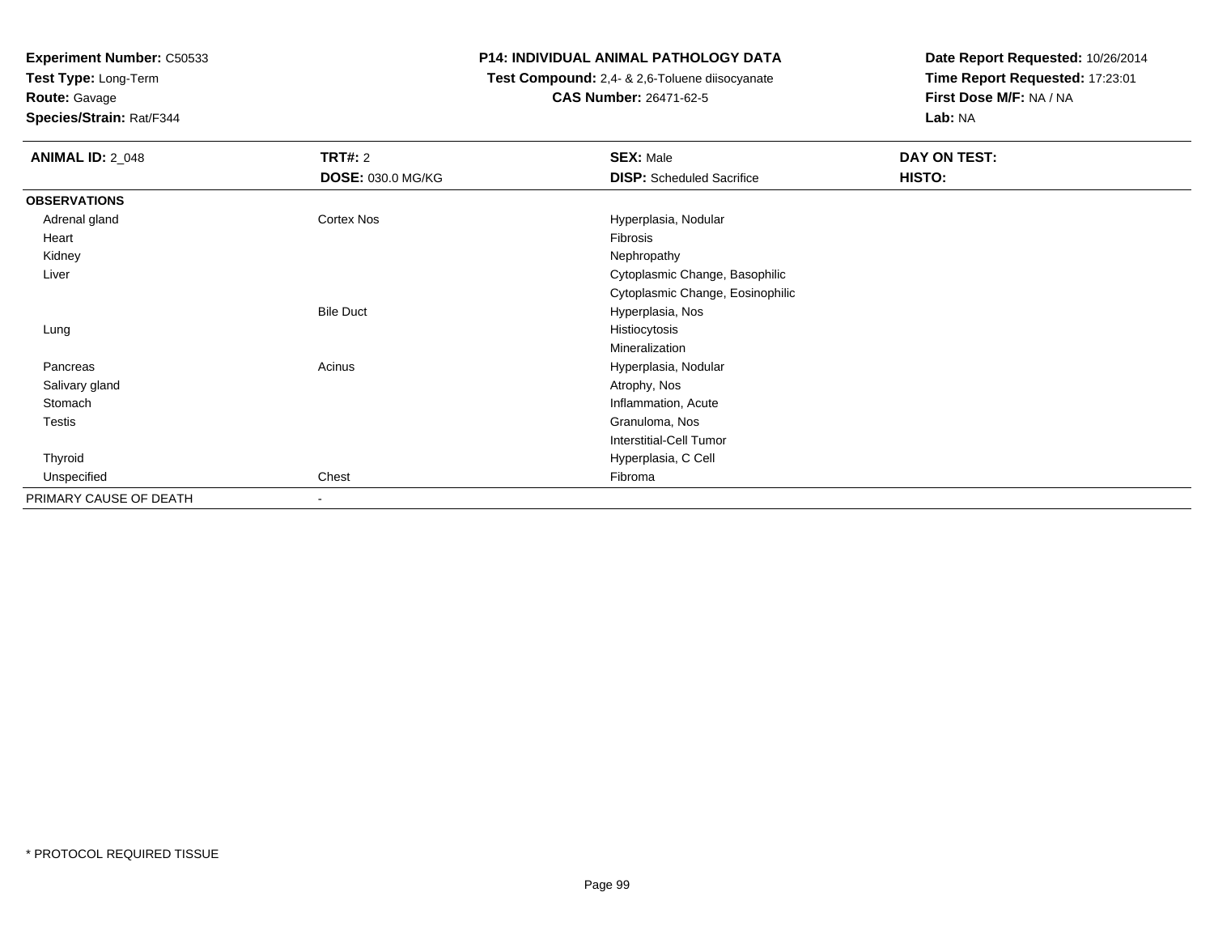**Experiment Number:** C50533
**Test Type:** Long-Term
**Route:** Gavage
**Species/Strain:** Rat/F344

**P14: INDIVIDUAL ANIMAL PATHOLOGY DATA**
**Test Compound:** 2,4- & 2,6-Toluene diisocyanate
**CAS Number:** 26471-62-5

**Date Report Requested:** 10/26/2014
**Time Report Requested:** 17:23:01
**First Dose M/F:** NA / NA
**Lab:** NA

| **ANIMAL ID:** 2_048 | **TRT#:** 2 | **SEX:** Male | **DAY ON TEST:** |
|---|---|---|---|
| | **DOSE:** 030.0 MG/KG | **DISP:** Scheduled Sacrifice | **HISTO:** |
| **OBSERVATIONS** | | | |
| Adrenal gland | Cortex Nos | Hyperplasia, Nodular | |
| Heart | | Fibrosis | |
| Kidney | | Nephropathy | |
| Liver | | Cytoplasmic Change, Basophilic | |
| | | Cytoplasmic Change, Eosinophilic | |
| | Bile Duct | Hyperplasia, Nos | |
| Lung | | Histiocytosis | |
| | | Mineralization | |
| Pancreas | Acinus | Hyperplasia, Nodular | |
| Salivary gland | | Atrophy, Nos | |
| Stomach | | Inflammation, Acute | |
| Testis | | Granuloma, Nos | |
| | | Interstitial-Cell Tumor | |
| Thyroid | | Hyperplasia, C Cell | |
| Unspecified | Chest | Fibroma | |
| PRIMARY CAUSE OF DEATH | - | | |

* PROTOCOL REQUIRED TISSUE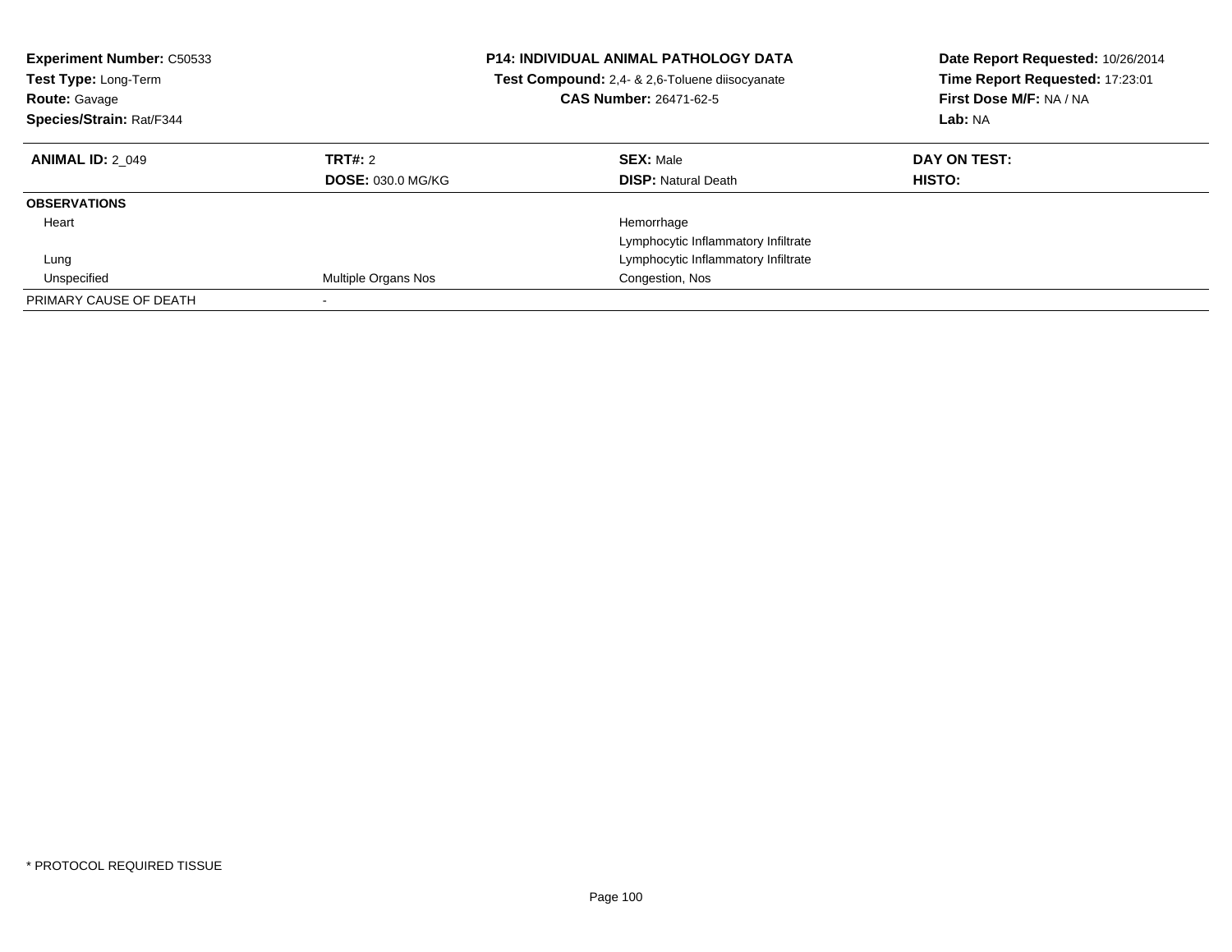**Experiment Number:** C50533
**Test Type:** Long-Term
**Route:** Gavage
**Species/Strain:** Rat/F344

**P14: INDIVIDUAL ANIMAL PATHOLOGY DATA**
**Test Compound:** 2,4- & 2,6-Toluene diisocyanate
**CAS Number:** 26471-62-5

**Date Report Requested:** 10/26/2014
**Time Report Requested:** 17:23:01
**First Dose M/F:** NA / NA
**Lab:** NA

| **ANIMAL ID:** 2_049 | **TRT#:** 2 | **SEX:** Male | **DAY ON TEST:** |
|---|---|---|---|
| | **DOSE:** 030.0 MG/KG | **DISP:** Natural Death | **HISTO:** |
| **OBSERVATIONS** | | | |
| Heart | | Hemorrhage | |
| | | Lymphocytic Inflammatory Infiltrate | |
| Lung | | Lymphocytic Inflammatory Infiltrate | |
| Unspecified | Multiple Organs Nos | Congestion, Nos | |
| PRIMARY CAUSE OF DEATH | - | | |

\* PROTOCOL REQUIRED TISSUE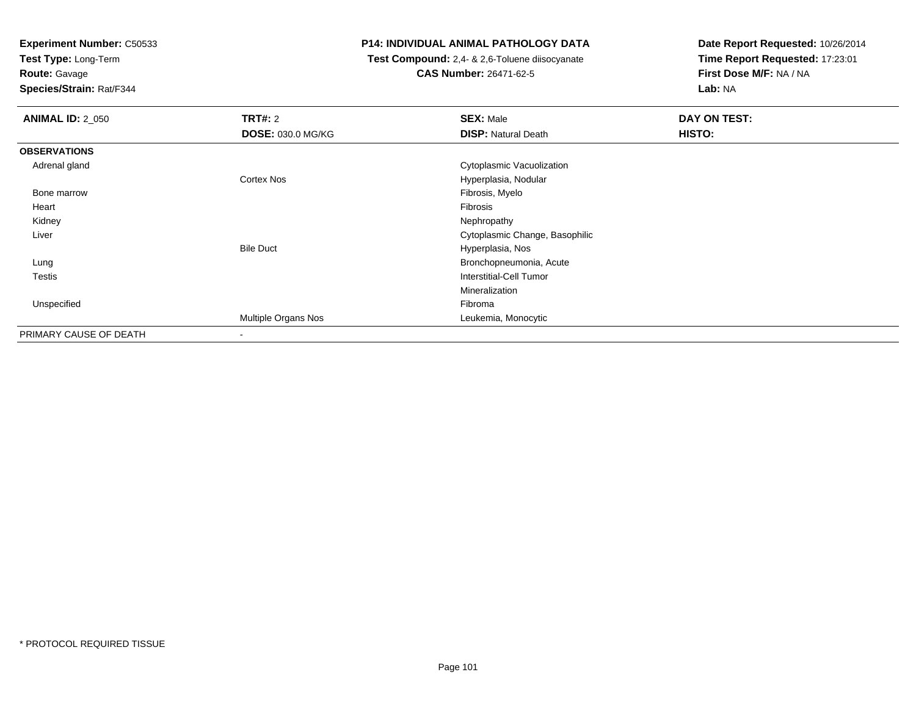**Experiment Number:** C50533
**Test Type:** Long-Term
**Route:** Gavage
**Species/Strain:** Rat/F344

**P14: INDIVIDUAL ANIMAL PATHOLOGY DATA**
**Test Compound:** 2,4- & 2,6-Toluene diisocyanate
**CAS Number:** 26471-62-5

**Date Report Requested:** 10/26/2014
**Time Report Requested:** 17:23:01
**First Dose M/F:** NA / NA
**Lab:** NA

| **ANIMAL ID:** 2_050 | **TRT#:** 2 | **SEX:** Male | **DAY ON TEST:** |
|---|---|---|---|
| | **DOSE:** 030.0 MG/KG | **DISP:** Natural Death | **HISTO:** |
| **OBSERVATIONS** | | | |
| Adrenal gland | | Cytoplasmic Vacuolization | |
| | Cortex Nos | Hyperplasia, Nodular | |
| Bone marrow | | Fibrosis, Myelo | |
| Heart | | Fibrosis | |
| Kidney | | Nephropathy | |
| Liver | | Cytoplasmic Change, Basophilic | |
| | Bile Duct | Hyperplasia, Nos | |
| Lung | | Bronchopneumonia, Acute | |
| Testis | | Interstitial-Cell Tumor | |
| | | Mineralization | |
| Unspecified | | Fibroma | |
| | Multiple Organs Nos | Leukemia, Monocytic | |
| PRIMARY CAUSE OF DEATH | - | | |

* PROTOCOL REQUIRED TISSUE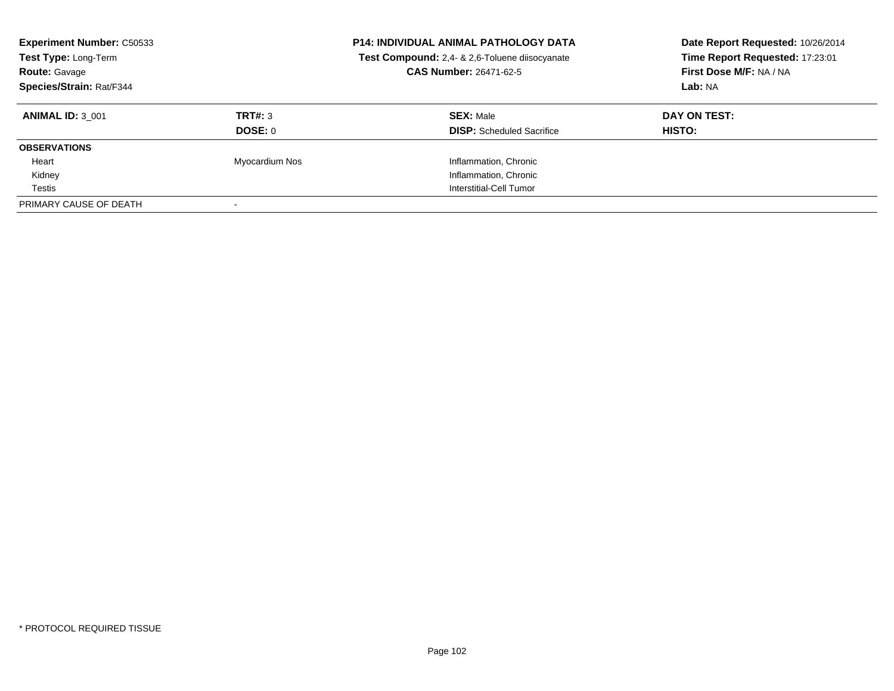**Experiment Number:** C50533
**Test Type:** Long-Term
**Route:** Gavage
**Species/Strain:** Rat/F344

**P14: INDIVIDUAL ANIMAL PATHOLOGY DATA**
**Test Compound:** 2,4- & 2,6-Toluene diisocyanate
**CAS Number:** 26471-62-5

**Date Report Requested:** 10/26/2014
**Time Report Requested:** 17:23:01
**First Dose M/F:** NA / NA
**Lab:** NA

| **ANIMAL ID:** 3_001 | **TRT#:** 3 | **SEX:** Male | **DAY ON TEST:** |
|---|---|---|---|
| | **DOSE:** 0 | **DISP:** Scheduled Sacrifice | **HISTO:** |
| **OBSERVATIONS** | | | |
| Heart | Myocardium Nos | Inflammation, Chronic | |
| Kidney | | Inflammation, Chronic | |
| Testis | | Interstitial-Cell Tumor | |
| PRIMARY CAUSE OF DEATH | - | | |

* PROTOCOL REQUIRED TISSUE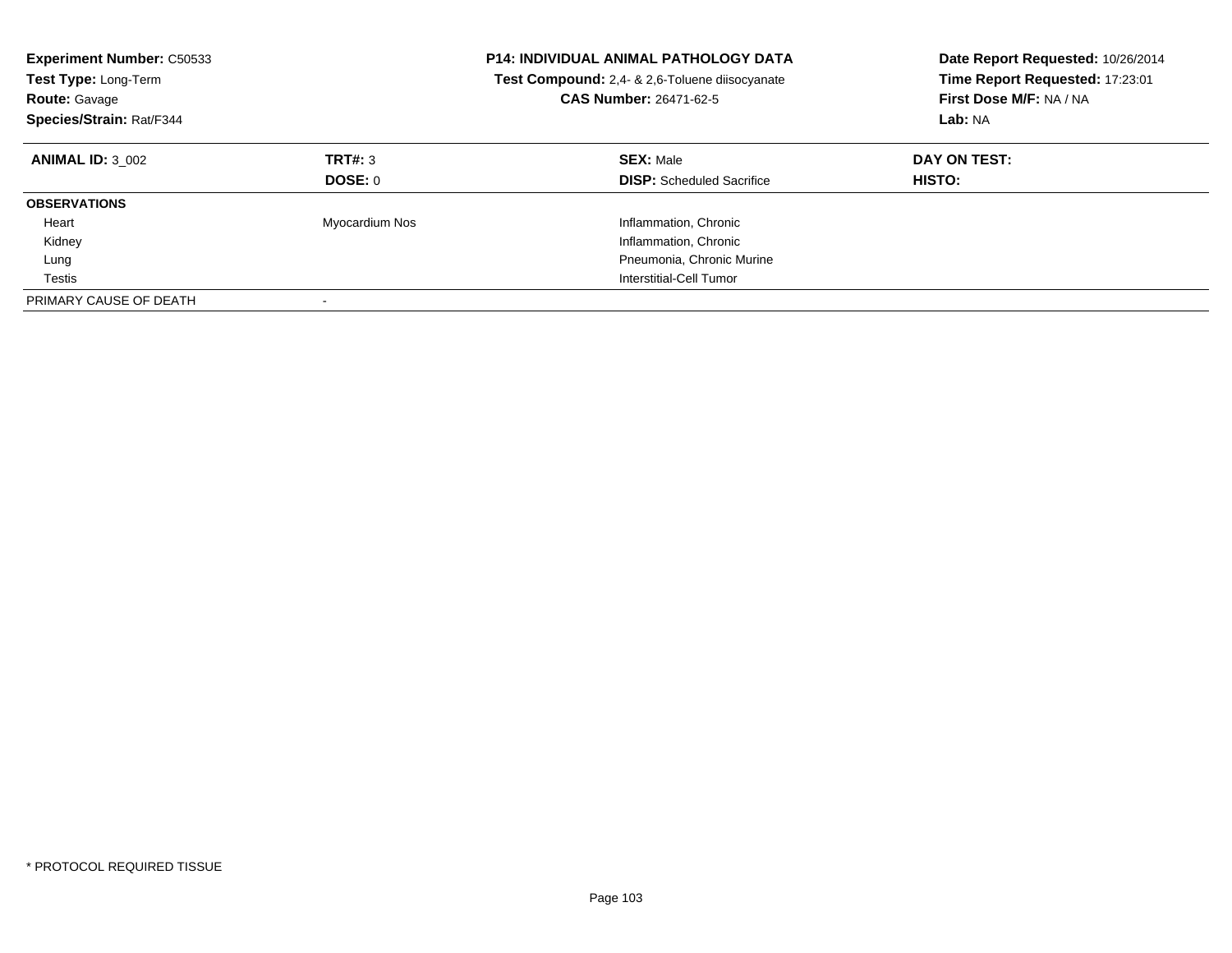**Experiment Number:** C50533
**Test Type:** Long-Term
**Route:** Gavage
**Species/Strain:** Rat/F344

**P14: INDIVIDUAL ANIMAL PATHOLOGY DATA**
**Test Compound:** 2,4- & 2,6-Toluene diisocyanate
**CAS Number:** 26471-62-5

**Date Report Requested:** 10/26/2014
**Time Report Requested:** 17:23:01
**First Dose M/F:** NA / NA
**Lab:** NA

| **ANIMAL ID:** 3_002 | **TRT#:** 3 | **SEX:** Male | **DAY ON TEST:** |
|---|---|---|---|
| | **DOSE:** 0 | **DISP:** Scheduled Sacrifice | **HISTO:** |
| **OBSERVATIONS** | | | |
| Heart | Myocardium Nos | Inflammation, Chronic | |
| Kidney | | Inflammation, Chronic | |
| Lung | | Pneumonia, Chronic Murine | |
| Testis | | Interstitial-Cell Tumor | |
| PRIMARY CAUSE OF DEATH | - | | |

* PROTOCOL REQUIRED TISSUE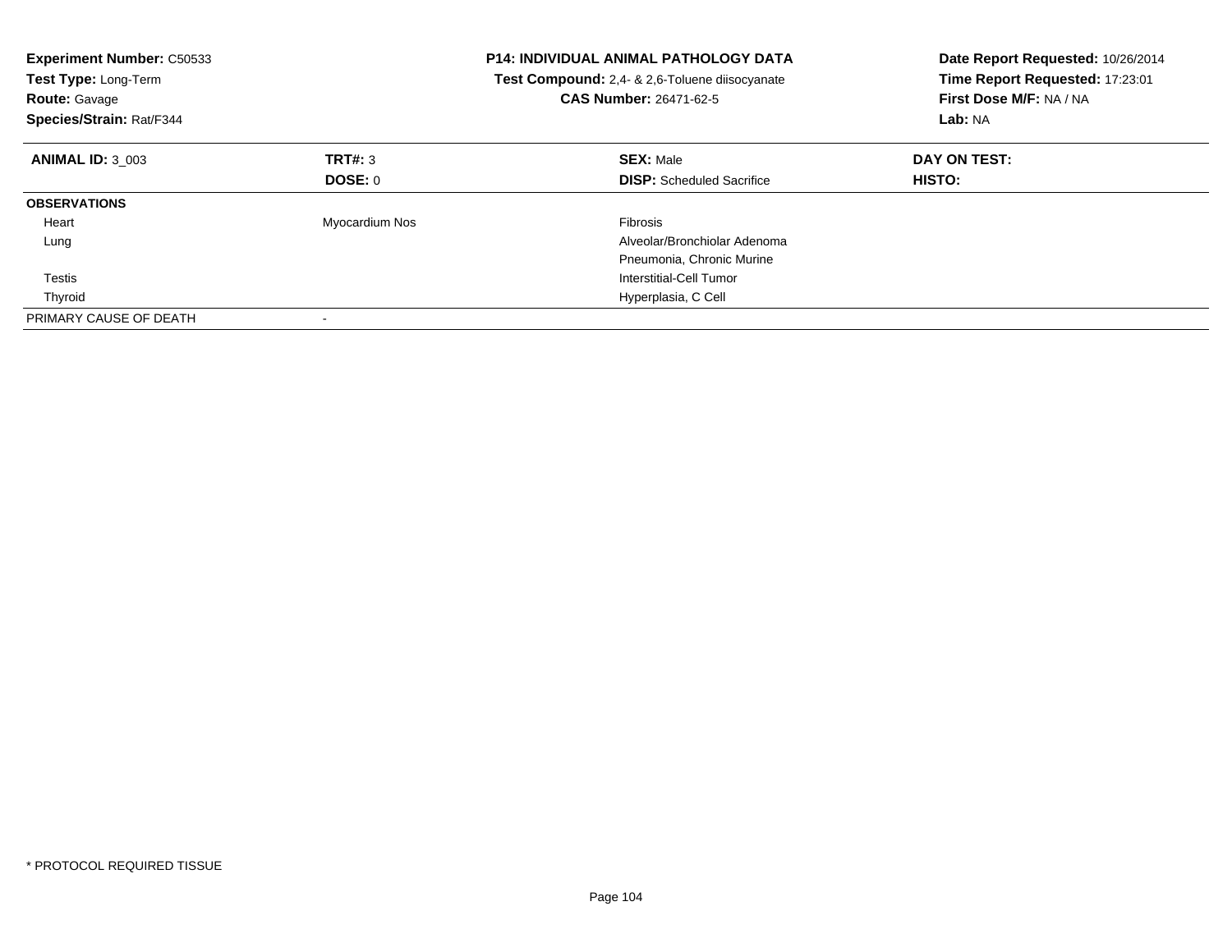**Experiment Number:** C50533
**Test Type:** Long-Term
**Route:** Gavage
**Species/Strain:** Rat/F344

**P14: INDIVIDUAL ANIMAL PATHOLOGY DATA**
**Test Compound:** 2,4- & 2,6-Toluene diisocyanate
**CAS Number:** 26471-62-5

**Date Report Requested:** 10/26/2014
**Time Report Requested:** 17:23:01
**First Dose M/F:** NA / NA
**Lab:** NA

| **ANIMAL ID:** 3_003 | **TRT#:** 3 | **SEX:** Male | **DAY ON TEST:** |
|---|---|---|---|
| | **DOSE:** 0 | **DISP:** Scheduled Sacrifice | **HISTO:** |
| **OBSERVATIONS** | | | |
| Heart | Myocardium Nos | Fibrosis | |
| Lung | | Alveolar/Bronchiolar Adenoma | |
| | | Pneumonia, Chronic Murine | |
| Testis | | Interstitial-Cell Tumor | |
| Thyroid | | Hyperplasia, C Cell | |
| PRIMARY CAUSE OF DEATH | - | | |

\* PROTOCOL REQUIRED TISSUE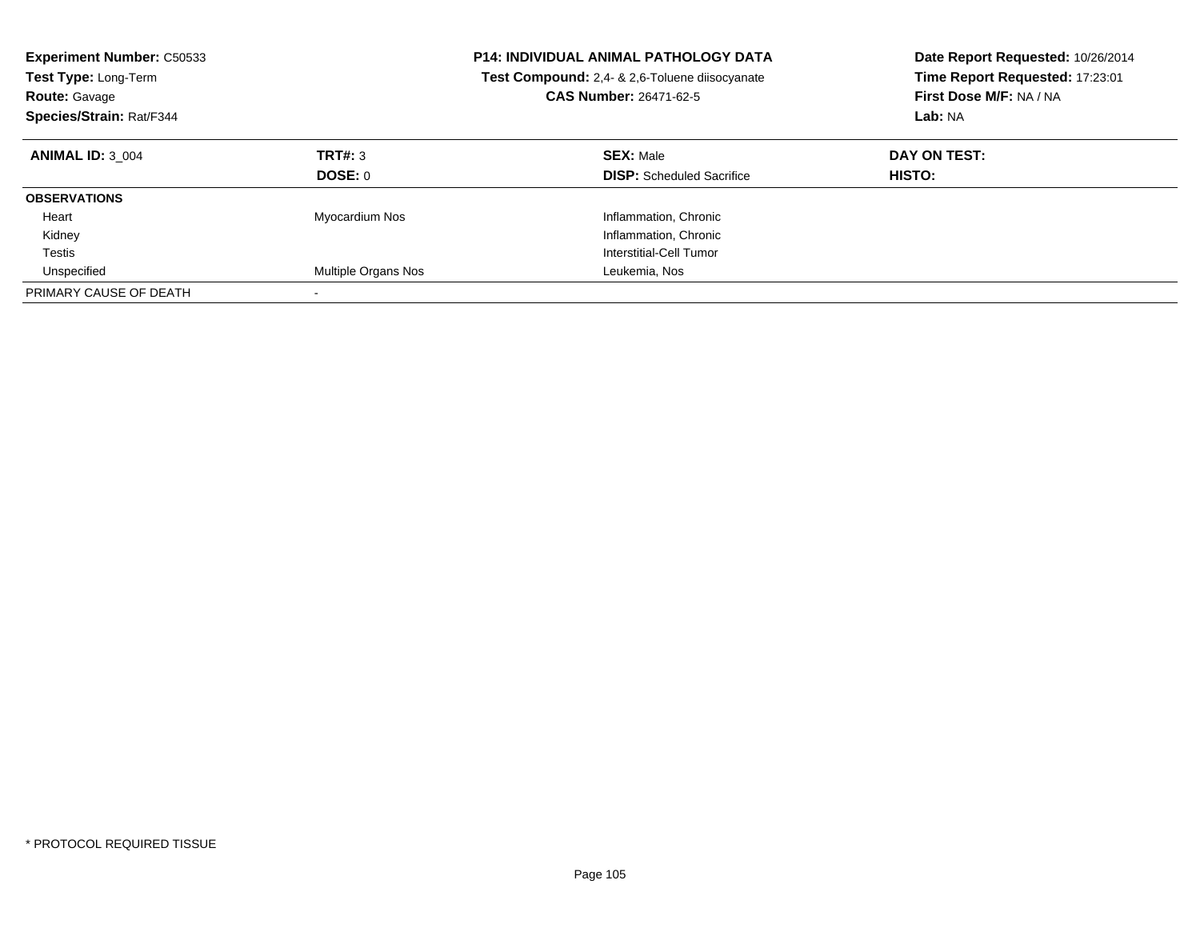**Experiment Number:** C50533
**Test Type:** Long-Term
**Route:** Gavage
**Species/Strain:** Rat/F344

**P14: INDIVIDUAL ANIMAL PATHOLOGY DATA**
**Test Compound:** 2,4- & 2,6-Toluene diisocyanate
**CAS Number:** 26471-62-5

**Date Report Requested:** 10/26/2014
**Time Report Requested:** 17:23:01
**First Dose M/F:** NA / NA
**Lab:** NA

| **ANIMAL ID:** 3_004 | **TRT#:** 3 | **SEX:** Male | **DAY ON TEST:** |
|---|---|---|---|
| | **DOSE:** 0 | **DISP:** Scheduled Sacrifice | **HISTO:** |
| **OBSERVATIONS** | | | |
| Heart | Myocardium Nos | Inflammation, Chronic | |
| Kidney | | Inflammation, Chronic | |
| Testis | | Interstitial-Cell Tumor | |
| Unspecified | Multiple Organs Nos | Leukemia, Nos | |
| PRIMARY CAUSE OF DEATH | - | | |

* PROTOCOL REQUIRED TISSUE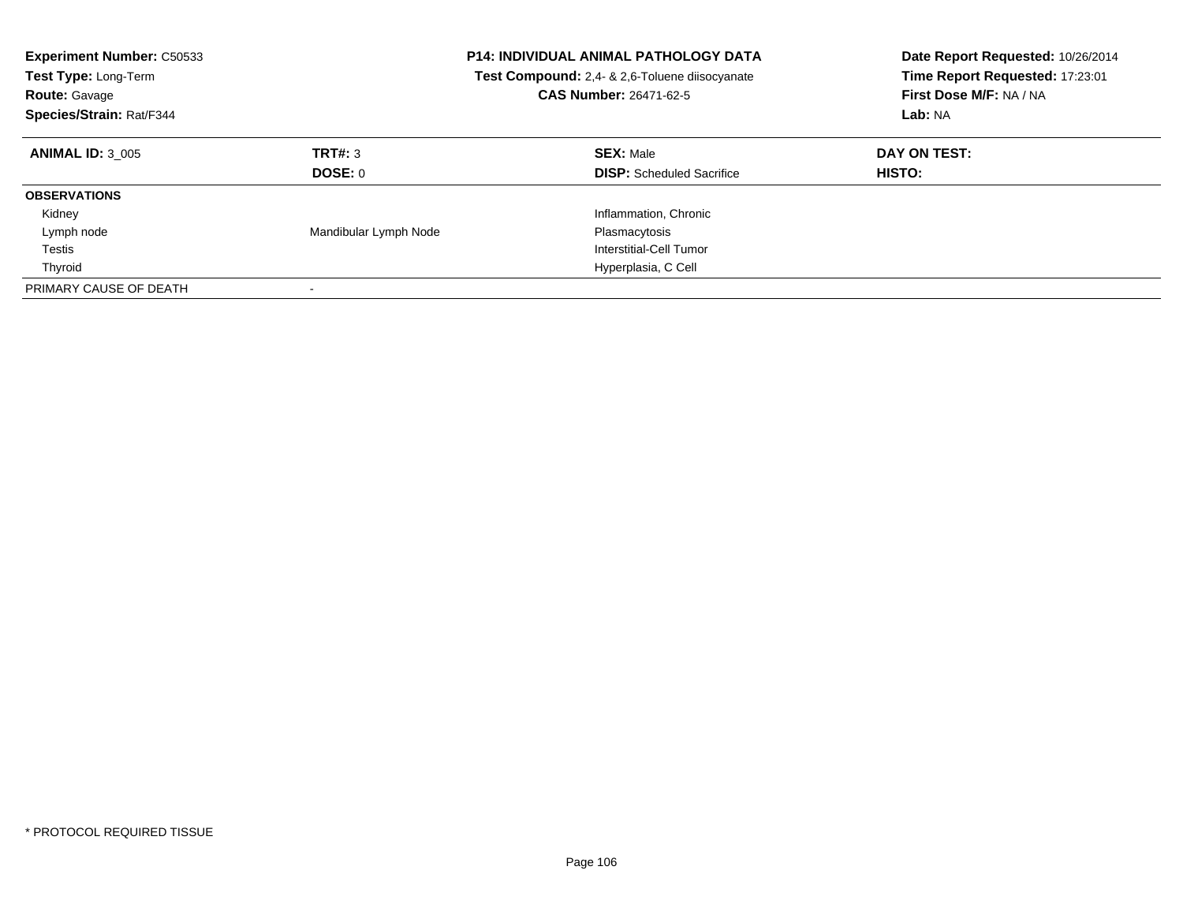**Experiment Number:** C50533
**Test Type:** Long-Term
**Route:** Gavage
**Species/Strain:** Rat/F344

**P14: INDIVIDUAL ANIMAL PATHOLOGY DATA**
**Test Compound:** 2,4- & 2,6-Toluene diisocyanate
**CAS Number:** 26471-62-5

**Date Report Requested:** 10/26/2014
**Time Report Requested:** 17:23:01
**First Dose M/F:** NA / NA
**Lab:** NA

| **ANIMAL ID:** 3_005 | **TRT#:** 3 | **SEX:** Male | **DAY ON TEST:** |
|---|---|---|---|
| | **DOSE:** 0 | **DISP:** Scheduled Sacrifice | **HISTO:** |
| **OBSERVATIONS** | | | |
| Kidney | | Inflammation, Chronic | |
| Lymph node | Mandibular Lymph Node | Plasmacytosis | |
| Testis | | Interstitial-Cell Tumor | |
| Thyroid | | Hyperplasia, C Cell | |
| PRIMARY CAUSE OF DEATH | - | | |

* PROTOCOL REQUIRED TISSUE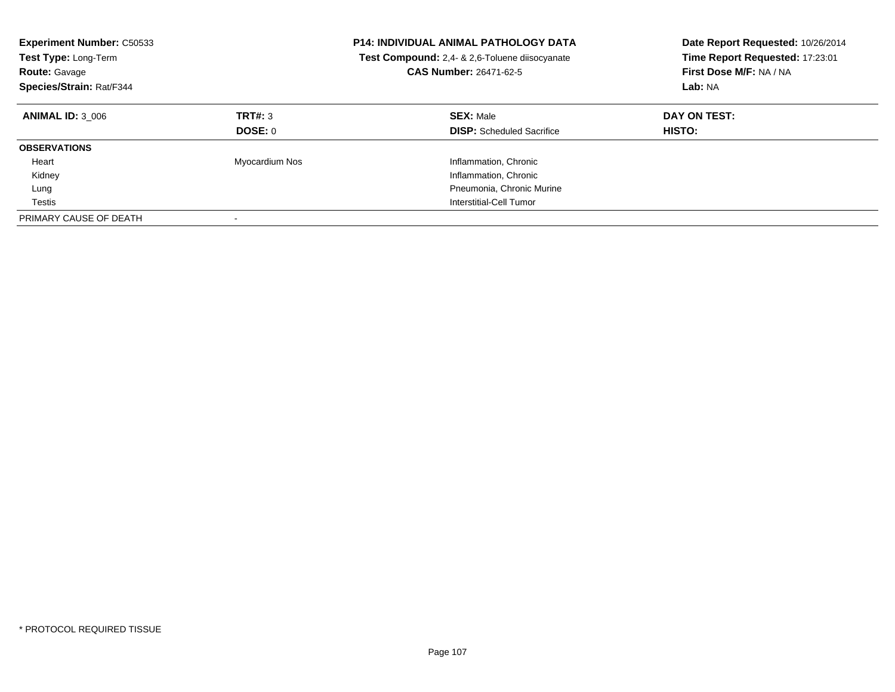**Experiment Number:** C50533
**Test Type:** Long-Term
**Route:** Gavage
**Species/Strain:** Rat/F344

**P14: INDIVIDUAL ANIMAL PATHOLOGY DATA**
**Test Compound:** 2,4- & 2,6-Toluene diisocyanate
**CAS Number:** 26471-62-5

**Date Report Requested:** 10/26/2014
**Time Report Requested:** 17:23:01
**First Dose M/F:** NA / NA
**Lab:** NA

| **ANIMAL ID:** 3_006 | **TRT#:** 3 | **SEX:** Male | **DAY ON TEST:** |
|---|---|---|---|
| | **DOSE:** 0 | **DISP:** Scheduled Sacrifice | **HISTO:** |
| **OBSERVATIONS** | | | |
| Heart | Myocardium Nos | Inflammation, Chronic | |
| Kidney | | Inflammation, Chronic | |
| Lung | | Pneumonia, Chronic Murine | |
| Testis | | Interstitial-Cell Tumor | |
| PRIMARY CAUSE OF DEATH | - | | |

* PROTOCOL REQUIRED TISSUE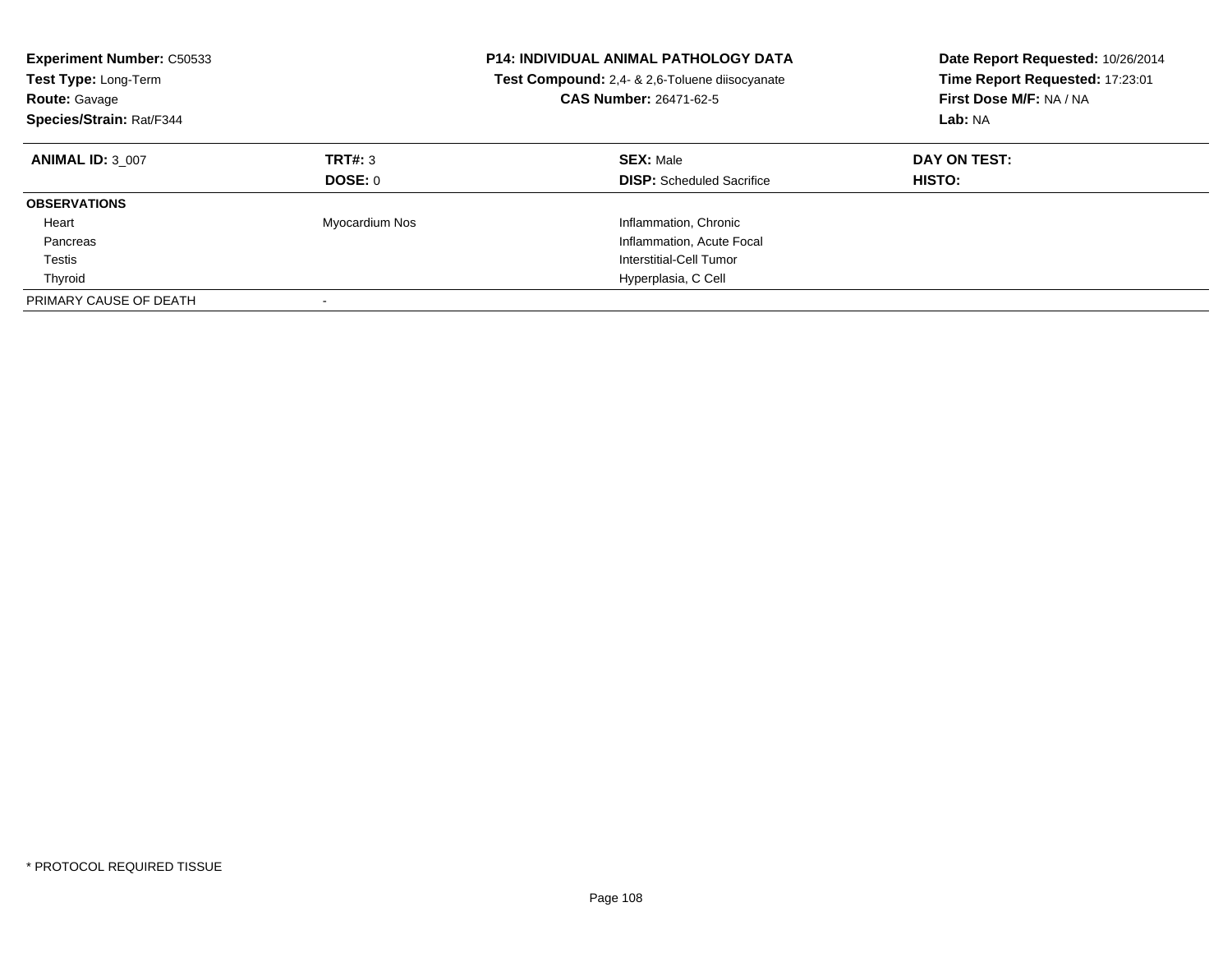**Experiment Number:** C50533
**Test Type:** Long-Term
**Route:** Gavage
**Species/Strain:** Rat/F344

**P14: INDIVIDUAL ANIMAL PATHOLOGY DATA**
**Test Compound:** 2,4- & 2,6-Toluene diisocyanate
**CAS Number:** 26471-62-5

**Date Report Requested:** 10/26/2014
**Time Report Requested:** 17:23:01
**First Dose M/F:** NA / NA
**Lab:** NA

| **ANIMAL ID:** 3_007 | **TRT#:** 3 | **SEX:** Male | **DAY ON TEST:** |
|---|---|---|---|
| | **DOSE:** 0 | **DISP:** Scheduled Sacrifice | **HISTO:** |
| **OBSERVATIONS** | | | |
| Heart | Myocardium Nos | Inflammation, Chronic | |
| Pancreas | | Inflammation, Acute Focal | |
| Testis | | Interstitial-Cell Tumor | |
| Thyroid | | Hyperplasia, C Cell | |
| PRIMARY CAUSE OF DEATH | - | | |

* PROTOCOL REQUIRED TISSUE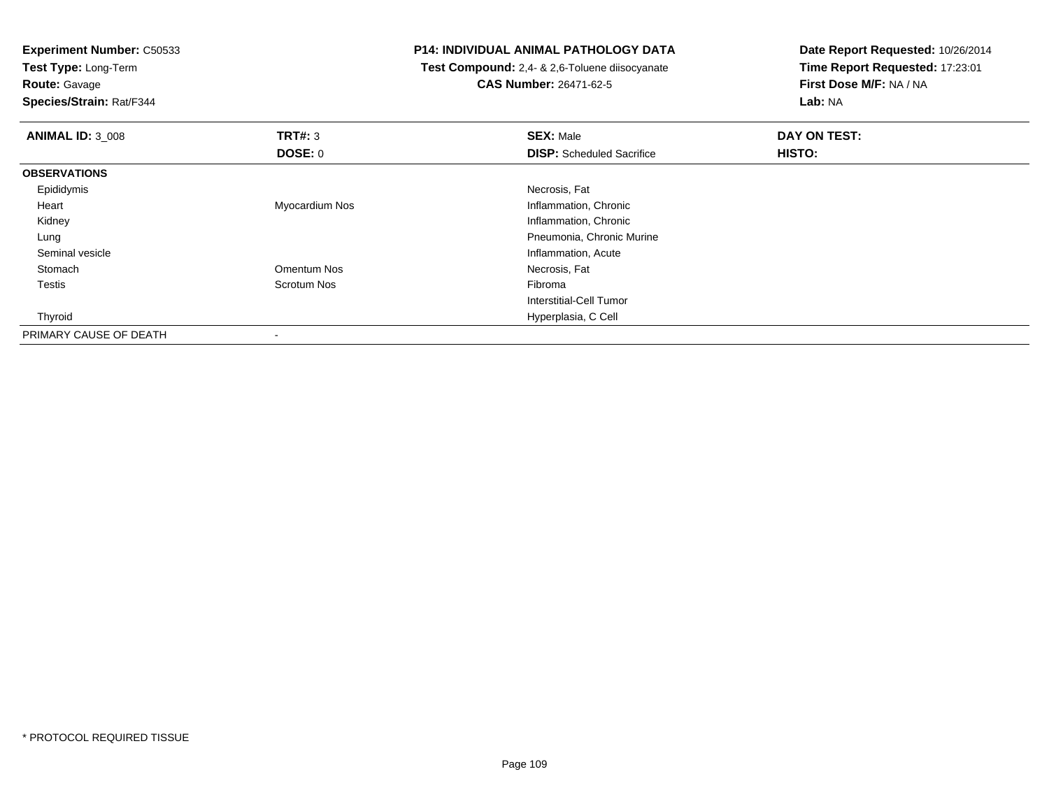**Experiment Number:** C50533
**Test Type:** Long-Term
**Route:** Gavage
**Species/Strain:** Rat/F344

**P14: INDIVIDUAL ANIMAL PATHOLOGY DATA**
**Test Compound:** 2,4- & 2,6-Toluene diisocyanate
**CAS Number:** 26471-62-5

**Date Report Requested:** 10/26/2014
**Time Report Requested:** 17:23:01
**First Dose M/F:** NA / NA
**Lab:** NA

| **ANIMAL ID:** 3_008 | **TRT#:** 3 | **SEX:** Male | **DAY ON TEST:** |
|---|---|---|---|
| | **DOSE:** 0 | **DISP:** Scheduled Sacrifice | **HISTO:** |
| **OBSERVATIONS** | | | |
| Epididymis | | Necrosis, Fat | |
| Heart | Myocardium Nos | Inflammation, Chronic | |
| Kidney | | Inflammation, Chronic | |
| Lung | | Pneumonia, Chronic Murine | |
| Seminal vesicle | | Inflammation, Acute | |
| Stomach | Omentum Nos | Necrosis, Fat | |
| Testis | Scrotum Nos | Fibroma | |
| | | Interstitial-Cell Tumor | |
| Thyroid | | Hyperplasia, C Cell | |
| PRIMARY CAUSE OF DEATH | - | | |

* PROTOCOL REQUIRED TISSUE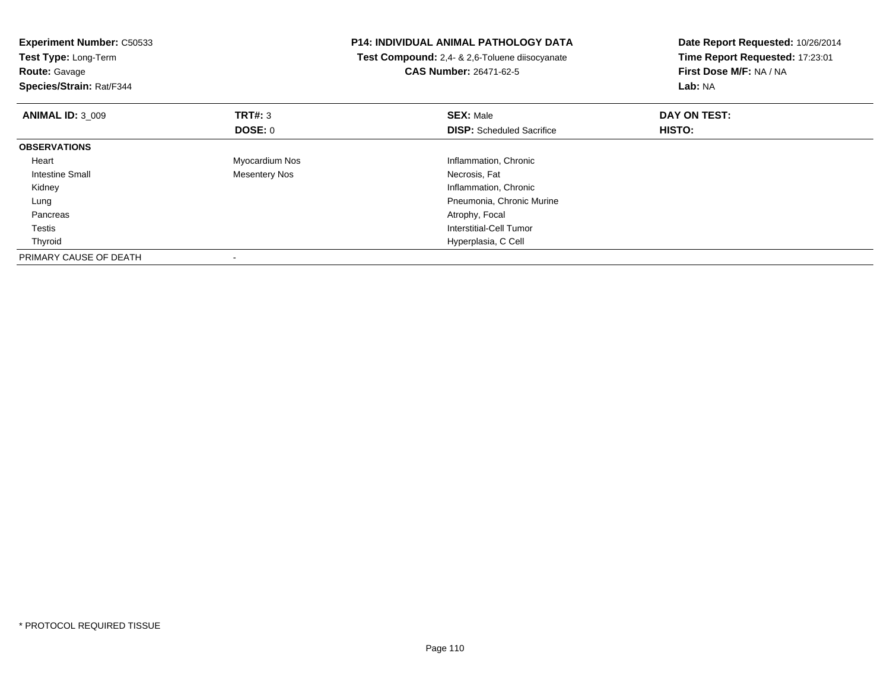**Experiment Number:** C50533
**Test Type:** Long-Term
**Route:** Gavage
**Species/Strain:** Rat/F344

**P14: INDIVIDUAL ANIMAL PATHOLOGY DATA**
**Test Compound:** 2,4- & 2,6-Toluene diisocyanate
**CAS Number:** 26471-62-5

**Date Report Requested:** 10/26/2014
**Time Report Requested:** 17:23:01
**First Dose M/F:** NA / NA
**Lab:** NA

| **ANIMAL ID:** 3_009 | **TRT#:** 3 | **SEX:** Male | **DAY ON TEST:** |
|---|---|---|---|
| | **DOSE:** 0 | **DISP:** Scheduled Sacrifice | **HISTO:** |
| **OBSERVATIONS** | | | |
| Heart | Myocardium Nos | Inflammation, Chronic | |
| Intestine Small | Mesentery Nos | Necrosis, Fat | |
| Kidney | | Inflammation, Chronic | |
| Lung | | Pneumonia, Chronic Murine | |
| Pancreas | | Atrophy, Focal | |
| Testis | | Interstitial-Cell Tumor | |
| Thyroid | | Hyperplasia, C Cell | |
| PRIMARY CAUSE OF DEATH | - | | |

* PROTOCOL REQUIRED TISSUE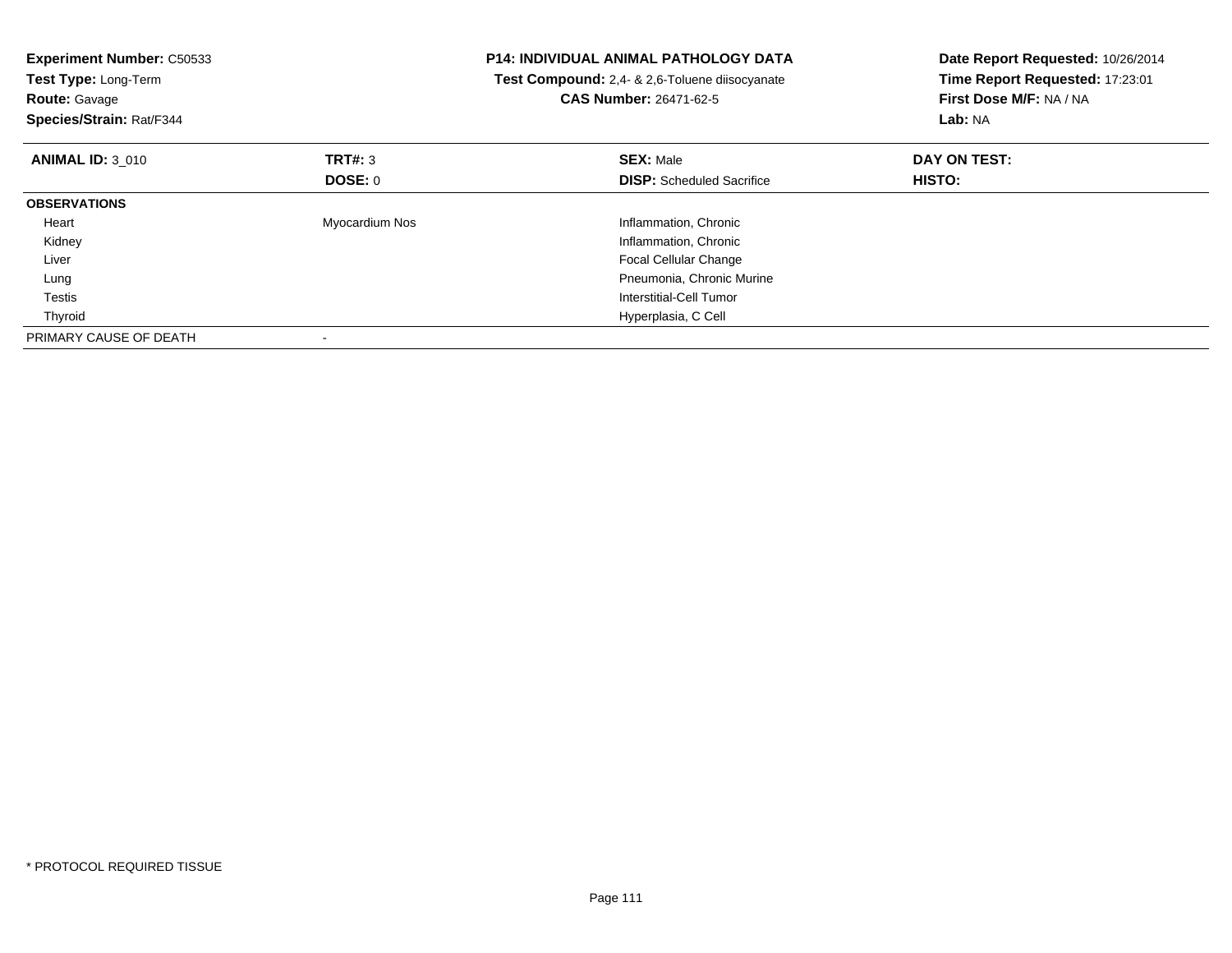**Experiment Number:** C50533
**Test Type:** Long-Term
**Route:** Gavage
**Species/Strain:** Rat/F344

**P14: INDIVIDUAL ANIMAL PATHOLOGY DATA**
**Test Compound:** 2,4- & 2,6-Toluene diisocyanate
**CAS Number:** 26471-62-5

**Date Report Requested:** 10/26/2014
**Time Report Requested:** 17:23:01
**First Dose M/F:** NA / NA
**Lab:** NA

| **ANIMAL ID:** 3_010 | **TRT#:** 3 | **SEX:** Male | **DAY ON TEST:** |
|---|---|---|---|
| | **DOSE:** 0 | **DISP:** Scheduled Sacrifice | **HISTO:** |
| **OBSERVATIONS** | | | |
| Heart | Myocardium Nos | Inflammation, Chronic | |
| Kidney | | Inflammation, Chronic | |
| Liver | | Focal Cellular Change | |
| Lung | | Pneumonia, Chronic Murine | |
| Testis | | Interstitial-Cell Tumor | |
| Thyroid | | Hyperplasia, C Cell | |
| PRIMARY CAUSE OF DEATH | - | | |

* PROTOCOL REQUIRED TISSUE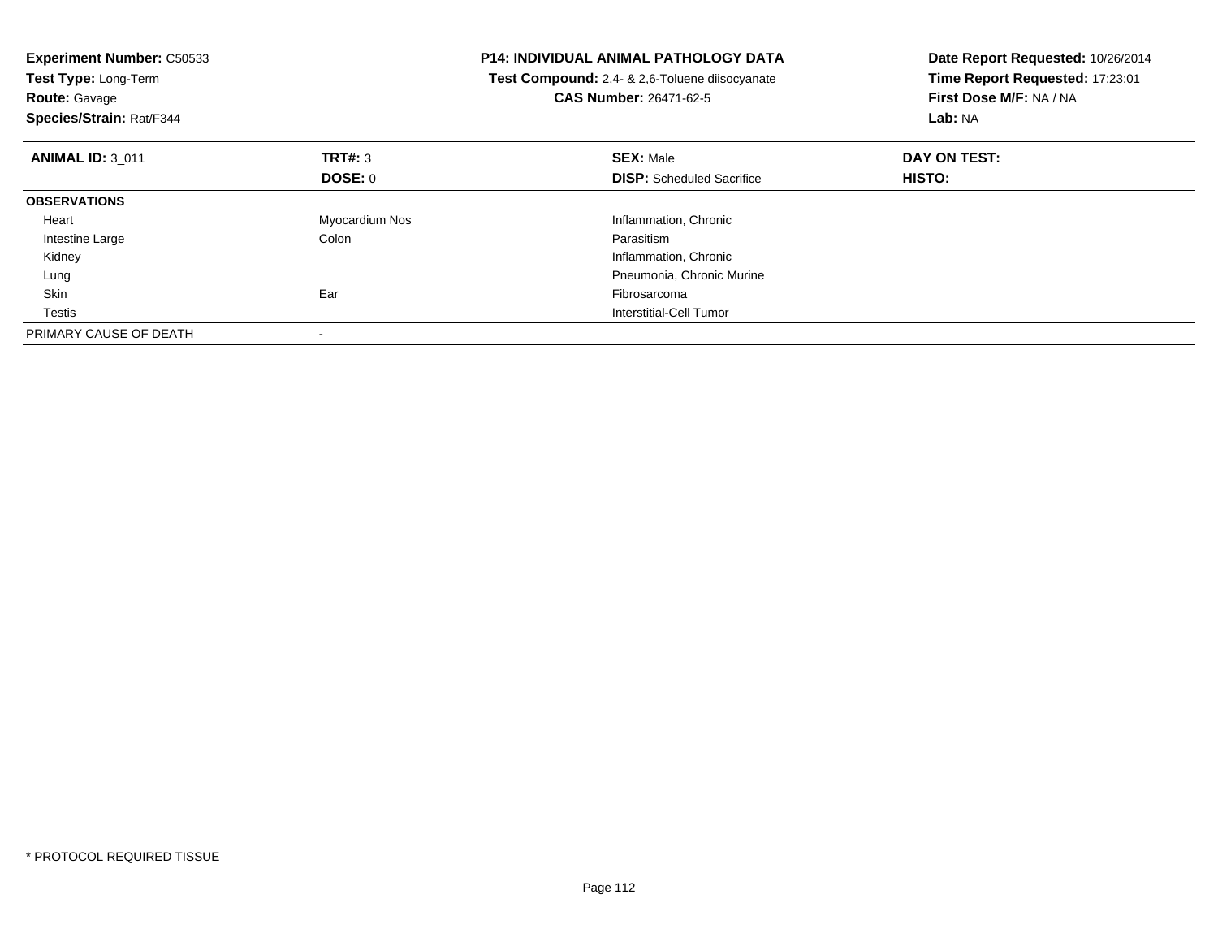**Experiment Number:** C50533
**Test Type:** Long-Term
**Route:** Gavage
**Species/Strain:** Rat/F344

**P14: INDIVIDUAL ANIMAL PATHOLOGY DATA**
**Test Compound:** 2,4- & 2,6-Toluene diisocyanate
**CAS Number:** 26471-62-5

**Date Report Requested:** 10/26/2014
**Time Report Requested:** 17:23:01
**First Dose M/F:** NA / NA
**Lab:** NA

| **ANIMAL ID:** 3_011 | **TRT#:** 3 | **SEX:** Male | **DAY ON TEST:** |
|---|---|---|---|
| | **DOSE:** 0 | **DISP:** Scheduled Sacrifice | **HISTO:** |
| **OBSERVATIONS** | | | |
| Heart | Myocardium Nos | Inflammation, Chronic | |
| Intestine Large | Colon | Parasitism | |
| Kidney | | Inflammation, Chronic | |
| Lung | | Pneumonia, Chronic Murine | |
| Skin | Ear | Fibrosarcoma | |
| Testis | | Interstitial-Cell Tumor | |
| PRIMARY CAUSE OF DEATH | - | | |

* PROTOCOL REQUIRED TISSUE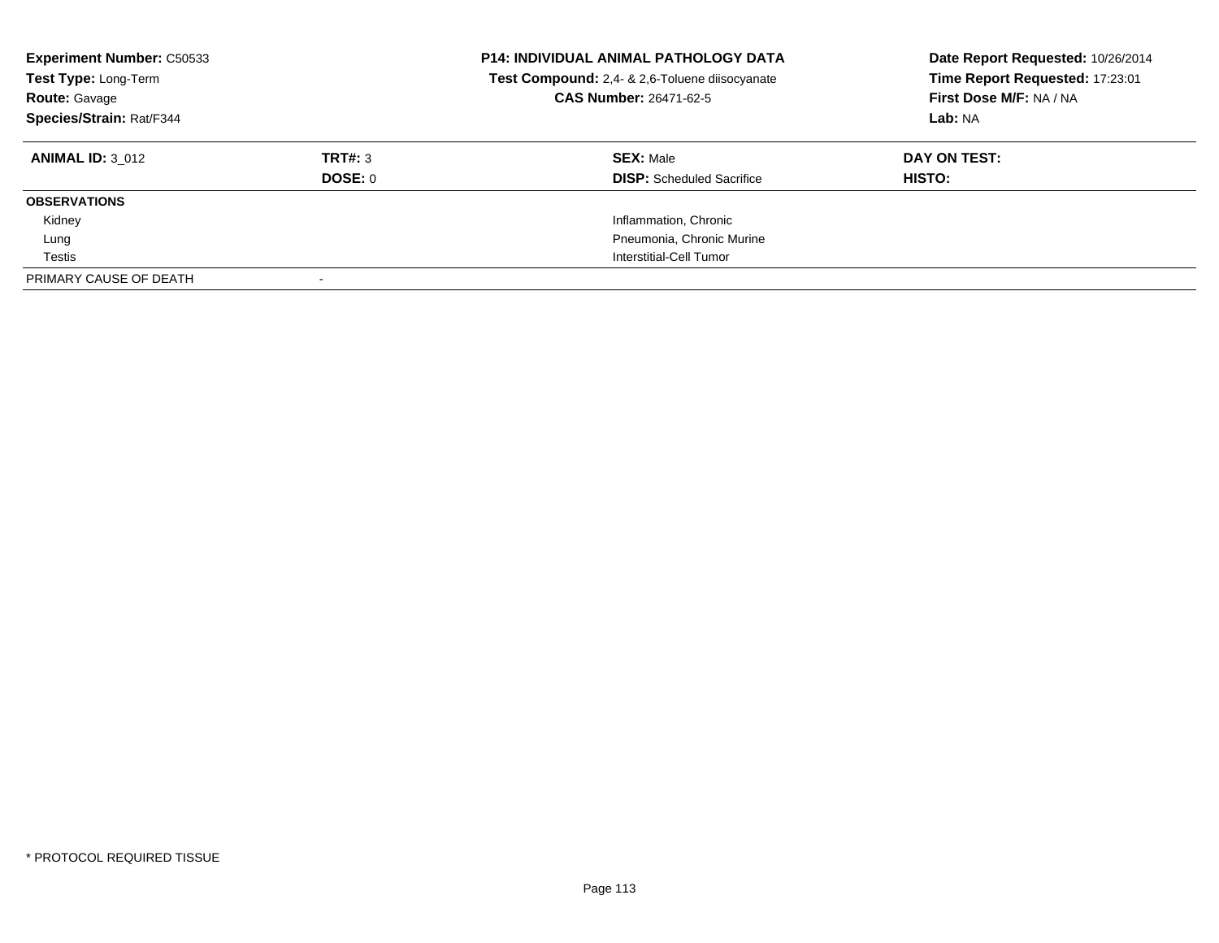**Experiment Number:** C50533
**Test Type:** Long-Term
**Route:** Gavage
**Species/Strain:** Rat/F344

**P14: INDIVIDUAL ANIMAL PATHOLOGY DATA**
**Test Compound:** 2,4- & 2,6-Toluene diisocyanate
**CAS Number:** 26471-62-5

**Date Report Requested:** 10/26/2014
**Time Report Requested:** 17:23:01
**First Dose M/F:** NA / NA
**Lab:** NA

| **ANIMAL ID:** 3_012 | **TRT#:** 3 | **SEX:** Male | **DAY ON TEST:** |
|---|---|---|---|
| | **DOSE:** 0 | **DISP:** Scheduled Sacrifice | **HISTO:** |
| **OBSERVATIONS** | | | |
| Kidney | | Inflammation, Chronic | |
| Lung | | Pneumonia, Chronic Murine | |
| Testis | | Interstitial-Cell Tumor | |
| PRIMARY CAUSE OF DEATH | - | | |

\* PROTOCOL REQUIRED TISSUE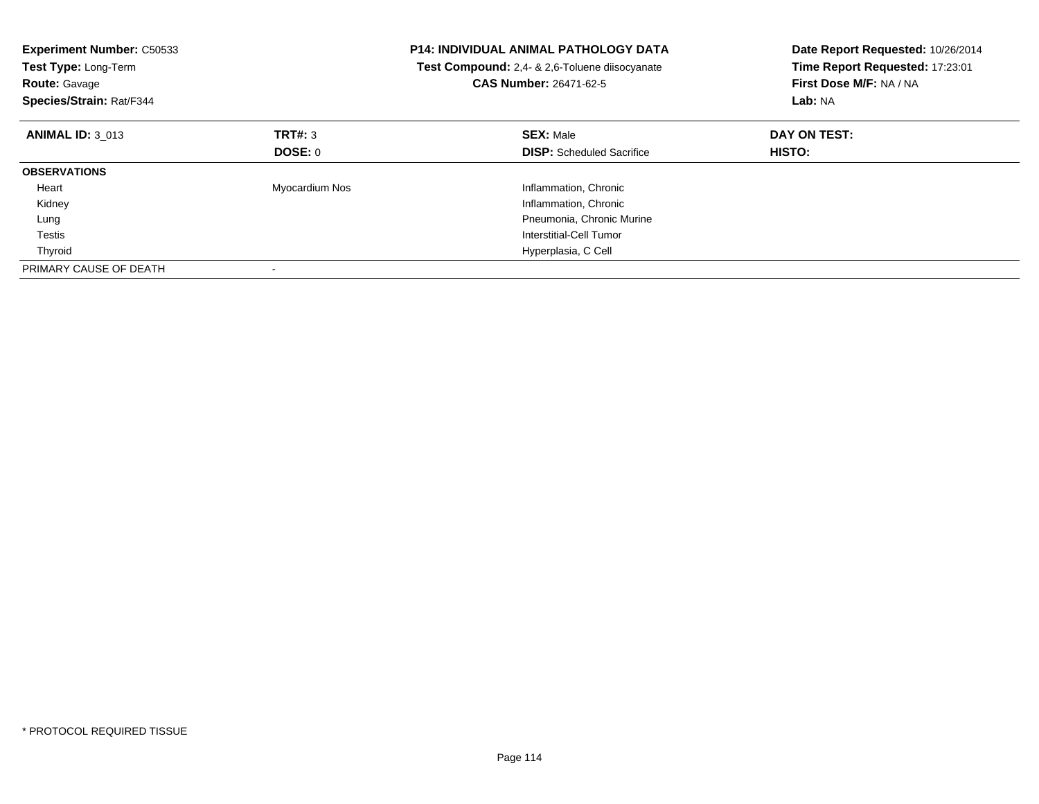**Experiment Number:** C50533
**Test Type:** Long-Term
**Route:** Gavage
**Species/Strain:** Rat/F344

**P14: INDIVIDUAL ANIMAL PATHOLOGY DATA**
**Test Compound:** 2,4- & 2,6-Toluene diisocyanate
**CAS Number:** 26471-62-5

**Date Report Requested:** 10/26/2014
**Time Report Requested:** 17:23:01
**First Dose M/F:** NA / NA
**Lab:** NA

| **ANIMAL ID:** 3_013 | **TRT#:** 3 | **SEX:** Male | **DAY ON TEST:** |
|---|---|---|---|
| | **DOSE:** 0 | **DISP:** Scheduled Sacrifice | **HISTO:** |
| **OBSERVATIONS** | | | |
| Heart | Myocardium Nos | Inflammation, Chronic | |
| Kidney | | Inflammation, Chronic | |
| Lung | | Pneumonia, Chronic Murine | |
| Testis | | Interstitial-Cell Tumor | |
| Thyroid | | Hyperplasia, C Cell | |
| PRIMARY CAUSE OF DEATH | - | | |

* PROTOCOL REQUIRED TISSUE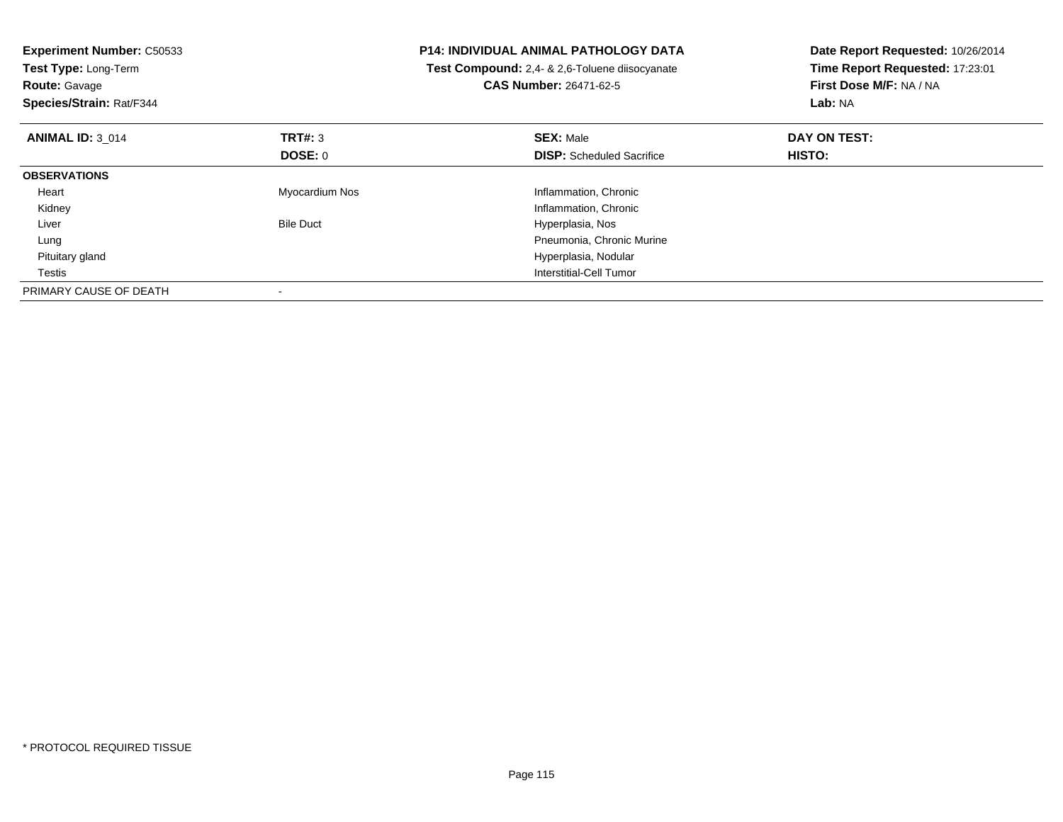**Experiment Number:** C50533
**Test Type:** Long-Term
**Route:** Gavage
**Species/Strain:** Rat/F344

**P14: INDIVIDUAL ANIMAL PATHOLOGY DATA**
**Test Compound:** 2,4- & 2,6-Toluene diisocyanate
**CAS Number:** 26471-62-5

**Date Report Requested:** 10/26/2014
**Time Report Requested:** 17:23:01
**First Dose M/F:** NA / NA
**Lab:** NA

| **ANIMAL ID:** 3_014 | **TRT#:** 3 | **SEX:** Male | **DAY ON TEST:** |
|---|---|---|---|
| | **DOSE:** 0 | **DISP:** Scheduled Sacrifice | **HISTO:** |
| **OBSERVATIONS** | | | |
| Heart | Myocardium Nos | Inflammation, Chronic | |
| Kidney | | Inflammation, Chronic | |
| Liver | Bile Duct | Hyperplasia, Nos | |
| Lung | | Pneumonia, Chronic Murine | |
| Pituitary gland | | Hyperplasia, Nodular | |
| Testis | | Interstitial-Cell Tumor | |
| PRIMARY CAUSE OF DEATH | - | | |

* PROTOCOL REQUIRED TISSUE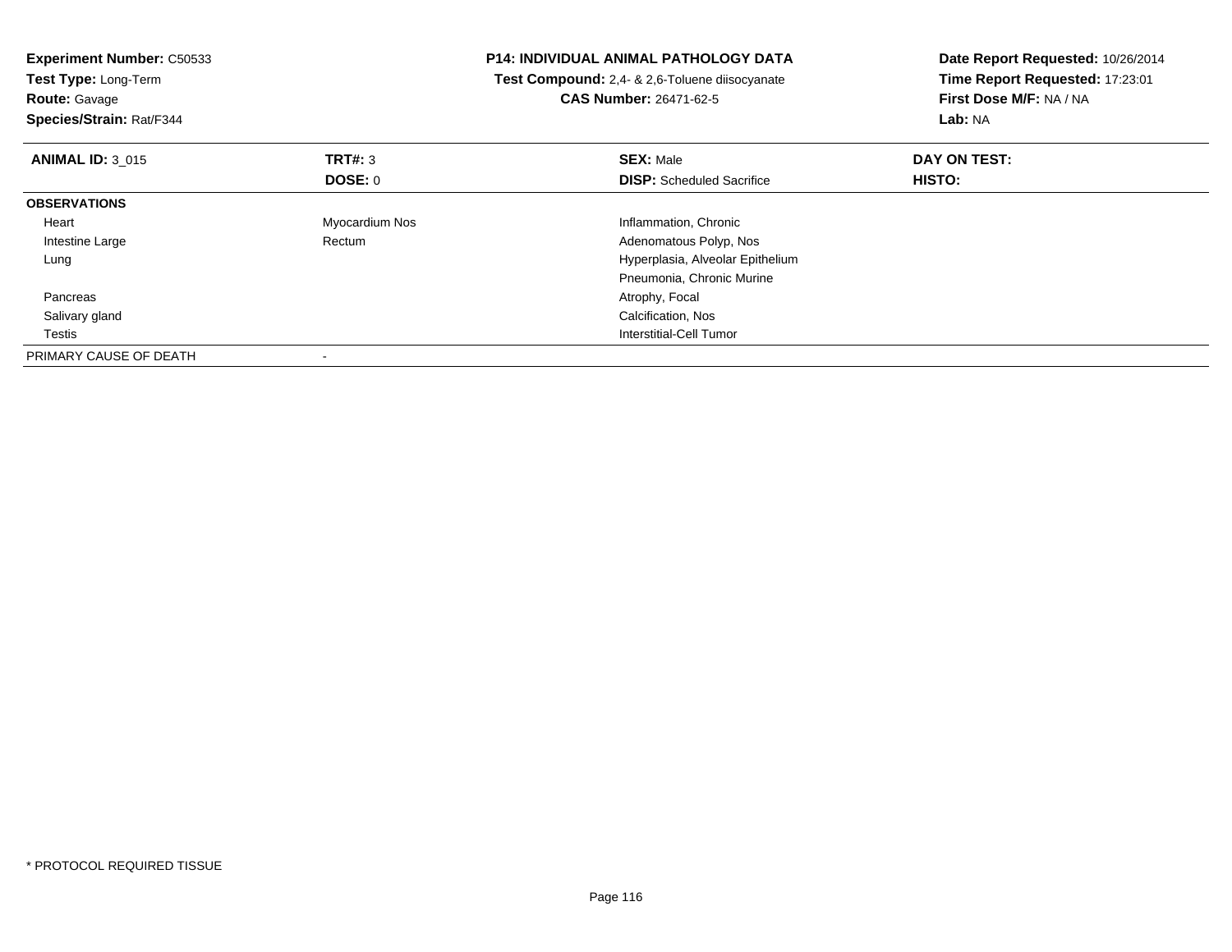**Experiment Number:** C50533
**Test Type:** Long-Term
**Route:** Gavage
**Species/Strain:** Rat/F344

**P14: INDIVIDUAL ANIMAL PATHOLOGY DATA**
**Test Compound:** 2,4- & 2,6-Toluene diisocyanate
**CAS Number:** 26471-62-5

**Date Report Requested:** 10/26/2014
**Time Report Requested:** 17:23:01
**First Dose M/F:** NA / NA
**Lab:** NA

| **ANIMAL ID:** 3_015 | **TRT#:** 3 | **SEX:** Male | **DAY ON TEST:** |
|---|---|---|---|
| | **DOSE:** 0 | **DISP:** Scheduled Sacrifice | **HISTO:** |
| **OBSERVATIONS** | | | |
| Heart | Myocardium Nos | Inflammation, Chronic | |
| Intestine Large | Rectum | Adenomatous Polyp, Nos | |
| Lung | | Hyperplasia, Alveolar Epithelium | |
| | | Pneumonia, Chronic Murine | |
| Pancreas | | Atrophy, Focal | |
| Salivary gland | | Calcification, Nos | |
| Testis | | Interstitial-Cell Tumor | |
| PRIMARY CAUSE OF DEATH | - | | |

\* PROTOCOL REQUIRED TISSUE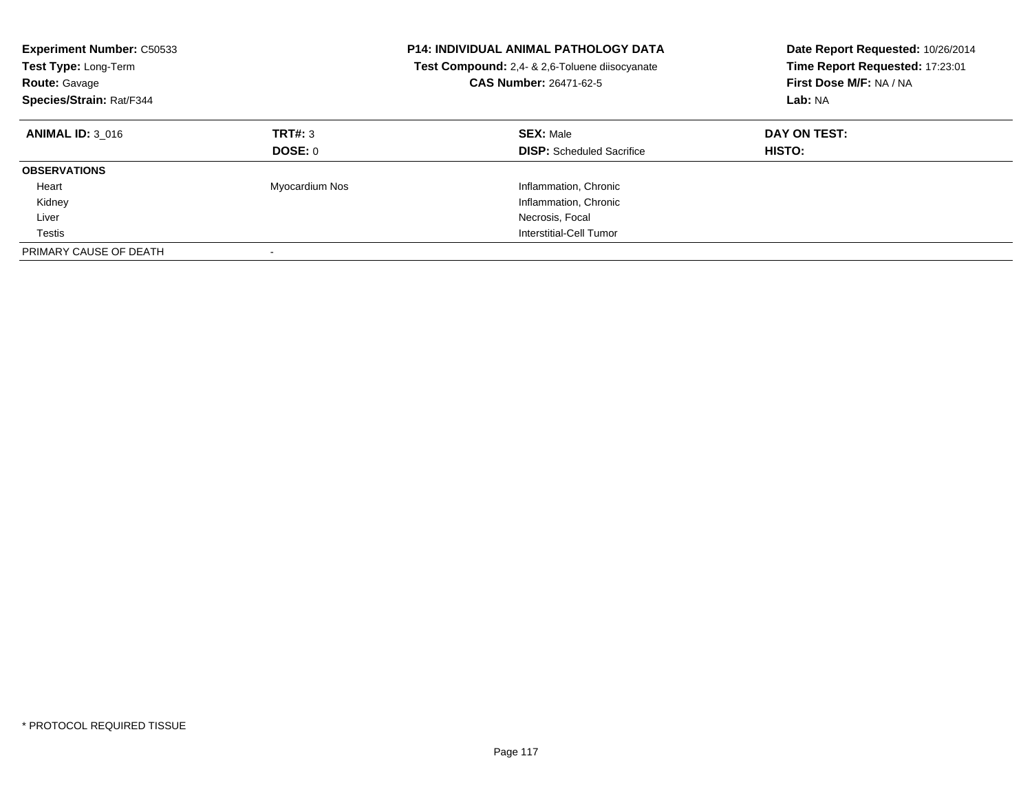**Experiment Number:** C50533
**Test Type:** Long-Term
**Route:** Gavage
**Species/Strain:** Rat/F344

**P14: INDIVIDUAL ANIMAL PATHOLOGY DATA**
**Test Compound:** 2,4- & 2,6-Toluene diisocyanate
**CAS Number:** 26471-62-5

**Date Report Requested:** 10/26/2014
**Time Report Requested:** 17:23:01
**First Dose M/F:** NA / NA
**Lab:** NA

| **ANIMAL ID:** 3_016 | **TRT#:** 3 | **SEX:** Male | **DAY ON TEST:** |
|---|---|---|---|
| | **DOSE:** 0 | **DISP:** Scheduled Sacrifice | **HISTO:** |
| **OBSERVATIONS** | | | |
| Heart | Myocardium Nos | Inflammation, Chronic | |
| Kidney | | Inflammation, Chronic | |
| Liver | | Necrosis, Focal | |
| Testis | | Interstitial-Cell Tumor | |
| PRIMARY CAUSE OF DEATH | - | | |

* PROTOCOL REQUIRED TISSUE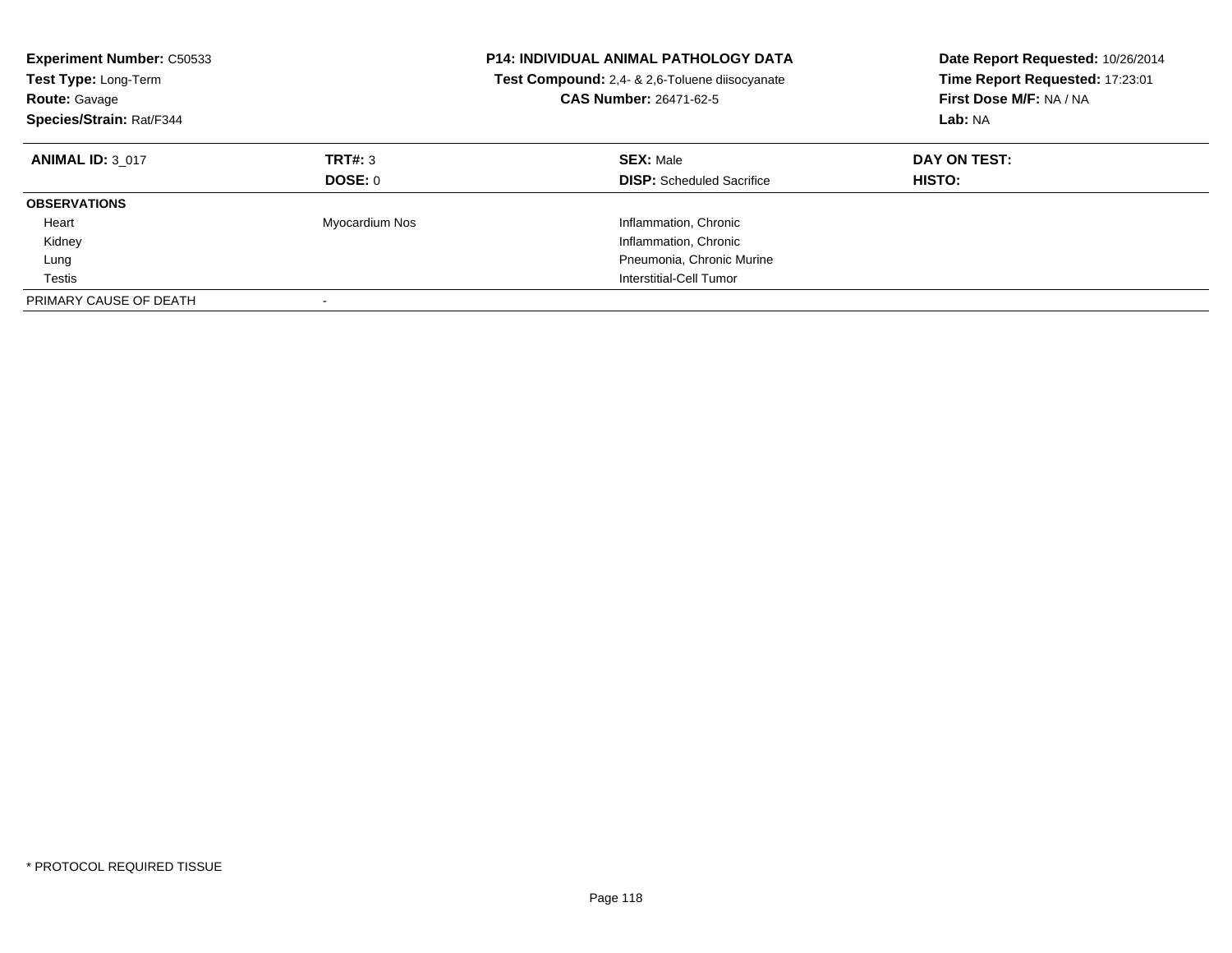**Experiment Number:** C50533
**Test Type:** Long-Term
**Route:** Gavage
**Species/Strain:** Rat/F344

**P14: INDIVIDUAL ANIMAL PATHOLOGY DATA**
**Test Compound:** 2,4- & 2,6-Toluene diisocyanate
**CAS Number:** 26471-62-5

**Date Report Requested:** 10/26/2014
**Time Report Requested:** 17:23:01
**First Dose M/F:** NA / NA
**Lab:** NA

| **ANIMAL ID:** 3_017 | **TRT#:** 3 | **SEX:** Male | **DAY ON TEST:** |
|---|---|---|---|
| | **DOSE:** 0 | **DISP:** Scheduled Sacrifice | **HISTO:** |
| **OBSERVATIONS** | | | |
| Heart | Myocardium Nos | Inflammation, Chronic | |
| Kidney | | Inflammation, Chronic | |
| Lung | | Pneumonia, Chronic Murine | |
| Testis | | Interstitial-Cell Tumor | |
| PRIMARY CAUSE OF DEATH | - | | |

* PROTOCOL REQUIRED TISSUE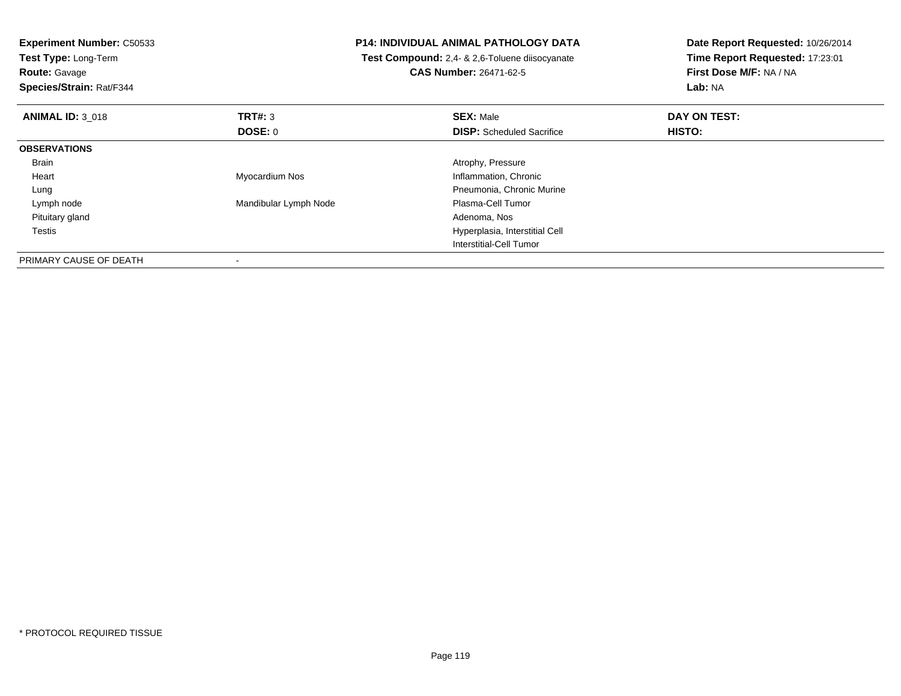**Experiment Number:** C50533
**Test Type:** Long-Term
**Route:** Gavage
**Species/Strain:** Rat/F344

**P14: INDIVIDUAL ANIMAL PATHOLOGY DATA**
**Test Compound:** 2,4- & 2,6-Toluene diisocyanate
**CAS Number:** 26471-62-5

**Date Report Requested:** 10/26/2014
**Time Report Requested:** 17:23:01
**First Dose M/F:** NA / NA
**Lab:** NA

| **ANIMAL ID:** 3_018 | **TRT#:** 3 | **SEX:** Male | **DAY ON TEST:** |
|---|---|---|---|
| | **DOSE:** 0 | **DISP:** Scheduled Sacrifice | **HISTO:** |
| **OBSERVATIONS** | | | |
| Brain | | Atrophy, Pressure | |
| Heart | Myocardium Nos | Inflammation, Chronic | |
| Lung | | Pneumonia, Chronic Murine | |
| Lymph node | Mandibular Lymph Node | Plasma-Cell Tumor | |
| Pituitary gland | | Adenoma, Nos | |
| Testis | | Hyperplasia, Interstitial Cell | |
| | | Interstitial-Cell Tumor | |
| PRIMARY CAUSE OF DEATH | - | | |

\* PROTOCOL REQUIRED TISSUE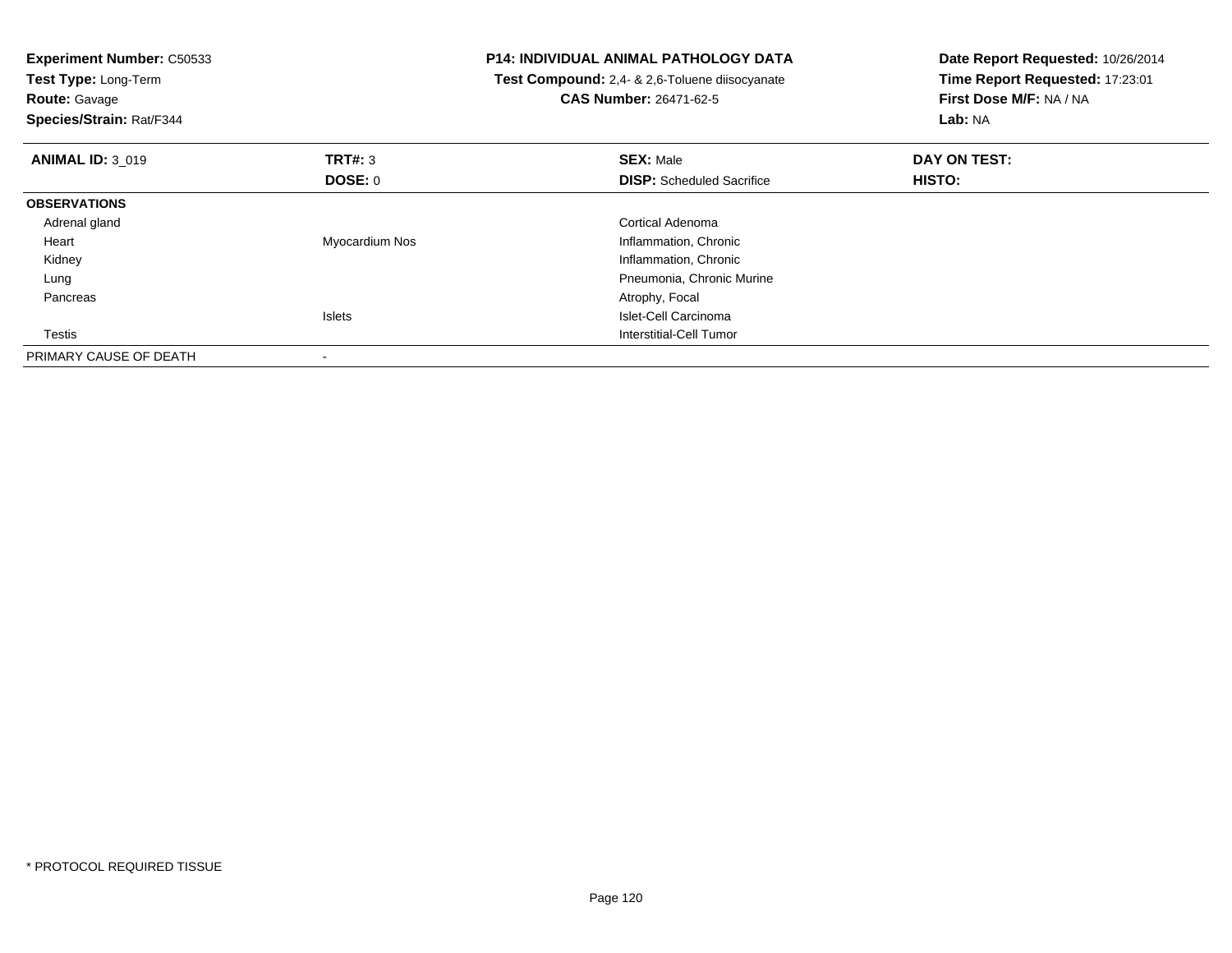**Experiment Number:** C50533
**Test Type:** Long-Term
**Route:** Gavage
**Species/Strain:** Rat/F344

**P14: INDIVIDUAL ANIMAL PATHOLOGY DATA**
**Test Compound:** 2,4- & 2,6-Toluene diisocyanate
**CAS Number:** 26471-62-5

**Date Report Requested:** 10/26/2014
**Time Report Requested:** 17:23:01
**First Dose M/F:** NA / NA
**Lab:** NA

| **ANIMAL ID:** 3_019 | **TRT#:** 3 | **SEX:** Male | **DAY ON TEST:** |
|---|---|---|---|
| | **DOSE:** 0 | **DISP:** Scheduled Sacrifice | **HISTO:** |
| **OBSERVATIONS** | | | |
| Adrenal gland | | Cortical Adenoma | |
| Heart | Myocardium Nos | Inflammation, Chronic | |
| Kidney | | Inflammation, Chronic | |
| Lung | | Pneumonia, Chronic Murine | |
| Pancreas | | Atrophy, Focal | |
| | Islets | Islet-Cell Carcinoma | |
| Testis | | Interstitial-Cell Tumor | |
| PRIMARY CAUSE OF DEATH | - | | |

\* PROTOCOL REQUIRED TISSUE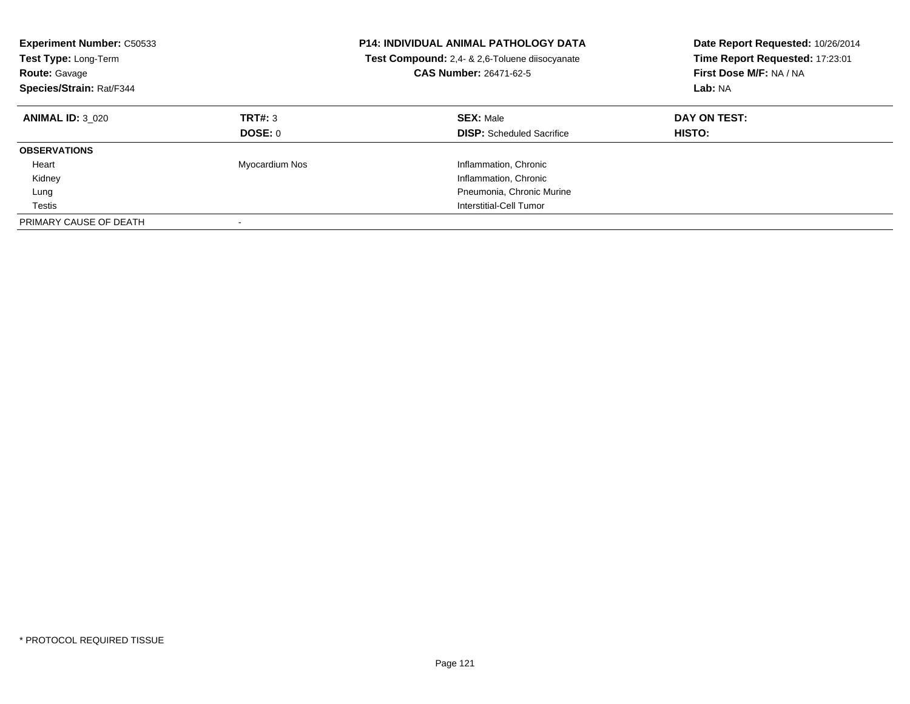**Experiment Number:** C50533
**Test Type:** Long-Term
**Route:** Gavage
**Species/Strain:** Rat/F344

**P14: INDIVIDUAL ANIMAL PATHOLOGY DATA**
**Test Compound:** 2,4- & 2,6-Toluene diisocyanate
**CAS Number:** 26471-62-5

**Date Report Requested:** 10/26/2014
**Time Report Requested:** 17:23:01
**First Dose M/F:** NA / NA
**Lab:** NA

| **ANIMAL ID:** 3_020 | **TRT#:** 3 | **SEX:** Male | **DAY ON TEST:** |
|---|---|---|---|
| | **DOSE:** 0 | **DISP:** Scheduled Sacrifice | **HISTO:** |
| **OBSERVATIONS** | | | |
| Heart | Myocardium Nos | Inflammation, Chronic | |
| Kidney | | Inflammation, Chronic | |
| Lung | | Pneumonia, Chronic Murine | |
| Testis | | Interstitial-Cell Tumor | |
| PRIMARY CAUSE OF DEATH | - | | |

\* PROTOCOL REQUIRED TISSUE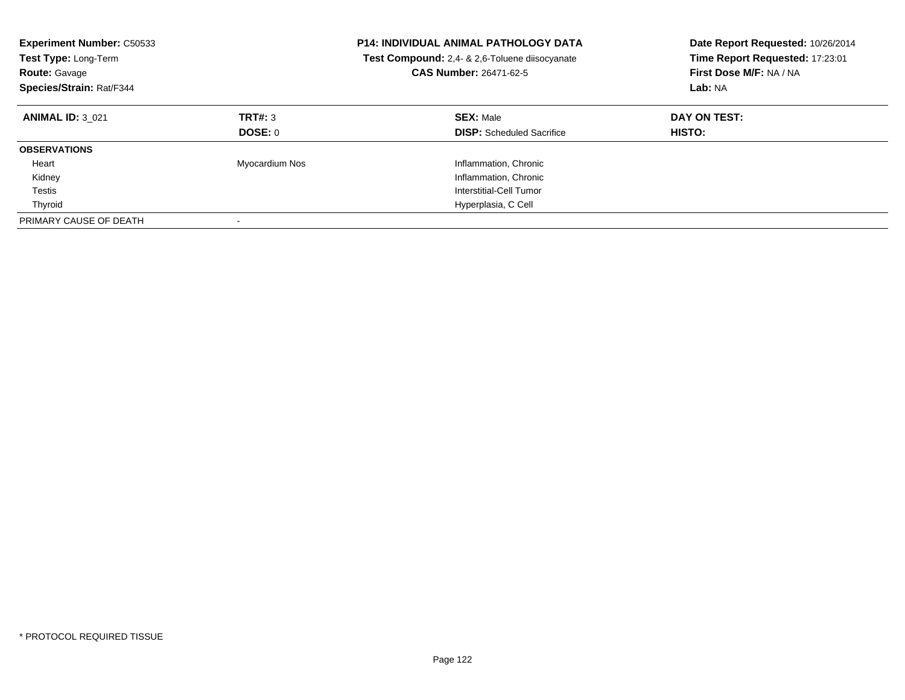**Experiment Number:** C50533
**Test Type:** Long-Term
**Route:** Gavage
**Species/Strain:** Rat/F344

**P14: INDIVIDUAL ANIMAL PATHOLOGY DATA**
**Test Compound:** 2,4- & 2,6-Toluene diisocyanate
**CAS Number:** 26471-62-5

**Date Report Requested:** 10/26/2014
**Time Report Requested:** 17:23:01
**First Dose M/F:** NA / NA
**Lab:** NA

| **ANIMAL ID:** 3_021 | **TRT#:** 3 | **SEX:** Male | **DAY ON TEST:** |
|---|---|---|---|
| | **DOSE:** 0 | **DISP:** Scheduled Sacrifice | **HISTO:** |
| **OBSERVATIONS** | | | |
| Heart | Myocardium Nos | Inflammation, Chronic | |
| Kidney | | Inflammation, Chronic | |
| Testis | | Interstitial-Cell Tumor | |
| Thyroid | | Hyperplasia, C Cell | |
| PRIMARY CAUSE OF DEATH | - | | |

* PROTOCOL REQUIRED TISSUE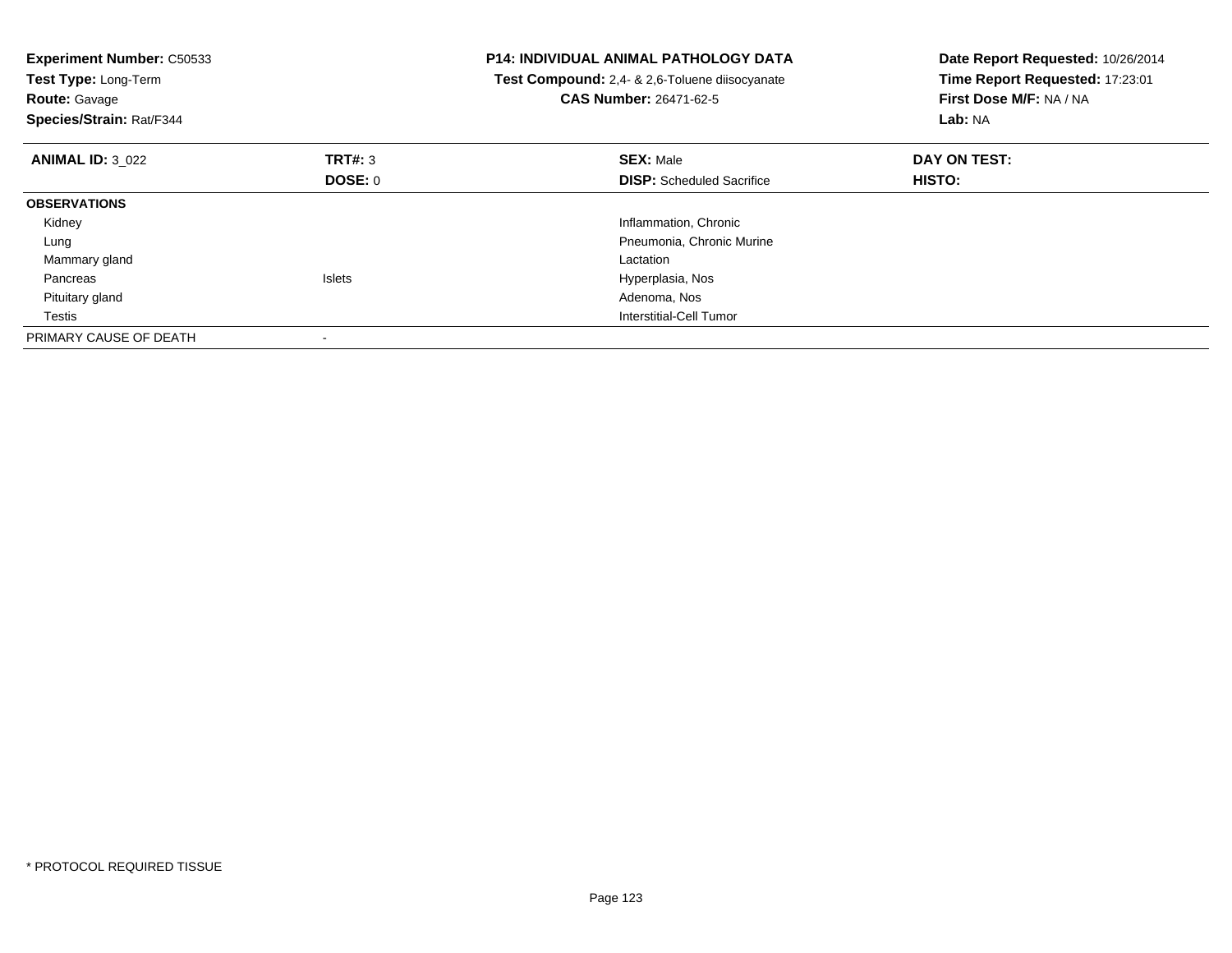**Experiment Number:** C50533
**Test Type:** Long-Term
**Route:** Gavage
**Species/Strain:** Rat/F344

**P14: INDIVIDUAL ANIMAL PATHOLOGY DATA**
**Test Compound:** 2,4- & 2,6-Toluene diisocyanate
**CAS Number:** 26471-62-5

**Date Report Requested:** 10/26/2014
**Time Report Requested:** 17:23:01
**First Dose M/F:** NA / NA
**Lab:** NA

| **ANIMAL ID:** 3_022 | **TRT#:** 3 | **SEX:** Male | **DAY ON TEST:** |
|---|---|---|---|
| | **DOSE:** 0 | **DISP:** Scheduled Sacrifice | **HISTO:** |
| **OBSERVATIONS** | | | |
| Kidney | | Inflammation, Chronic | |
| Lung | | Pneumonia, Chronic Murine | |
| Mammary gland | | Lactation | |
| Pancreas | Islets | Hyperplasia, Nos | |
| Pituitary gland | | Adenoma, Nos | |
| Testis | | Interstitial-Cell Tumor | |
| PRIMARY CAUSE OF DEATH | - | | |

* PROTOCOL REQUIRED TISSUE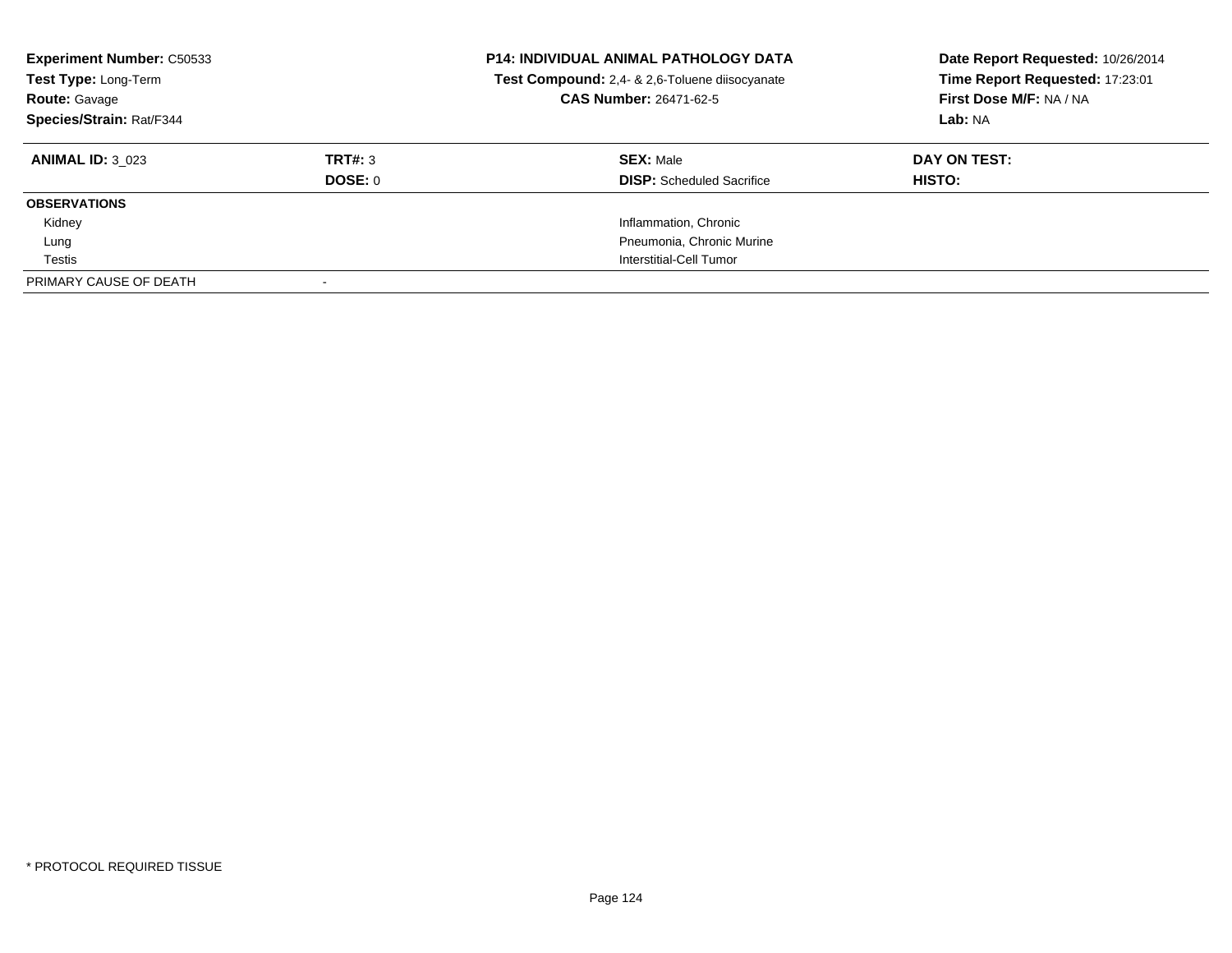| **Experiment Number:** C50533 | **P14: INDIVIDUAL ANIMAL PATHOLOGY DATA** | **Date Report Requested:** 10/26/2014 |
|---|---|---|
| **Test Type:** Long-Term | **Test Compound:** 2,4- & 2,6-Toluene diisocyanate | **Time Report Requested:** 17:23:01 |
| **Route:** Gavage | **CAS Number:** 26471-62-5 | **First Dose M/F:** NA / NA |
| **Species/Strain:** Rat/F344 | | **Lab:** NA |

| **ANIMAL ID:** 3_023 | **TRT#:** 3 | **SEX:** Male | **DAY ON TEST:** |
|---|---|---|---|
| | **DOSE:** 0 | **DISP:** Scheduled Sacrifice | **HISTO:** |
| **OBSERVATIONS** | | | |
| Kidney | | Inflammation, Chronic | |
| Lung | | Pneumonia, Chronic Murine | |
| Testis | | Interstitial-Cell Tumor | |
| PRIMARY CAUSE OF DEATH | - | | |

\* PROTOCOL REQUIRED TISSUE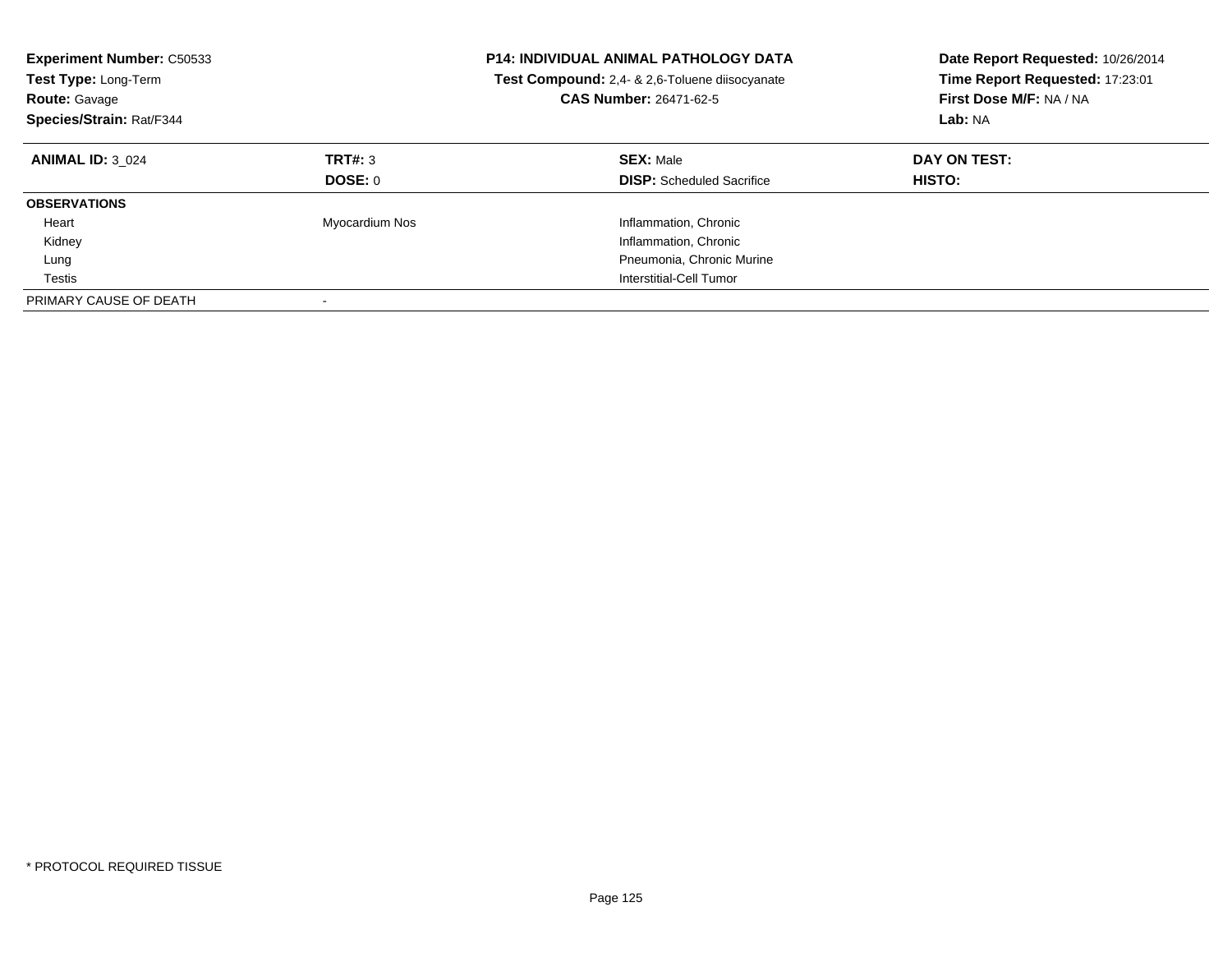**Experiment Number:** C50533
**Test Type:** Long-Term
**Route:** Gavage
**Species/Strain:** Rat/F344

**P14: INDIVIDUAL ANIMAL PATHOLOGY DATA**
**Test Compound:** 2,4- & 2,6-Toluene diisocyanate
**CAS Number:** 26471-62-5

**Date Report Requested:** 10/26/2014
**Time Report Requested:** 17:23:01
**First Dose M/F:** NA / NA
**Lab:** NA

| **ANIMAL ID:** 3_024 | **TRT#:** 3 | **SEX:** Male | **DAY ON TEST:** |
|---|---|---|---|
| | **DOSE:** 0 | **DISP:** Scheduled Sacrifice | **HISTO:** |
| **OBSERVATIONS** | | | |
| Heart | Myocardium Nos | Inflammation, Chronic | |
| Kidney | | Inflammation, Chronic | |
| Lung | | Pneumonia, Chronic Murine | |
| Testis | | Interstitial-Cell Tumor | |
| PRIMARY CAUSE OF DEATH | - | | |

* PROTOCOL REQUIRED TISSUE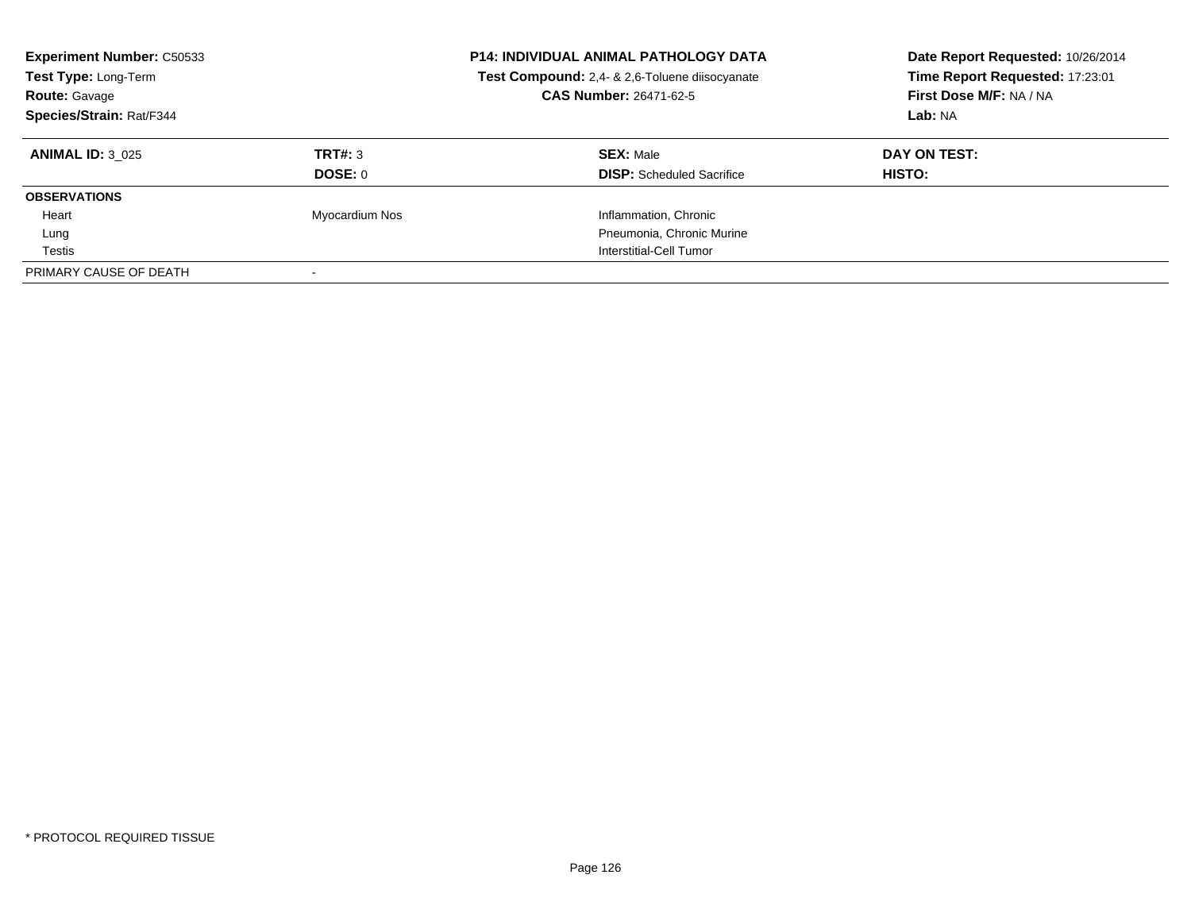**Experiment Number:** C50533
**Test Type:** Long-Term
**Route:** Gavage
**Species/Strain:** Rat/F344

**P14: INDIVIDUAL ANIMAL PATHOLOGY DATA**
**Test Compound:** 2,4- & 2,6-Toluene diisocyanate
**CAS Number:** 26471-62-5

**Date Report Requested:** 10/26/2014
**Time Report Requested:** 17:23:01
**First Dose M/F:** NA / NA
**Lab:** NA

| **ANIMAL ID:** 3_025 | **TRT#:** 3 | **SEX:** Male | **DAY ON TEST:** |
|---|---|---|---|
| | **DOSE:** 0 | **DISP:** Scheduled Sacrifice | **HISTO:** |
| **OBSERVATIONS** | | | |
| Heart | Myocardium Nos | Inflammation, Chronic | |
| Lung | | Pneumonia, Chronic Murine | |
| Testis | | Interstitial-Cell Tumor | |
| PRIMARY CAUSE OF DEATH | - | | |

* PROTOCOL REQUIRED TISSUE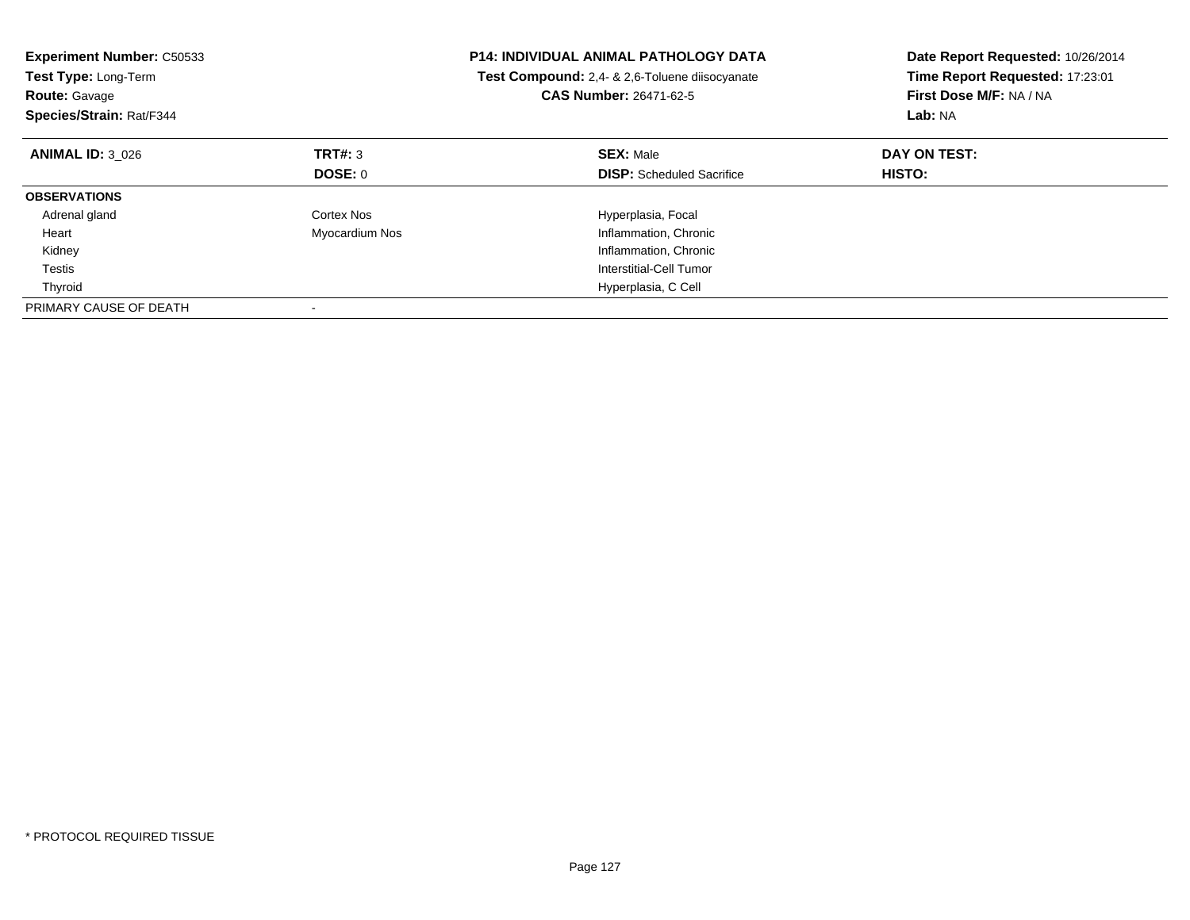**Experiment Number:** C50533
**Test Type:** Long-Term
**Route:** Gavage
**Species/Strain:** Rat/F344

**P14: INDIVIDUAL ANIMAL PATHOLOGY DATA**
**Test Compound:** 2,4- & 2,6-Toluene diisocyanate
**CAS Number:** 26471-62-5

**Date Report Requested:** 10/26/2014
**Time Report Requested:** 17:23:01
**First Dose M/F:** NA / NA
**Lab:** NA

| **ANIMAL ID:** 3_026 | **TRT#:** 3 | **SEX:** Male | **DAY ON TEST:** |
|---|---|---|---|
| | **DOSE:** 0 | **DISP:** Scheduled Sacrifice | **HISTO:** |
| **OBSERVATIONS** | | | |
| Adrenal gland | Cortex Nos | Hyperplasia, Focal | |
| Heart | Myocardium Nos | Inflammation, Chronic | |
| Kidney | | Inflammation, Chronic | |
| Testis | | Interstitial-Cell Tumor | |
| Thyroid | | Hyperplasia, C Cell | |
| PRIMARY CAUSE OF DEATH | - | | |

\* PROTOCOL REQUIRED TISSUE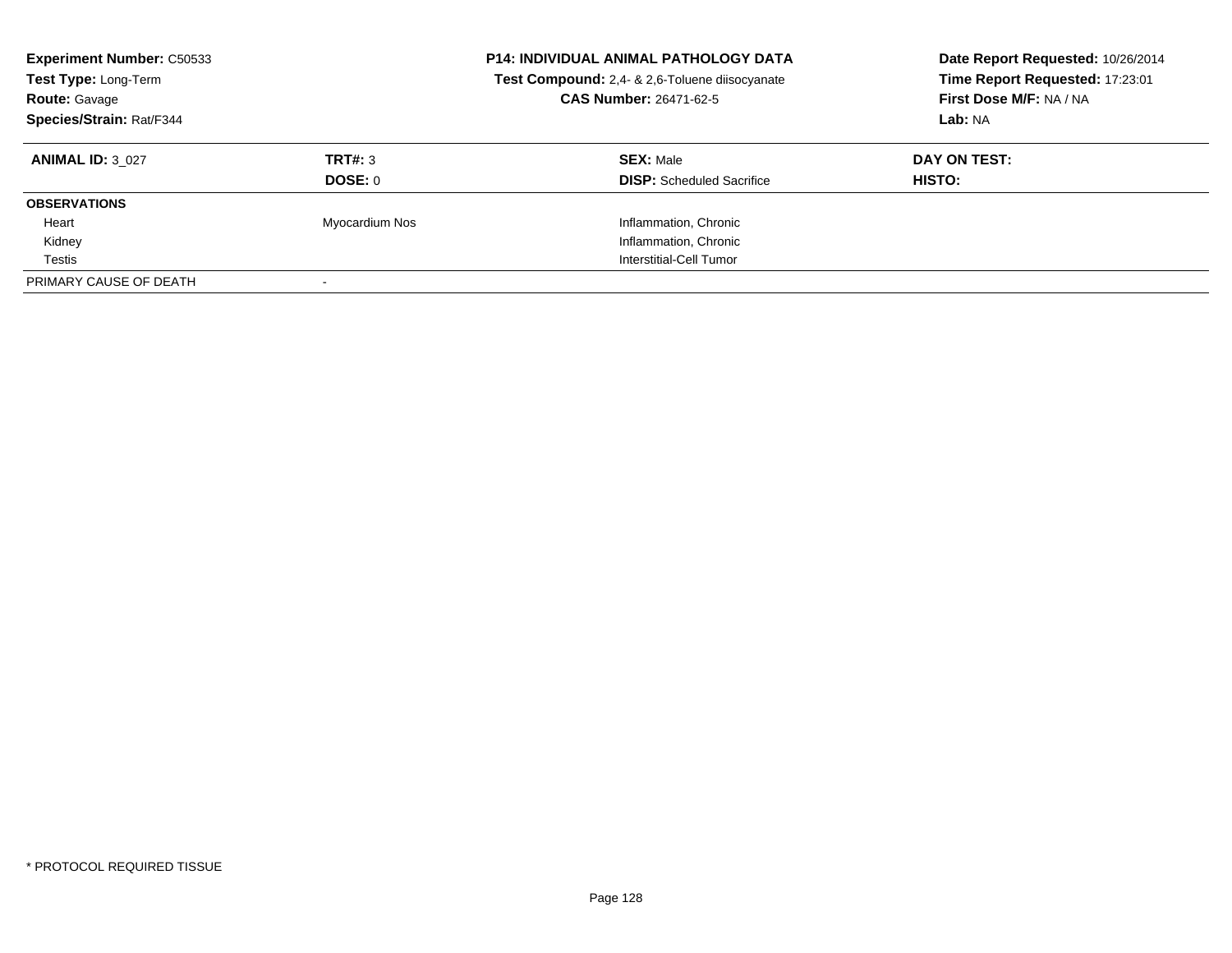**Experiment Number:** C50533
**Test Type:** Long-Term
**Route:** Gavage
**Species/Strain:** Rat/F344

**P14: INDIVIDUAL ANIMAL PATHOLOGY DATA**
**Test Compound:** 2,4- & 2,6-Toluene diisocyanate
**CAS Number:** 26471-62-5

**Date Report Requested:** 10/26/2014
**Time Report Requested:** 17:23:01
**First Dose M/F:** NA / NA
**Lab:** NA

| **ANIMAL ID:** 3_027 | **TRT#:** 3 | **SEX:** Male | **DAY ON TEST:** |
|---|---|---|---|
| | **DOSE:** 0 | **DISP:** Scheduled Sacrifice | **HISTO:** |
| **OBSERVATIONS** | | | |
| Heart | Myocardium Nos | Inflammation, Chronic | |
| Kidney | | Inflammation, Chronic | |
| Testis | | Interstitial-Cell Tumor | |
| PRIMARY CAUSE OF DEATH | - | | |

* PROTOCOL REQUIRED TISSUE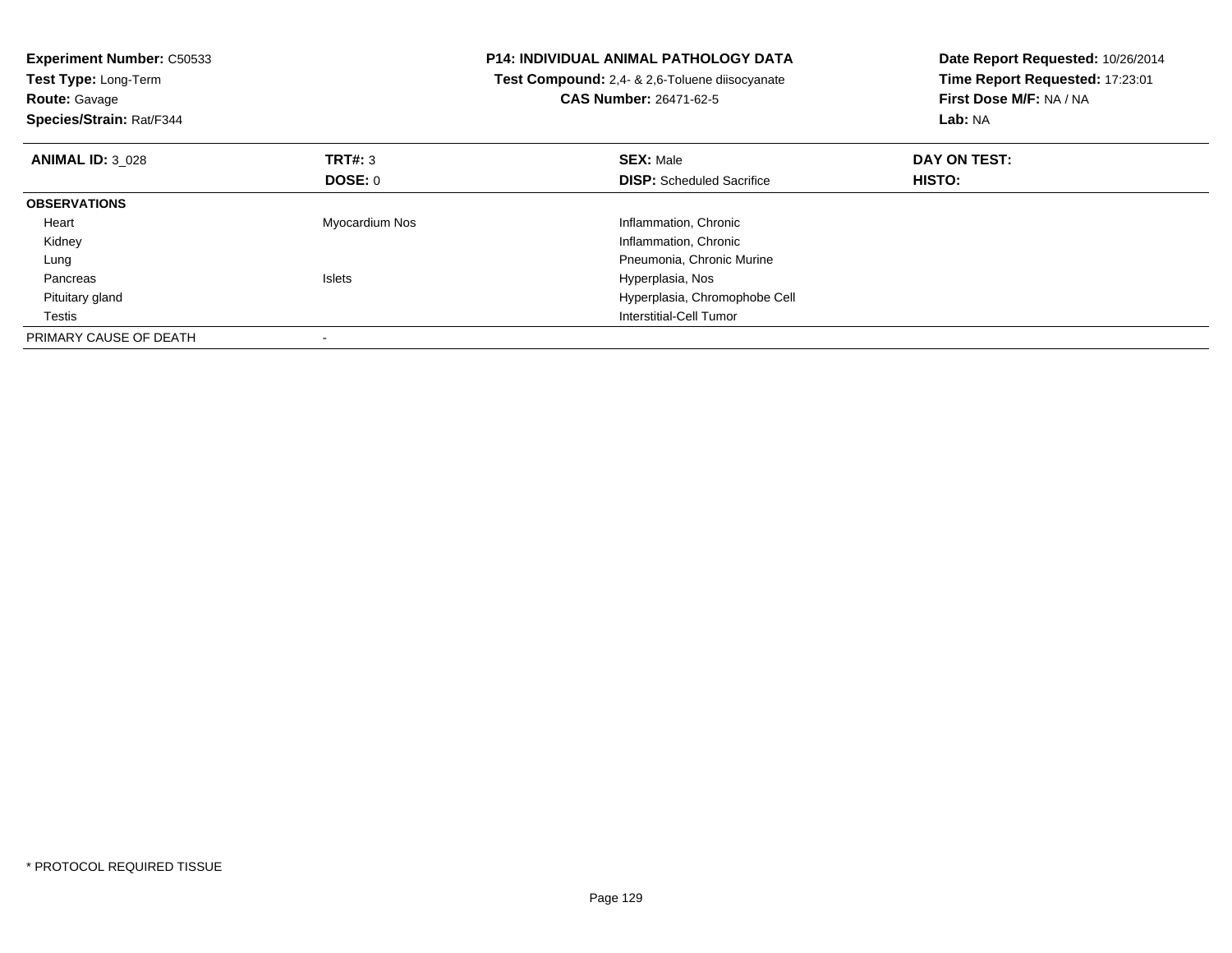**Experiment Number:** C50533
**Test Type:** Long-Term
**Route:** Gavage
**Species/Strain:** Rat/F344

**P14: INDIVIDUAL ANIMAL PATHOLOGY DATA**
**Test Compound:** 2,4- & 2,6-Toluene diisocyanate
**CAS Number:** 26471-62-5

**Date Report Requested:** 10/26/2014
**Time Report Requested:** 17:23:01
**First Dose M/F:** NA / NA
**Lab:** NA

| **ANIMAL ID:** 3_028 | **TRT#:** 3 | **SEX:** Male | **DAY ON TEST:** |
|---|---|---|---|
| | **DOSE:** 0 | **DISP:** Scheduled Sacrifice | **HISTO:** |
| **OBSERVATIONS** | | | |
| Heart | Myocardium Nos | Inflammation, Chronic | |
| Kidney | | Inflammation, Chronic | |
| Lung | | Pneumonia, Chronic Murine | |
| Pancreas | Islets | Hyperplasia, Nos | |
| Pituitary gland | | Hyperplasia, Chromophobe Cell | |
| Testis | | Interstitial-Cell Tumor | |
| PRIMARY CAUSE OF DEATH | - | | |

\* PROTOCOL REQUIRED TISSUE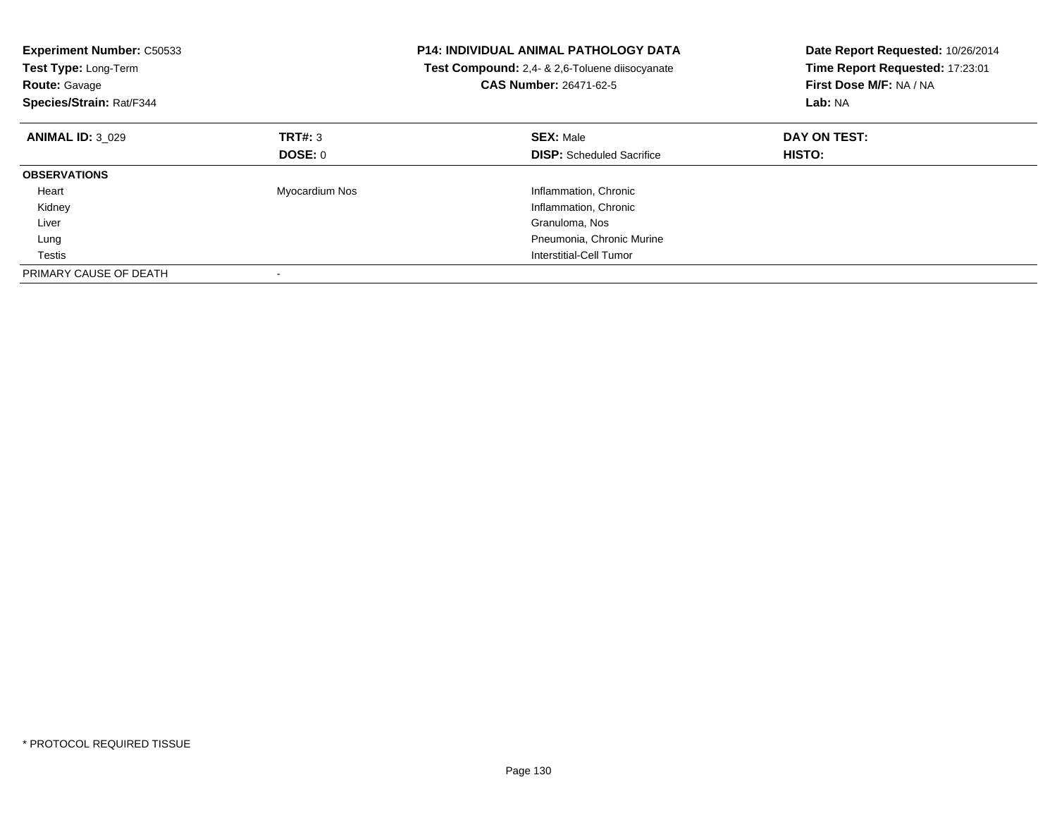**Experiment Number:** C50533
**Test Type:** Long-Term
**Route:** Gavage
**Species/Strain:** Rat/F344

**P14: INDIVIDUAL ANIMAL PATHOLOGY DATA**
**Test Compound:** 2,4- & 2,6-Toluene diisocyanate
**CAS Number:** 26471-62-5

**Date Report Requested:** 10/26/2014
**Time Report Requested:** 17:23:01
**First Dose M/F:** NA / NA
**Lab:** NA

| **ANIMAL ID:** 3_029 | **TRT#:** 3 | **SEX:** Male | **DAY ON TEST:** |
|---|---|---|---|
| | **DOSE:** 0 | **DISP:** Scheduled Sacrifice | **HISTO:** |
| **OBSERVATIONS** | | | |
| Heart | Myocardium Nos | Inflammation, Chronic | |
| Kidney | | Inflammation, Chronic | |
| Liver | | Granuloma, Nos | |
| Lung | | Pneumonia, Chronic Murine | |
| Testis | | Interstitial-Cell Tumor | |
| PRIMARY CAUSE OF DEATH | - | | |

* PROTOCOL REQUIRED TISSUE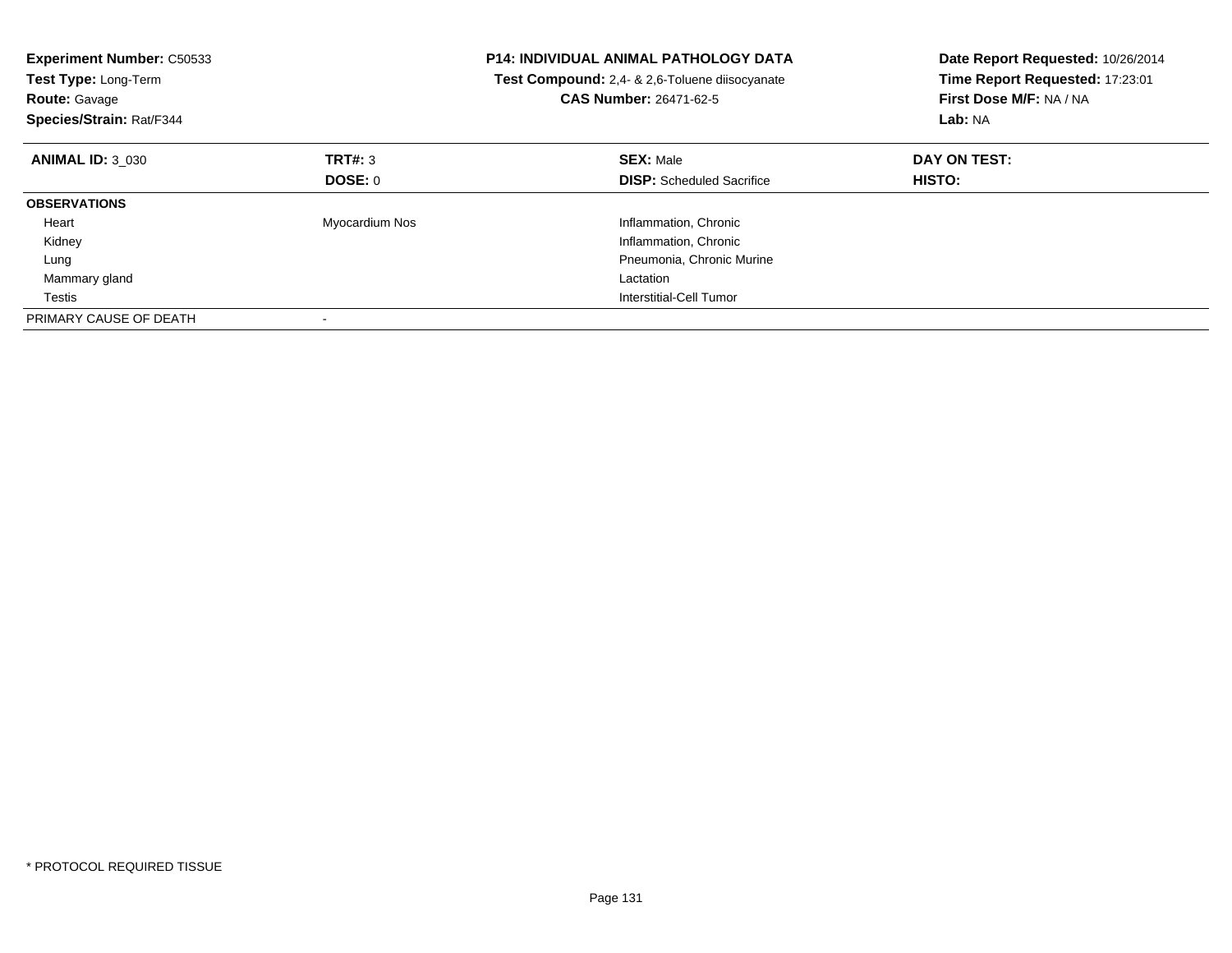**Experiment Number:** C50533
**Test Type:** Long-Term
**Route:** Gavage
**Species/Strain:** Rat/F344

**P14: INDIVIDUAL ANIMAL PATHOLOGY DATA**
**Test Compound:** 2,4- & 2,6-Toluene diisocyanate
**CAS Number:** 26471-62-5

**Date Report Requested:** 10/26/2014
**Time Report Requested:** 17:23:01
**First Dose M/F:** NA / NA
**Lab:** NA

| **ANIMAL ID:** 3_030 | **TRT#:** 3 | **SEX:** Male | **DAY ON TEST:** |
|---|---|---|---|
| | **DOSE:** 0 | **DISP:** Scheduled Sacrifice | **HISTO:** |
| **OBSERVATIONS** | | | |
| Heart | Myocardium Nos | Inflammation, Chronic | |
| Kidney | | Inflammation, Chronic | |
| Lung | | Pneumonia, Chronic Murine | |
| Mammary gland | | Lactation | |
| Testis | | Interstitial-Cell Tumor | |
| PRIMARY CAUSE OF DEATH | - | | |

\* PROTOCOL REQUIRED TISSUE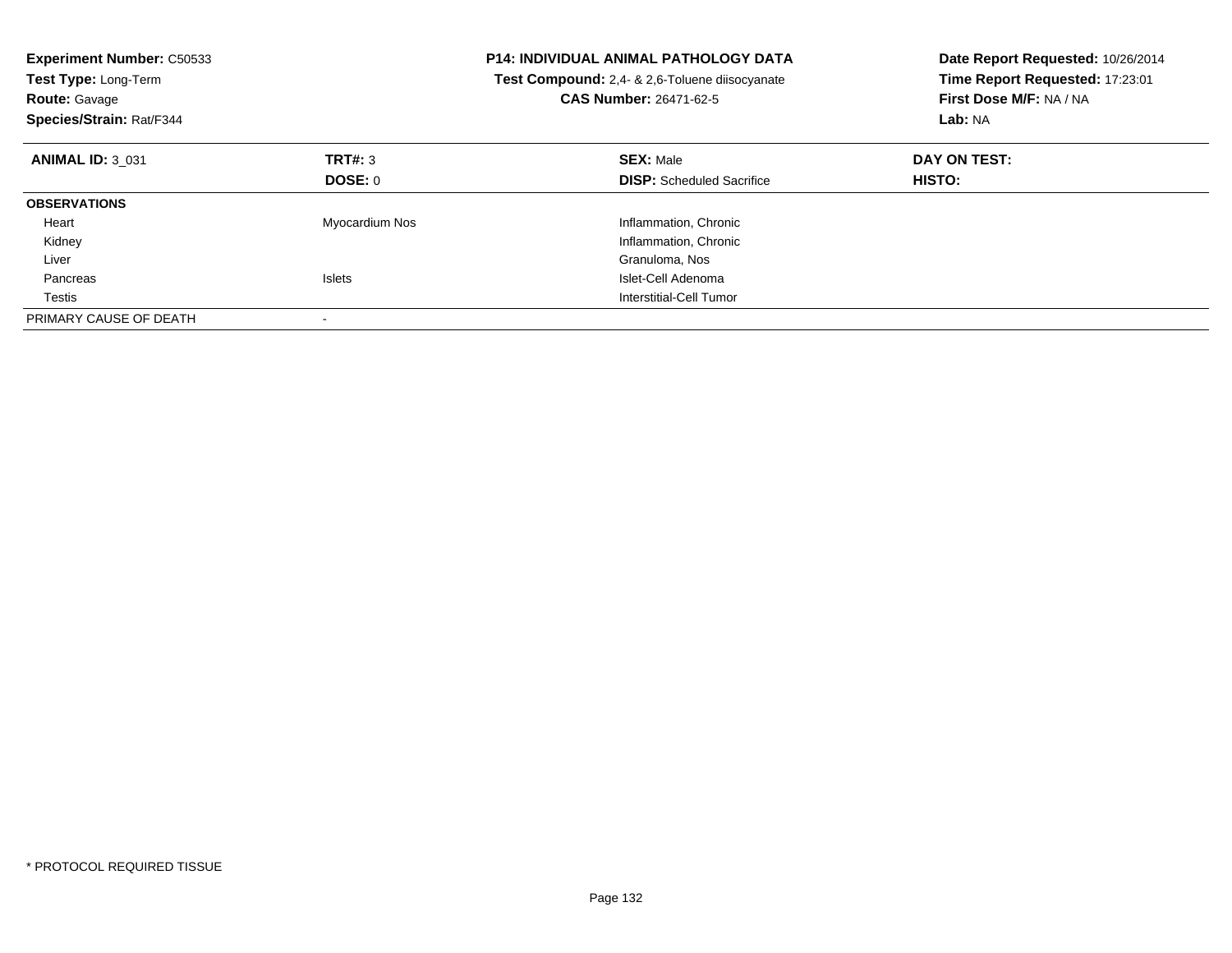**Experiment Number:** C50533
**Test Type:** Long-Term
**Route:** Gavage
**Species/Strain:** Rat/F344

**P14: INDIVIDUAL ANIMAL PATHOLOGY DATA**
**Test Compound:** 2,4- & 2,6-Toluene diisocyanate
**CAS Number:** 26471-62-5

**Date Report Requested:** 10/26/2014
**Time Report Requested:** 17:23:01
**First Dose M/F:** NA / NA
**Lab:** NA

| **ANIMAL ID:** 3_031 | **TRT#:** 3 | **SEX:** Male | **DAY ON TEST:** |
|---|---|---|---|
| | **DOSE:** 0 | **DISP:** Scheduled Sacrifice | **HISTO:** |
| **OBSERVATIONS** | | | |
| Heart | Myocardium Nos | Inflammation, Chronic | |
| Kidney | | Inflammation, Chronic | |
| Liver | | Granuloma, Nos | |
| Pancreas | Islets | Islet-Cell Adenoma | |
| Testis | | Interstitial-Cell Tumor | |
| PRIMARY CAUSE OF DEATH | - | | |

\* PROTOCOL REQUIRED TISSUE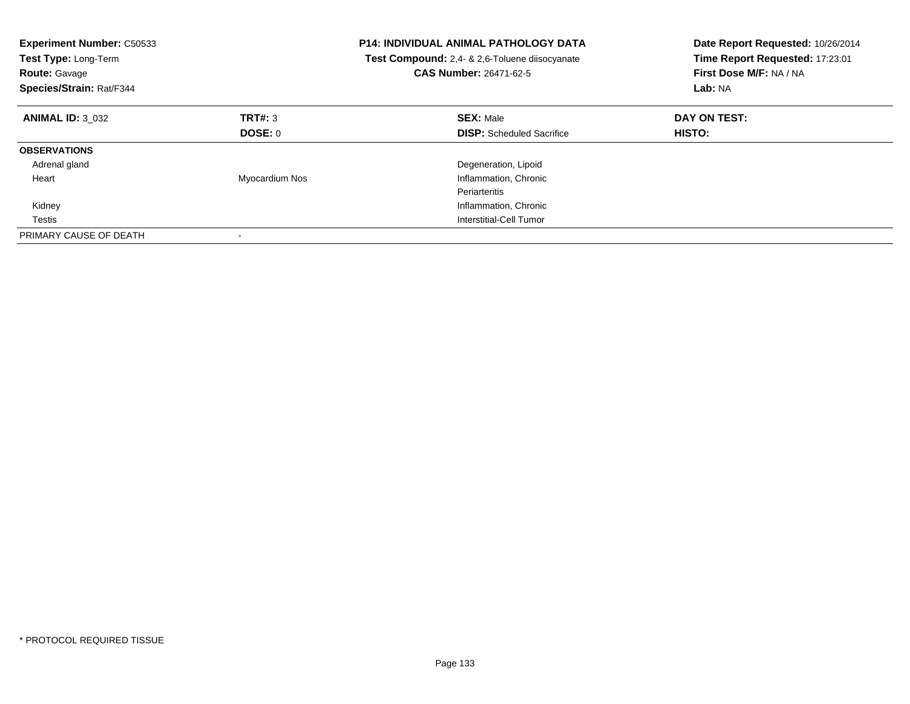**Experiment Number:** C50533
**Test Type:** Long-Term
**Route:** Gavage
**Species/Strain:** Rat/F344

**P14: INDIVIDUAL ANIMAL PATHOLOGY DATA**
**Test Compound:** 2,4- & 2,6-Toluene diisocyanate
**CAS Number:** 26471-62-5

**Date Report Requested:** 10/26/2014
**Time Report Requested:** 17:23:01
**First Dose M/F:** NA / NA
**Lab:** NA

| **ANIMAL ID:** 3_032 | **TRT#:** 3 | **SEX:** Male | **DAY ON TEST:** |
|---|---|---|---|
| | **DOSE:** 0 | **DISP:** Scheduled Sacrifice | **HISTO:** |
| **OBSERVATIONS** | | | |
| Adrenal gland | | Degeneration, Lipoid | |
| Heart | Myocardium Nos | Inflammation, Chronic | |
| | | Periarteritis | |
| Kidney | | Inflammation, Chronic | |
| Testis | | Interstitial-Cell Tumor | |
| PRIMARY CAUSE OF DEATH | - | | |

* PROTOCOL REQUIRED TISSUE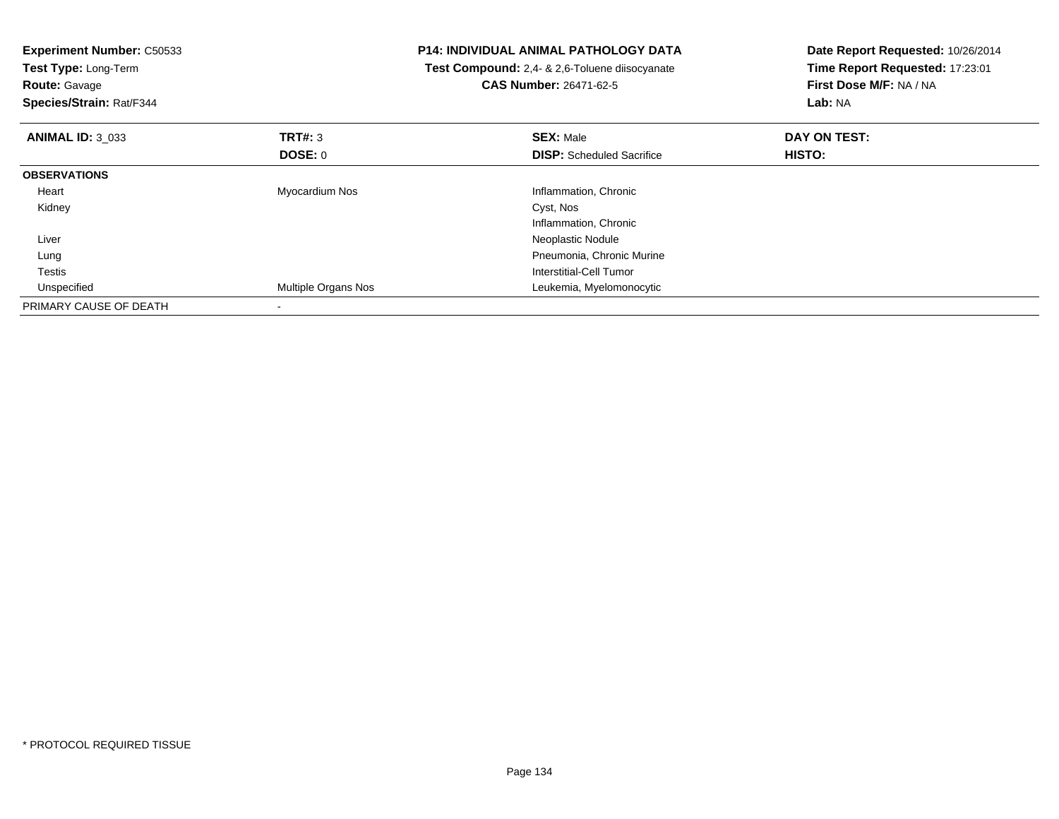**Experiment Number:** C50533
**Test Type:** Long-Term
**Route:** Gavage
**Species/Strain:** Rat/F344

**P14: INDIVIDUAL ANIMAL PATHOLOGY DATA**
**Test Compound:** 2,4- & 2,6-Toluene diisocyanate
**CAS Number:** 26471-62-5

**Date Report Requested:** 10/26/2014
**Time Report Requested:** 17:23:01
**First Dose M/F:** NA / NA
**Lab:** NA

| **ANIMAL ID:** 3_033 | **TRT#:** 3 | **SEX:** Male | **DAY ON TEST:** |
|---|---|---|---|
| | **DOSE:** 0 | **DISP:** Scheduled Sacrifice | **HISTO:** |
| **OBSERVATIONS** | | | |
| Heart | Myocardium Nos | Inflammation, Chronic | |
| Kidney | | Cyst, Nos | |
| | | Inflammation, Chronic | |
| Liver | | Neoplastic Nodule | |
| Lung | | Pneumonia, Chronic Murine | |
| Testis | | Interstitial-Cell Tumor | |
| Unspecified | Multiple Organs Nos | Leukemia, Myelomonocytic | |
| PRIMARY CAUSE OF DEATH | - | | |

* PROTOCOL REQUIRED TISSUE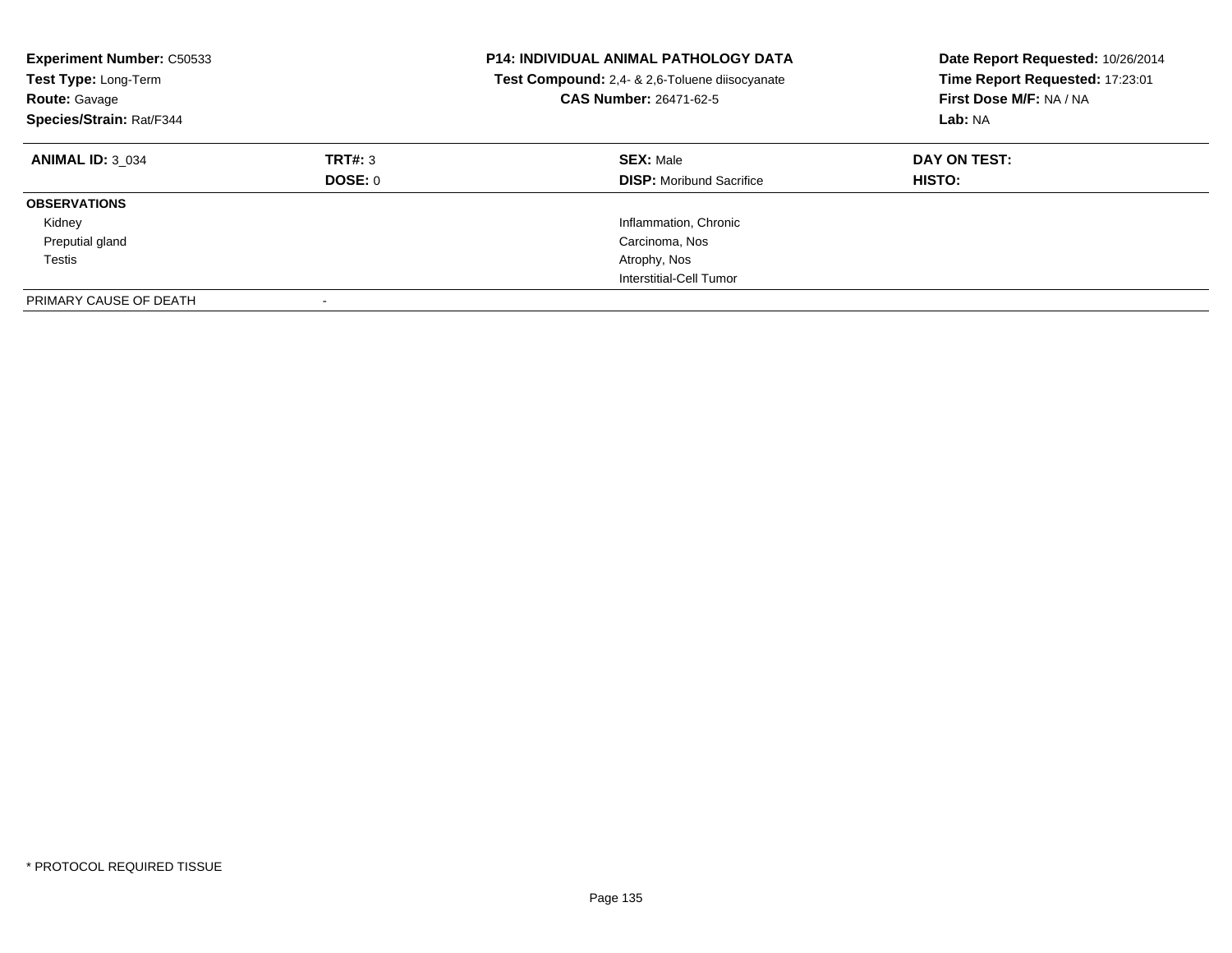**Experiment Number:** C50533
**Test Type:** Long-Term
**Route:** Gavage
**Species/Strain:** Rat/F344

**P14: INDIVIDUAL ANIMAL PATHOLOGY DATA**
**Test Compound:** 2,4- & 2,6-Toluene diisocyanate
**CAS Number:** 26471-62-5

**Date Report Requested:** 10/26/2014
**Time Report Requested:** 17:23:01
**First Dose M/F:** NA / NA
**Lab:** NA

| **ANIMAL ID:** 3_034 | **TRT#:** 3 | **SEX:** Male | **DAY ON TEST:** |
|---|---|---|---|
| | **DOSE:** 0 | **DISP:** Moribund Sacrifice | **HISTO:** |
| **OBSERVATIONS** | | | |
| Kidney | | Inflammation, Chronic | |
| Preputial gland | | Carcinoma, Nos | |
| Testis | | Atrophy, Nos | |
| | | Interstitial-Cell Tumor | |
| PRIMARY CAUSE OF DEATH | - | | |

* PROTOCOL REQUIRED TISSUE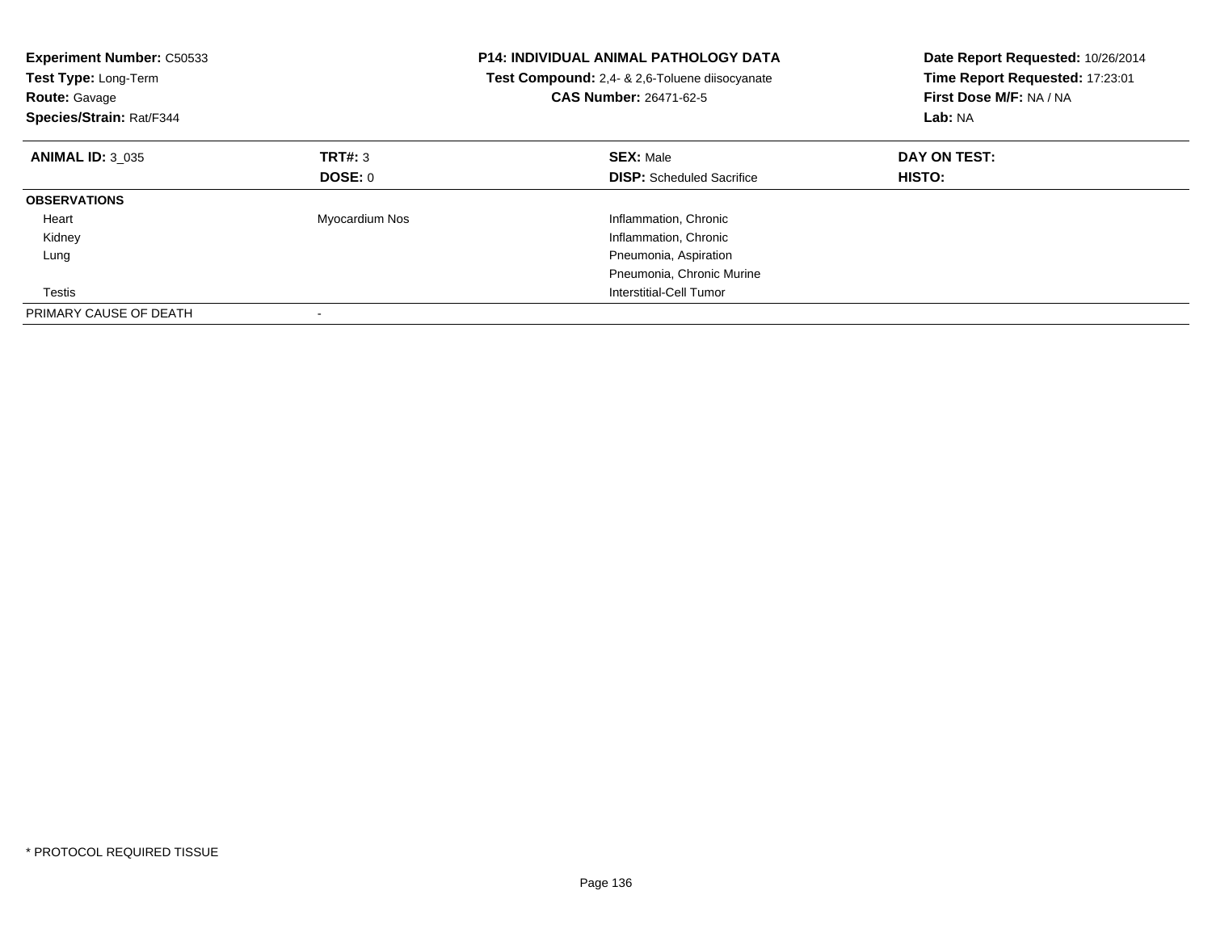**Experiment Number:** C50533
**Test Type:** Long-Term
**Route:** Gavage
**Species/Strain:** Rat/F344

**P14: INDIVIDUAL ANIMAL PATHOLOGY DATA**
**Test Compound:** 2,4- & 2,6-Toluene diisocyanate
**CAS Number:** 26471-62-5

**Date Report Requested:** 10/26/2014
**Time Report Requested:** 17:23:01
**First Dose M/F:** NA / NA
**Lab:** NA

| **ANIMAL ID:** 3_035 | **TRT#:** 3 | **SEX:** Male | **DAY ON TEST:** |
|---|---|---|---|
| | **DOSE:** 0 | **DISP:** Scheduled Sacrifice | **HISTO:** |
| **OBSERVATIONS** | | | |
| Heart | Myocardium Nos | Inflammation, Chronic | |
| Kidney | | Inflammation, Chronic | |
| Lung | | Pneumonia, Aspiration | |
| | | Pneumonia, Chronic Murine | |
| Testis | | Interstitial-Cell Tumor | |
| PRIMARY CAUSE OF DEATH | - | | |

* PROTOCOL REQUIRED TISSUE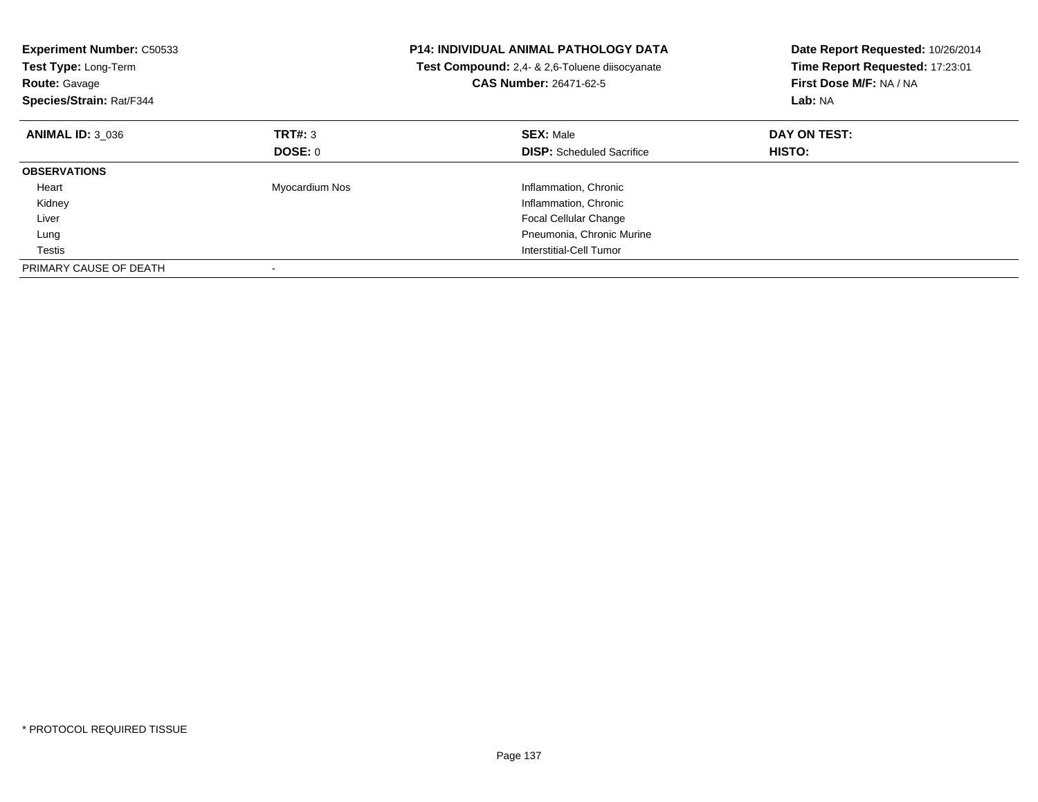**Experiment Number:** C50533
**Test Type:** Long-Term
**Route:** Gavage
**Species/Strain:** Rat/F344

**P14: INDIVIDUAL ANIMAL PATHOLOGY DATA**
**Test Compound:** 2,4- & 2,6-Toluene diisocyanate
**CAS Number:** 26471-62-5

**Date Report Requested:** 10/26/2014
**Time Report Requested:** 17:23:01
**First Dose M/F:** NA / NA
**Lab:** NA

| **ANIMAL ID:** 3_036 | **TRT#:** 3 | **SEX:** Male | **DAY ON TEST:** |
|---|---|---|---|
| | **DOSE:** 0 | **DISP:** Scheduled Sacrifice | **HISTO:** |
| **OBSERVATIONS** | | | |
| Heart | Myocardium Nos | Inflammation, Chronic | |
| Kidney | | Inflammation, Chronic | |
| Liver | | Focal Cellular Change | |
| Lung | | Pneumonia, Chronic Murine | |
| Testis | | Interstitial-Cell Tumor | |
| PRIMARY CAUSE OF DEATH | - | | |

* PROTOCOL REQUIRED TISSUE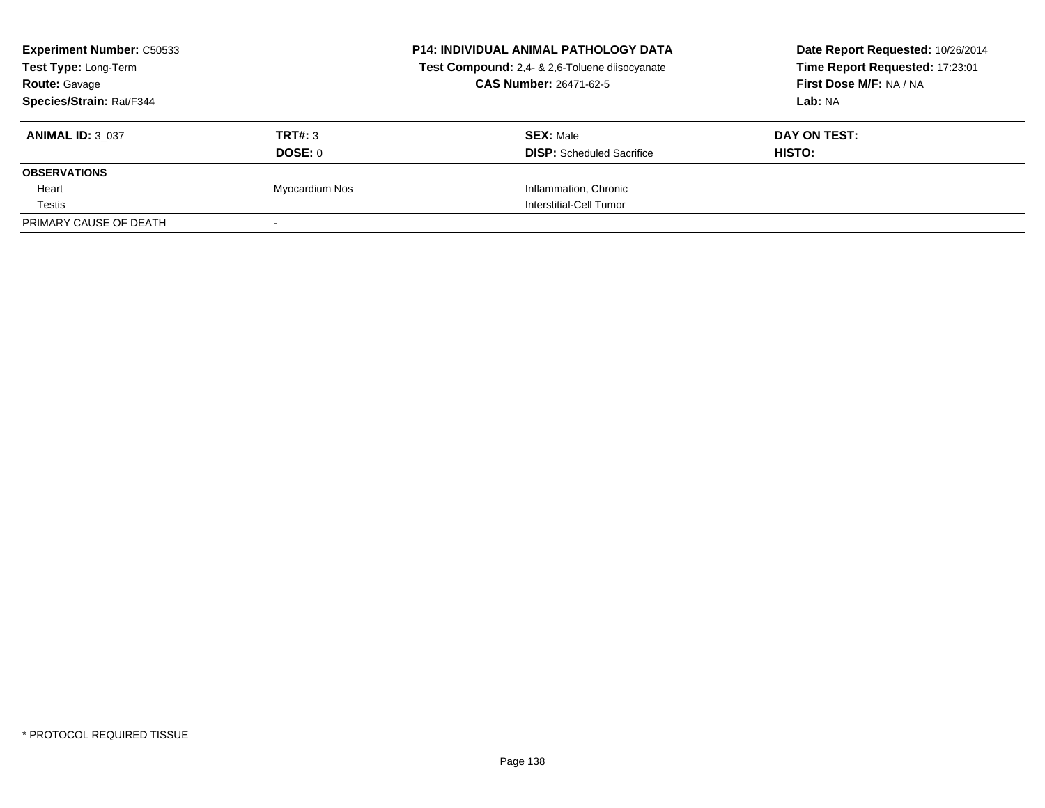**Experiment Number:** C50533
**Test Type:** Long-Term
**Route:** Gavage
**Species/Strain:** Rat/F344

**P14: INDIVIDUAL ANIMAL PATHOLOGY DATA**
**Test Compound:** 2,4- & 2,6-Toluene diisocyanate
**CAS Number:** 26471-62-5

**Date Report Requested:** 10/26/2014
**Time Report Requested:** 17:23:01
**First Dose M/F:** NA / NA
**Lab:** NA

| **ANIMAL ID:** 3_037 | **TRT#:** 3 | **SEX:** Male | **DAY ON TEST:** |
|---|---|---|---|
| | **DOSE:** 0 | **DISP:** Scheduled Sacrifice | **HISTO:** |
| **OBSERVATIONS** | | | |
| Heart | Myocardium Nos | Inflammation, Chronic | |
| Testis | | Interstitial-Cell Tumor | |
| PRIMARY CAUSE OF DEATH | - | | |

\* PROTOCOL REQUIRED TISSUE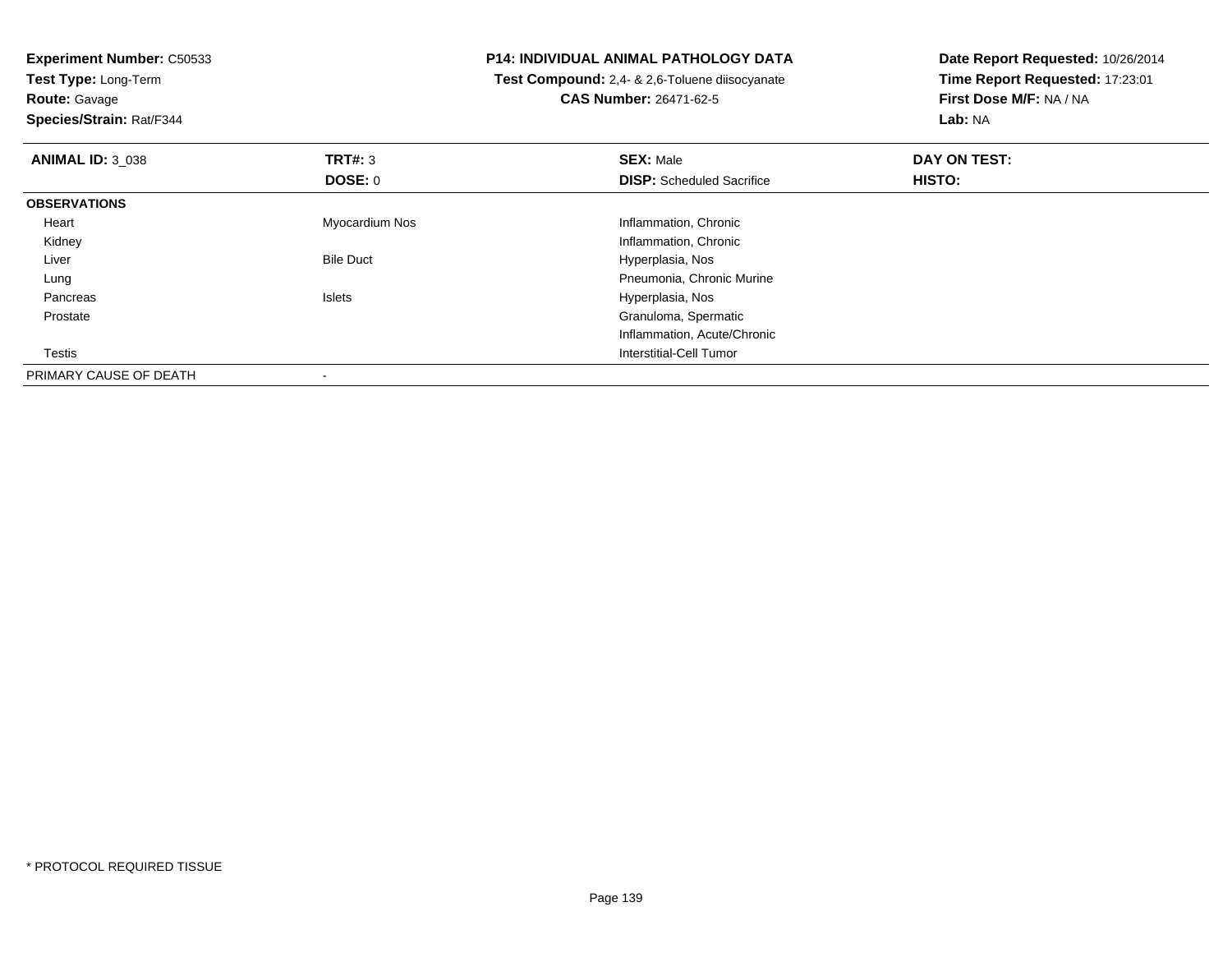**Experiment Number:** C50533
**Test Type:** Long-Term
**Route:** Gavage
**Species/Strain:** Rat/F344

**P14: INDIVIDUAL ANIMAL PATHOLOGY DATA**
**Test Compound:** 2,4- & 2,6-Toluene diisocyanate
**CAS Number:** 26471-62-5

**Date Report Requested:** 10/26/2014
**Time Report Requested:** 17:23:01
**First Dose M/F:** NA / NA
**Lab:** NA

| **ANIMAL ID:** 3_038 | **TRT#:** 3 | **SEX:** Male | **DAY ON TEST:** |
|---|---|---|---|
| | **DOSE:** 0 | **DISP:** Scheduled Sacrifice | **HISTO:** |
| **OBSERVATIONS** | | | |
| Heart | Myocardium Nos | Inflammation, Chronic | |
| Kidney | | Inflammation, Chronic | |
| Liver | Bile Duct | Hyperplasia, Nos | |
| Lung | | Pneumonia, Chronic Murine | |
| Pancreas | Islets | Hyperplasia, Nos | |
| Prostate | | Granuloma, Spermatic | |
| | | Inflammation, Acute/Chronic | |
| Testis | | Interstitial-Cell Tumor | |
| PRIMARY CAUSE OF DEATH | - | | |

* PROTOCOL REQUIRED TISSUE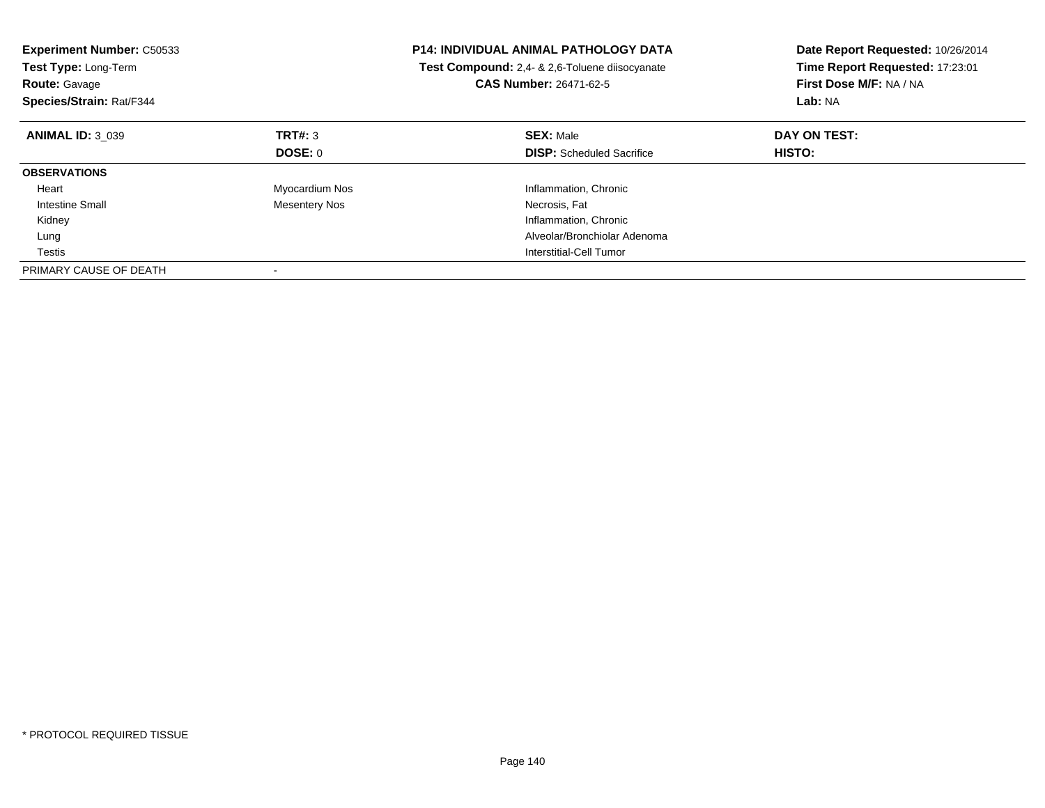**Experiment Number:** C50533
**Test Type:** Long-Term
**Route:** Gavage
**Species/Strain:** Rat/F344

**P14: INDIVIDUAL ANIMAL PATHOLOGY DATA**
**Test Compound:** 2,4- & 2,6-Toluene diisocyanate
**CAS Number:** 26471-62-5

**Date Report Requested:** 10/26/2014
**Time Report Requested:** 17:23:01
**First Dose M/F:** NA / NA
**Lab:** NA

| **ANIMAL ID:** 3_039 | **TRT#:** 3 | **SEX:** Male | **DAY ON TEST:** |
|---|---|---|---|
| | **DOSE:** 0 | **DISP:** Scheduled Sacrifice | **HISTO:** |
| **OBSERVATIONS** | | | |
| Heart | Myocardium Nos | Inflammation, Chronic | |
| Intestine Small | Mesentery Nos | Necrosis, Fat | |
| Kidney | | Inflammation, Chronic | |
| Lung | | Alveolar/Bronchiolar Adenoma | |
| Testis | | Interstitial-Cell Tumor | |
| PRIMARY CAUSE OF DEATH | - | | |

* PROTOCOL REQUIRED TISSUE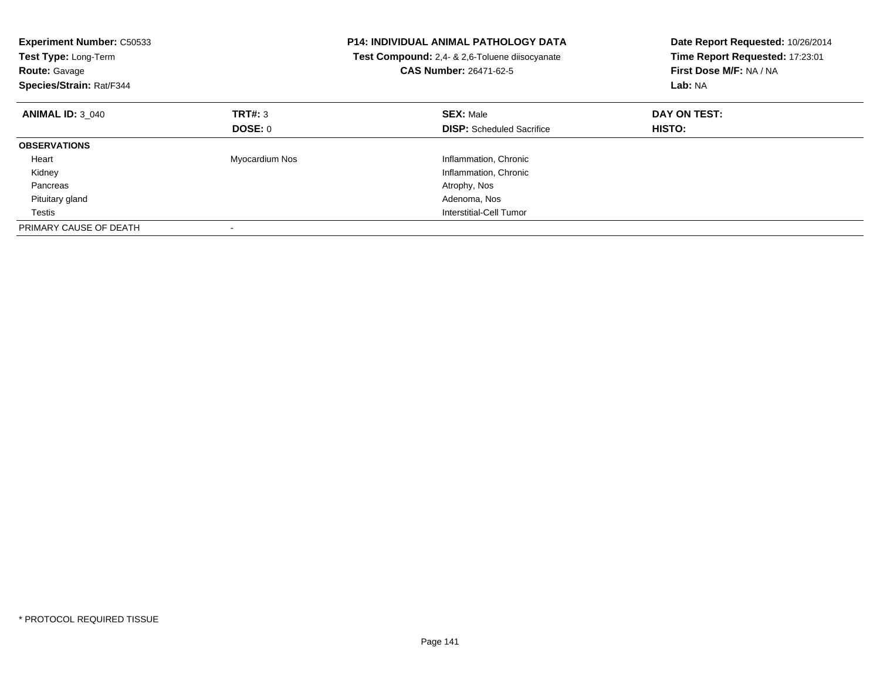**Experiment Number:** C50533
**Test Type:** Long-Term
**Route:** Gavage
**Species/Strain:** Rat/F344

**P14: INDIVIDUAL ANIMAL PATHOLOGY DATA**
**Test Compound:** 2,4- & 2,6-Toluene diisocyanate
**CAS Number:** 26471-62-5

**Date Report Requested:** 10/26/2014
**Time Report Requested:** 17:23:01
**First Dose M/F:** NA / NA
**Lab:** NA

| **ANIMAL ID:** 3_040 | **TRT#:** 3 | **SEX:** Male | **DAY ON TEST:** |
|---|---|---|---|
| | **DOSE:** 0 | **DISP:** Scheduled Sacrifice | **HISTO:** |
| **OBSERVATIONS** | | | |
| Heart | Myocardium Nos | Inflammation, Chronic | |
| Kidney | | Inflammation, Chronic | |
| Pancreas | | Atrophy, Nos | |
| Pituitary gland | | Adenoma, Nos | |
| Testis | | Interstitial-Cell Tumor | |
| PRIMARY CAUSE OF DEATH | - | | |

* PROTOCOL REQUIRED TISSUE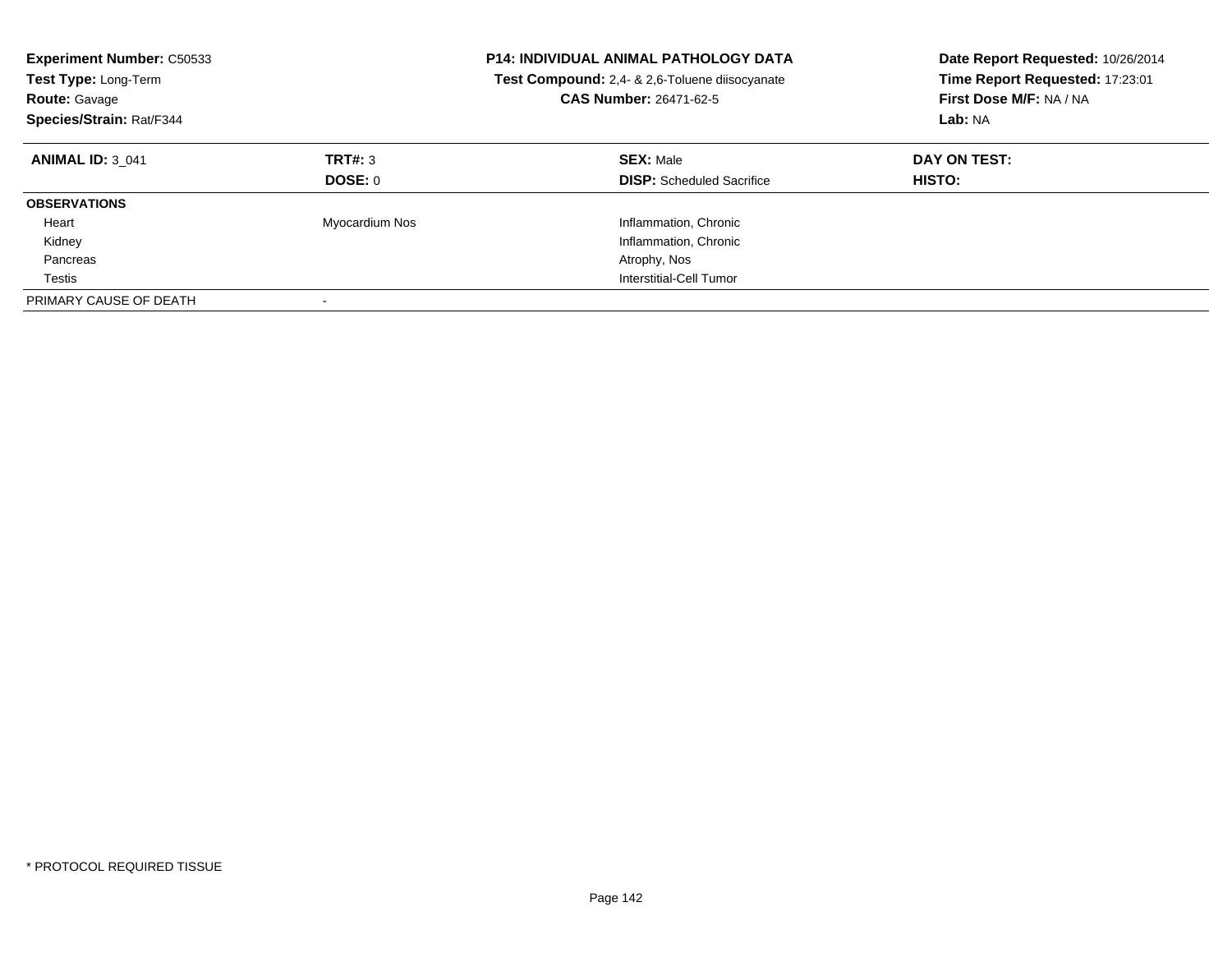**Experiment Number:** C50533
**Test Type:** Long-Term
**Route:** Gavage
**Species/Strain:** Rat/F344

**P14: INDIVIDUAL ANIMAL PATHOLOGY DATA**
**Test Compound:** 2,4- & 2,6-Toluene diisocyanate
**CAS Number:** 26471-62-5

**Date Report Requested:** 10/26/2014
**Time Report Requested:** 17:23:01
**First Dose M/F:** NA / NA
**Lab:** NA

| **ANIMAL ID:** 3_041 | **TRT#:** 3 | **SEX:** Male | **DAY ON TEST:** |
|---|---|---|---|
| | **DOSE:** 0 | **DISP:** Scheduled Sacrifice | **HISTO:** |
| **OBSERVATIONS** | | | |
| Heart | Myocardium Nos | Inflammation, Chronic | |
| Kidney | | Inflammation, Chronic | |
| Pancreas | | Atrophy, Nos | |
| Testis | | Interstitial-Cell Tumor | |
| PRIMARY CAUSE OF DEATH | - | | |

\* PROTOCOL REQUIRED TISSUE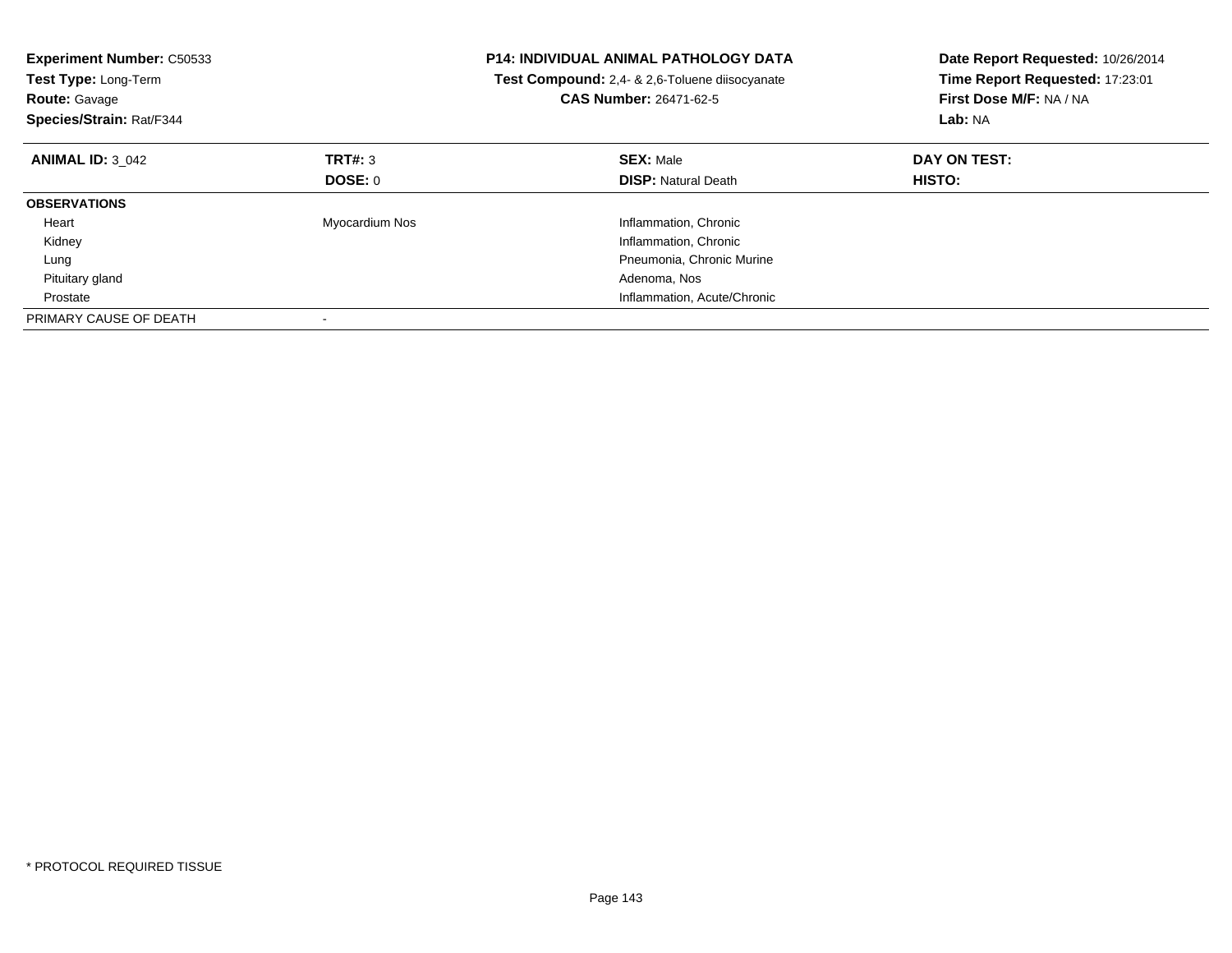**Experiment Number:** C50533
**Test Type:** Long-Term
**Route:** Gavage
**Species/Strain:** Rat/F344

**P14: INDIVIDUAL ANIMAL PATHOLOGY DATA**
**Test Compound:** 2,4- & 2,6-Toluene diisocyanate
**CAS Number:** 26471-62-5

**Date Report Requested:** 10/26/2014
**Time Report Requested:** 17:23:01
**First Dose M/F:** NA / NA
**Lab:** NA

| **ANIMAL ID:** 3_042 | **TRT#:** 3 | **SEX:** Male | **DAY ON TEST:** |
|---|---|---|---|
| | **DOSE:** 0 | **DISP:** Natural Death | **HISTO:** |
| **OBSERVATIONS** | | | |
| Heart | Myocardium Nos | Inflammation, Chronic | |
| Kidney | | Inflammation, Chronic | |
| Lung | | Pneumonia, Chronic Murine | |
| Pituitary gland | | Adenoma, Nos | |
| Prostate | | Inflammation, Acute/Chronic | |
| PRIMARY CAUSE OF DEATH | - | | |

* PROTOCOL REQUIRED TISSUE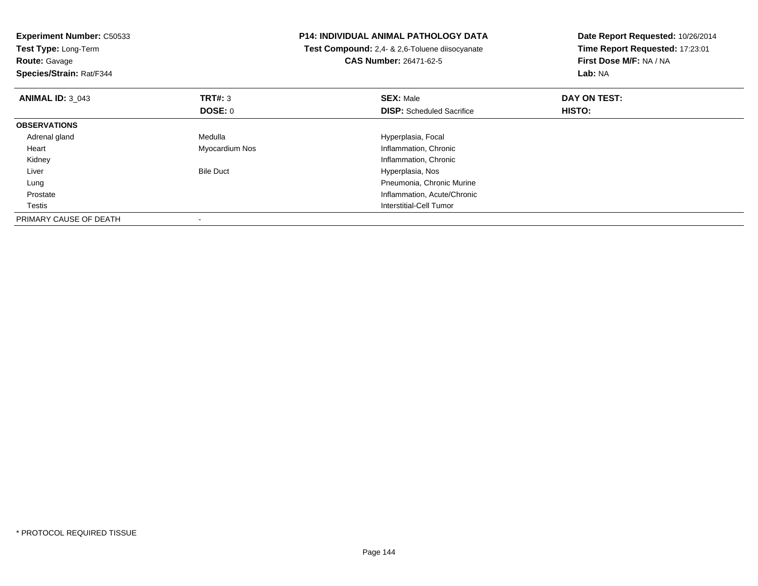**Experiment Number:** C50533
**Test Type:** Long-Term
**Route:** Gavage
**Species/Strain:** Rat/F344

**P14: INDIVIDUAL ANIMAL PATHOLOGY DATA**
**Test Compound:** 2,4- & 2,6-Toluene diisocyanate
**CAS Number:** 26471-62-5

**Date Report Requested:** 10/26/2014
**Time Report Requested:** 17:23:01
**First Dose M/F:** NA / NA
**Lab:** NA

| **ANIMAL ID:** 3_043 | **TRT#:** 3 | **SEX:** Male | **DAY ON TEST:** |
|---|---|---|---|
| | **DOSE:** 0 | **DISP:** Scheduled Sacrifice | **HISTO:** |
| **OBSERVATIONS** | | | |
| Adrenal gland | Medulla | Hyperplasia, Focal | |
| Heart | Myocardium Nos | Inflammation, Chronic | |
| Kidney | | Inflammation, Chronic | |
| Liver | Bile Duct | Hyperplasia, Nos | |
| Lung | | Pneumonia, Chronic Murine | |
| Prostate | | Inflammation, Acute/Chronic | |
| Testis | | Interstitial-Cell Tumor | |
| PRIMARY CAUSE OF DEATH | - | | |

* PROTOCOL REQUIRED TISSUE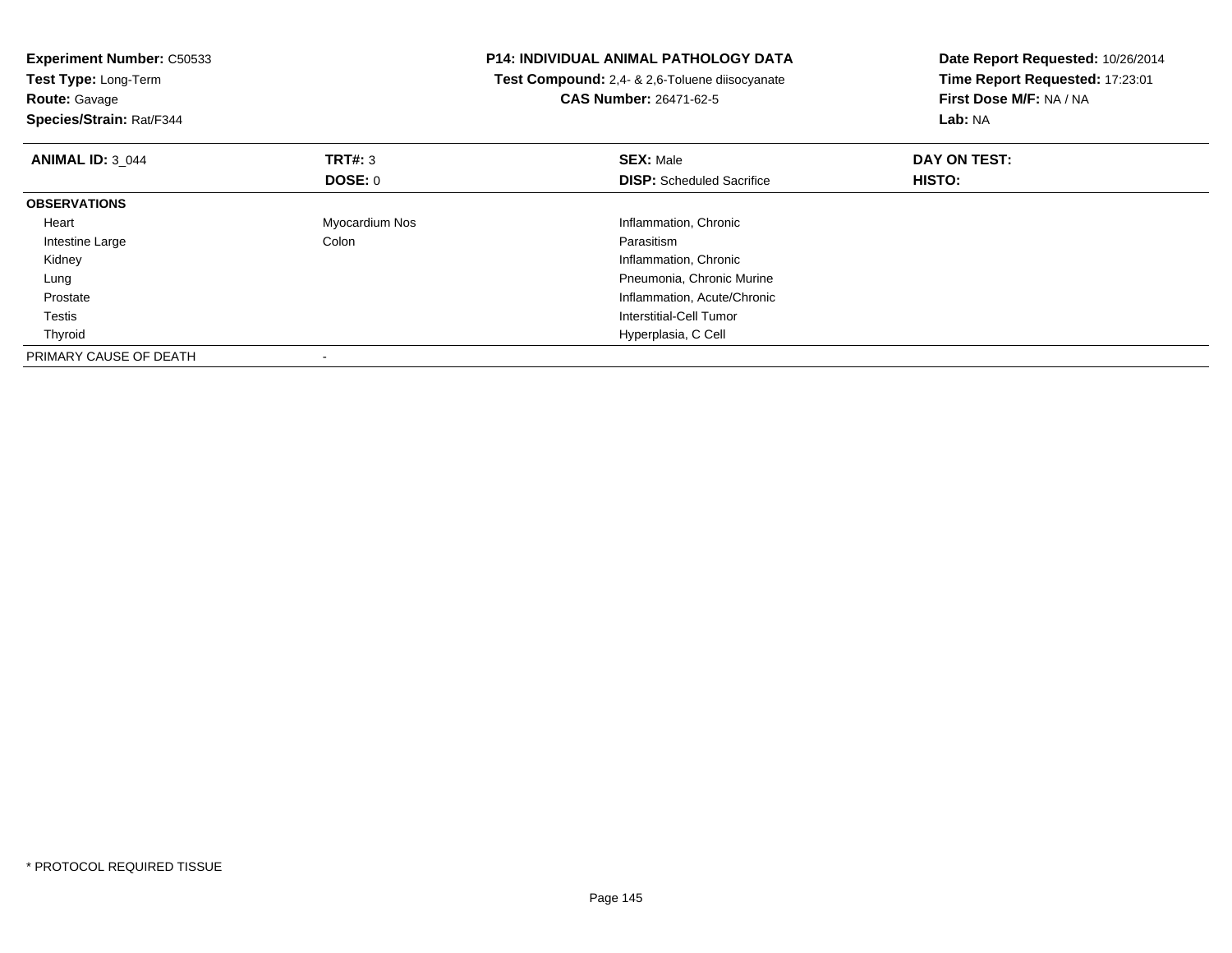**Experiment Number:** C50533
**Test Type:** Long-Term
**Route:** Gavage
**Species/Strain:** Rat/F344

**P14: INDIVIDUAL ANIMAL PATHOLOGY DATA**
**Test Compound:** 2,4- & 2,6-Toluene diisocyanate
**CAS Number:** 26471-62-5

**Date Report Requested:** 10/26/2014
**Time Report Requested:** 17:23:01
**First Dose M/F:** NA / NA
**Lab:** NA

| **ANIMAL ID:** 3_044 | **TRT#:** 3 | **SEX:** Male | **DAY ON TEST:** |
|---|---|---|---|
| | **DOSE:** 0 | **DISP:** Scheduled Sacrifice | **HISTO:** |
| **OBSERVATIONS** | | | |
| Heart | Myocardium Nos | Inflammation, Chronic | |
| Intestine Large | Colon | Parasitism | |
| Kidney | | Inflammation, Chronic | |
| Lung | | Pneumonia, Chronic Murine | |
| Prostate | | Inflammation, Acute/Chronic | |
| Testis | | Interstitial-Cell Tumor | |
| Thyroid | | Hyperplasia, C Cell | |
| PRIMARY CAUSE OF DEATH | - | | |

* PROTOCOL REQUIRED TISSUE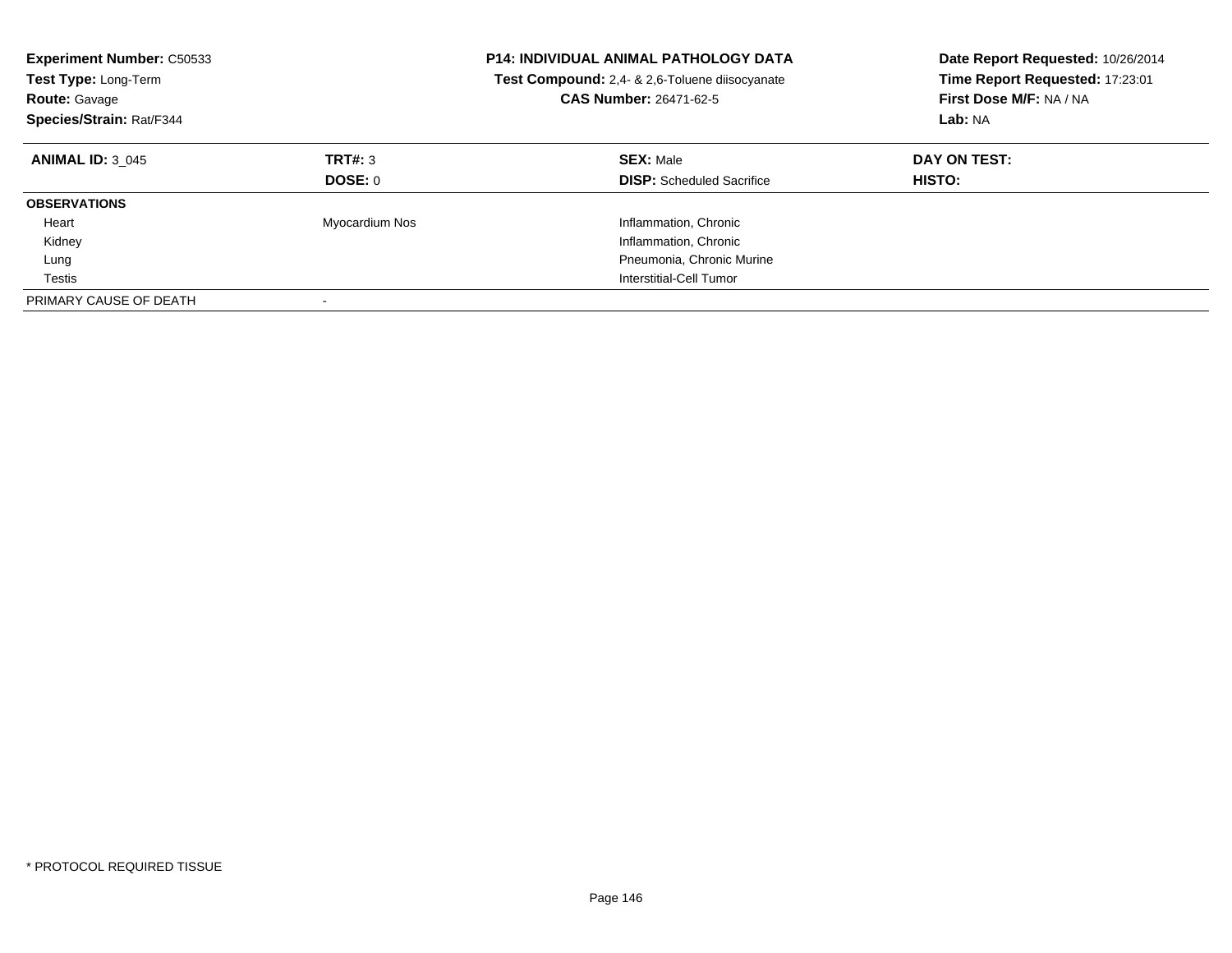**Experiment Number:** C50533
**Test Type:** Long-Term
**Route:** Gavage
**Species/Strain:** Rat/F344

**P14: INDIVIDUAL ANIMAL PATHOLOGY DATA**
**Test Compound:** 2,4- & 2,6-Toluene diisocyanate
**CAS Number:** 26471-62-5

**Date Report Requested:** 10/26/2014
**Time Report Requested:** 17:23:01
**First Dose M/F:** NA / NA
**Lab:** NA

| **ANIMAL ID:** 3_045 | **TRT#:** 3 | **SEX:** Male | **DAY ON TEST:** |
|---|---|---|---|
| | **DOSE:** 0 | **DISP:** Scheduled Sacrifice | **HISTO:** |
| **OBSERVATIONS** | | | |
| Heart | Myocardium Nos | Inflammation, Chronic | |
| Kidney | | Inflammation, Chronic | |
| Lung | | Pneumonia, Chronic Murine | |
| Testis | | Interstitial-Cell Tumor | |
| PRIMARY CAUSE OF DEATH | - | | |

* PROTOCOL REQUIRED TISSUE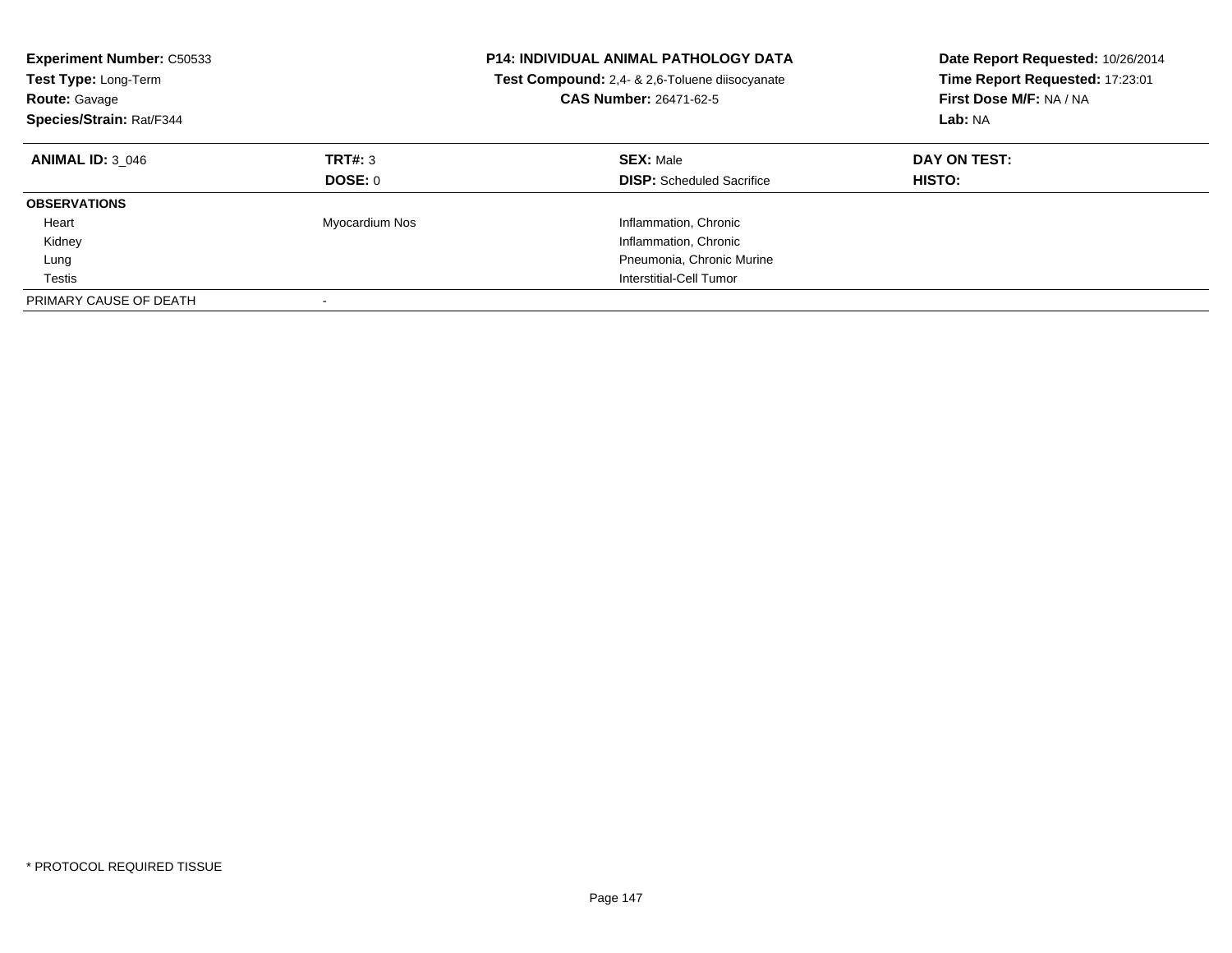**Experiment Number:** C50533
**Test Type:** Long-Term
**Route:** Gavage
**Species/Strain:** Rat/F344

**P14: INDIVIDUAL ANIMAL PATHOLOGY DATA**
**Test Compound:** 2,4- & 2,6-Toluene diisocyanate
**CAS Number:** 26471-62-5

**Date Report Requested:** 10/26/2014
**Time Report Requested:** 17:23:01
**First Dose M/F:** NA / NA
**Lab:** NA

| **ANIMAL ID:** 3_046 | **TRT#:** 3 | **SEX:** Male | **DAY ON TEST:** |
|---|---|---|---|
| | **DOSE:** 0 | **DISP:** Scheduled Sacrifice | **HISTO:** |
| **OBSERVATIONS** | | | |
| Heart | Myocardium Nos | Inflammation, Chronic | |
| Kidney | | Inflammation, Chronic | |
| Lung | | Pneumonia, Chronic Murine | |
| Testis | | Interstitial-Cell Tumor | |
| PRIMARY CAUSE OF DEATH | - | | |

* PROTOCOL REQUIRED TISSUE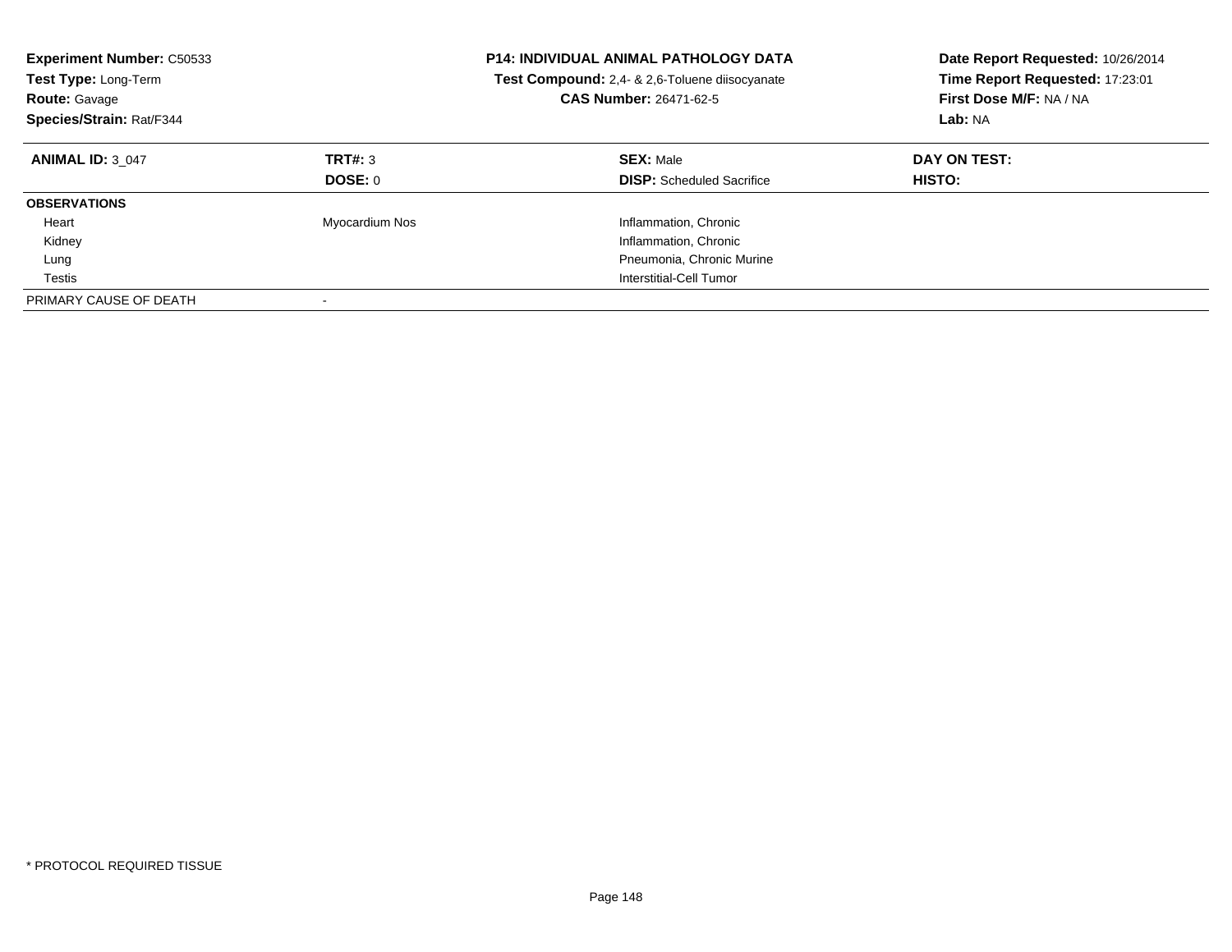**Experiment Number:** C50533
**Test Type:** Long-Term
**Route:** Gavage
**Species/Strain:** Rat/F344

**P14: INDIVIDUAL ANIMAL PATHOLOGY DATA**
**Test Compound:** 2,4- & 2,6-Toluene diisocyanate
**CAS Number:** 26471-62-5

**Date Report Requested:** 10/26/2014
**Time Report Requested:** 17:23:01
**First Dose M/F:** NA / NA
**Lab:** NA

| **ANIMAL ID:** 3_047 | **TRT#:** 3 | **SEX:** Male | **DAY ON TEST:** |
|---|---|---|---|
| | **DOSE:** 0 | **DISP:** Scheduled Sacrifice | **HISTO:** |
| **OBSERVATIONS** | | | |
| Heart | Myocardium Nos | Inflammation, Chronic | |
| Kidney | | Inflammation, Chronic | |
| Lung | | Pneumonia, Chronic Murine | |
| Testis | | Interstitial-Cell Tumor | |
| PRIMARY CAUSE OF DEATH | - | | |

* PROTOCOL REQUIRED TISSUE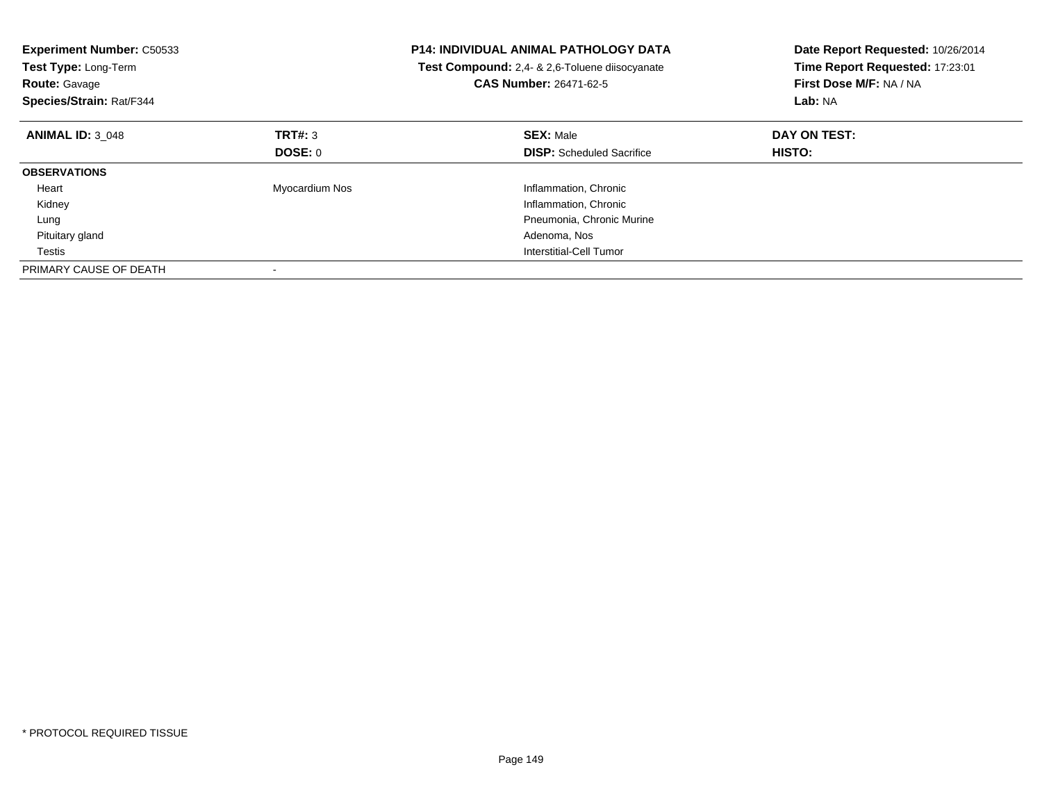**Experiment Number:** C50533
**Test Type:** Long-Term
**Route:** Gavage
**Species/Strain:** Rat/F344

**P14: INDIVIDUAL ANIMAL PATHOLOGY DATA**
**Test Compound:** 2,4- & 2,6-Toluene diisocyanate
**CAS Number:** 26471-62-5

**Date Report Requested:** 10/26/2014
**Time Report Requested:** 17:23:01
**First Dose M/F:** NA / NA
**Lab:** NA

| **ANIMAL ID:** 3_048 | **TRT#:** 3 | **SEX:** Male | **DAY ON TEST:** |
|---|---|---|---|
| | **DOSE:** 0 | **DISP:** Scheduled Sacrifice | **HISTO:** |
| **OBSERVATIONS** | | | |
| Heart | Myocardium Nos | Inflammation, Chronic | |
| Kidney | | Inflammation, Chronic | |
| Lung | | Pneumonia, Chronic Murine | |
| Pituitary gland | | Adenoma, Nos | |
| Testis | | Interstitial-Cell Tumor | |
| PRIMARY CAUSE OF DEATH | - | | |

\* PROTOCOL REQUIRED TISSUE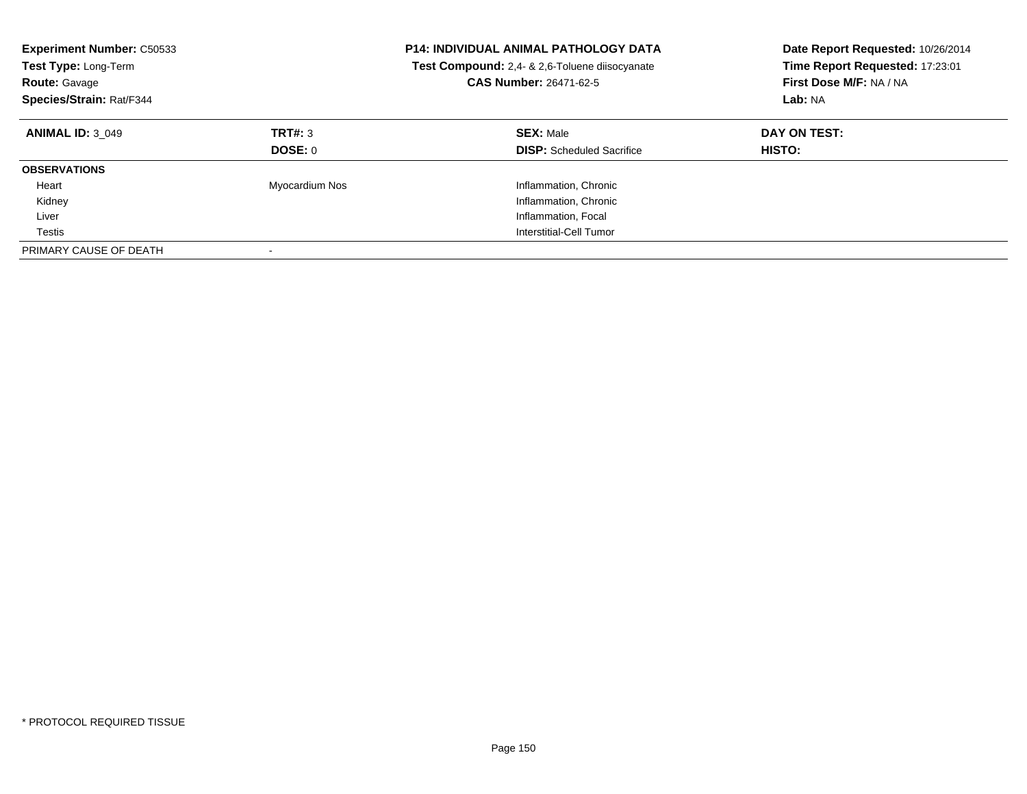**Experiment Number:** C50533
**Test Type:** Long-Term
**Route:** Gavage
**Species/Strain:** Rat/F344

**P14: INDIVIDUAL ANIMAL PATHOLOGY DATA**
**Test Compound:** 2,4- & 2,6-Toluene diisocyanate
**CAS Number:** 26471-62-5

**Date Report Requested:** 10/26/2014
**Time Report Requested:** 17:23:01
**First Dose M/F:** NA / NA
**Lab:** NA

| **ANIMAL ID:** 3_049 | **TRT#:** 3 | **SEX:** Male | **DAY ON TEST:** |
|---|---|---|---|
| | **DOSE:** 0 | **DISP:** Scheduled Sacrifice | **HISTO:** |
| **OBSERVATIONS** | | | |
| Heart | Myocardium Nos | Inflammation, Chronic | |
| Kidney | | Inflammation, Chronic | |
| Liver | | Inflammation, Focal | |
| Testis | | Interstitial-Cell Tumor | |
| PRIMARY CAUSE OF DEATH | - | | |

* PROTOCOL REQUIRED TISSUE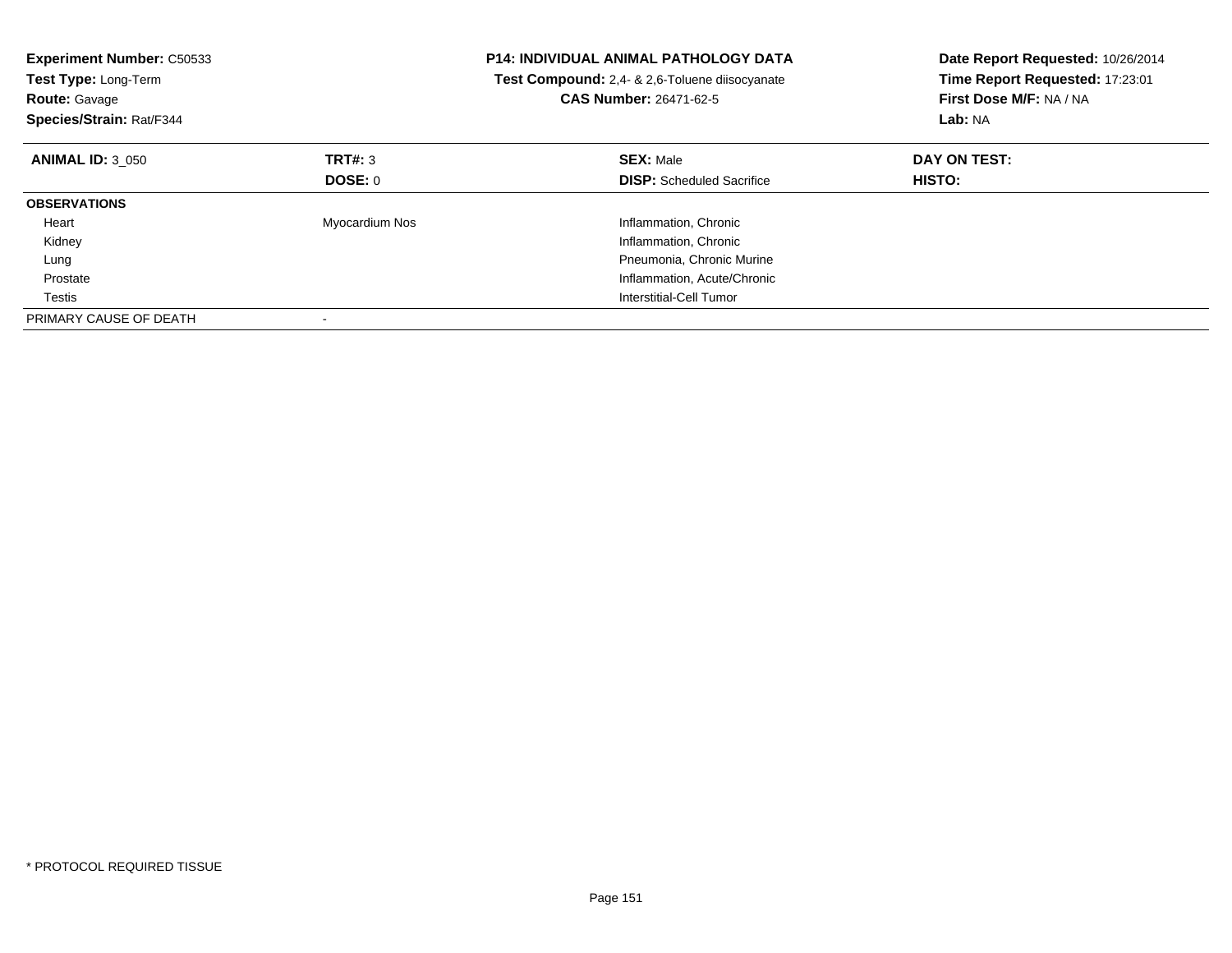**Experiment Number:** C50533
**Test Type:** Long-Term
**Route:** Gavage
**Species/Strain:** Rat/F344

**P14: INDIVIDUAL ANIMAL PATHOLOGY DATA**
**Test Compound:** 2,4- & 2,6-Toluene diisocyanate
**CAS Number:** 26471-62-5

**Date Report Requested:** 10/26/2014
**Time Report Requested:** 17:23:01
**First Dose M/F:** NA / NA
**Lab:** NA

| **ANIMAL ID:** 3_050 | **TRT#:** 3 | **SEX:** Male | **DAY ON TEST:** |
|---|---|---|---|
| | **DOSE:** 0 | **DISP:** Scheduled Sacrifice | **HISTO:** |
| **OBSERVATIONS** | | | |
| Heart | Myocardium Nos | Inflammation, Chronic | |
| Kidney | | Inflammation, Chronic | |
| Lung | | Pneumonia, Chronic Murine | |
| Prostate | | Inflammation, Acute/Chronic | |
| Testis | | Interstitial-Cell Tumor | |
| PRIMARY CAUSE OF DEATH | - | | |

* PROTOCOL REQUIRED TISSUE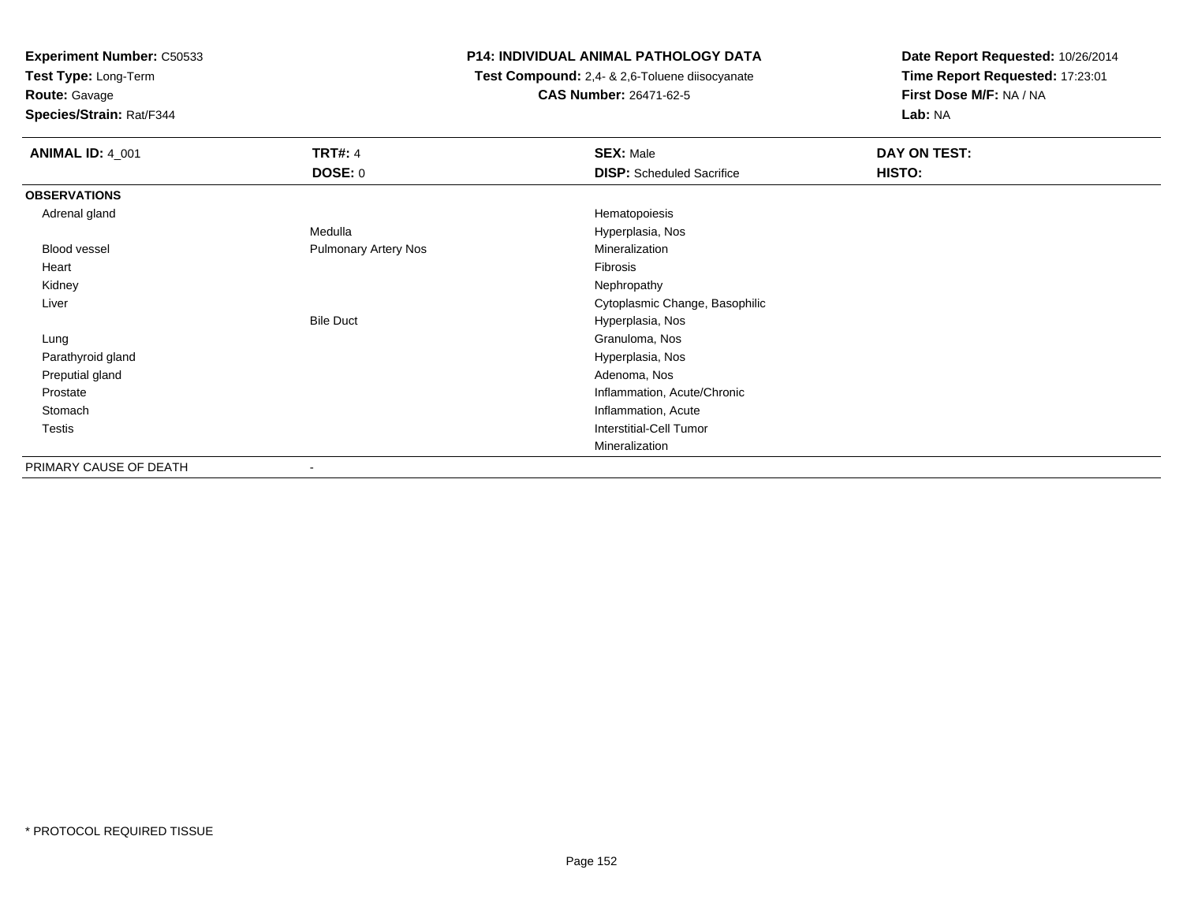**Experiment Number:** C50533
**Test Type:** Long-Term
**Route:** Gavage
**Species/Strain:** Rat/F344

**P14: INDIVIDUAL ANIMAL PATHOLOGY DATA**
**Test Compound:** 2,4- & 2,6-Toluene diisocyanate
**CAS Number:** 26471-62-5

**Date Report Requested:** 10/26/2014
**Time Report Requested:** 17:23:01
**First Dose M/F:** NA / NA
**Lab:** NA

| **ANIMAL ID:** 4_001 | **TRT#:** 4 | **SEX:** Male | **DAY ON TEST:** |
|---|---|---|---|
| | **DOSE:** 0 | **DISP:** Scheduled Sacrifice | **HISTO:** |
| **OBSERVATIONS** | | | |
| Adrenal gland | | Hematopoiesis | |
| | Medulla | Hyperplasia, Nos | |
| Blood vessel | Pulmonary Artery Nos | Mineralization | |
| Heart | | Fibrosis | |
| Kidney | | Nephropathy | |
| Liver | | Cytoplasmic Change, Basophilic | |
| | Bile Duct | Hyperplasia, Nos | |
| Lung | | Granuloma, Nos | |
| Parathyroid gland | | Hyperplasia, Nos | |
| Preputial gland | | Adenoma, Nos | |
| Prostate | | Inflammation, Acute/Chronic | |
| Stomach | | Inflammation, Acute | |
| Testis | | Interstitial-Cell Tumor | |
| | | Mineralization | |
| PRIMARY CAUSE OF DEATH | - | | |

\* PROTOCOL REQUIRED TISSUE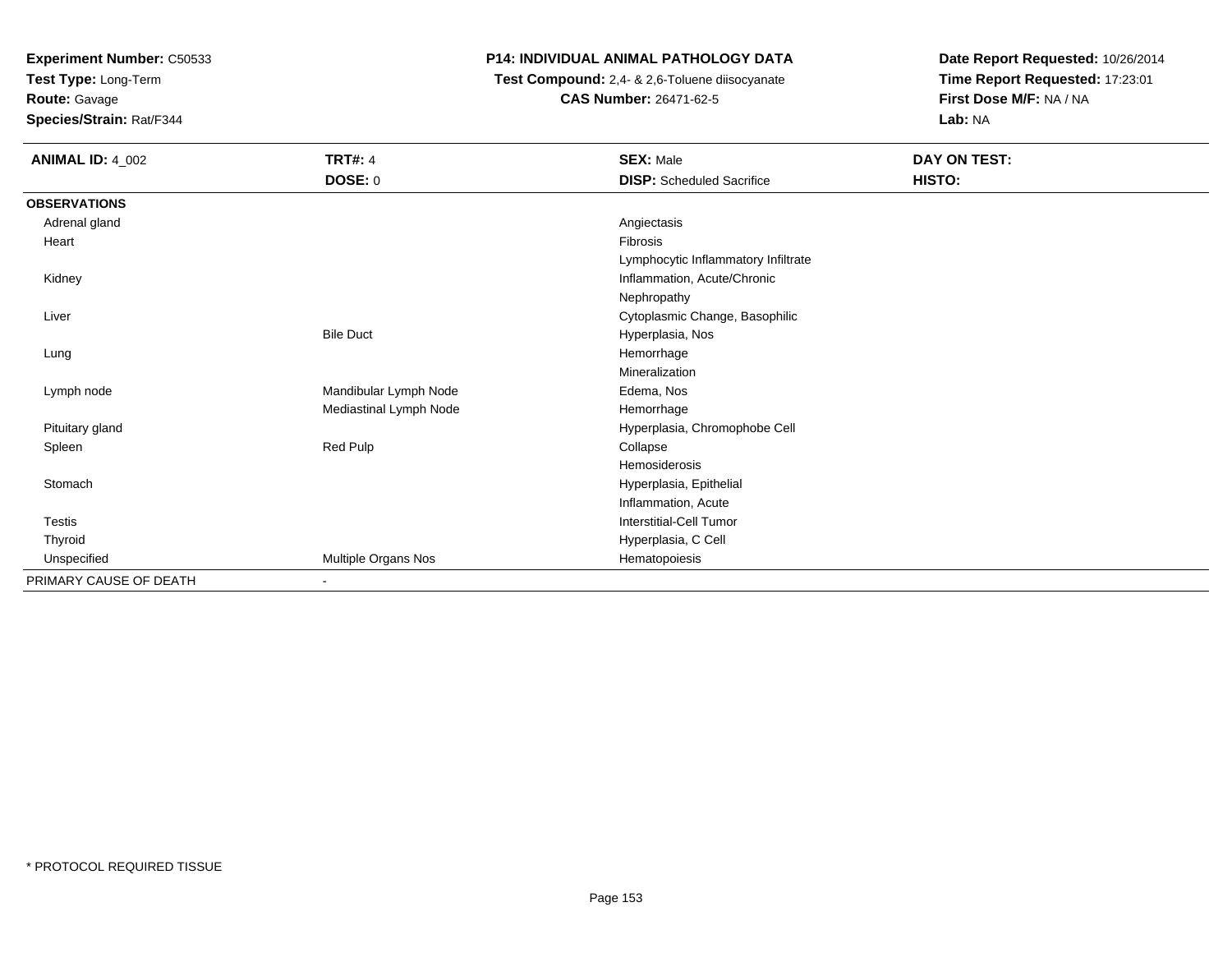**Experiment Number:** C50533
**Test Type:** Long-Term
**Route:** Gavage
**Species/Strain:** Rat/F344

**P14: INDIVIDUAL ANIMAL PATHOLOGY DATA**
**Test Compound:** 2,4- & 2,6-Toluene diisocyanate
**CAS Number:** 26471-62-5

**Date Report Requested:** 10/26/2014
**Time Report Requested:** 17:23:01
**First Dose M/F:** NA / NA
**Lab:** NA

| **ANIMAL ID:** 4_002 | **TRT#:** 4 | **SEX:** Male | **DAY ON TEST:** |
|---|---|---|---|
| | **DOSE:** 0 | **DISP:** Scheduled Sacrifice | **HISTO:** |
| **OBSERVATIONS** | | | |
| Adrenal gland | | Angiectasis | |
| Heart | | Fibrosis | |
| | | Lymphocytic Inflammatory Infiltrate | |
| Kidney | | Inflammation, Acute/Chronic | |
| | | Nephropathy | |
| Liver | | Cytoplasmic Change, Basophilic | |
| | Bile Duct | Hyperplasia, Nos | |
| Lung | | Hemorrhage | |
| | | Mineralization | |
| Lymph node | Mandibular Lymph Node | Edema, Nos | |
| | Mediastinal Lymph Node | Hemorrhage | |
| Pituitary gland | | Hyperplasia, Chromophobe Cell | |
| Spleen | Red Pulp | Collapse | |
| | | Hemosiderosis | |
| Stomach | | Hyperplasia, Epithelial | |
| | | Inflammation, Acute | |
| Testis | | Interstitial-Cell Tumor | |
| Thyroid | | Hyperplasia, C Cell | |
| Unspecified | Multiple Organs Nos | Hematopoiesis | |
| PRIMARY CAUSE OF DEATH | - | | |

* PROTOCOL REQUIRED TISSUE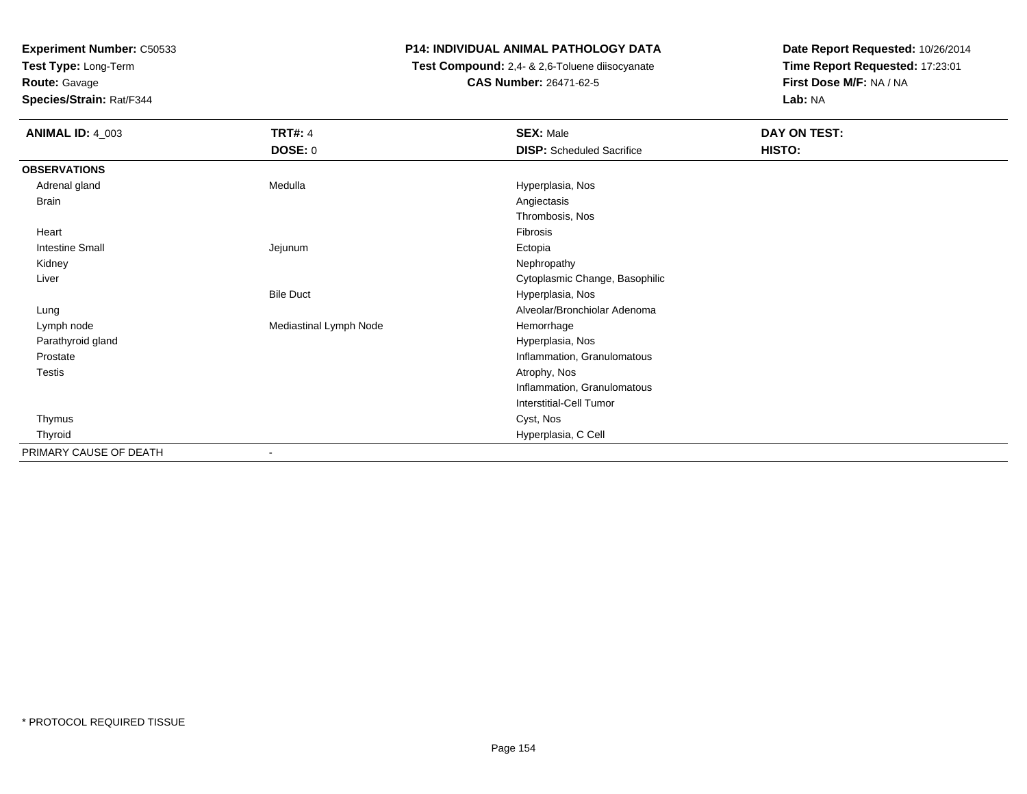**Experiment Number:** C50533
**Test Type:** Long-Term
**Route:** Gavage
**Species/Strain:** Rat/F344

**P14: INDIVIDUAL ANIMAL PATHOLOGY DATA**
**Test Compound:** 2,4- & 2,6-Toluene diisocyanate
**CAS Number:** 26471-62-5

**Date Report Requested:** 10/26/2014
**Time Report Requested:** 17:23:01
**First Dose M/F:** NA / NA
**Lab:** NA

| **ANIMAL ID:** 4_003 | **TRT#:** 4 | **SEX:** Male | **DAY ON TEST:** |
|---|---|---|---|
| | **DOSE:** 0 | **DISP:** Scheduled Sacrifice | **HISTO:** |
| **OBSERVATIONS** | | | |
| Adrenal gland | Medulla | Hyperplasia, Nos | |
| Brain | | Angiectasis | |
| | | Thrombosis, Nos | |
| Heart | | Fibrosis | |
| Intestine Small | Jejunum | Ectopia | |
| Kidney | | Nephropathy | |
| Liver | | Cytoplasmic Change, Basophilic | |
| | Bile Duct | Hyperplasia, Nos | |
| Lung | | Alveolar/Bronchiolar Adenoma | |
| Lymph node | Mediastinal Lymph Node | Hemorrhage | |
| Parathyroid gland | | Hyperplasia, Nos | |
| Prostate | | Inflammation, Granulomatous | |
| Testis | | Atrophy, Nos | |
| | | Inflammation, Granulomatous | |
| | | Interstitial-Cell Tumor | |
| Thymus | | Cyst, Nos | |
| Thyroid | | Hyperplasia, C Cell | |
| PRIMARY CAUSE OF DEATH | - | | |

* PROTOCOL REQUIRED TISSUE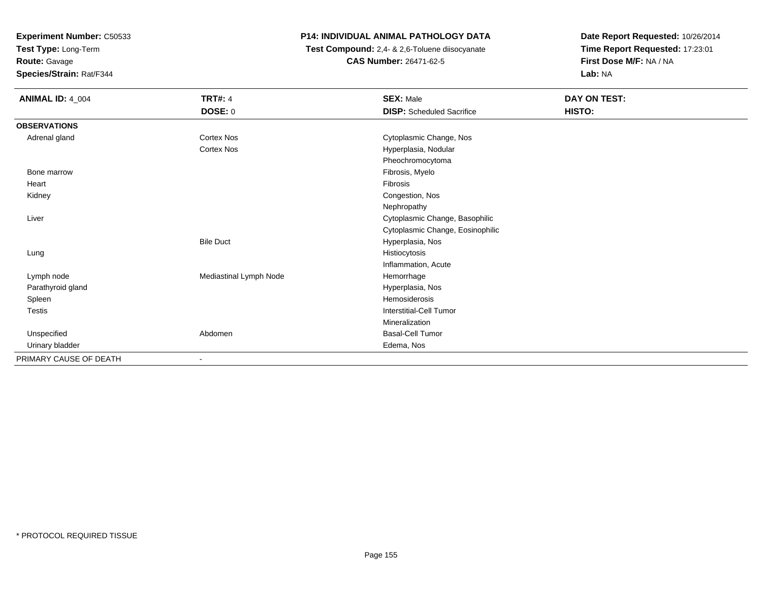**Experiment Number:** C50533
**Test Type:** Long-Term
**Route:** Gavage
**Species/Strain:** Rat/F344

**P14: INDIVIDUAL ANIMAL PATHOLOGY DATA**
**Test Compound:** 2,4- & 2,6-Toluene diisocyanate
**CAS Number:** 26471-62-5

**Date Report Requested:** 10/26/2014
**Time Report Requested:** 17:23:01
**First Dose M/F:** NA / NA
**Lab:** NA

| **ANIMAL ID:** 4_004 | **TRT#:** 4 | **SEX:** Male | **DAY ON TEST:** |
|---|---|---|---|
| | **DOSE:** 0 | **DISP:** Scheduled Sacrifice | **HISTO:** |
| **OBSERVATIONS** | | | |
| Adrenal gland | Cortex Nos | Cytoplasmic Change, Nos | |
| | Cortex Nos | Hyperplasia, Nodular | |
| | | Pheochromocytoma | |
| Bone marrow | | Fibrosis, Myelo | |
| Heart | | Fibrosis | |
| Kidney | | Congestion, Nos | |
| | | Nephropathy | |
| Liver | | Cytoplasmic Change, Basophilic | |
| | | Cytoplasmic Change, Eosinophilic | |
| | Bile Duct | Hyperplasia, Nos | |
| Lung | | Histiocytosis | |
| | | Inflammation, Acute | |
| Lymph node | Mediastinal Lymph Node | Hemorrhage | |
| Parathyroid gland | | Hyperplasia, Nos | |
| Spleen | | Hemosiderosis | |
| Testis | | Interstitial-Cell Tumor | |
| | | Mineralization | |
| Unspecified | Abdomen | Basal-Cell Tumor | |
| Urinary bladder | | Edema, Nos | |
| PRIMARY CAUSE OF DEATH | - | | |

* PROTOCOL REQUIRED TISSUE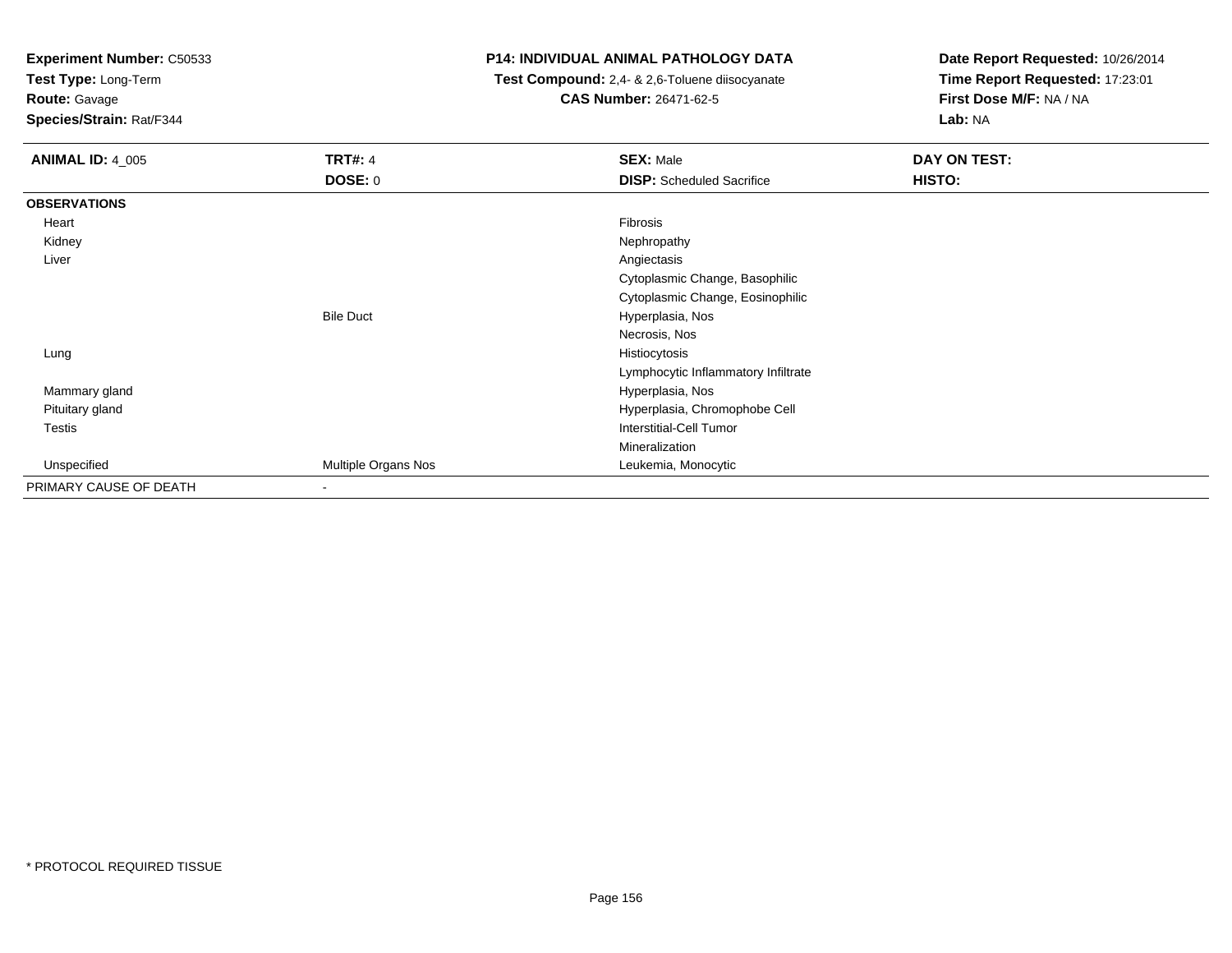**Experiment Number:** C50533
**Test Type:** Long-Term
**Route:** Gavage
**Species/Strain:** Rat/F344

**P14: INDIVIDUAL ANIMAL PATHOLOGY DATA**
**Test Compound:** 2,4- & 2,6-Toluene diisocyanate
**CAS Number:** 26471-62-5

**Date Report Requested:** 10/26/2014
**Time Report Requested:** 17:23:01
**First Dose M/F:** NA / NA
**Lab:** NA

| **ANIMAL ID:** 4_005 | **TRT#:** 4 | **SEX:** Male | **DAY ON TEST:** |
|---|---|---|---|
| | **DOSE:** 0 | **DISP:** Scheduled Sacrifice | **HISTO:** |
| **OBSERVATIONS** | | | |
| Heart | | Fibrosis | |
| Kidney | | Nephropathy | |
| Liver | | Angiectasis | |
| | | Cytoplasmic Change, Basophilic | |
| | | Cytoplasmic Change, Eosinophilic | |
| | Bile Duct | Hyperplasia, Nos | |
| | | Necrosis, Nos | |
| Lung | | Histiocytosis | |
| | | Lymphocytic Inflammatory Infiltrate | |
| Mammary gland | | Hyperplasia, Nos | |
| Pituitary gland | | Hyperplasia, Chromophobe Cell | |
| Testis | | Interstitial-Cell Tumor | |
| | | Mineralization | |
| Unspecified | Multiple Organs Nos | Leukemia, Monocytic | |
| PRIMARY CAUSE OF DEATH | - | | |

* PROTOCOL REQUIRED TISSUE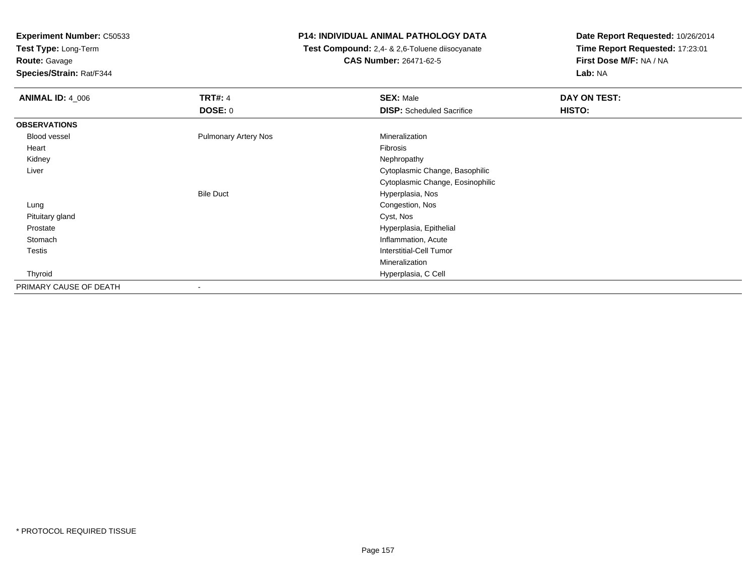**Experiment Number:** C50533
**Test Type:** Long-Term
**Route:** Gavage
**Species/Strain:** Rat/F344

**P14: INDIVIDUAL ANIMAL PATHOLOGY DATA**
**Test Compound:** 2,4- & 2,6-Toluene diisocyanate
**CAS Number:** 26471-62-5

**Date Report Requested:** 10/26/2014
**Time Report Requested:** 17:23:01
**First Dose M/F:** NA / NA
**Lab:** NA

| **ANIMAL ID:** 4_006 | **TRT#:** 4 | **SEX:** Male | **DAY ON TEST:** |
|---|---|---|---|
| | **DOSE:** 0 | **DISP:** Scheduled Sacrifice | **HISTO:** |
| **OBSERVATIONS** | | | |
| Blood vessel | Pulmonary Artery Nos | Mineralization | |
| Heart | | Fibrosis | |
| Kidney | | Nephropathy | |
| Liver | | Cytoplasmic Change, Basophilic | |
| | | Cytoplasmic Change, Eosinophilic | |
| | Bile Duct | Hyperplasia, Nos | |
| Lung | | Congestion, Nos | |
| Pituitary gland | | Cyst, Nos | |
| Prostate | | Hyperplasia, Epithelial | |
| Stomach | | Inflammation, Acute | |
| Testis | | Interstitial-Cell Tumor | |
| | | Mineralization | |
| Thyroid | | Hyperplasia, C Cell | |
| PRIMARY CAUSE OF DEATH | - | | |

\* PROTOCOL REQUIRED TISSUE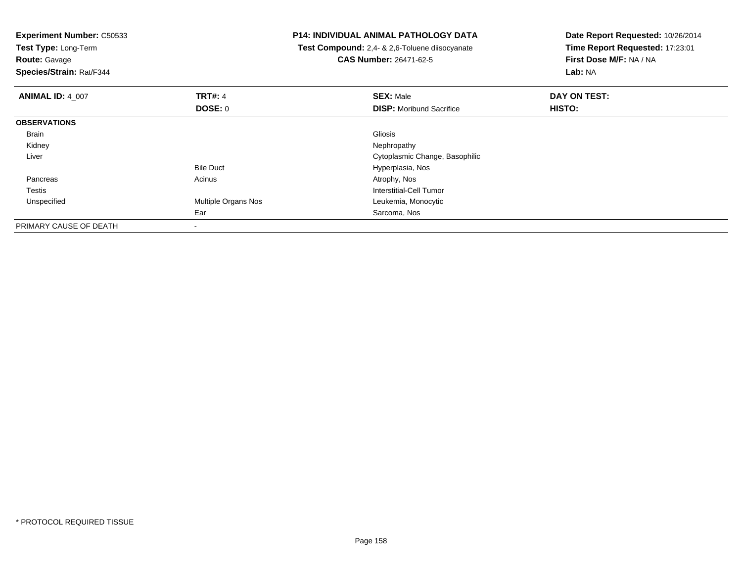**Experiment Number:** C50533
**Test Type:** Long-Term
**Route:** Gavage
**Species/Strain:** Rat/F344

**P14: INDIVIDUAL ANIMAL PATHOLOGY DATA**
**Test Compound:** 2,4- & 2,6-Toluene diisocyanate
**CAS Number:** 26471-62-5

**Date Report Requested:** 10/26/2014
**Time Report Requested:** 17:23:01
**First Dose M/F:** NA / NA
**Lab:** NA

| **ANIMAL ID:** 4_007 | **TRT#:** 4 | **SEX:** Male | **DAY ON TEST:** |
|---|---|---|---|
| | **DOSE:** 0 | **DISP:** Moribund Sacrifice | **HISTO:** |
| **OBSERVATIONS** | | | |
| Brain | | Gliosis | |
| Kidney | | Nephropathy | |
| Liver | | Cytoplasmic Change, Basophilic | |
| | Bile Duct | Hyperplasia, Nos | |
| Pancreas | Acinus | Atrophy, Nos | |
| Testis | | Interstitial-Cell Tumor | |
| Unspecified | Multiple Organs Nos | Leukemia, Monocytic | |
| | Ear | Sarcoma, Nos | |
| PRIMARY CAUSE OF DEATH | - | | |

* PROTOCOL REQUIRED TISSUE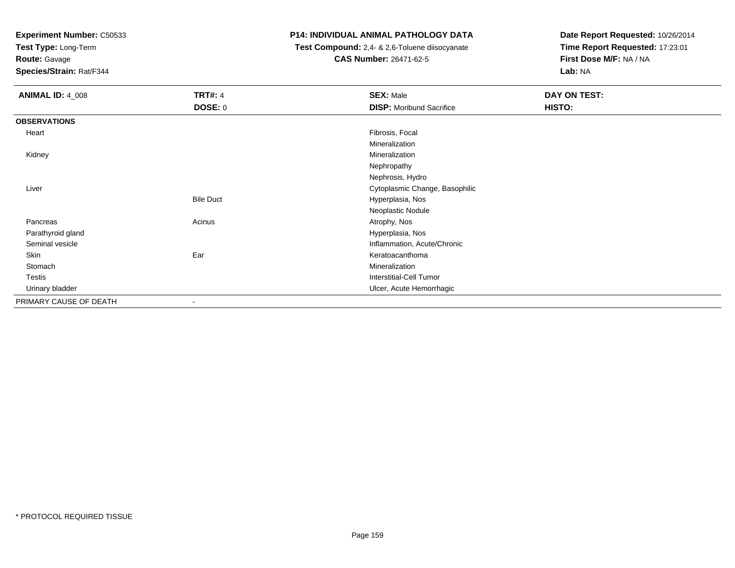**Experiment Number:** C50533
**Test Type:** Long-Term
**Route:** Gavage
**Species/Strain:** Rat/F344

**P14: INDIVIDUAL ANIMAL PATHOLOGY DATA**
**Test Compound:** 2,4- & 2,6-Toluene diisocyanate
**CAS Number:** 26471-62-5

**Date Report Requested:** 10/26/2014
**Time Report Requested:** 17:23:01
**First Dose M/F:** NA / NA
**Lab:** NA

| **ANIMAL ID:** 4_008 | **TRT#:** 4 | **SEX:** Male | **DAY ON TEST:** |
|---|---|---|---|
| | **DOSE:** 0 | **DISP:** Moribund Sacrifice | **HISTO:** |
| **OBSERVATIONS** | | | |
| Heart | | Fibrosis, Focal | |
| | | Mineralization | |
| Kidney | | Mineralization | |
| | | Nephropathy | |
| | | Nephrosis, Hydro | |
| Liver | | Cytoplasmic Change, Basophilic | |
| | Bile Duct | Hyperplasia, Nos | |
| | | Neoplastic Nodule | |
| Pancreas | Acinus | Atrophy, Nos | |
| Parathyroid gland | | Hyperplasia, Nos | |
| Seminal vesicle | | Inflammation, Acute/Chronic | |
| Skin | Ear | Keratoacanthoma | |
| Stomach | | Mineralization | |
| Testis | | Interstitial-Cell Tumor | |
| Urinary bladder | | Ulcer, Acute Hemorrhagic | |
| PRIMARY CAUSE OF DEATH | - | | |

* PROTOCOL REQUIRED TISSUE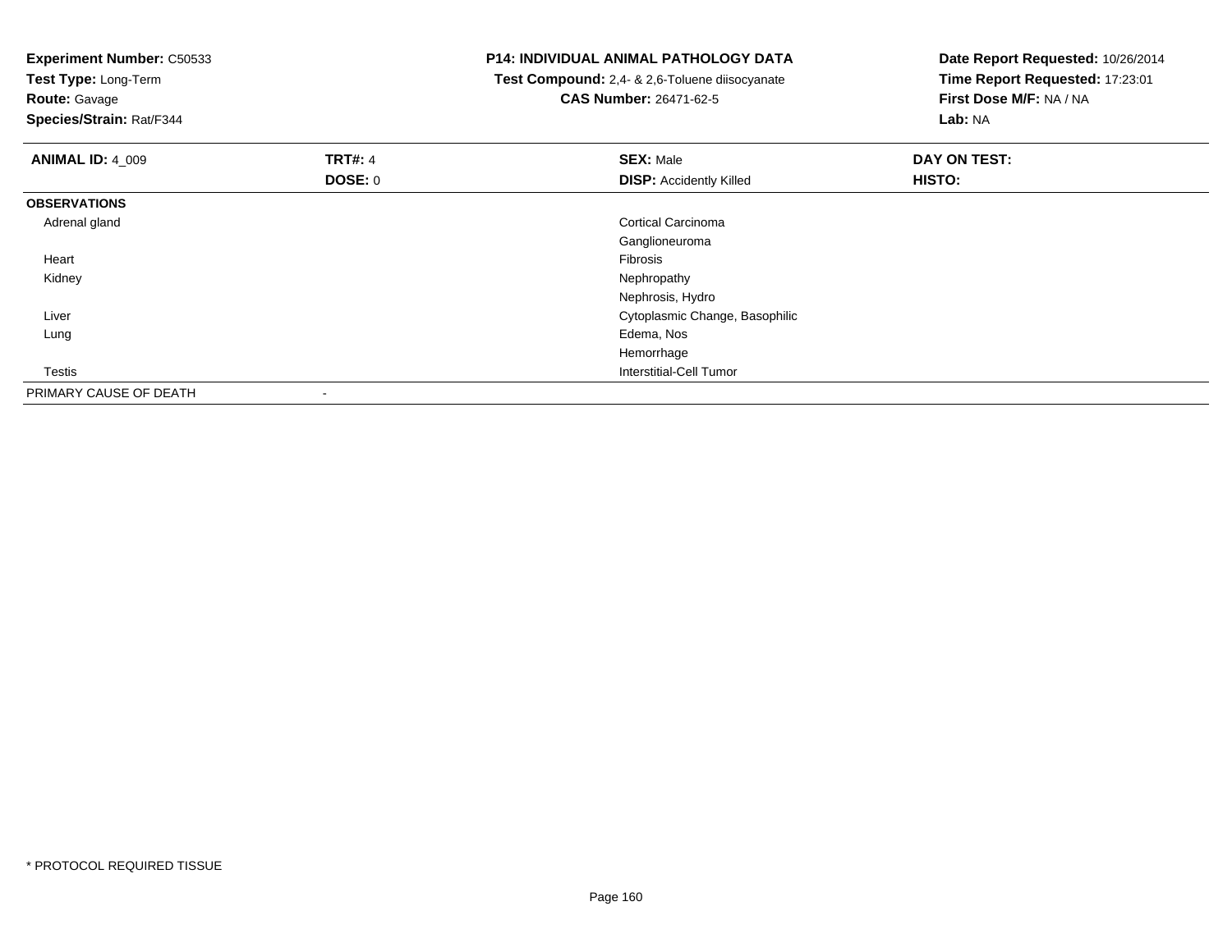**Experiment Number:** C50533
**Test Type:** Long-Term
**Route:** Gavage
**Species/Strain:** Rat/F344

**P14: INDIVIDUAL ANIMAL PATHOLOGY DATA**
**Test Compound:** 2,4- & 2,6-Toluene diisocyanate
**CAS Number:** 26471-62-5

**Date Report Requested:** 10/26/2014
**Time Report Requested:** 17:23:01
**First Dose M/F:** NA / NA
**Lab:** NA

| **ANIMAL ID:** 4_009 | **TRT#:** 4 | **SEX:** Male | **DAY ON TEST:** |
|---|---|---|---|
| | **DOSE:** 0 | **DISP:** Accidently Killed | **HISTO:** |
| **OBSERVATIONS** | | | |
| Adrenal gland | | Cortical Carcinoma | |
| | | Ganglioneuroma | |
| Heart | | Fibrosis | |
| Kidney | | Nephropathy | |
| | | Nephrosis, Hydro | |
| Liver | | Cytoplasmic Change, Basophilic | |
| Lung | | Edema, Nos | |
| | | Hemorrhage | |
| Testis | | Interstitial-Cell Tumor | |
| PRIMARY CAUSE OF DEATH | - | | |

* PROTOCOL REQUIRED TISSUE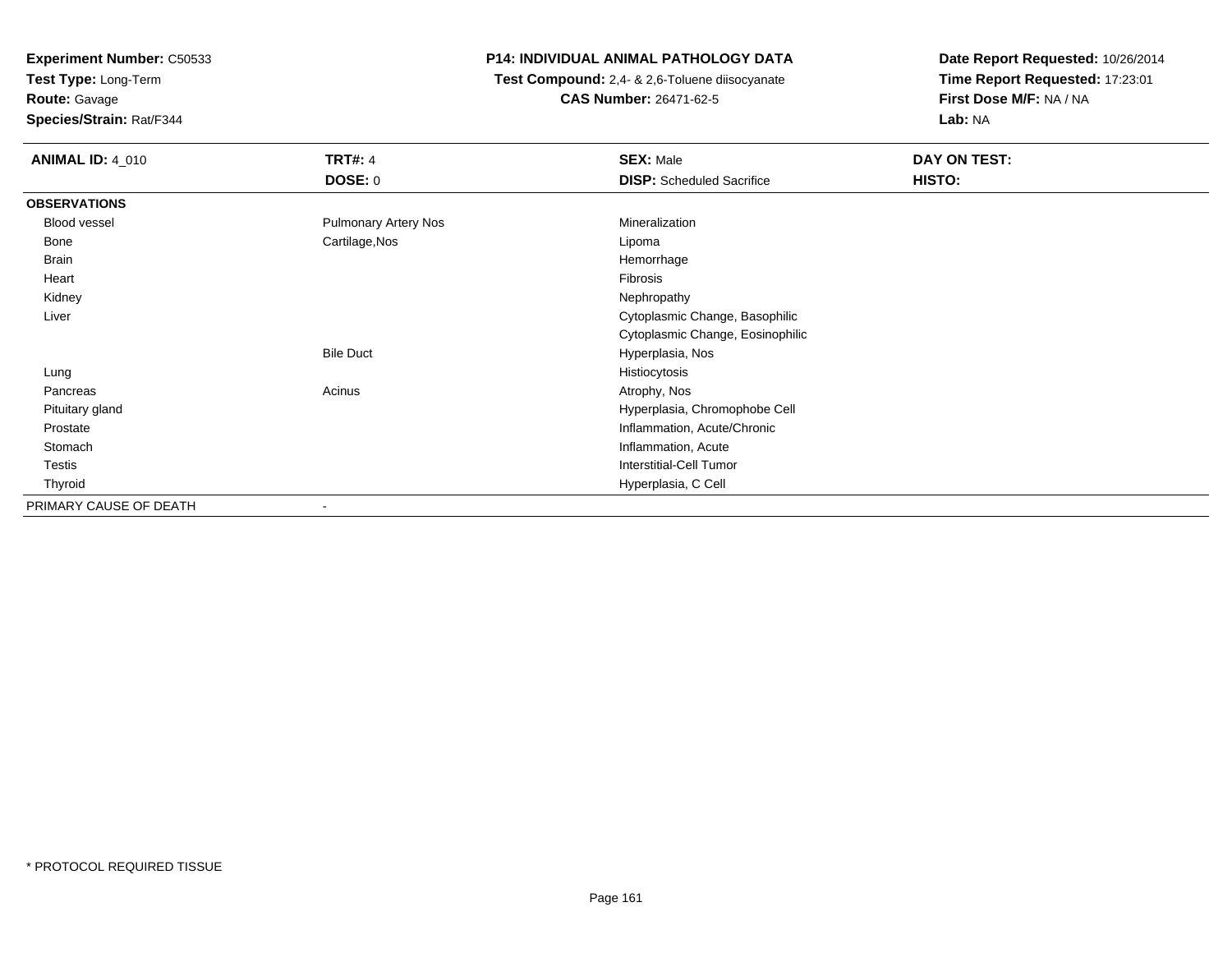**Experiment Number:** C50533
**Test Type:** Long-Term
**Route:** Gavage
**Species/Strain:** Rat/F344

**P14: INDIVIDUAL ANIMAL PATHOLOGY DATA**
**Test Compound:** 2,4- & 2,6-Toluene diisocyanate
**CAS Number:** 26471-62-5

**Date Report Requested:** 10/26/2014
**Time Report Requested:** 17:23:01
**First Dose M/F:** NA / NA
**Lab:** NA

| **ANIMAL ID:** 4_010 | **TRT#:** 4 | **SEX:** Male | **DAY ON TEST:** |
|---|---|---|---|
| | **DOSE:** 0 | **DISP:** Scheduled Sacrifice | **HISTO:** |
| **OBSERVATIONS** | | | |
| Blood vessel | Pulmonary Artery Nos | Mineralization | |
| Bone | Cartilage,Nos | Lipoma | |
| Brain | | Hemorrhage | |
| Heart | | Fibrosis | |
| Kidney | | Nephropathy | |
| Liver | | Cytoplasmic Change, Basophilic | |
| | | Cytoplasmic Change, Eosinophilic | |
| | Bile Duct | Hyperplasia, Nos | |
| Lung | | Histiocytosis | |
| Pancreas | Acinus | Atrophy, Nos | |
| Pituitary gland | | Hyperplasia, Chromophobe Cell | |
| Prostate | | Inflammation, Acute/Chronic | |
| Stomach | | Inflammation, Acute | |
| Testis | | Interstitial-Cell Tumor | |
| Thyroid | | Hyperplasia, C Cell | |
| PRIMARY CAUSE OF DEATH | - | | |

\* PROTOCOL REQUIRED TISSUE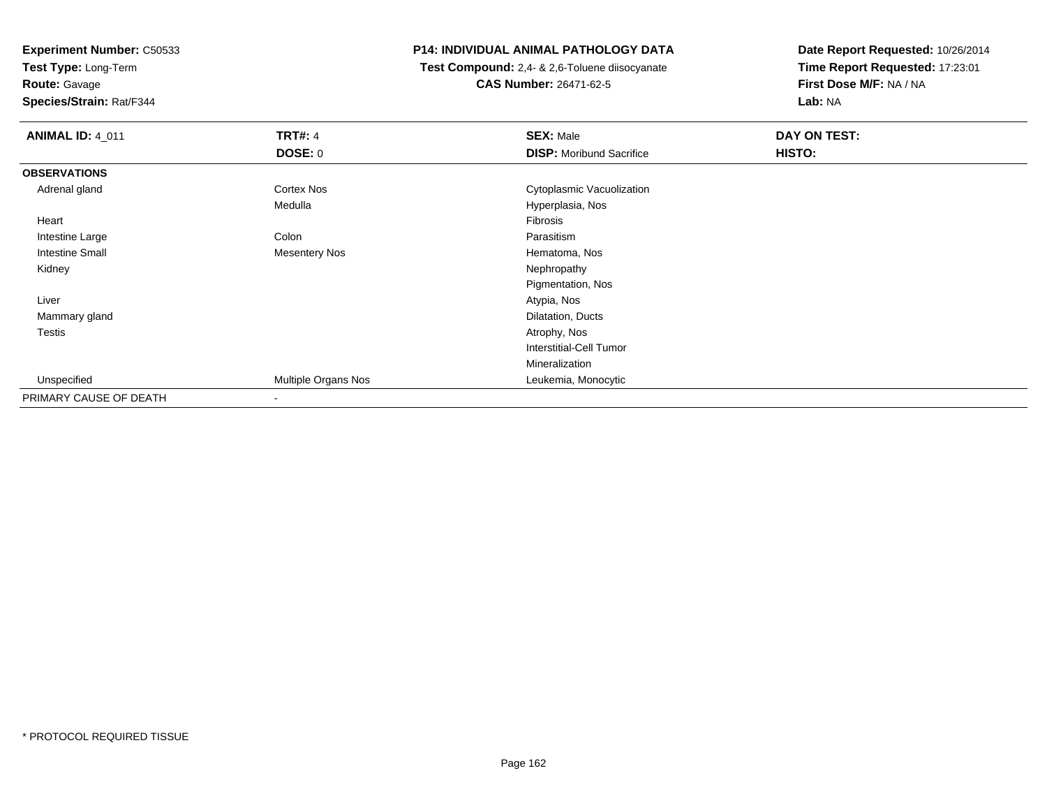**Experiment Number:** C50533
**Test Type:** Long-Term
**Route:** Gavage
**Species/Strain:** Rat/F344

**P14: INDIVIDUAL ANIMAL PATHOLOGY DATA**
**Test Compound:** 2,4- & 2,6-Toluene diisocyanate
**CAS Number:** 26471-62-5

**Date Report Requested:** 10/26/2014
**Time Report Requested:** 17:23:01
**First Dose M/F:** NA / NA
**Lab:** NA

| **ANIMAL ID:** 4_011 | **TRT#:** 4 | **SEX:** Male | **DAY ON TEST:** |
|---|---|---|---|
| | **DOSE:** 0 | **DISP:** Moribund Sacrifice | **HISTO:** |
| **OBSERVATIONS** | | | |
| Adrenal gland | Cortex Nos | Cytoplasmic Vacuolization | |
| | Medulla | Hyperplasia, Nos | |
| Heart | | Fibrosis | |
| Intestine Large | Colon | Parasitism | |
| Intestine Small | Mesentery Nos | Hematoma, Nos | |
| Kidney | | Nephropathy | |
| | | Pigmentation, Nos | |
| Liver | | Atypia, Nos | |
| Mammary gland | | Dilatation, Ducts | |
| Testis | | Atrophy, Nos | |
| | | Interstitial-Cell Tumor | |
| | | Mineralization | |
| Unspecified | Multiple Organs Nos | Leukemia, Monocytic | |
| PRIMARY CAUSE OF DEATH | - | | |

* PROTOCOL REQUIRED TISSUE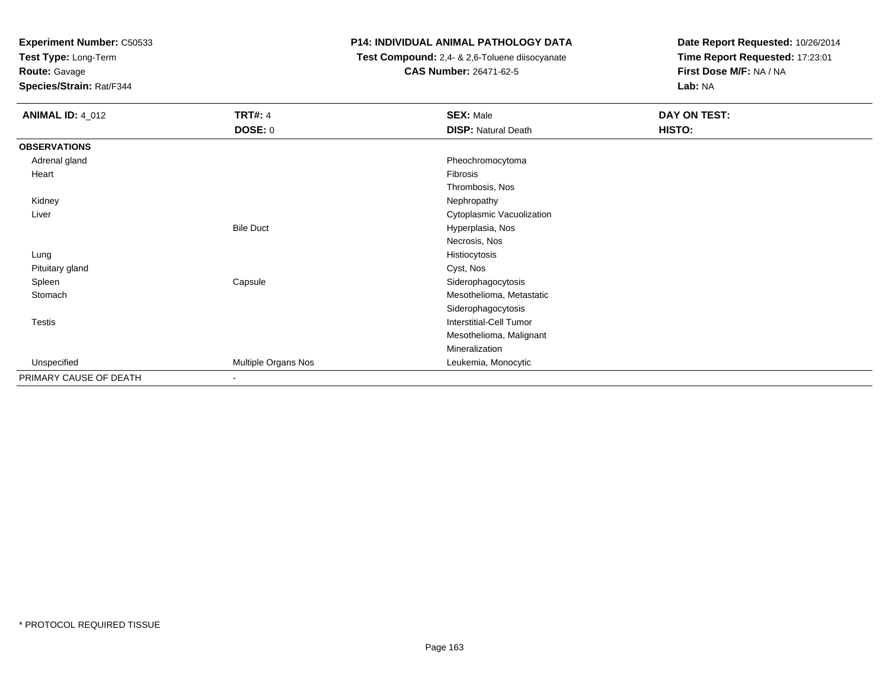**Experiment Number:** C50533
**Test Type:** Long-Term
**Route:** Gavage
**Species/Strain:** Rat/F344

**P14: INDIVIDUAL ANIMAL PATHOLOGY DATA**
**Test Compound:** 2,4- & 2,6-Toluene diisocyanate
**CAS Number:** 26471-62-5

**Date Report Requested:** 10/26/2014
**Time Report Requested:** 17:23:01
**First Dose M/F:** NA / NA
**Lab:** NA

| ANIMAL ID: 4_012 | TRT#: 4 | SEX: Male | DAY ON TEST: |
|---|---|---|---|
| | DOSE: 0 | DISP: Natural Death | HISTO: |
| **OBSERVATIONS** | | | |
| Adrenal gland | | Pheochromocytoma | |
| Heart | | Fibrosis | |
| | | Thrombosis, Nos | |
| Kidney | | Nephropathy | |
| Liver | | Cytoplasmic Vacuolization | |
| | Bile Duct | Hyperplasia, Nos | |
| | | Necrosis, Nos | |
| Lung | | Histiocytosis | |
| Pituitary gland | | Cyst, Nos | |
| Spleen | Capsule | Siderophagocytosis | |
| Stomach | | Mesothelioma, Metastatic | |
| | | Siderophagocytosis | |
| Testis | | Interstitial-Cell Tumor | |
| | | Mesothelioma, Malignant | |
| | | Mineralization | |
| Unspecified | Multiple Organs Nos | Leukemia, Monocytic | |
| PRIMARY CAUSE OF DEATH | - | | |

* PROTOCOL REQUIRED TISSUE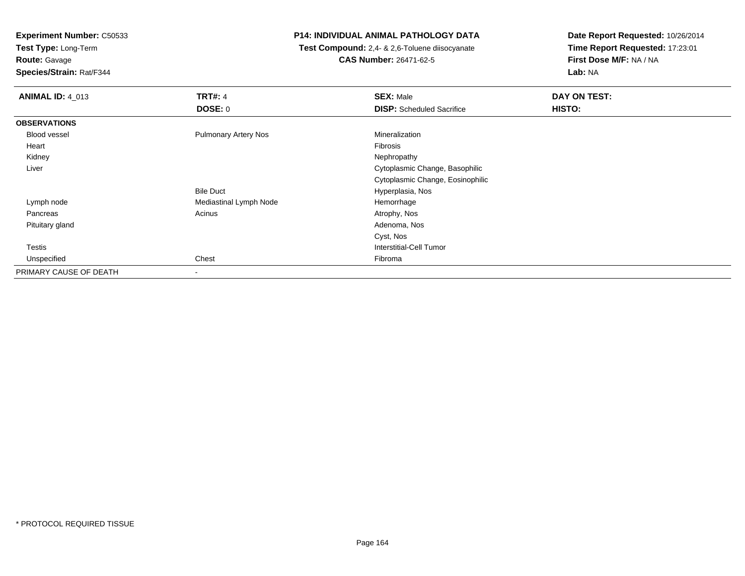**Experiment Number:** C50533
**Test Type:** Long-Term
**Route:** Gavage
**Species/Strain:** Rat/F344

**P14: INDIVIDUAL ANIMAL PATHOLOGY DATA**
**Test Compound:** 2,4- & 2,6-Toluene diisocyanate
**CAS Number:** 26471-62-5

**Date Report Requested:** 10/26/2014
**Time Report Requested:** 17:23:01
**First Dose M/F:** NA / NA
**Lab:** NA

| **ANIMAL ID:** 4_013 | **TRT#:** 4 | **SEX:** Male | **DAY ON TEST:** |
|---|---|---|---|
| | **DOSE:** 0 | **DISP:** Scheduled Sacrifice | **HISTO:** |
| **OBSERVATIONS** | | | |
| Blood vessel | Pulmonary Artery Nos | Mineralization | |
| Heart | | Fibrosis | |
| Kidney | | Nephropathy | |
| Liver | | Cytoplasmic Change, Basophilic | |
| | | Cytoplasmic Change, Eosinophilic | |
| | Bile Duct | Hyperplasia, Nos | |
| Lymph node | Mediastinal Lymph Node | Hemorrhage | |
| Pancreas | Acinus | Atrophy, Nos | |
| Pituitary gland | | Adenoma, Nos | |
| | | Cyst, Nos | |
| Testis | | Interstitial-Cell Tumor | |
| Unspecified | Chest | Fibroma | |
| PRIMARY CAUSE OF DEATH | - | | |

* PROTOCOL REQUIRED TISSUE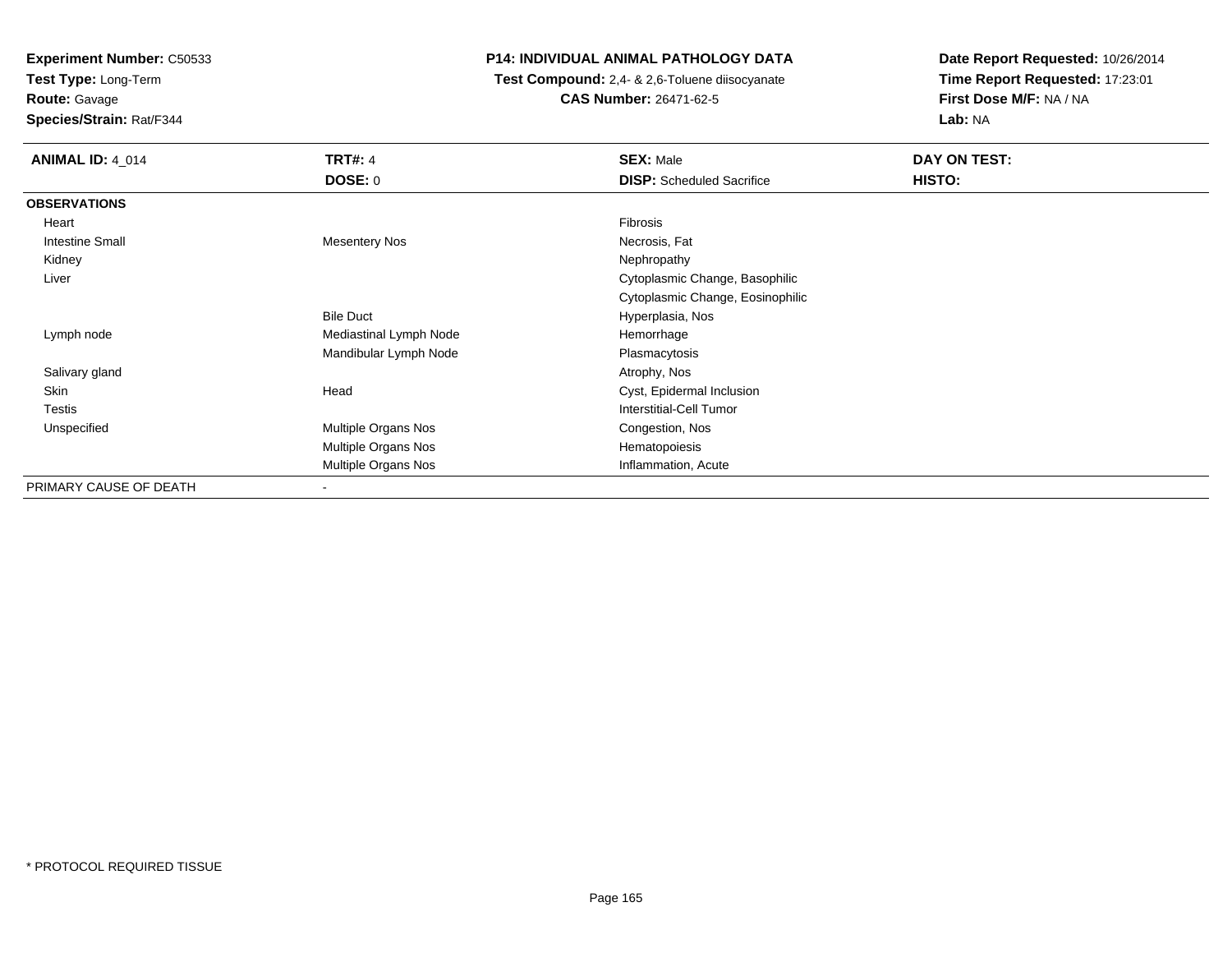**Experiment Number:** C50533
**Test Type:** Long-Term
**Route:** Gavage
**Species/Strain:** Rat/F344

**P14: INDIVIDUAL ANIMAL PATHOLOGY DATA**
**Test Compound:** 2,4- & 2,6-Toluene diisocyanate
**CAS Number:** 26471-62-5

**Date Report Requested:** 10/26/2014
**Time Report Requested:** 17:23:01
**First Dose M/F:** NA / NA
**Lab:** NA

| **ANIMAL ID:** 4_014 | **TRT#:** 4 | **SEX:** Male | **DAY ON TEST:** |
|---|---|---|---|
| | **DOSE:** 0 | **DISP:** Scheduled Sacrifice | **HISTO:** |
| **OBSERVATIONS** | | | |
| Heart | | Fibrosis | |
| Intestine Small | Mesentery Nos | Necrosis, Fat | |
| Kidney | | Nephropathy | |
| Liver | | Cytoplasmic Change, Basophilic | |
| | | Cytoplasmic Change, Eosinophilic | |
| | Bile Duct | Hyperplasia, Nos | |
| Lymph node | Mediastinal Lymph Node | Hemorrhage | |
| | Mandibular Lymph Node | Plasmacytosis | |
| Salivary gland | | Atrophy, Nos | |
| Skin | Head | Cyst, Epidermal Inclusion | |
| Testis | | Interstitial-Cell Tumor | |
| Unspecified | Multiple Organs Nos | Congestion, Nos | |
| | Multiple Organs Nos | Hematopoiesis | |
| | Multiple Organs Nos | Inflammation, Acute | |
| PRIMARY CAUSE OF DEATH | - | | |

* PROTOCOL REQUIRED TISSUE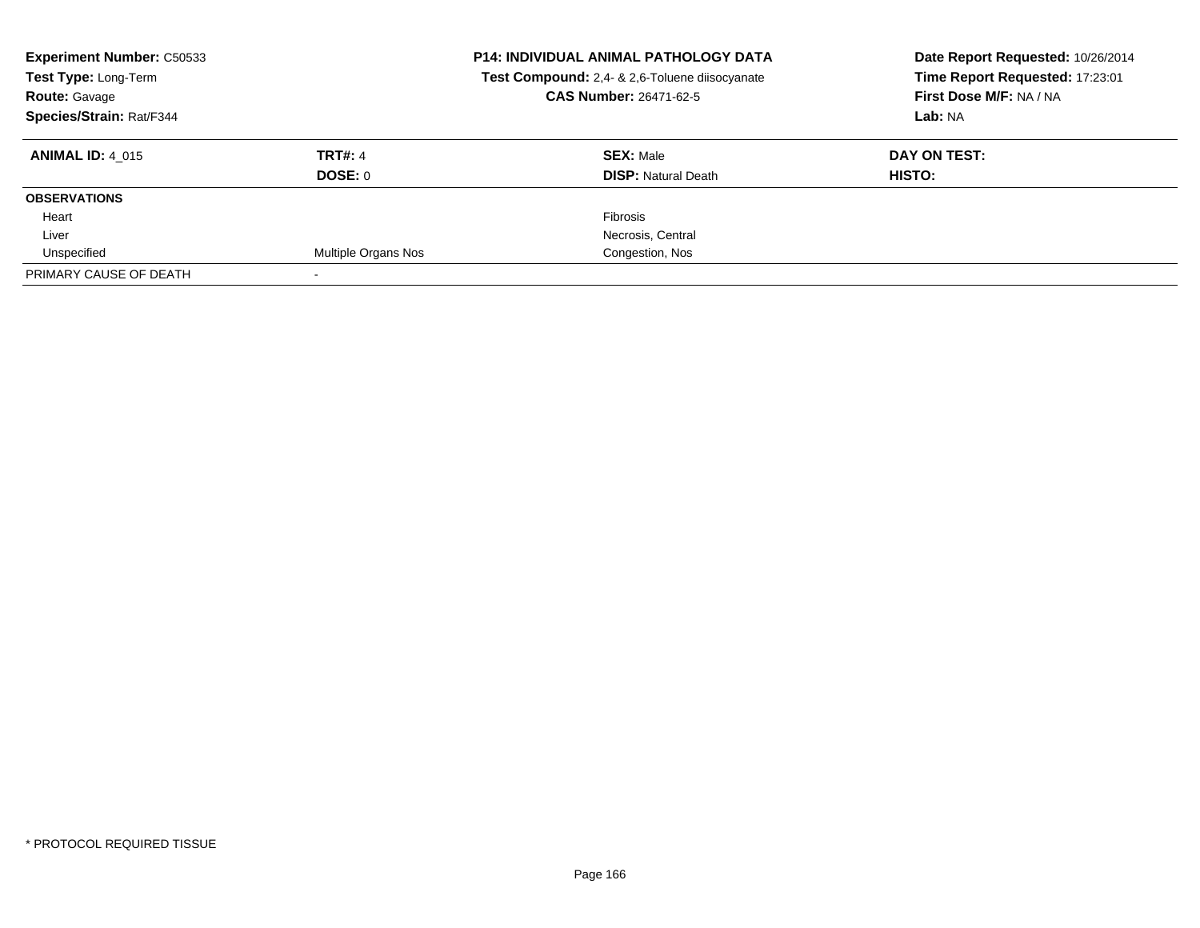**Experiment Number:** C50533
**Test Type:** Long-Term
**Route:** Gavage
**Species/Strain:** Rat/F344

**P14: INDIVIDUAL ANIMAL PATHOLOGY DATA**
**Test Compound:** 2,4- & 2,6-Toluene diisocyanate
**CAS Number:** 26471-62-5

**Date Report Requested:** 10/26/2014
**Time Report Requested:** 17:23:01
**First Dose M/F:** NA / NA
**Lab:** NA

| **ANIMAL ID:** 4_015 | **TRT#:** 4 | **SEX:** Male | **DAY ON TEST:** |
|---|---|---|---|
| | **DOSE:** 0 | **DISP:** Natural Death | **HISTO:** |
| **OBSERVATIONS** | | | |
| Heart | | Fibrosis | |
| Liver | | Necrosis, Central | |
| Unspecified | Multiple Organs Nos | Congestion, Nos | |
| PRIMARY CAUSE OF DEATH | - | | |

* PROTOCOL REQUIRED TISSUE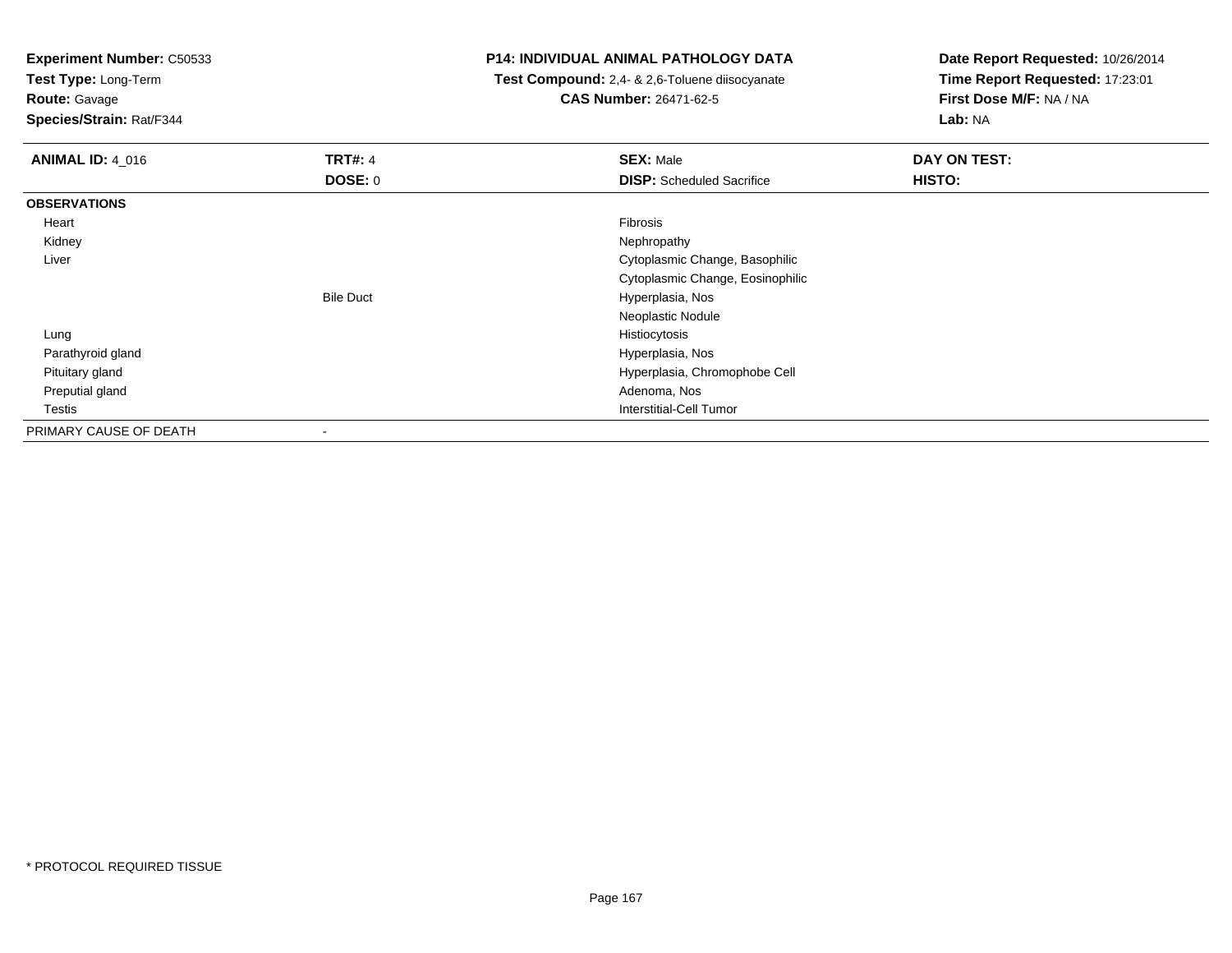**Experiment Number:** C50533
**Test Type:** Long-Term
**Route:** Gavage
**Species/Strain:** Rat/F344

# P14: INDIVIDUAL ANIMAL PATHOLOGY DATA

**Test Compound:** 2,4- & 2,6-Toluene diisocyanate
**CAS Number:** 26471-62-5

**Date Report Requested:** 10/26/2014
**Time Report Requested:** 17:23:01
**First Dose M/F:** NA / NA
**Lab:** NA

| **ANIMAL ID:** 4_016 | **TRT#:** 4 | **SEX:** Male | **DAY ON TEST:** |
|---|---|---|---|
| | **DOSE:** 0 | **DISP:** Scheduled Sacrifice | **HISTO:** |
| **OBSERVATIONS** | | | |
| Heart | | Fibrosis | |
| Kidney | | Nephropathy | |
| Liver | | Cytoplasmic Change, Basophilic | |
| | | Cytoplasmic Change, Eosinophilic | |
| | Bile Duct | Hyperplasia, Nos | |
| | | Neoplastic Nodule | |
| Lung | | Histiocytosis | |
| Parathyroid gland | | Hyperplasia, Nos | |
| Pituitary gland | | Hyperplasia, Chromophobe Cell | |
| Preputial gland | | Adenoma, Nos | |
| Testis | | Interstitial-Cell Tumor | |
| PRIMARY CAUSE OF DEATH | - | | |

\* PROTOCOL REQUIRED TISSUE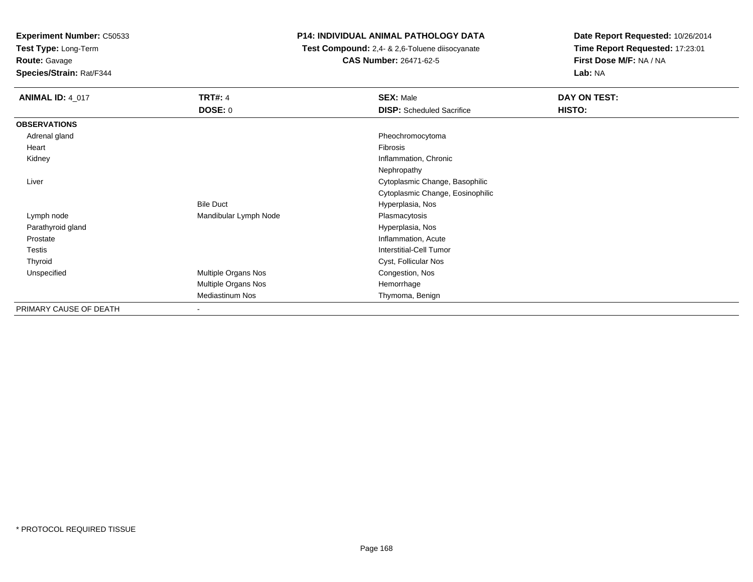**Experiment Number:** C50533
**Test Type:** Long-Term
**Route:** Gavage
**Species/Strain:** Rat/F344

# P14: INDIVIDUAL ANIMAL PATHOLOGY DATA

**Test Compound:** 2,4- & 2,6-Toluene diisocyanate
**CAS Number:** 26471-62-5

**Date Report Requested:** 10/26/2014
**Time Report Requested:** 17:23:01
**First Dose M/F:** NA / NA
**Lab:** NA

| **ANIMAL ID:** 4_017 | **TRT#:** 4 | **SEX:** Male | **DAY ON TEST:** |
|---|---|---|---|
| | **DOSE:** 0 | **DISP:** Scheduled Sacrifice | **HISTO:** |
| **OBSERVATIONS** | | | |
| Adrenal gland | | Pheochromocytoma | |
| Heart | | Fibrosis | |
| Kidney | | Inflammation, Chronic | |
| | | Nephropathy | |
| Liver | | Cytoplasmic Change, Basophilic | |
| | | Cytoplasmic Change, Eosinophilic | |
| | Bile Duct | Hyperplasia, Nos | |
| Lymph node | Mandibular Lymph Node | Plasmacytosis | |
| Parathyroid gland | | Hyperplasia, Nos | |
| Prostate | | Inflammation, Acute | |
| Testis | | Interstitial-Cell Tumor | |
| Thyroid | | Cyst, Follicular Nos | |
| Unspecified | Multiple Organs Nos | Congestion, Nos | |
| | Multiple Organs Nos | Hemorrhage | |
| | Mediastinum Nos | Thymoma, Benign | |
| PRIMARY CAUSE OF DEATH | - | | |

\* PROTOCOL REQUIRED TISSUE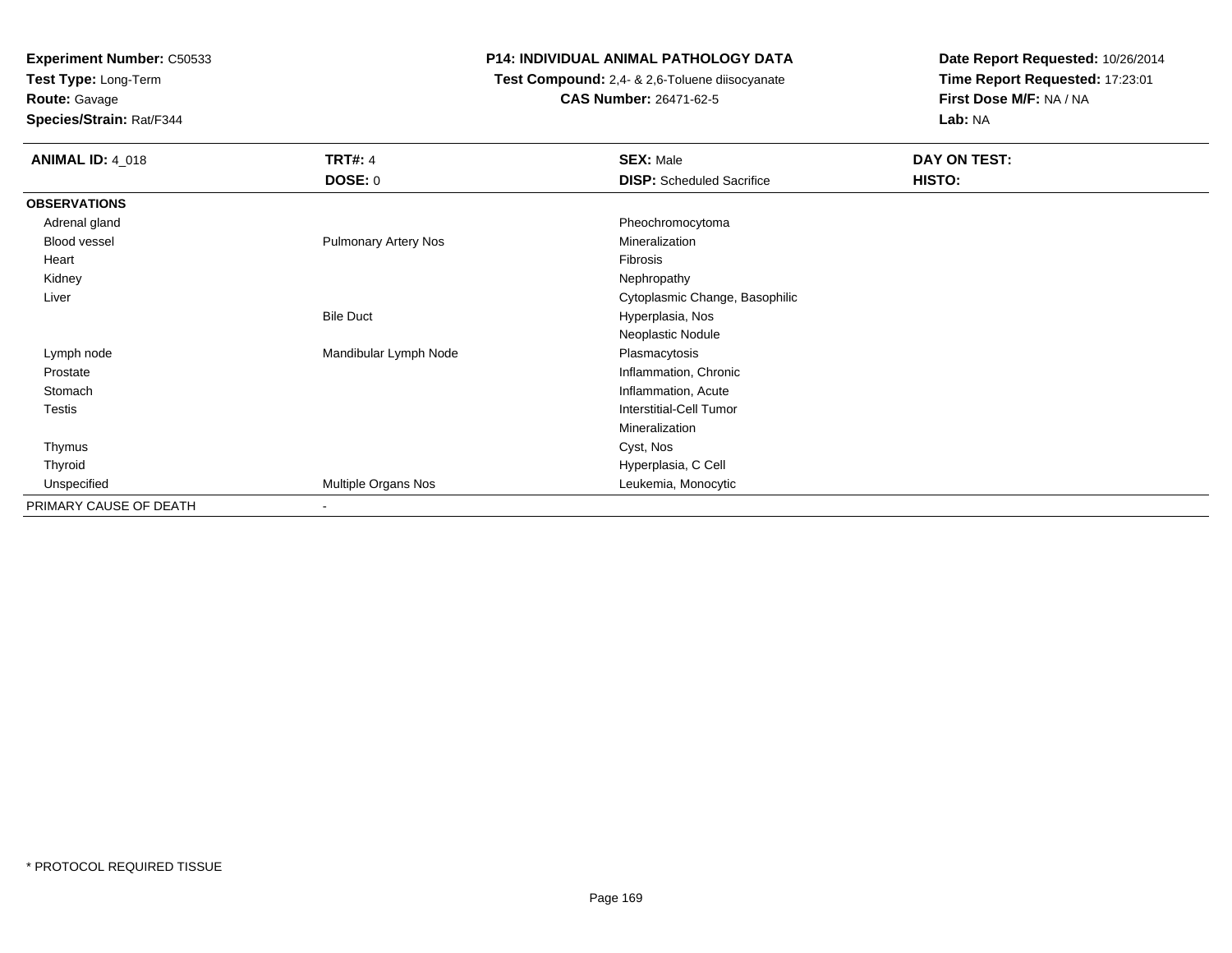**Experiment Number:** C50533
**Test Type:** Long-Term
**Route:** Gavage
**Species/Strain:** Rat/F344

**P14: INDIVIDUAL ANIMAL PATHOLOGY DATA**
**Test Compound:** 2,4- & 2,6-Toluene diisocyanate
**CAS Number:** 26471-62-5

**Date Report Requested:** 10/26/2014
**Time Report Requested:** 17:23:01
**First Dose M/F:** NA / NA
**Lab:** NA

| **ANIMAL ID:** 4_018 | **TRT#:** 4 | **SEX:** Male | **DAY ON TEST:** |
|---|---|---|---|
| | **DOSE:** 0 | **DISP:** Scheduled Sacrifice | **HISTO:** |
| **OBSERVATIONS** | | | |
| Adrenal gland | | Pheochromocytoma | |
| Blood vessel | Pulmonary Artery Nos | Mineralization | |
| Heart | | Fibrosis | |
| Kidney | | Nephropathy | |
| Liver | | Cytoplasmic Change, Basophilic | |
| | Bile Duct | Hyperplasia, Nos | |
| | | Neoplastic Nodule | |
| Lymph node | Mandibular Lymph Node | Plasmacytosis | |
| Prostate | | Inflammation, Chronic | |
| Stomach | | Inflammation, Acute | |
| Testis | | Interstitial-Cell Tumor | |
| | | Mineralization | |
| Thymus | | Cyst, Nos | |
| Thyroid | | Hyperplasia, C Cell | |
| Unspecified | Multiple Organs Nos | Leukemia, Monocytic | |
| PRIMARY CAUSE OF DEATH | - | | |

* PROTOCOL REQUIRED TISSUE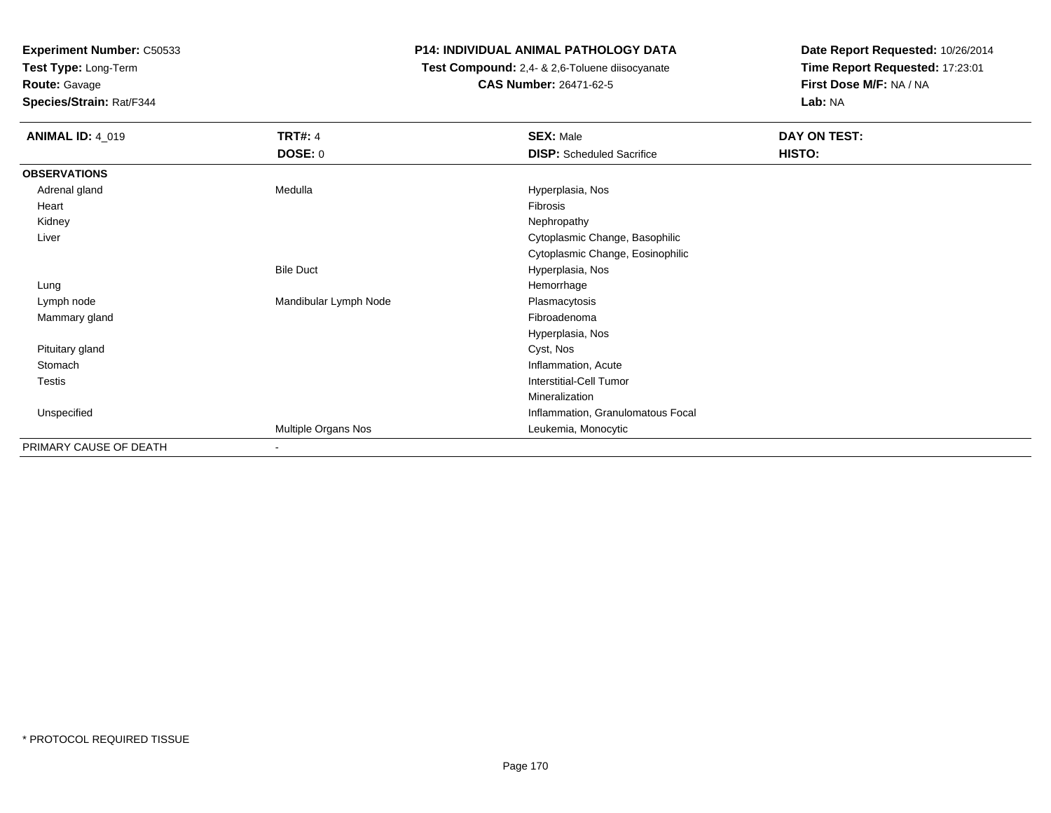**Experiment Number:** C50533
**Test Type:** Long-Term
**Route:** Gavage
**Species/Strain:** Rat/F344

**P14: INDIVIDUAL ANIMAL PATHOLOGY DATA**
**Test Compound:** 2,4- & 2,6-Toluene diisocyanate
**CAS Number:** 26471-62-5

**Date Report Requested:** 10/26/2014
**Time Report Requested:** 17:23:01
**First Dose M/F:** NA / NA
**Lab:** NA

| **ANIMAL ID:** 4_019 | **TRT#:** 4 | **SEX:** Male | **DAY ON TEST:** |
|---|---|---|---|
| | **DOSE:** 0 | **DISP:** Scheduled Sacrifice | **HISTO:** |
| **OBSERVATIONS** | | | |
| Adrenal gland | Medulla | Hyperplasia, Nos | |
| Heart | | Fibrosis | |
| Kidney | | Nephropathy | |
| Liver | | Cytoplasmic Change, Basophilic | |
| | | Cytoplasmic Change, Eosinophilic | |
| | Bile Duct | Hyperplasia, Nos | |
| Lung | | Hemorrhage | |
| Lymph node | Mandibular Lymph Node | Plasmacytosis | |
| Mammary gland | | Fibroadenoma | |
| | | Hyperplasia, Nos | |
| Pituitary gland | | Cyst, Nos | |
| Stomach | | Inflammation, Acute | |
| Testis | | Interstitial-Cell Tumor | |
| | | Mineralization | |
| Unspecified | | Inflammation, Granulomatous Focal | |
| | Multiple Organs Nos | Leukemia, Monocytic | |
| PRIMARY CAUSE OF DEATH | - | | |

* PROTOCOL REQUIRED TISSUE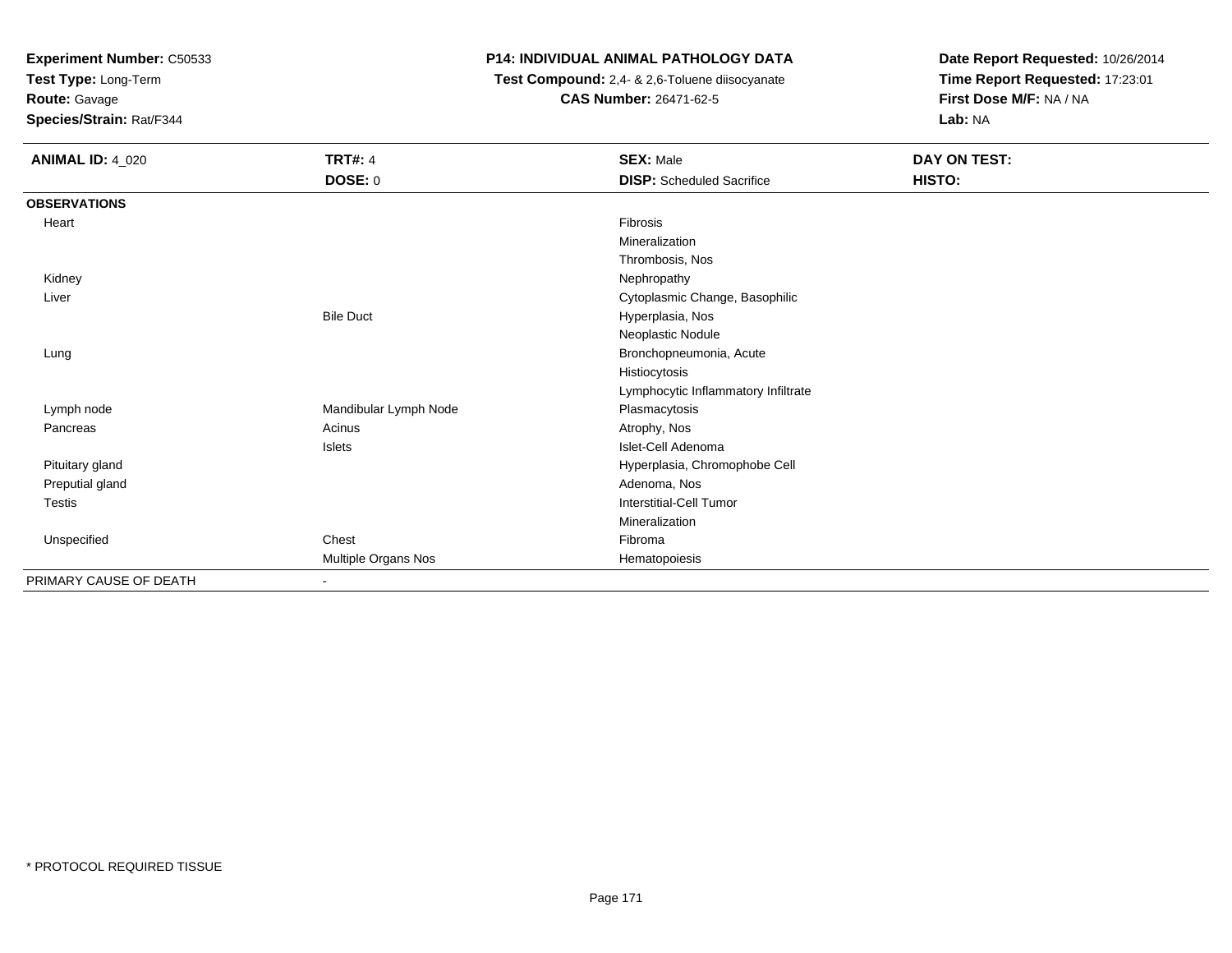**Experiment Number:** C50533
**Test Type:** Long-Term
**Route:** Gavage
**Species/Strain:** Rat/F344

**P14: INDIVIDUAL ANIMAL PATHOLOGY DATA**
**Test Compound:** 2,4- & 2,6-Toluene diisocyanate
**CAS Number:** 26471-62-5

**Date Report Requested:** 10/26/2014
**Time Report Requested:** 17:23:01
**First Dose M/F:** NA / NA
**Lab:** NA

| **ANIMAL ID:** 4_020 | **TRT#:** 4 | **SEX:** Male | **DAY ON TEST:** |
|---|---|---|---|
| | **DOSE:** 0 | **DISP:** Scheduled Sacrifice | **HISTO:** |
| **OBSERVATIONS** | | | |
| Heart | | Fibrosis | |
| | | Mineralization | |
| | | Thrombosis, Nos | |
| Kidney | | Nephropathy | |
| Liver | | Cytoplasmic Change, Basophilic | |
| | Bile Duct | Hyperplasia, Nos | |
| | | Neoplastic Nodule | |
| Lung | | Bronchopneumonia, Acute | |
| | | Histiocytosis | |
| | | Lymphocytic Inflammatory Infiltrate | |
| Lymph node | Mandibular Lymph Node | Plasmacytosis | |
| Pancreas | Acinus | Atrophy, Nos | |
| | Islets | Islet-Cell Adenoma | |
| Pituitary gland | | Hyperplasia, Chromophobe Cell | |
| Preputial gland | | Adenoma, Nos | |
| Testis | | Interstitial-Cell Tumor | |
| | | Mineralization | |
| Unspecified | Chest | Fibroma | |
| | Multiple Organs Nos | Hematopoiesis | |
| PRIMARY CAUSE OF DEATH | - | | |

* PROTOCOL REQUIRED TISSUE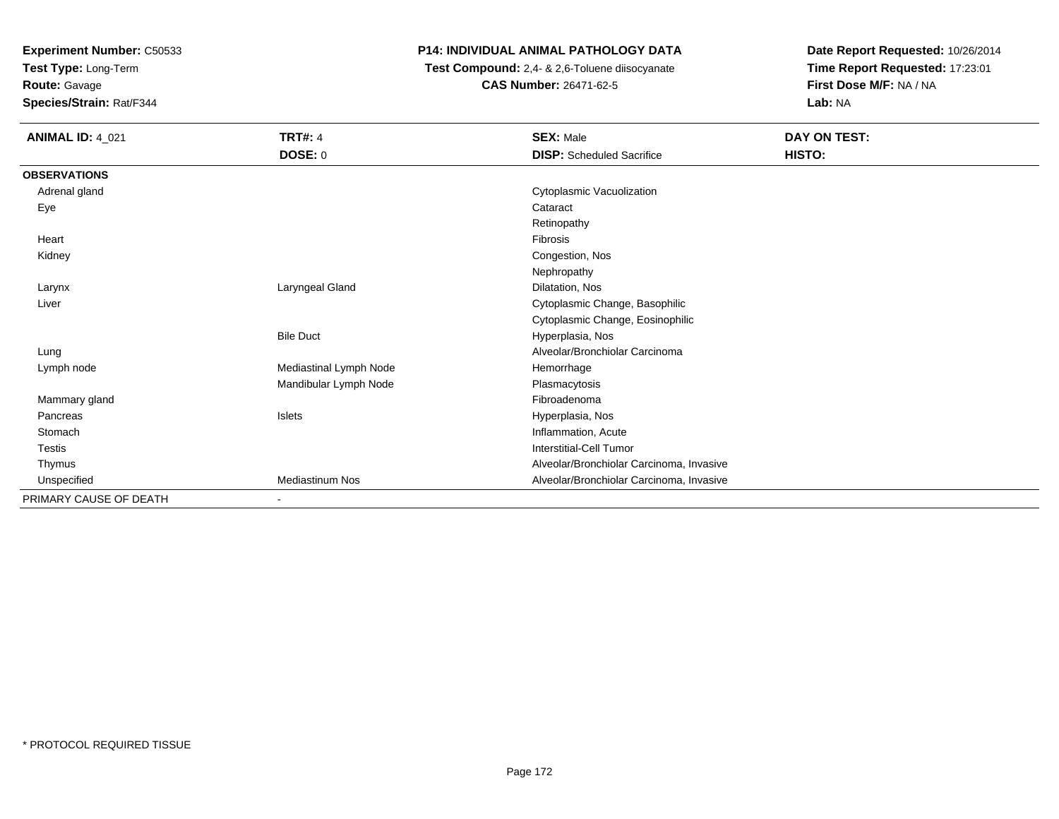**Experiment Number:** C50533
**Test Type:** Long-Term
**Route:** Gavage
**Species/Strain:** Rat/F344

## P14: INDIVIDUAL ANIMAL PATHOLOGY DATA

**Test Compound:** 2,4- & 2,6-Toluene diisocyanate
**CAS Number:** 26471-62-5

**Date Report Requested:** 10/26/2014
**Time Report Requested:** 17:23:01
**First Dose M/F:** NA / NA
**Lab:** NA

| **ANIMAL ID:** 4_021 | **TRT#:** 4 | **SEX:** Male | **DAY ON TEST:** |
|---|---|---|---|
| | **DOSE:** 0 | **DISP:** Scheduled Sacrifice | **HISTO:** |
| **OBSERVATIONS** | | | |
| Adrenal gland | | Cytoplasmic Vacuolization | |
| Eye | | Cataract | |
| | | Retinopathy | |
| Heart | | Fibrosis | |
| Kidney | | Congestion, Nos | |
| | | Nephropathy | |
| Larynx | Laryngeal Gland | Dilatation, Nos | |
| Liver | | Cytoplasmic Change, Basophilic | |
| | | Cytoplasmic Change, Eosinophilic | |
| | Bile Duct | Hyperplasia, Nos | |
| Lung | | Alveolar/Bronchiolar Carcinoma | |
| Lymph node | Mediastinal Lymph Node | Hemorrhage | |
| | Mandibular Lymph Node | Plasmacytosis | |
| Mammary gland | | Fibroadenoma | |
| Pancreas | Islets | Hyperplasia, Nos | |
| Stomach | | Inflammation, Acute | |
| Testis | | Interstitial-Cell Tumor | |
| Thymus | | Alveolar/Bronchiolar Carcinoma, Invasive | |
| Unspecified | Mediastinum Nos | Alveolar/Bronchiolar Carcinoma, Invasive | |
| PRIMARY CAUSE OF DEATH | - | | |

\* PROTOCOL REQUIRED TISSUE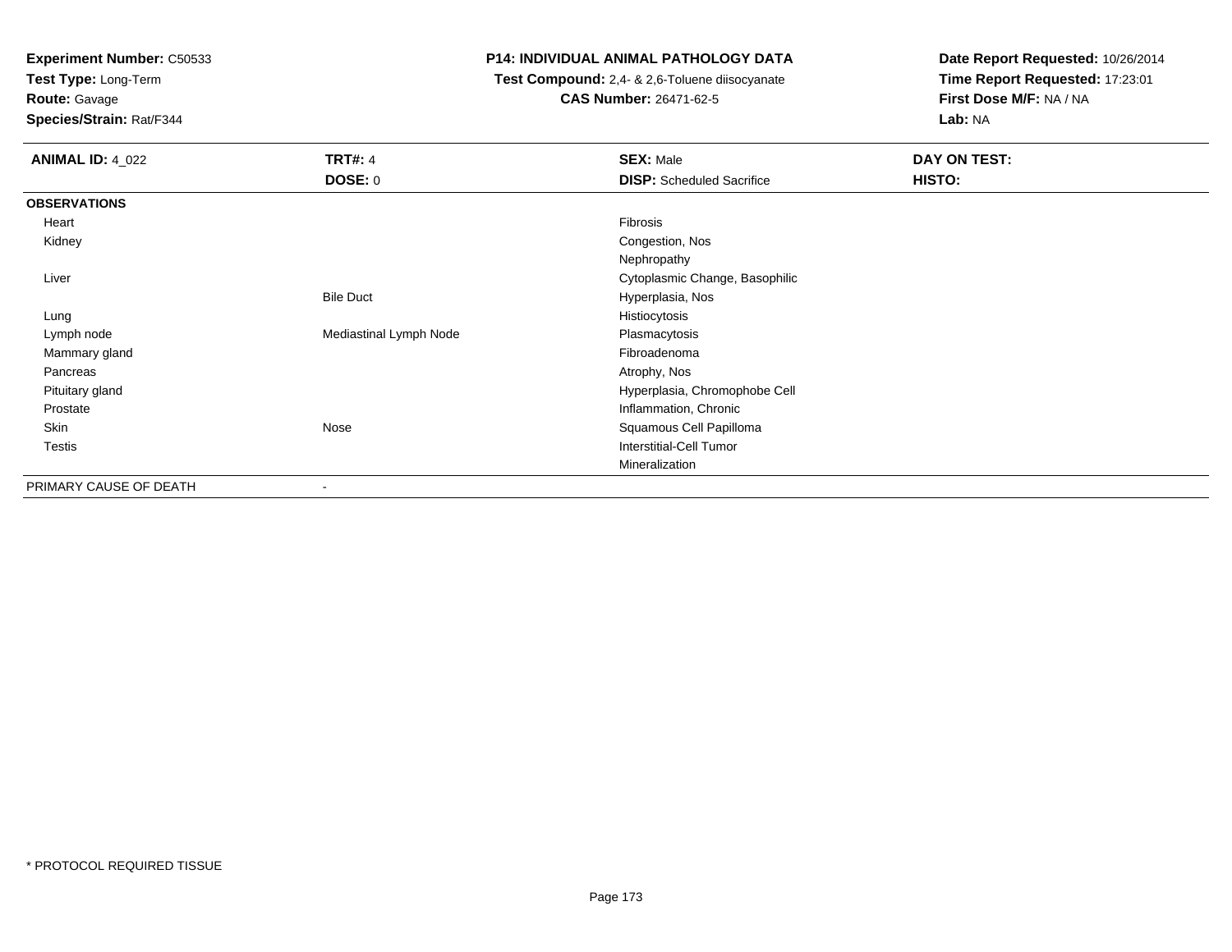**Experiment Number:** C50533
**Test Type:** Long-Term
**Route:** Gavage
**Species/Strain:** Rat/F344

**P14: INDIVIDUAL ANIMAL PATHOLOGY DATA**
**Test Compound:** 2,4- & 2,6-Toluene diisocyanate
**CAS Number:** 26471-62-5

**Date Report Requested:** 10/26/2014
**Time Report Requested:** 17:23:01
**First Dose M/F:** NA / NA
**Lab:** NA

| **ANIMAL ID:** 4_022 | **TRT#:** 4 | **SEX:** Male | **DAY ON TEST:** |
|---|---|---|---|
| | **DOSE:** 0 | **DISP:** Scheduled Sacrifice | **HISTO:** |
| **OBSERVATIONS** | | | |
| Heart | | Fibrosis | |
| Kidney | | Congestion, Nos | |
| | | Nephropathy | |
| Liver | | Cytoplasmic Change, Basophilic | |
| | Bile Duct | Hyperplasia, Nos | |
| Lung | | Histiocytosis | |
| Lymph node | Mediastinal Lymph Node | Plasmacytosis | |
| Mammary gland | | Fibroadenoma | |
| Pancreas | | Atrophy, Nos | |
| Pituitary gland | | Hyperplasia, Chromophobe Cell | |
| Prostate | | Inflammation, Chronic | |
| Skin | Nose | Squamous Cell Papilloma | |
| Testis | | Interstitial-Cell Tumor | |
| | | Mineralization | |
| PRIMARY CAUSE OF DEATH | - | | |

* PROTOCOL REQUIRED TISSUE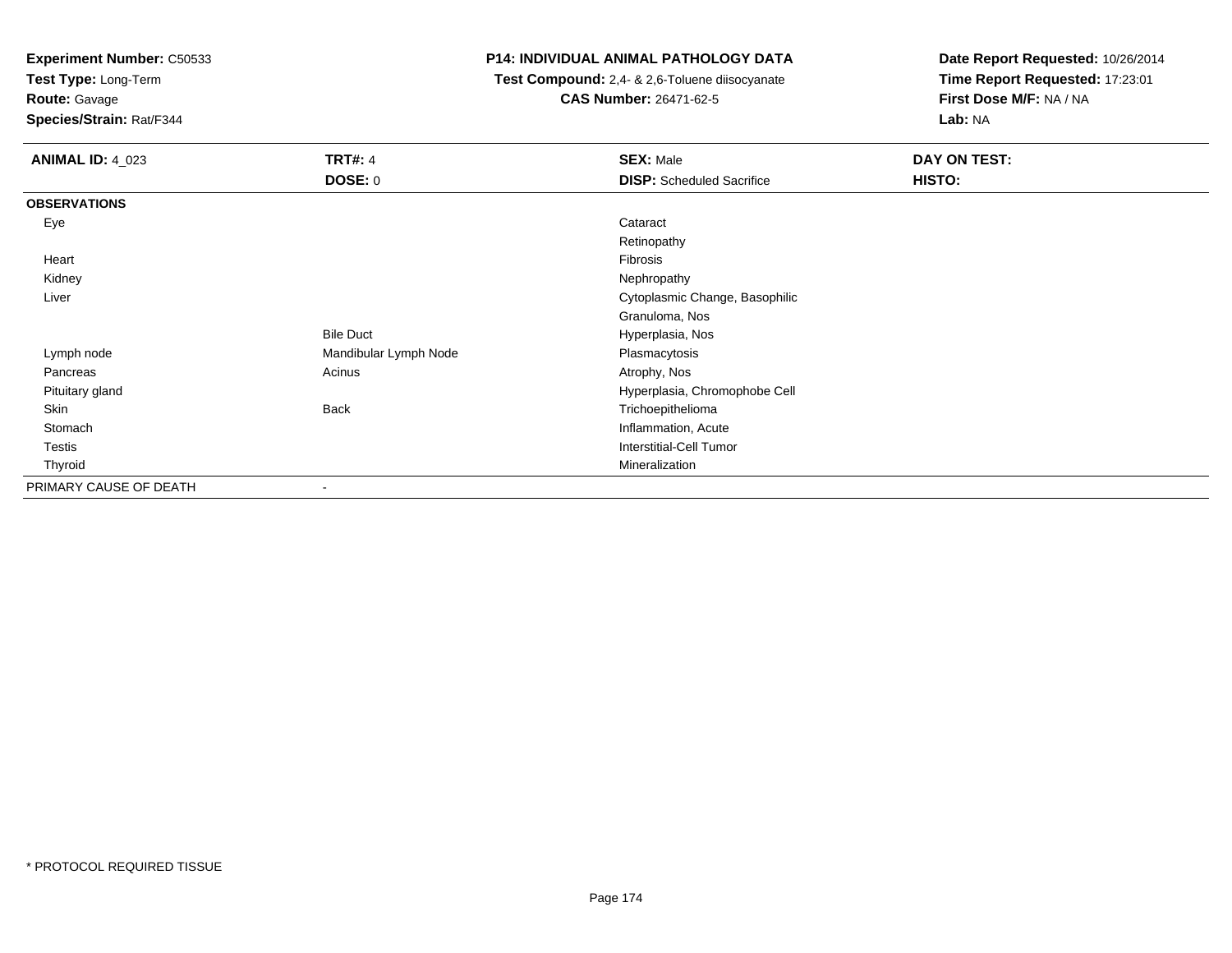**Experiment Number:** C50533
**Test Type:** Long-Term
**Route:** Gavage
**Species/Strain:** Rat/F344

**P14: INDIVIDUAL ANIMAL PATHOLOGY DATA**
**Test Compound:** 2,4- & 2,6-Toluene diisocyanate
**CAS Number:** 26471-62-5

**Date Report Requested:** 10/26/2014
**Time Report Requested:** 17:23:01
**First Dose M/F:** NA / NA
**Lab:** NA

| **ANIMAL ID:** 4_023 | **TRT#:** 4 | **SEX:** Male | **DAY ON TEST:** |
|---|---|---|---|
| | **DOSE:** 0 | **DISP:** Scheduled Sacrifice | **HISTO:** |
| **OBSERVATIONS** | | | |
| Eye | | Cataract | |
| | | Retinopathy | |
| Heart | | Fibrosis | |
| Kidney | | Nephropathy | |
| Liver | | Cytoplasmic Change, Basophilic | |
| | | Granuloma, Nos | |
| | Bile Duct | Hyperplasia, Nos | |
| Lymph node | Mandibular Lymph Node | Plasmacytosis | |
| Pancreas | Acinus | Atrophy, Nos | |
| Pituitary gland | | Hyperplasia, Chromophobe Cell | |
| Skin | Back | Trichoepithelioma | |
| Stomach | | Inflammation, Acute | |
| Testis | | Interstitial-Cell Tumor | |
| Thyroid | | Mineralization | |
| PRIMARY CAUSE OF DEATH | - | | |

* PROTOCOL REQUIRED TISSUE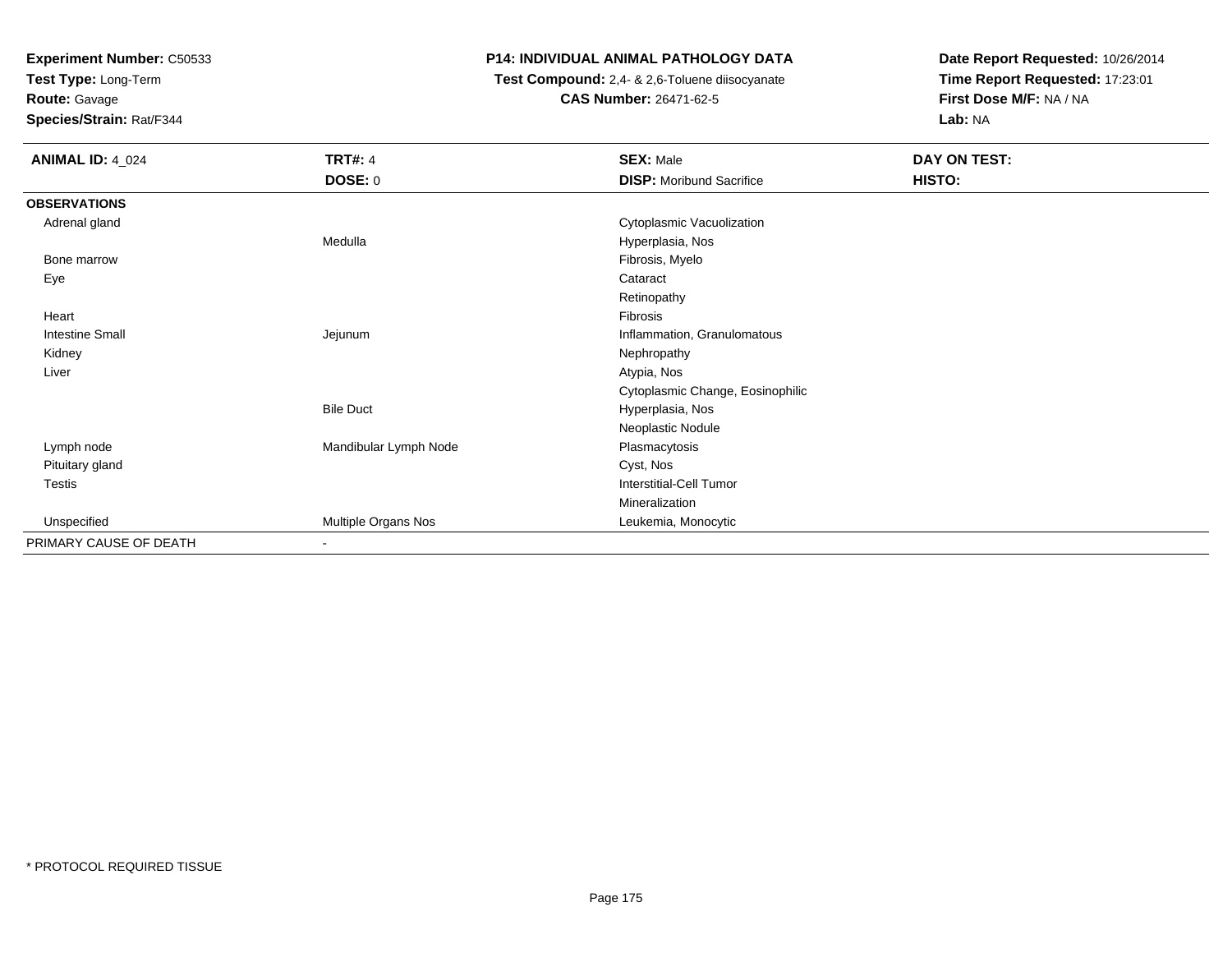**Experiment Number:** C50533
**Test Type:** Long-Term
**Route:** Gavage
**Species/Strain:** Rat/F344

**P14: INDIVIDUAL ANIMAL PATHOLOGY DATA**
**Test Compound:** 2,4- & 2,6-Toluene diisocyanate
**CAS Number:** 26471-62-5

**Date Report Requested:** 10/26/2014
**Time Report Requested:** 17:23:01
**First Dose M/F:** NA / NA
**Lab:** NA

| **ANIMAL ID:** 4_024 | **TRT#:** 4 | **SEX:** Male | **DAY ON TEST:** |
|---|---|---|---|
| | **DOSE:** 0 | **DISP:** Moribund Sacrifice | **HISTO:** |
| **OBSERVATIONS** | | | |
| Adrenal gland | | Cytoplasmic Vacuolization | |
| | Medulla | Hyperplasia, Nos | |
| Bone marrow | | Fibrosis, Myelo | |
| Eye | | Cataract | |
| | | Retinopathy | |
| Heart | | Fibrosis | |
| Intestine Small | Jejunum | Inflammation, Granulomatous | |
| Kidney | | Nephropathy | |
| Liver | | Atypia, Nos | |
| | | Cytoplasmic Change, Eosinophilic | |
| | Bile Duct | Hyperplasia, Nos | |
| | | Neoplastic Nodule | |
| Lymph node | Mandibular Lymph Node | Plasmacytosis | |
| Pituitary gland | | Cyst, Nos | |
| Testis | | Interstitial-Cell Tumor | |
| | | Mineralization | |
| Unspecified | Multiple Organs Nos | Leukemia, Monocytic | |
| PRIMARY CAUSE OF DEATH | - | | |

* PROTOCOL REQUIRED TISSUE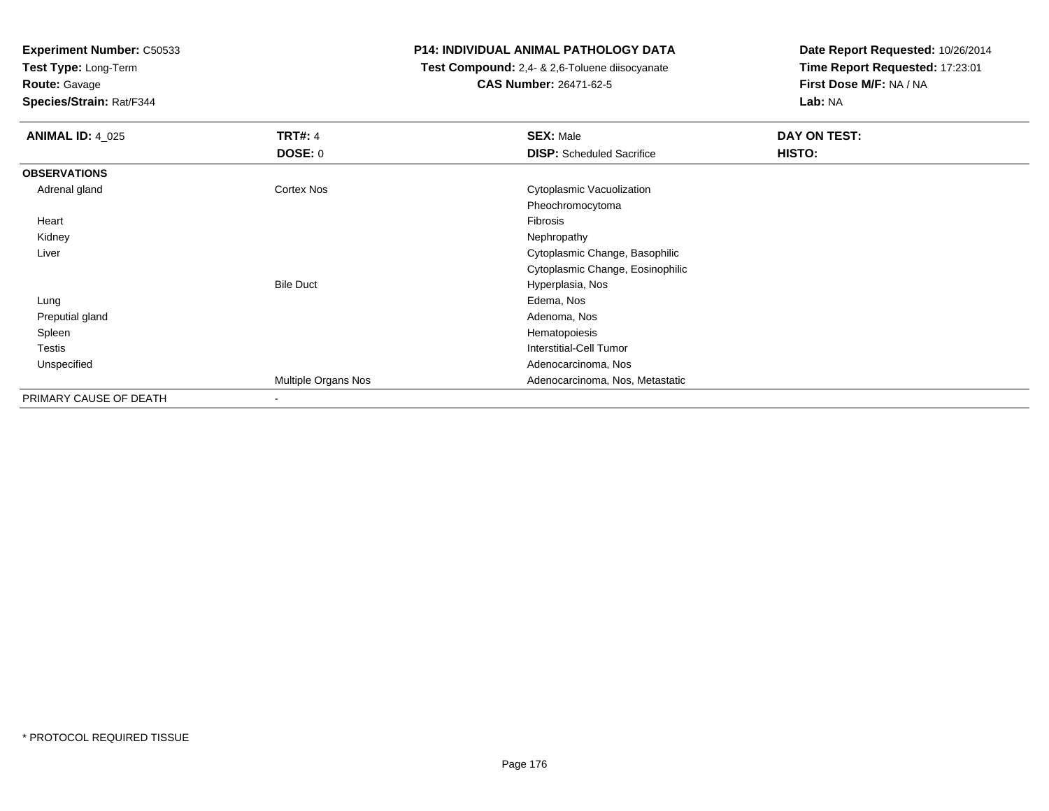**Experiment Number:** C50533
**Test Type:** Long-Term
**Route:** Gavage
**Species/Strain:** Rat/F344

**P14: INDIVIDUAL ANIMAL PATHOLOGY DATA**
**Test Compound:** 2,4- & 2,6-Toluene diisocyanate
**CAS Number:** 26471-62-5

**Date Report Requested:** 10/26/2014
**Time Report Requested:** 17:23:01
**First Dose M/F:** NA / NA
**Lab:** NA

| **ANIMAL ID:** 4_025 | **TRT#:** 4 | **SEX:** Male | **DAY ON TEST:** |
|---|---|---|---|
| | **DOSE:** 0 | **DISP:** Scheduled Sacrifice | **HISTO:** |
| **OBSERVATIONS** | | | |
| Adrenal gland | Cortex Nos | Cytoplasmic Vacuolization | |
| | | Pheochromocytoma | |
| Heart | | Fibrosis | |
| Kidney | | Nephropathy | |
| Liver | | Cytoplasmic Change, Basophilic | |
| | | Cytoplasmic Change, Eosinophilic | |
| | Bile Duct | Hyperplasia, Nos | |
| Lung | | Edema, Nos | |
| Preputial gland | | Adenoma, Nos | |
| Spleen | | Hematopoiesis | |
| Testis | | Interstitial-Cell Tumor | |
| Unspecified | | Adenocarcinoma, Nos | |
| | Multiple Organs Nos | Adenocarcinoma, Nos, Metastatic | |
| PRIMARY CAUSE OF DEATH | - | | |

\* PROTOCOL REQUIRED TISSUE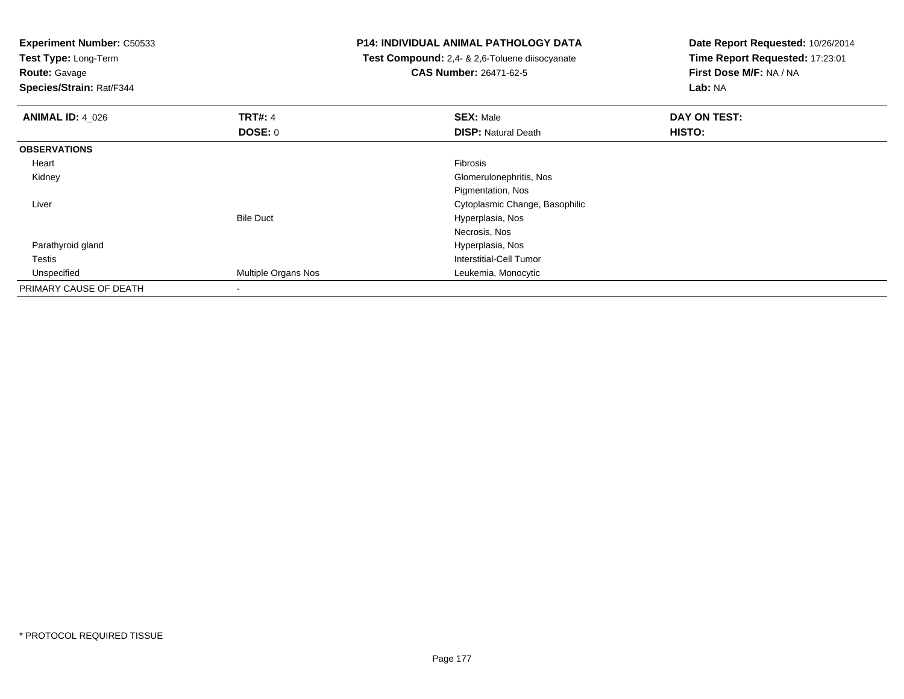**Experiment Number:** C50533
**Test Type:** Long-Term
**Route:** Gavage
**Species/Strain:** Rat/F344

**P14: INDIVIDUAL ANIMAL PATHOLOGY DATA**
**Test Compound:** 2,4- & 2,6-Toluene diisocyanate
**CAS Number:** 26471-62-5

**Date Report Requested:** 10/26/2014
**Time Report Requested:** 17:23:01
**First Dose M/F:** NA / NA
**Lab:** NA

| **ANIMAL ID:** 4_026 | **TRT#:** 4 | **SEX:** Male | **DAY ON TEST:** |
|---|---|---|---|
| | **DOSE:** 0 | **DISP:** Natural Death | **HISTO:** |
| **OBSERVATIONS** | | | |
| Heart | | Fibrosis | |
| Kidney | | Glomerulonephritis, Nos | |
| | | Pigmentation, Nos | |
| Liver | | Cytoplasmic Change, Basophilic | |
| | Bile Duct | Hyperplasia, Nos | |
| | | Necrosis, Nos | |
| Parathyroid gland | | Hyperplasia, Nos | |
| Testis | | Interstitial-Cell Tumor | |
| Unspecified | Multiple Organs Nos | Leukemia, Monocytic | |
| PRIMARY CAUSE OF DEATH | - | | |

* PROTOCOL REQUIRED TISSUE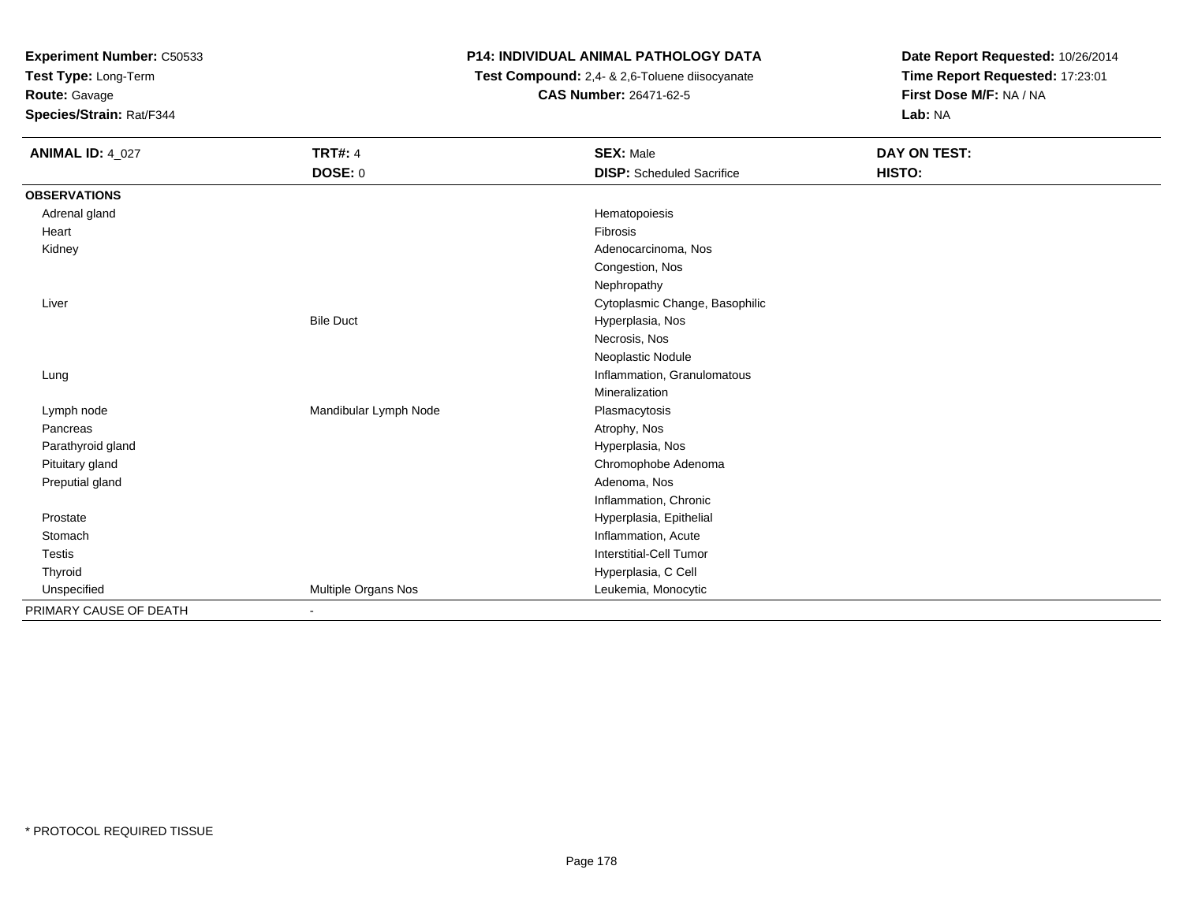**Experiment Number:** C50533
**Test Type:** Long-Term
**Route:** Gavage
**Species/Strain:** Rat/F344

**P14: INDIVIDUAL ANIMAL PATHOLOGY DATA**
**Test Compound:** 2,4- & 2,6-Toluene diisocyanate
**CAS Number:** 26471-62-5

**Date Report Requested:** 10/26/2014
**Time Report Requested:** 17:23:01
**First Dose M/F:** NA / NA
**Lab:** NA

| **ANIMAL ID:** 4_027 | **TRT#:** 4 | **SEX:** Male | **DAY ON TEST:** |
|---|---|---|---|
| | **DOSE:** 0 | **DISP:** Scheduled Sacrifice | **HISTO:** |
| **OBSERVATIONS** | | | |
| Adrenal gland | | Hematopoiesis | |
| Heart | | Fibrosis | |
| Kidney | | Adenocarcinoma, Nos | |
| | | Congestion, Nos | |
| | | Nephropathy | |
| Liver | | Cytoplasmic Change, Basophilic | |
| | Bile Duct | Hyperplasia, Nos | |
| | | Necrosis, Nos | |
| | | Neoplastic Nodule | |
| Lung | | Inflammation, Granulomatous | |
| | | Mineralization | |
| Lymph node | Mandibular Lymph Node | Plasmacytosis | |
| Pancreas | | Atrophy, Nos | |
| Parathyroid gland | | Hyperplasia, Nos | |
| Pituitary gland | | Chromophobe Adenoma | |
| Preputial gland | | Adenoma, Nos | |
| | | Inflammation, Chronic | |
| Prostate | | Hyperplasia, Epithelial | |
| Stomach | | Inflammation, Acute | |
| Testis | | Interstitial-Cell Tumor | |
| Thyroid | | Hyperplasia, C Cell | |
| Unspecified | Multiple Organs Nos | Leukemia, Monocytic | |
| PRIMARY CAUSE OF DEATH | - | | |

* PROTOCOL REQUIRED TISSUE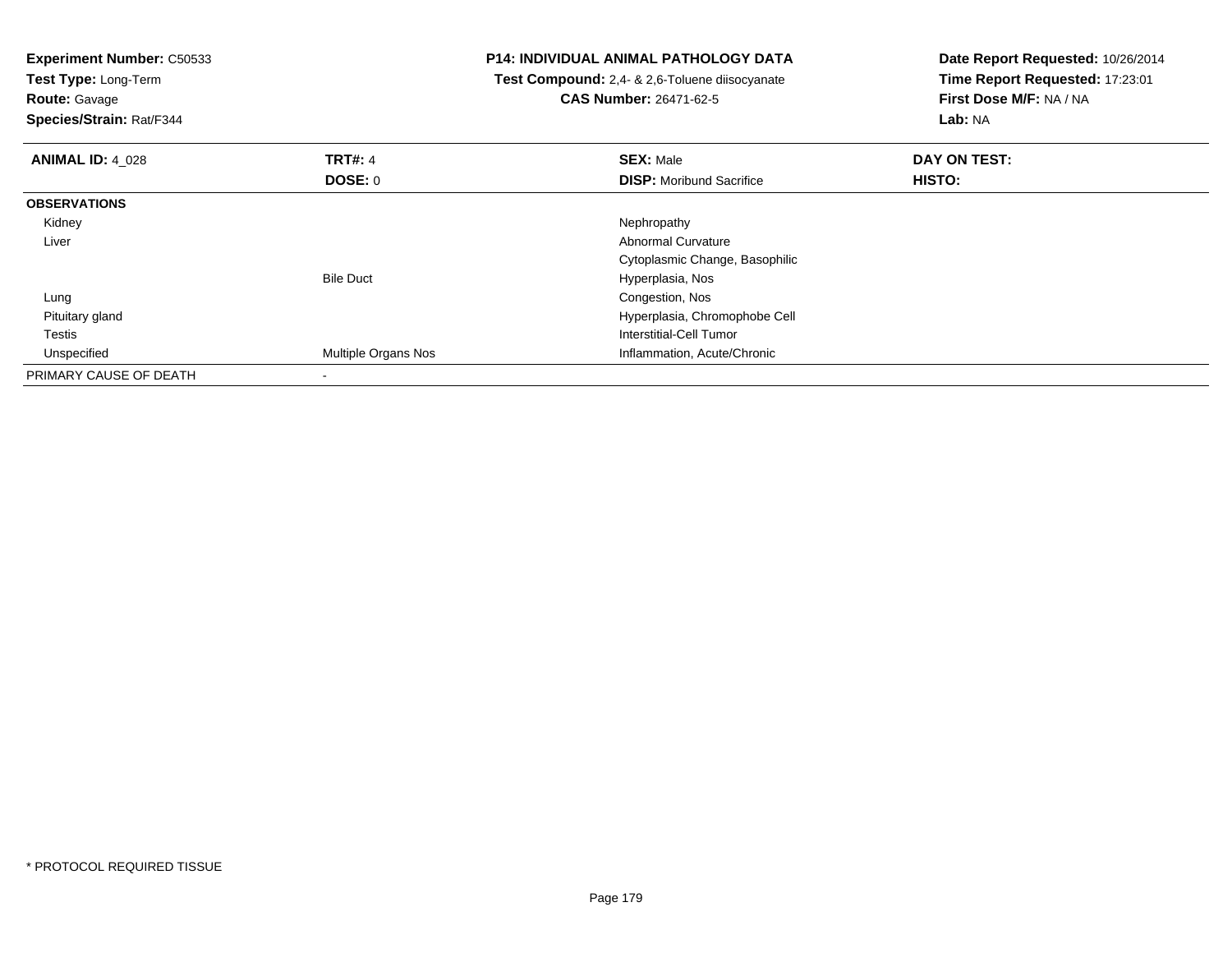**Experiment Number:** C50533
**Test Type:** Long-Term
**Route:** Gavage
**Species/Strain:** Rat/F344

**P14: INDIVIDUAL ANIMAL PATHOLOGY DATA**
**Test Compound:** 2,4- & 2,6-Toluene diisocyanate
**CAS Number:** 26471-62-5

**Date Report Requested:** 10/26/2014
**Time Report Requested:** 17:23:01
**First Dose M/F:** NA / NA
**Lab:** NA

| **ANIMAL ID:** 4_028 | **TRT#:** 4 | **SEX:** Male | **DAY ON TEST:** |
|---|---|---|---|
| | **DOSE:** 0 | **DISP:** Moribund Sacrifice | **HISTO:** |
| **OBSERVATIONS** | | | |
| Kidney | | Nephropathy | |
| Liver | | Abnormal Curvature | |
| | | Cytoplasmic Change, Basophilic | |
| | Bile Duct | Hyperplasia, Nos | |
| Lung | | Congestion, Nos | |
| Pituitary gland | | Hyperplasia, Chromophobe Cell | |
| Testis | | Interstitial-Cell Tumor | |
| Unspecified | Multiple Organs Nos | Inflammation, Acute/Chronic | |
| PRIMARY CAUSE OF DEATH | - | | |

* PROTOCOL REQUIRED TISSUE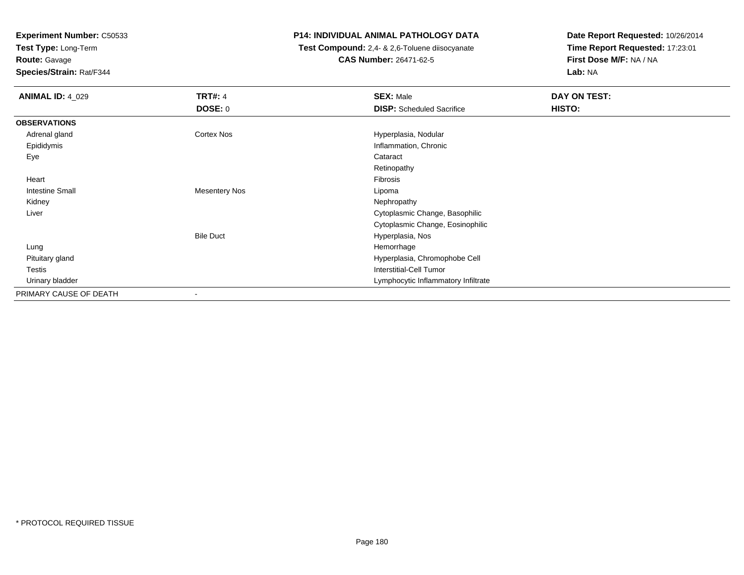**Experiment Number:** C50533
**Test Type:** Long-Term
**Route:** Gavage
**Species/Strain:** Rat/F344

**P14: INDIVIDUAL ANIMAL PATHOLOGY DATA**
**Test Compound:** 2,4- & 2,6-Toluene diisocyanate
**CAS Number:** 26471-62-5

**Date Report Requested:** 10/26/2014
**Time Report Requested:** 17:23:01
**First Dose M/F:** NA / NA
**Lab:** NA

| **ANIMAL ID:** 4_029 | **TRT#:** 4 | **SEX:** Male | **DAY ON TEST:** |
|---|---|---|---|
| | **DOSE:** 0 | **DISP:** Scheduled Sacrifice | **HISTO:** |
| **OBSERVATIONS** | | | |
| Adrenal gland | Cortex Nos | Hyperplasia, Nodular | |
| Epididymis | | Inflammation, Chronic | |
| Eye | | Cataract | |
| | | Retinopathy | |
| Heart | | Fibrosis | |
| Intestine Small | Mesentery Nos | Lipoma | |
| Kidney | | Nephropathy | |
| Liver | | Cytoplasmic Change, Basophilic | |
| | | Cytoplasmic Change, Eosinophilic | |
| | Bile Duct | Hyperplasia, Nos | |
| Lung | | Hemorrhage | |
| Pituitary gland | | Hyperplasia, Chromophobe Cell | |
| Testis | | Interstitial-Cell Tumor | |
| Urinary bladder | | Lymphocytic Inflammatory Infiltrate | |
| PRIMARY CAUSE OF DEATH | - | | |

* PROTOCOL REQUIRED TISSUE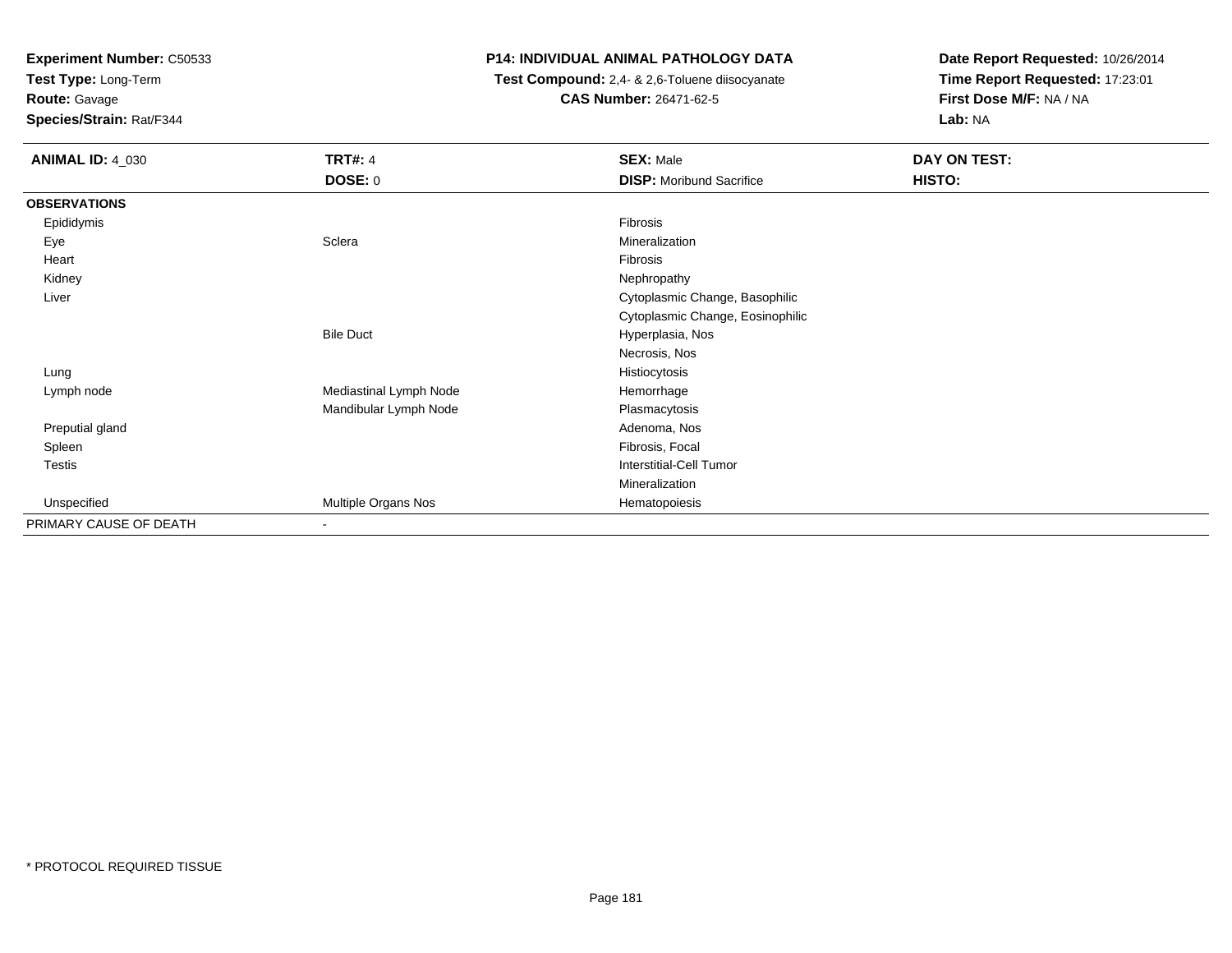**Experiment Number:** C50533
**Test Type:** Long-Term
**Route:** Gavage
**Species/Strain:** Rat/F344

**P14: INDIVIDUAL ANIMAL PATHOLOGY DATA**
**Test Compound:** 2,4- & 2,6-Toluene diisocyanate
**CAS Number:** 26471-62-5

**Date Report Requested:** 10/26/2014
**Time Report Requested:** 17:23:01
**First Dose M/F:** NA / NA
**Lab:** NA

| **ANIMAL ID:** 4_030 | **TRT#:** 4 | **SEX:** Male | **DAY ON TEST:** |
|---|---|---|---|
| | **DOSE:** 0 | **DISP:** Moribund Sacrifice | **HISTO:** |
| **OBSERVATIONS** | | | |
| Epididymis | | Fibrosis | |
| Eye | Sclera | Mineralization | |
| Heart | | Fibrosis | |
| Kidney | | Nephropathy | |
| Liver | | Cytoplasmic Change, Basophilic | |
| | | Cytoplasmic Change, Eosinophilic | |
| | Bile Duct | Hyperplasia, Nos | |
| | | Necrosis, Nos | |
| Lung | | Histiocytosis | |
| Lymph node | Mediastinal Lymph Node | Hemorrhage | |
| | Mandibular Lymph Node | Plasmacytosis | |
| Preputial gland | | Adenoma, Nos | |
| Spleen | | Fibrosis, Focal | |
| Testis | | Interstitial-Cell Tumor | |
| | | Mineralization | |
| Unspecified | Multiple Organs Nos | Hematopoiesis | |
| PRIMARY CAUSE OF DEATH | - | | |

* PROTOCOL REQUIRED TISSUE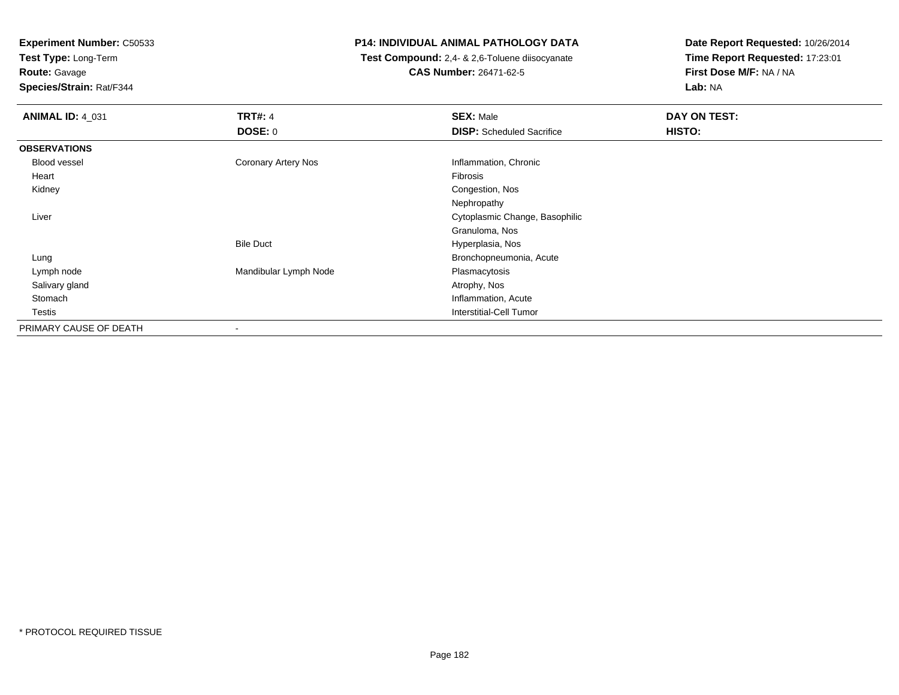**Experiment Number:** C50533
**Test Type:** Long-Term
**Route:** Gavage
**Species/Strain:** Rat/F344

**P14: INDIVIDUAL ANIMAL PATHOLOGY DATA**
**Test Compound:** 2,4- & 2,6-Toluene diisocyanate
**CAS Number:** 26471-62-5

**Date Report Requested:** 10/26/2014
**Time Report Requested:** 17:23:01
**First Dose M/F:** NA / NA
**Lab:** NA

| **ANIMAL ID:** 4_031 | **TRT#:** 4 | **SEX:** Male | **DAY ON TEST:** |
|---|---|---|---|
| | **DOSE:** 0 | **DISP:** Scheduled Sacrifice | **HISTO:** |
| **OBSERVATIONS** | | | |
| Blood vessel | Coronary Artery Nos | Inflammation, Chronic | |
| Heart | | Fibrosis | |
| Kidney | | Congestion, Nos | |
| | | Nephropathy | |
| Liver | | Cytoplasmic Change, Basophilic | |
| | | Granuloma, Nos | |
| | Bile Duct | Hyperplasia, Nos | |
| Lung | | Bronchopneumonia, Acute | |
| Lymph node | Mandibular Lymph Node | Plasmacytosis | |
| Salivary gland | | Atrophy, Nos | |
| Stomach | | Inflammation, Acute | |
| Testis | | Interstitial-Cell Tumor | |
| PRIMARY CAUSE OF DEATH | - | | |

\* PROTOCOL REQUIRED TISSUE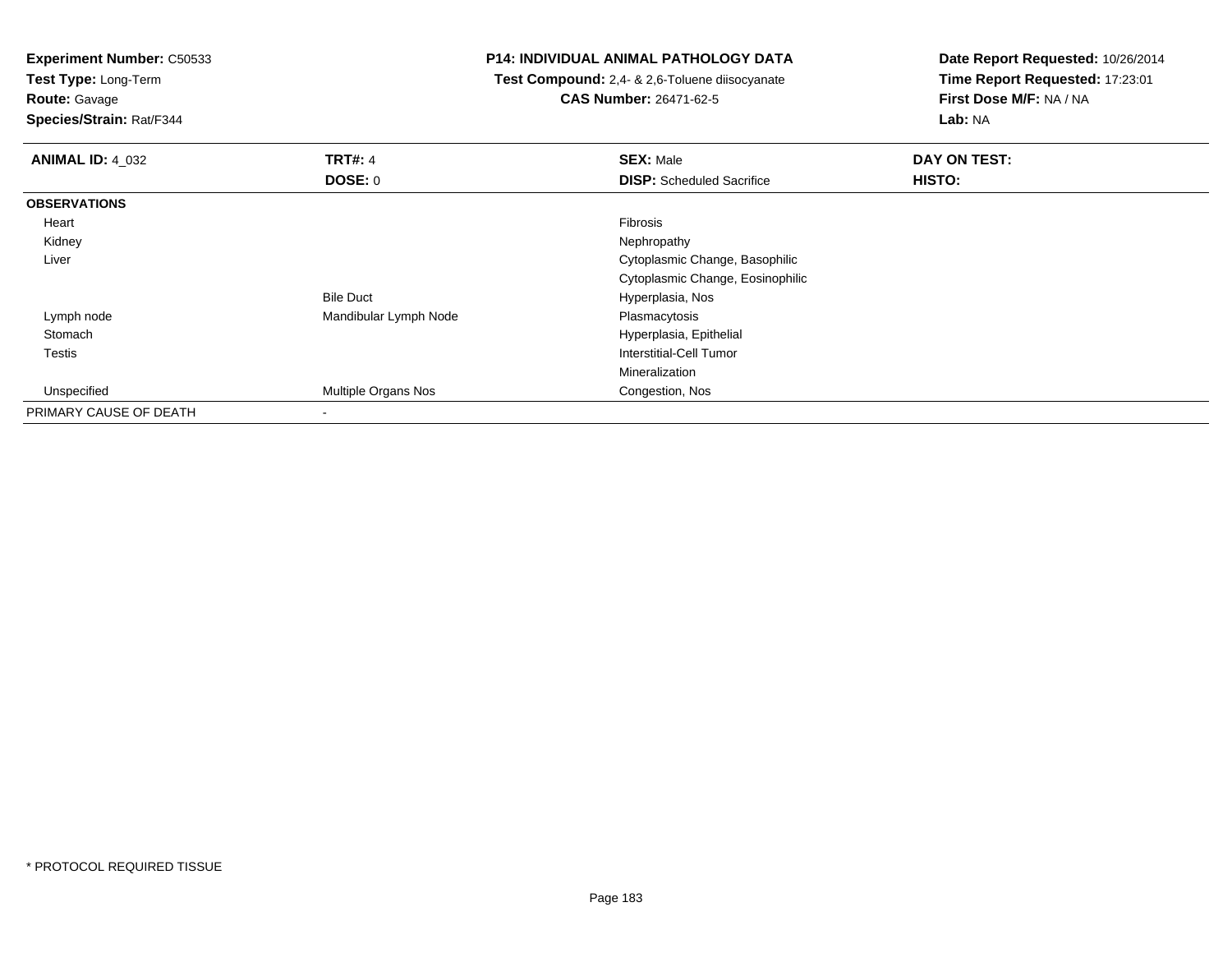**Experiment Number:** C50533
**Test Type:** Long-Term
**Route:** Gavage
**Species/Strain:** Rat/F344

**P14: INDIVIDUAL ANIMAL PATHOLOGY DATA**
**Test Compound:** 2,4- & 2,6-Toluene diisocyanate
**CAS Number:** 26471-62-5

**Date Report Requested:** 10/26/2014
**Time Report Requested:** 17:23:01
**First Dose M/F:** NA / NA
**Lab:** NA

| **ANIMAL ID:** 4_032 | **TRT#:** 4 | **SEX:** Male | **DAY ON TEST:** |
|---|---|---|---|
| | **DOSE:** 0 | **DISP:** Scheduled Sacrifice | **HISTO:** |
| **OBSERVATIONS** | | | |
| Heart | | Fibrosis | |
| Kidney | | Nephropathy | |
| Liver | | Cytoplasmic Change, Basophilic | |
| | | Cytoplasmic Change, Eosinophilic | |
| | Bile Duct | Hyperplasia, Nos | |
| Lymph node | Mandibular Lymph Node | Plasmacytosis | |
| Stomach | | Hyperplasia, Epithelial | |
| Testis | | Interstitial-Cell Tumor | |
| | | Mineralization | |
| Unspecified | Multiple Organs Nos | Congestion, Nos | |
| PRIMARY CAUSE OF DEATH | - | | |

\* PROTOCOL REQUIRED TISSUE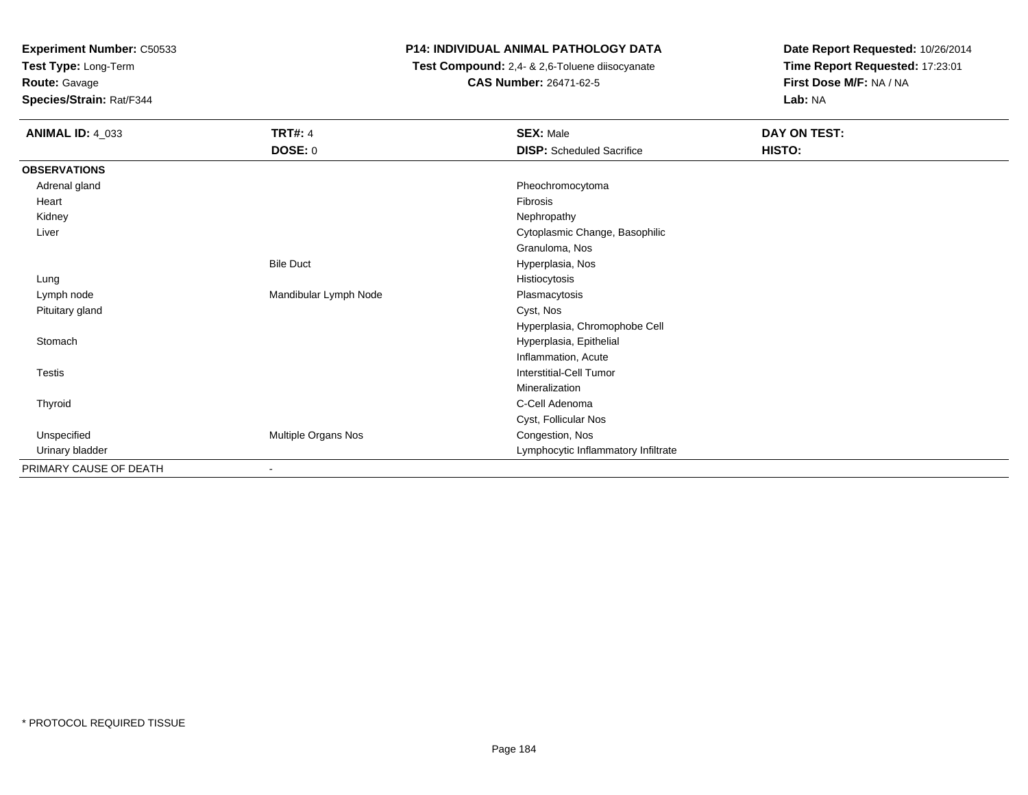**Experiment Number:** C50533
**Test Type:** Long-Term
**Route:** Gavage
**Species/Strain:** Rat/F344

**P14: INDIVIDUAL ANIMAL PATHOLOGY DATA**
**Test Compound:** 2,4- & 2,6-Toluene diisocyanate
**CAS Number:** 26471-62-5

**Date Report Requested:** 10/26/2014
**Time Report Requested:** 17:23:01
**First Dose M/F:** NA / NA
**Lab:** NA

| **ANIMAL ID:** 4_033 | **TRT#:** 4 | **SEX:** Male | **DAY ON TEST:** |
|---|---|---|---|
| | **DOSE:** 0 | **DISP:** Scheduled Sacrifice | **HISTO:** |
| **OBSERVATIONS** | | | |
| Adrenal gland | | Pheochromocytoma | |
| Heart | | Fibrosis | |
| Kidney | | Nephropathy | |
| Liver | | Cytoplasmic Change, Basophilic | |
| | | Granuloma, Nos | |
| | Bile Duct | Hyperplasia, Nos | |
| Lung | | Histiocytosis | |
| Lymph node | Mandibular Lymph Node | Plasmacytosis | |
| Pituitary gland | | Cyst, Nos | |
| | | Hyperplasia, Chromophobe Cell | |
| Stomach | | Hyperplasia, Epithelial | |
| | | Inflammation, Acute | |
| Testis | | Interstitial-Cell Tumor | |
| | | Mineralization | |
| Thyroid | | C-Cell Adenoma | |
| | | Cyst, Follicular Nos | |
| Unspecified | Multiple Organs Nos | Congestion, Nos | |
| Urinary bladder | | Lymphocytic Inflammatory Infiltrate | |
| PRIMARY CAUSE OF DEATH | - | | |

* PROTOCOL REQUIRED TISSUE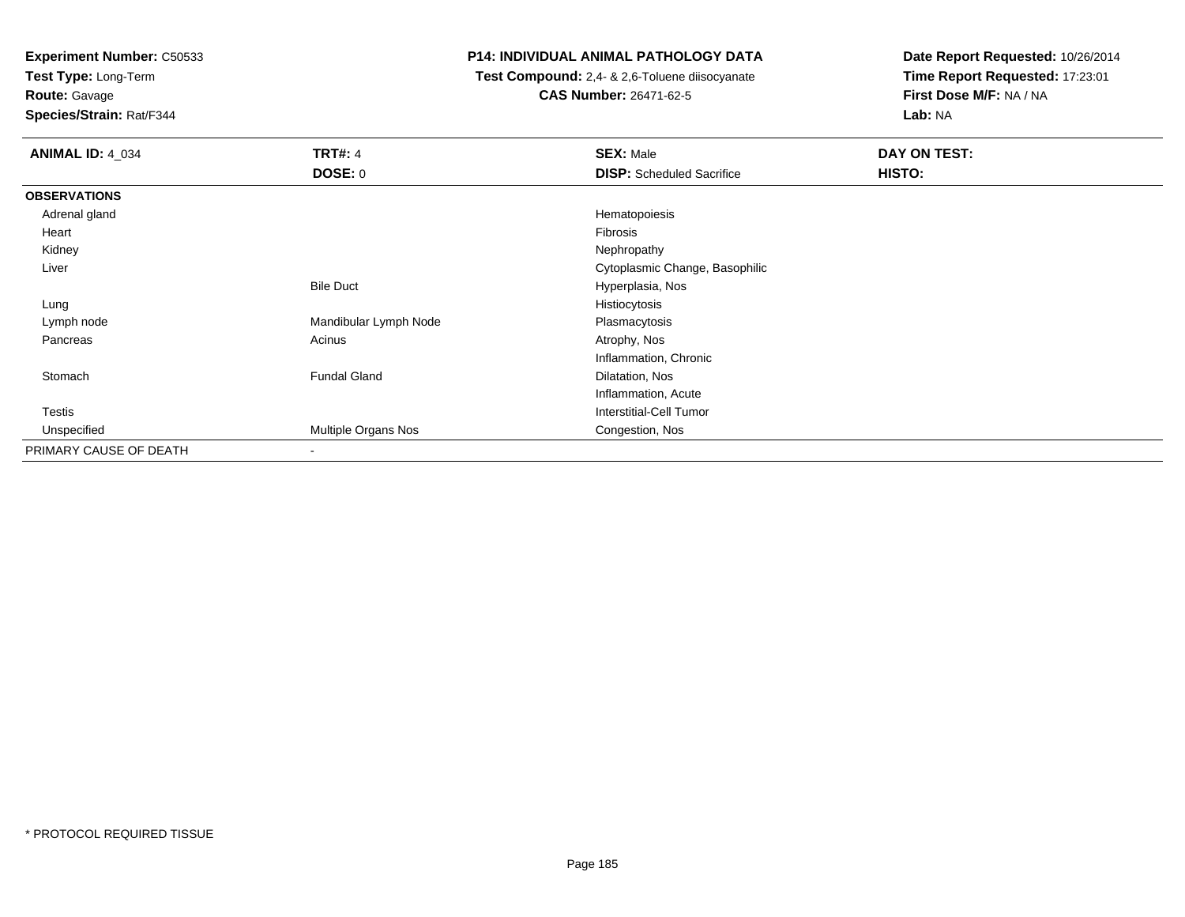**Experiment Number:** C50533
**Test Type:** Long-Term
**Route:** Gavage
**Species/Strain:** Rat/F344

**P14: INDIVIDUAL ANIMAL PATHOLOGY DATA**
**Test Compound:** 2,4- & 2,6-Toluene diisocyanate
**CAS Number:** 26471-62-5

**Date Report Requested:** 10/26/2014
**Time Report Requested:** 17:23:01
**First Dose M/F:** NA / NA
**Lab:** NA

| **ANIMAL ID:** 4_034 | **TRT#:** 4 | **SEX:** Male | **DAY ON TEST:** |
|---|---|---|---|
| | **DOSE:** 0 | **DISP:** Scheduled Sacrifice | **HISTO:** |
| **OBSERVATIONS** | | | |
| Adrenal gland | | Hematopoiesis | |
| Heart | | Fibrosis | |
| Kidney | | Nephropathy | |
| Liver | | Cytoplasmic Change, Basophilic | |
| | Bile Duct | Hyperplasia, Nos | |
| Lung | | Histiocytosis | |
| Lymph node | Mandibular Lymph Node | Plasmacytosis | |
| Pancreas | Acinus | Atrophy, Nos | |
| | | Inflammation, Chronic | |
| Stomach | Fundal Gland | Dilatation, Nos | |
| | | Inflammation, Acute | |
| Testis | | Interstitial-Cell Tumor | |
| Unspecified | Multiple Organs Nos | Congestion, Nos | |
| PRIMARY CAUSE OF DEATH | - | | |

\* PROTOCOL REQUIRED TISSUE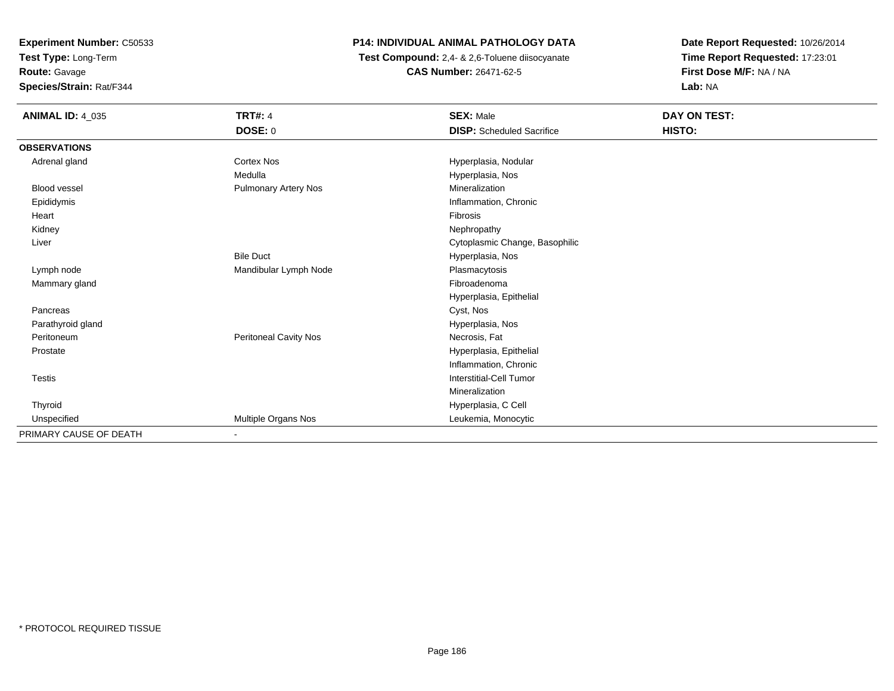**Experiment Number:** C50533
**Test Type:** Long-Term
**Route:** Gavage
**Species/Strain:** Rat/F344

**P14: INDIVIDUAL ANIMAL PATHOLOGY DATA**
**Test Compound:** 2,4- & 2,6-Toluene diisocyanate
**CAS Number:** 26471-62-5

**Date Report Requested:** 10/26/2014
**Time Report Requested:** 17:23:01
**First Dose M/F:** NA / NA
**Lab:** NA

| **ANIMAL ID:** 4_035 | **TRT#:** 4 | **SEX:** Male | **DAY ON TEST:** |
|---|---|---|---|
| | **DOSE:** 0 | **DISP:** Scheduled Sacrifice | **HISTO:** |
| **OBSERVATIONS** | | | |
| Adrenal gland | Cortex Nos | Hyperplasia, Nodular | |
| | Medulla | Hyperplasia, Nos | |
| Blood vessel | Pulmonary Artery Nos | Mineralization | |
| Epididymis | | Inflammation, Chronic | |
| Heart | | Fibrosis | |
| Kidney | | Nephropathy | |
| Liver | | Cytoplasmic Change, Basophilic | |
| | Bile Duct | Hyperplasia, Nos | |
| Lymph node | Mandibular Lymph Node | Plasmacytosis | |
| Mammary gland | | Fibroadenoma | |
| | | Hyperplasia, Epithelial | |
| Pancreas | | Cyst, Nos | |
| Parathyroid gland | | Hyperplasia, Nos | |
| Peritoneum | Peritoneal Cavity Nos | Necrosis, Fat | |
| Prostate | | Hyperplasia, Epithelial | |
| | | Inflammation, Chronic | |
| Testis | | Interstitial-Cell Tumor | |
| | | Mineralization | |
| Thyroid | | Hyperplasia, C Cell | |
| Unspecified | Multiple Organs Nos | Leukemia, Monocytic | |
| PRIMARY CAUSE OF DEATH | - | | |

* PROTOCOL REQUIRED TISSUE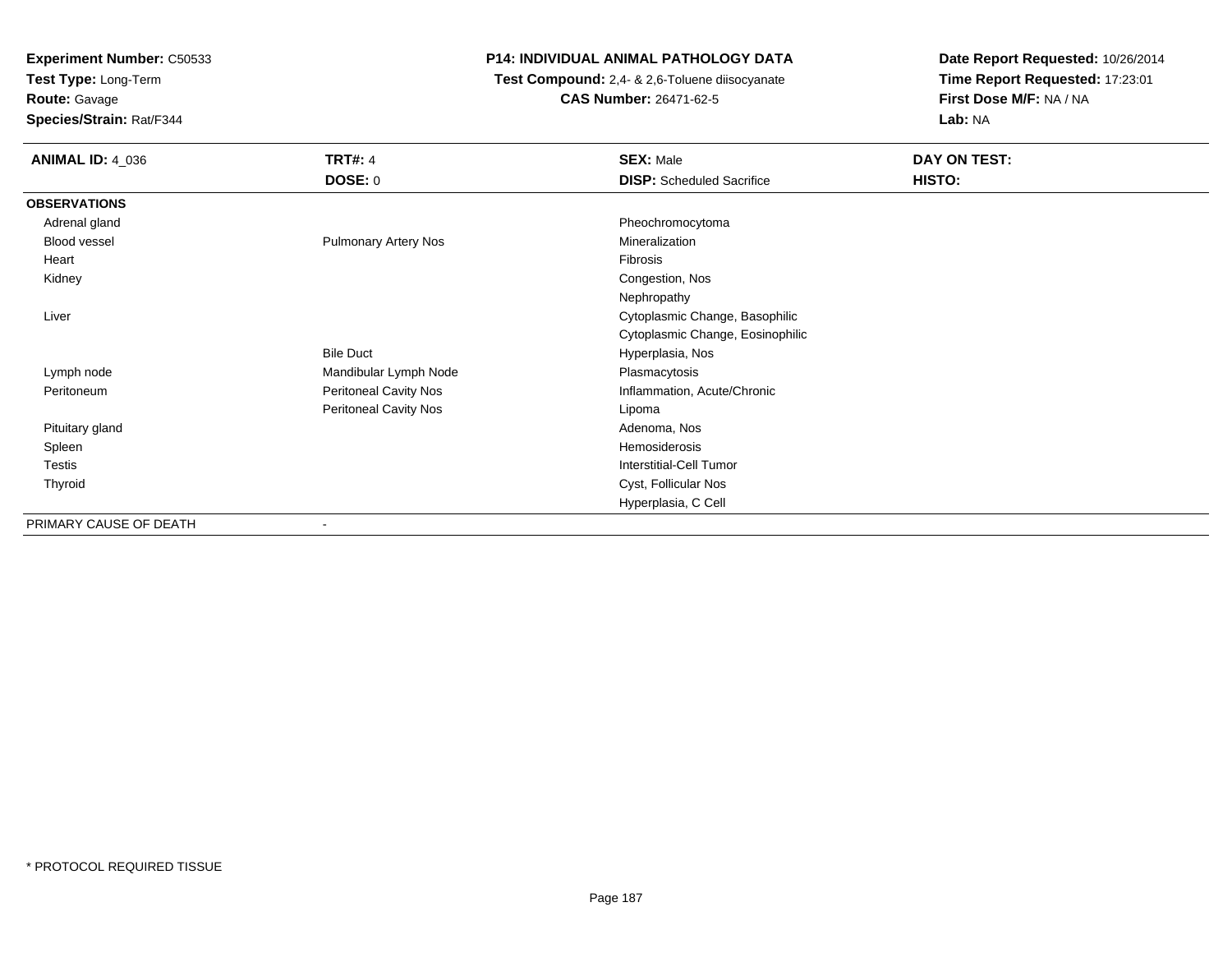**Experiment Number:** C50533
**Test Type:** Long-Term
**Route:** Gavage
**Species/Strain:** Rat/F344

**P14: INDIVIDUAL ANIMAL PATHOLOGY DATA**
**Test Compound:** 2,4- & 2,6-Toluene diisocyanate
**CAS Number:** 26471-62-5

**Date Report Requested:** 10/26/2014
**Time Report Requested:** 17:23:01
**First Dose M/F:** NA / NA
**Lab:** NA

| **ANIMAL ID:** 4_036 | **TRT#:** 4 | **SEX:** Male | **DAY ON TEST:** |
|---|---|---|---|
| | **DOSE:** 0 | **DISP:** Scheduled Sacrifice | **HISTO:** |
| **OBSERVATIONS** | | | |
| Adrenal gland | | Pheochromocytoma | |
| Blood vessel | Pulmonary Artery Nos | Mineralization | |
| Heart | | Fibrosis | |
| Kidney | | Congestion, Nos | |
| | | Nephropathy | |
| Liver | | Cytoplasmic Change, Basophilic | |
| | | Cytoplasmic Change, Eosinophilic | |
| | Bile Duct | Hyperplasia, Nos | |
| Lymph node | Mandibular Lymph Node | Plasmacytosis | |
| Peritoneum | Peritoneal Cavity Nos | Inflammation, Acute/Chronic | |
| | Peritoneal Cavity Nos | Lipoma | |
| Pituitary gland | | Adenoma, Nos | |
| Spleen | | Hemosiderosis | |
| Testis | | Interstitial-Cell Tumor | |
| Thyroid | | Cyst, Follicular Nos | |
| | | Hyperplasia, C Cell | |
| PRIMARY CAUSE OF DEATH | - | | |

* PROTOCOL REQUIRED TISSUE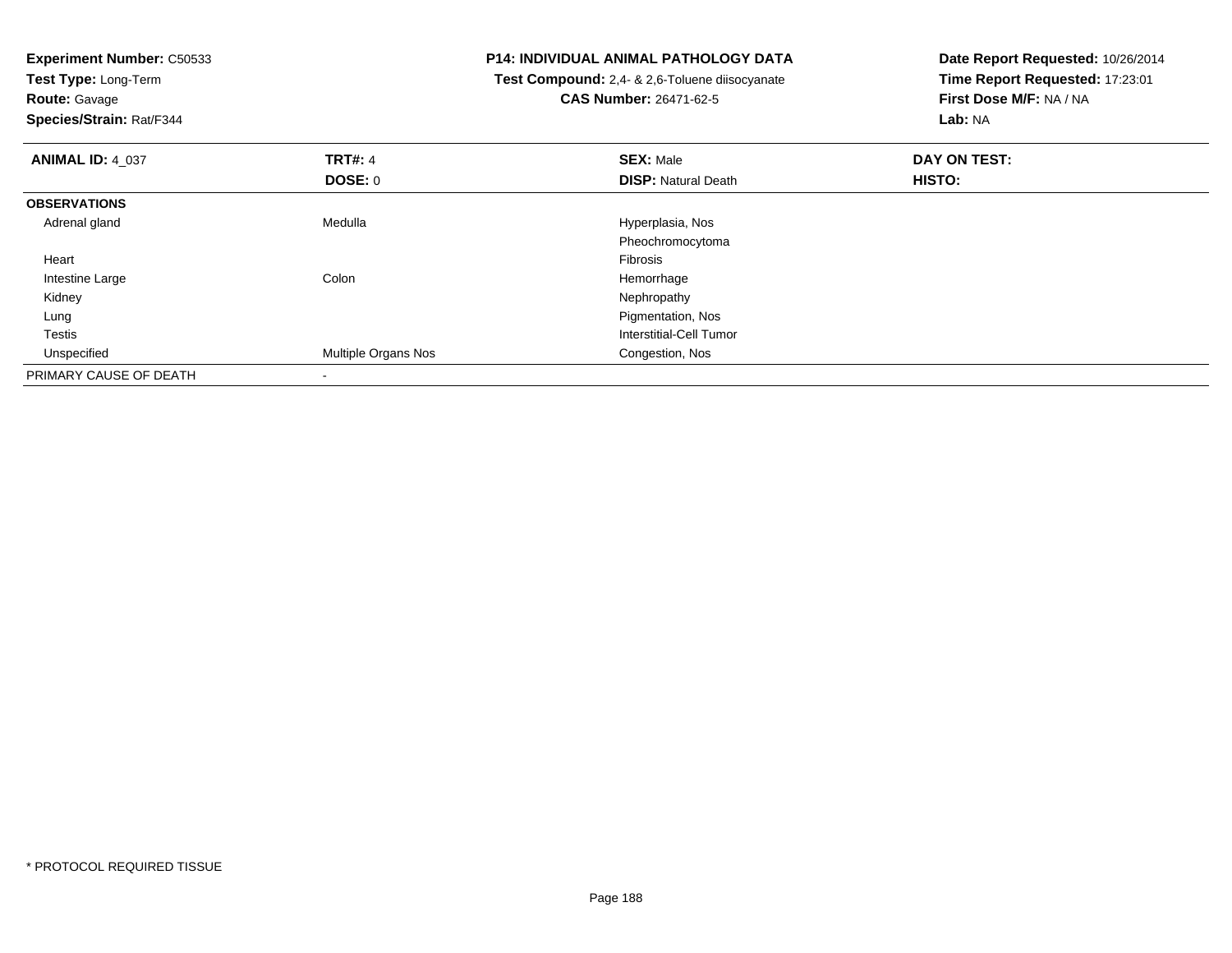**Experiment Number:** C50533
**Test Type:** Long-Term
**Route:** Gavage
**Species/Strain:** Rat/F344

**P14: INDIVIDUAL ANIMAL PATHOLOGY DATA**
**Test Compound:** 2,4- & 2,6-Toluene diisocyanate
**CAS Number:** 26471-62-5

**Date Report Requested:** 10/26/2014
**Time Report Requested:** 17:23:01
**First Dose M/F:** NA / NA
**Lab:** NA

| **ANIMAL ID:** 4_037 | **TRT#:** 4 | **SEX:** Male | **DAY ON TEST:** |
|---|---|---|---|
| | **DOSE:** 0 | **DISP:** Natural Death | **HISTO:** |
| **OBSERVATIONS** | | | |
| Adrenal gland | Medulla | Hyperplasia, Nos | |
| | | Pheochromocytoma | |
| Heart | | Fibrosis | |
| Intestine Large | Colon | Hemorrhage | |
| Kidney | | Nephropathy | |
| Lung | | Pigmentation, Nos | |
| Testis | | Interstitial-Cell Tumor | |
| Unspecified | Multiple Organs Nos | Congestion, Nos | |
| PRIMARY CAUSE OF DEATH | - | | |

\* PROTOCOL REQUIRED TISSUE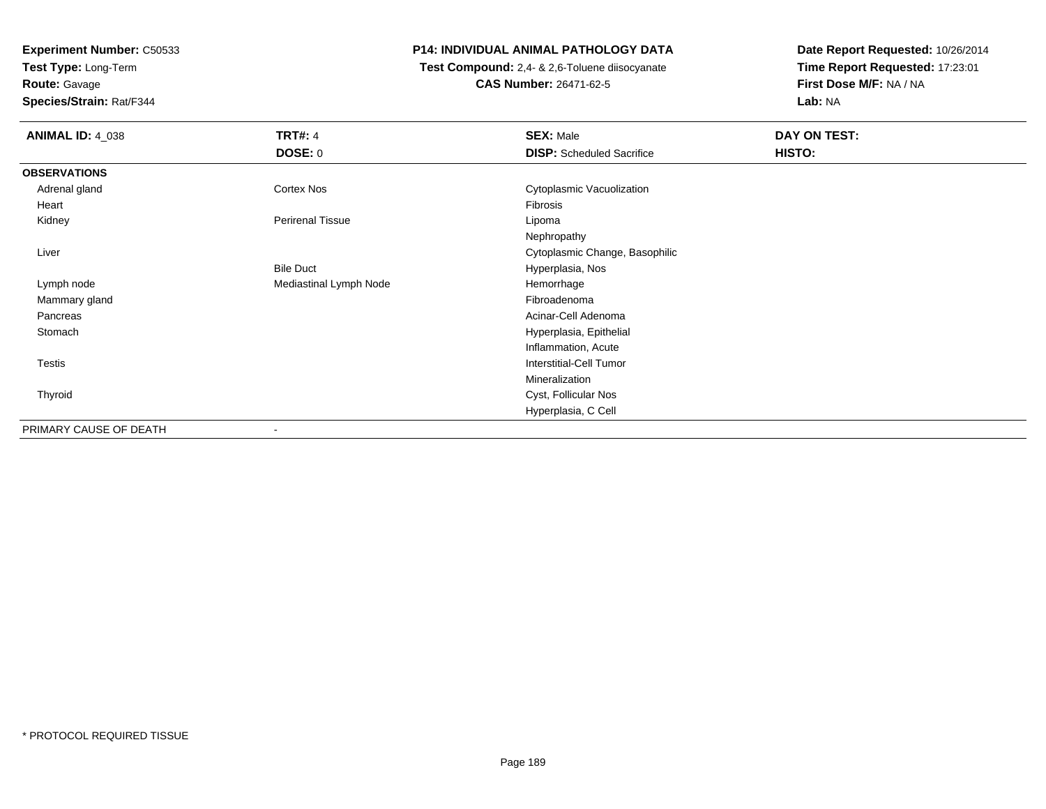**Experiment Number:** C50533
**Test Type:** Long-Term
**Route:** Gavage
**Species/Strain:** Rat/F344

**P14: INDIVIDUAL ANIMAL PATHOLOGY DATA**
**Test Compound:** 2,4- & 2,6-Toluene diisocyanate
**CAS Number:** 26471-62-5

**Date Report Requested:** 10/26/2014
**Time Report Requested:** 17:23:01
**First Dose M/F:** NA / NA
**Lab:** NA

| **ANIMAL ID:** 4_038 | **TRT#:** 4 | **SEX:** Male | **DAY ON TEST:** |
|---|---|---|---|
| | **DOSE:** 0 | **DISP:** Scheduled Sacrifice | **HISTO:** |
| **OBSERVATIONS** | | | |
| Adrenal gland | Cortex Nos | Cytoplasmic Vacuolization | |
| Heart | | Fibrosis | |
| Kidney | Perirenal Tissue | Lipoma | |
| | | Nephropathy | |
| Liver | | Cytoplasmic Change, Basophilic | |
| | Bile Duct | Hyperplasia, Nos | |
| Lymph node | Mediastinal Lymph Node | Hemorrhage | |
| Mammary gland | | Fibroadenoma | |
| Pancreas | | Acinar-Cell Adenoma | |
| Stomach | | Hyperplasia, Epithelial | |
| | | Inflammation, Acute | |
| Testis | | Interstitial-Cell Tumor | |
| | | Mineralization | |
| Thyroid | | Cyst, Follicular Nos | |
| | | Hyperplasia, C Cell | |
| PRIMARY CAUSE OF DEATH | - | | |

* PROTOCOL REQUIRED TISSUE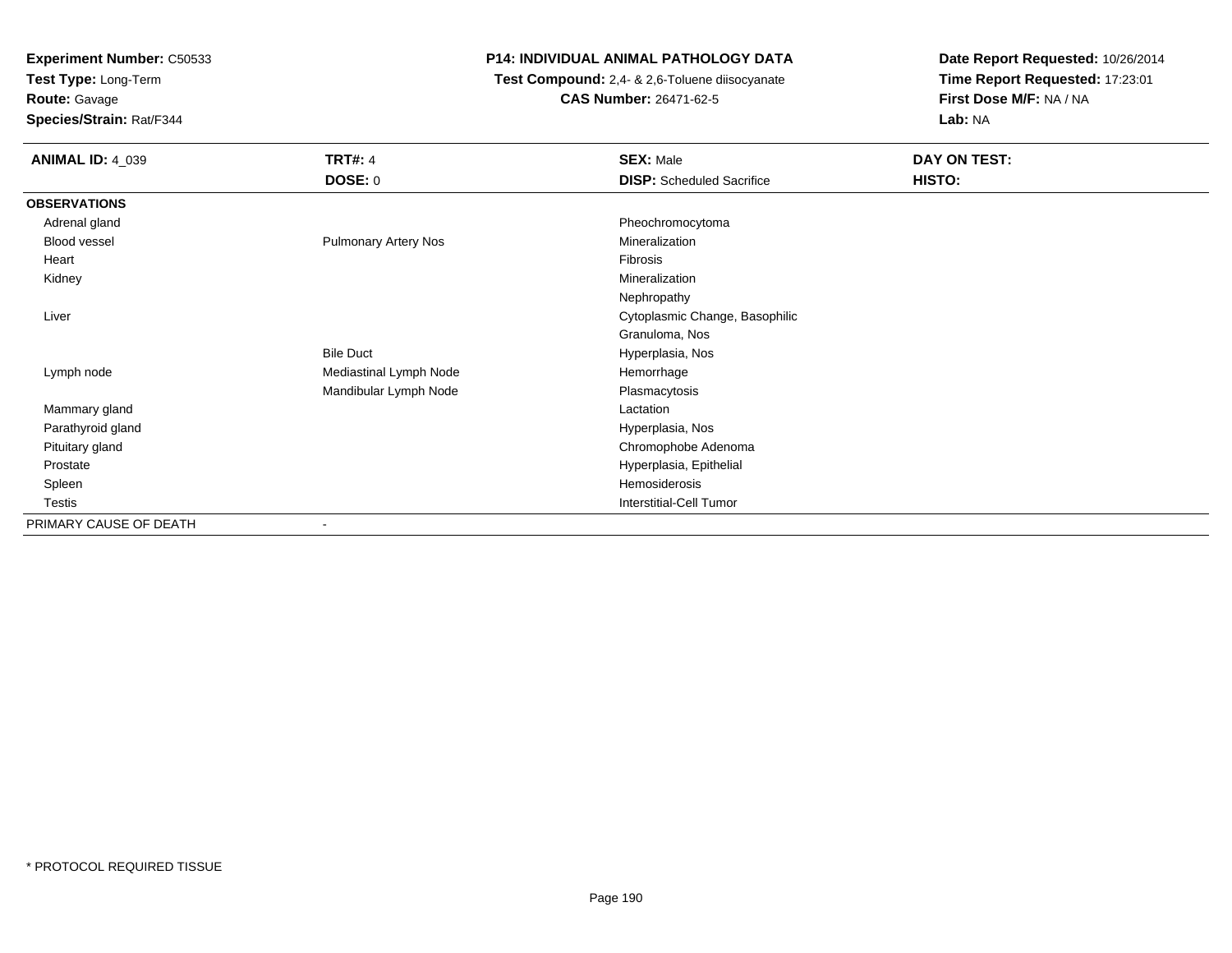**Experiment Number:** C50533
**Test Type:** Long-Term
**Route:** Gavage
**Species/Strain:** Rat/F344

## P14: INDIVIDUAL ANIMAL PATHOLOGY DATA

**Test Compound:** 2,4- & 2,6-Toluene diisocyanate
**CAS Number:** 26471-62-5

**Date Report Requested:** 10/26/2014
**Time Report Requested:** 17:23:01
**First Dose M/F:** NA / NA
**Lab:** NA

| **ANIMAL ID:** 4_039 | **TRT#:** 4 | **SEX:** Male | **DAY ON TEST:** |
|---|---|---|---|
| | **DOSE:** 0 | **DISP:** Scheduled Sacrifice | **HISTO:** |
| **OBSERVATIONS** | | | |
| Adrenal gland | | Pheochromocytoma | |
| Blood vessel | Pulmonary Artery Nos | Mineralization | |
| Heart | | Fibrosis | |
| Kidney | | Mineralization | |
| | | Nephropathy | |
| Liver | | Cytoplasmic Change, Basophilic | |
| | | Granuloma, Nos | |
| | Bile Duct | Hyperplasia, Nos | |
| Lymph node | Mediastinal Lymph Node | Hemorrhage | |
| | Mandibular Lymph Node | Plasmacytosis | |
| Mammary gland | | Lactation | |
| Parathyroid gland | | Hyperplasia, Nos | |
| Pituitary gland | | Chromophobe Adenoma | |
| Prostate | | Hyperplasia, Epithelial | |
| Spleen | | Hemosiderosis | |
| Testis | | Interstitial-Cell Tumor | |
| PRIMARY CAUSE OF DEATH | - | | |

* PROTOCOL REQUIRED TISSUE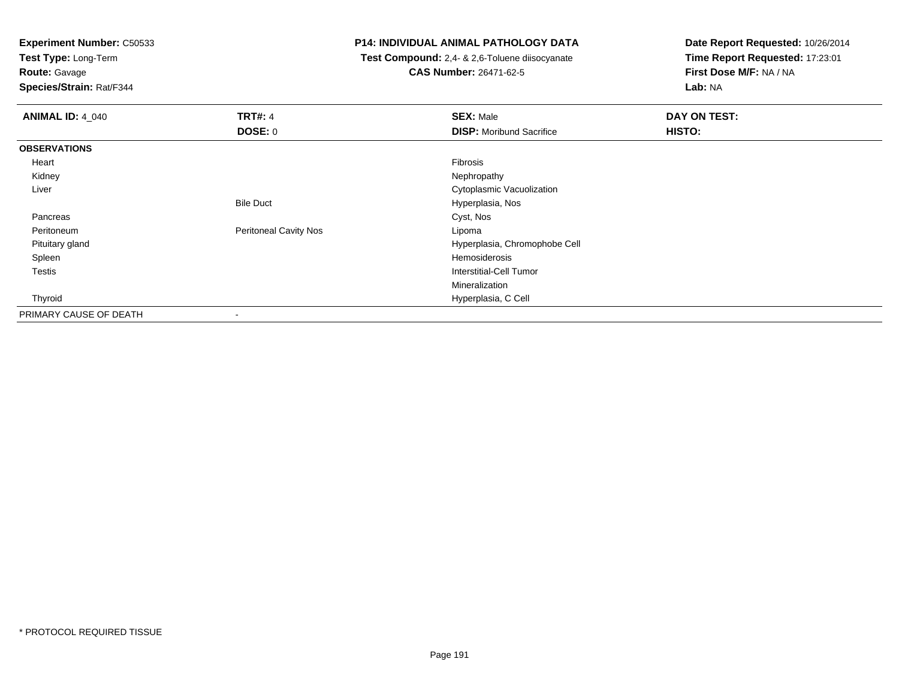**Experiment Number:** C50533
**Test Type:** Long-Term
**Route:** Gavage
**Species/Strain:** Rat/F344

**P14: INDIVIDUAL ANIMAL PATHOLOGY DATA**
**Test Compound:** 2,4- & 2,6-Toluene diisocyanate
**CAS Number:** 26471-62-5

**Date Report Requested:** 10/26/2014
**Time Report Requested:** 17:23:01
**First Dose M/F:** NA / NA
**Lab:** NA

| **ANIMAL ID:** 4_040 | **TRT#:** 4 | **SEX:** Male | **DAY ON TEST:** |
|---|---|---|---|
| | **DOSE:** 0 | **DISP:** Moribund Sacrifice | **HISTO:** |
| **OBSERVATIONS** | | | |
| Heart | | Fibrosis | |
| Kidney | | Nephropathy | |
| Liver | | Cytoplasmic Vacuolization | |
| | Bile Duct | Hyperplasia, Nos | |
| Pancreas | | Cyst, Nos | |
| Peritoneum | Peritoneal Cavity Nos | Lipoma | |
| Pituitary gland | | Hyperplasia, Chromophobe Cell | |
| Spleen | | Hemosiderosis | |
| Testis | | Interstitial-Cell Tumor | |
| | | Mineralization | |
| Thyroid | | Hyperplasia, C Cell | |
| PRIMARY CAUSE OF DEATH | - | | |

* PROTOCOL REQUIRED TISSUE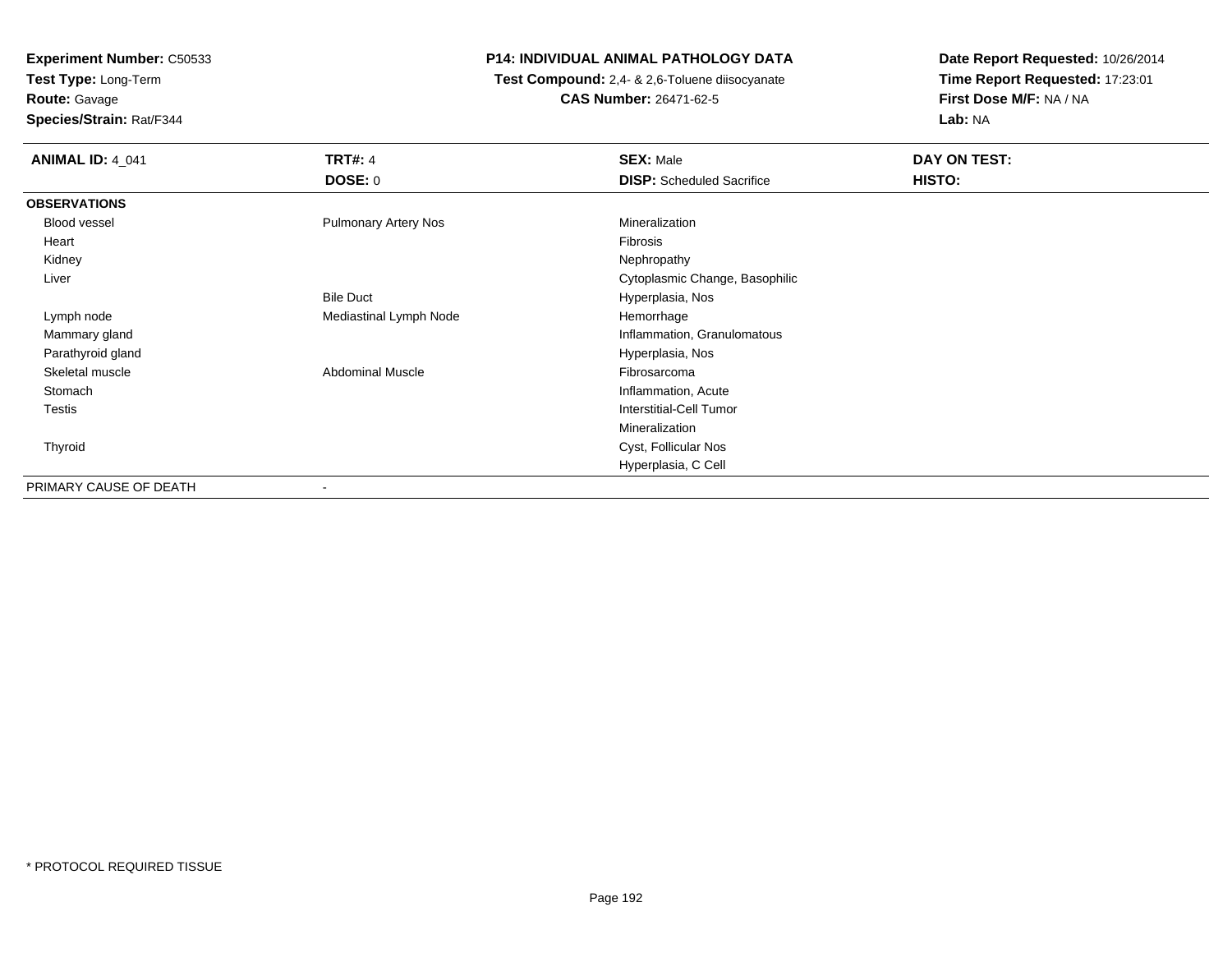**Experiment Number:** C50533
**Test Type:** Long-Term
**Route:** Gavage
**Species/Strain:** Rat/F344

**P14: INDIVIDUAL ANIMAL PATHOLOGY DATA**
**Test Compound:** 2,4- & 2,6-Toluene diisocyanate
**CAS Number:** 26471-62-5

**Date Report Requested:** 10/26/2014
**Time Report Requested:** 17:23:01
**First Dose M/F:** NA / NA
**Lab:** NA

| **ANIMAL ID:** 4_041 | **TRT#:** 4 | **SEX:** Male | **DAY ON TEST:** |
|---|---|---|---|
| | **DOSE:** 0 | **DISP:** Scheduled Sacrifice | **HISTO:** |
| **OBSERVATIONS** | | | |
| Blood vessel | Pulmonary Artery Nos | Mineralization | |
| Heart | | Fibrosis | |
| Kidney | | Nephropathy | |
| Liver | | Cytoplasmic Change, Basophilic | |
| | Bile Duct | Hyperplasia, Nos | |
| Lymph node | Mediastinal Lymph Node | Hemorrhage | |
| Mammary gland | | Inflammation, Granulomatous | |
| Parathyroid gland | | Hyperplasia, Nos | |
| Skeletal muscle | Abdominal Muscle | Fibrosarcoma | |
| Stomach | | Inflammation, Acute | |
| Testis | | Interstitial-Cell Tumor | |
| | | Mineralization | |
| Thyroid | | Cyst, Follicular Nos | |
| | | Hyperplasia, C Cell | |
| PRIMARY CAUSE OF DEATH | - | | |

\* PROTOCOL REQUIRED TISSUE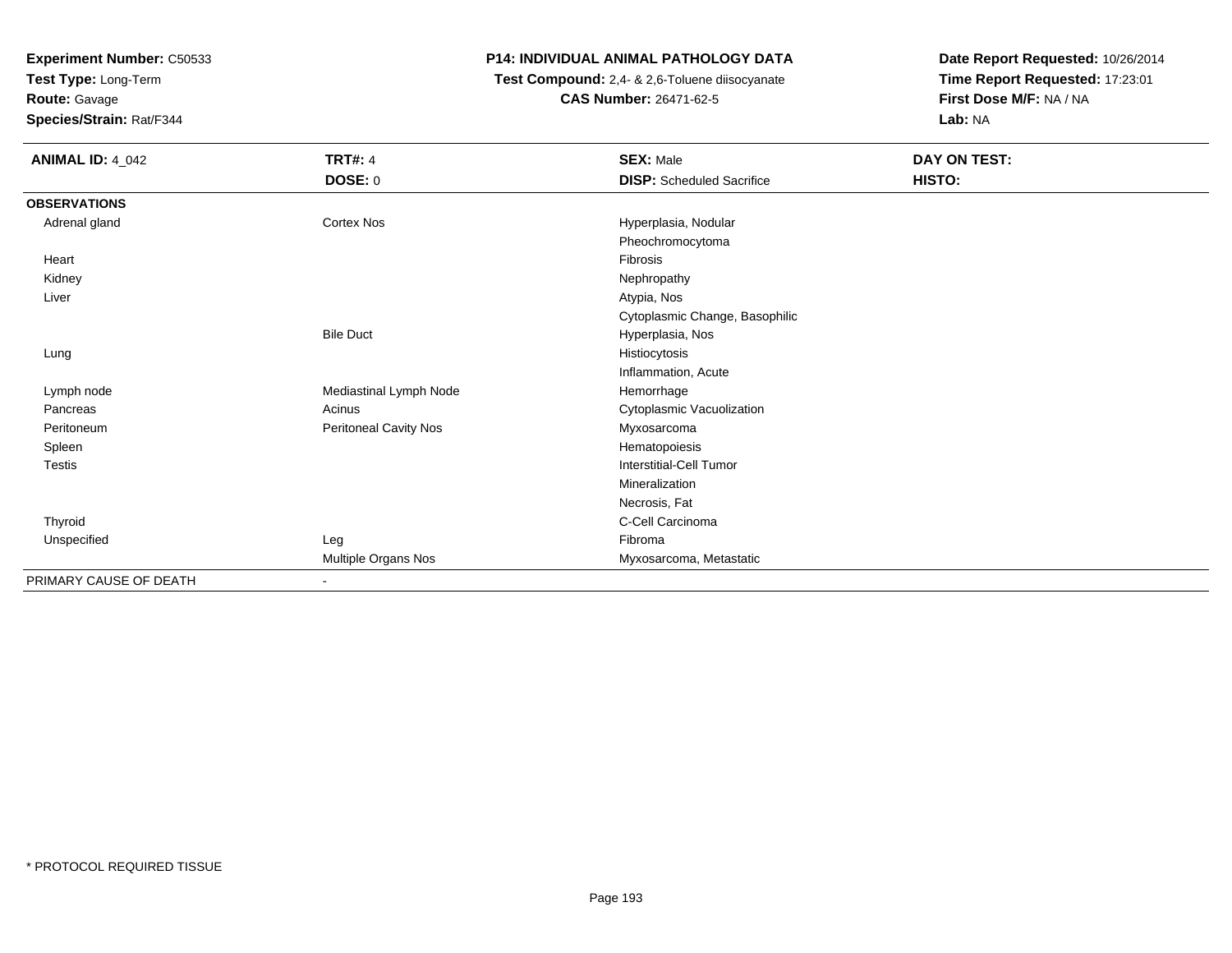**Experiment Number:** C50533
**Test Type:** Long-Term
**Route:** Gavage
**Species/Strain:** Rat/F344

**P14: INDIVIDUAL ANIMAL PATHOLOGY DATA**
**Test Compound:** 2,4- & 2,6-Toluene diisocyanate
**CAS Number:** 26471-62-5

**Date Report Requested:** 10/26/2014
**Time Report Requested:** 17:23:01
**First Dose M/F:** NA / NA
**Lab:** NA

| **ANIMAL ID:** 4_042 | **TRT#:** 4 | **SEX:** Male | **DAY ON TEST:** |
|---|---|---|---|
| | **DOSE:** 0 | **DISP:** Scheduled Sacrifice | **HISTO:** |
| **OBSERVATIONS** | | | |
| Adrenal gland | Cortex Nos | Hyperplasia, Nodular | |
| | | Pheochromocytoma | |
| Heart | | Fibrosis | |
| Kidney | | Nephropathy | |
| Liver | | Atypia, Nos | |
| | | Cytoplasmic Change, Basophilic | |
| | Bile Duct | Hyperplasia, Nos | |
| Lung | | Histiocytosis | |
| | | Inflammation, Acute | |
| Lymph node | Mediastinal Lymph Node | Hemorrhage | |
| Pancreas | Acinus | Cytoplasmic Vacuolization | |
| Peritoneum | Peritoneal Cavity Nos | Myxosarcoma | |
| Spleen | | Hematopoiesis | |
| Testis | | Interstitial-Cell Tumor | |
| | | Mineralization | |
| | | Necrosis, Fat | |
| Thyroid | | C-Cell Carcinoma | |
| Unspecified | Leg | Fibroma | |
| | Multiple Organs Nos | Myxosarcoma, Metastatic | |
| PRIMARY CAUSE OF DEATH | - | | |

* PROTOCOL REQUIRED TISSUE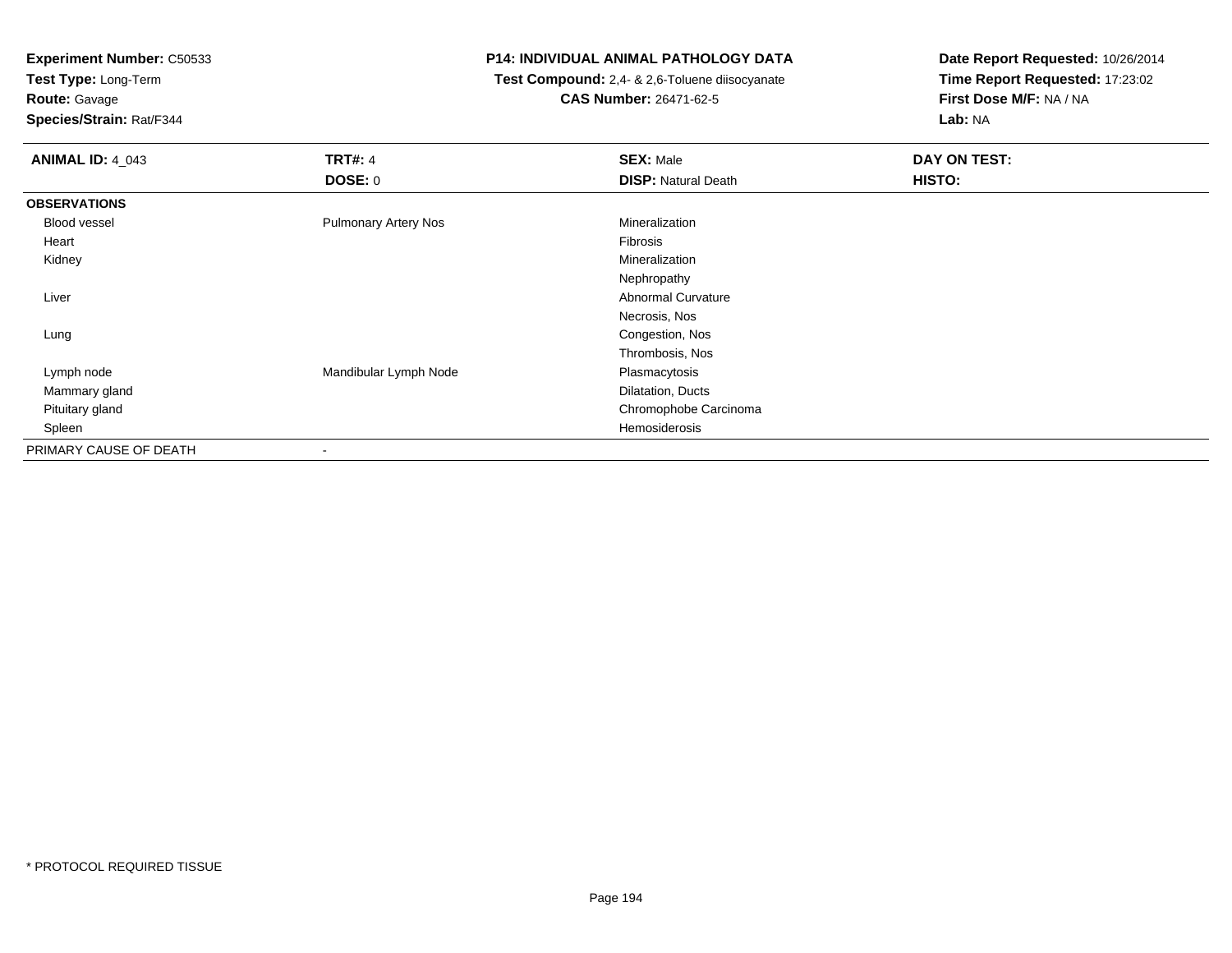**Experiment Number:** C50533
**Test Type:** Long-Term
**Route:** Gavage
**Species/Strain:** Rat/F344

**P14: INDIVIDUAL ANIMAL PATHOLOGY DATA**
**Test Compound:** 2,4- & 2,6-Toluene diisocyanate
**CAS Number:** 26471-62-5

**Date Report Requested:** 10/26/2014
**Time Report Requested:** 17:23:02
**First Dose M/F:** NA / NA
**Lab:** NA

| **ANIMAL ID:** 4_043 | **TRT#:** 4 | **SEX:** Male | **DAY ON TEST:** |
|---|---|---|---|
| | **DOSE:** 0 | **DISP:** Natural Death | **HISTO:** |
| **OBSERVATIONS** | | | |
| Blood vessel | Pulmonary Artery Nos | Mineralization | |
| Heart | | Fibrosis | |
| Kidney | | Mineralization | |
| | | Nephropathy | |
| Liver | | Abnormal Curvature | |
| | | Necrosis, Nos | |
| Lung | | Congestion, Nos | |
| | | Thrombosis, Nos | |
| Lymph node | Mandibular Lymph Node | Plasmacytosis | |
| Mammary gland | | Dilatation, Ducts | |
| Pituitary gland | | Chromophobe Carcinoma | |
| Spleen | | Hemosiderosis | |
| PRIMARY CAUSE OF DEATH | - | | |

\* PROTOCOL REQUIRED TISSUE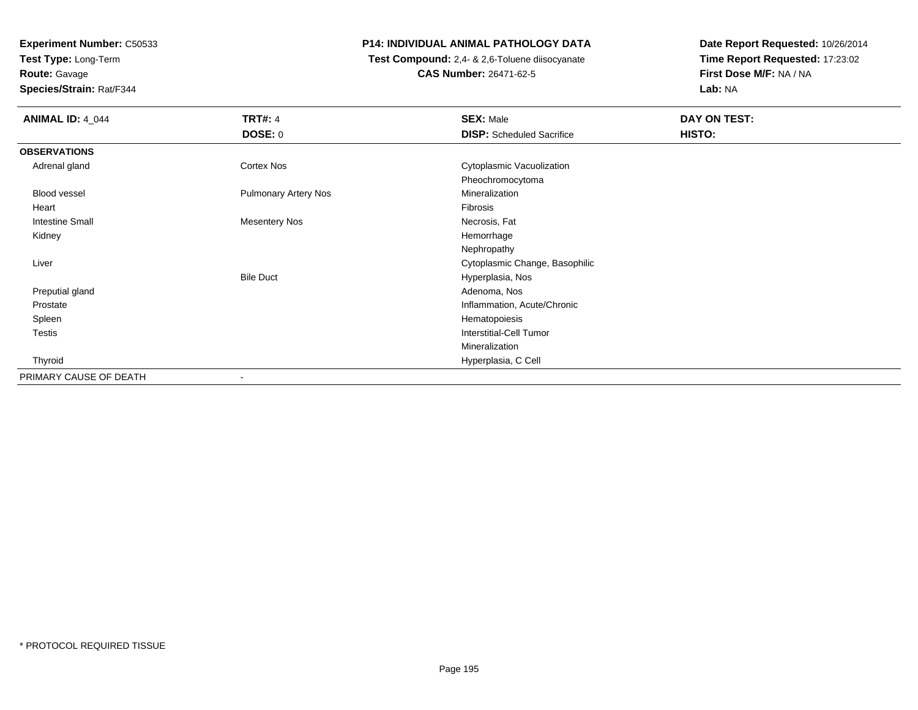**Experiment Number:** C50533
**Test Type:** Long-Term
**Route:** Gavage
**Species/Strain:** Rat/F344

**P14: INDIVIDUAL ANIMAL PATHOLOGY DATA**
**Test Compound:** 2,4- & 2,6-Toluene diisocyanate
**CAS Number:** 26471-62-5

**Date Report Requested:** 10/26/2014
**Time Report Requested:** 17:23:02
**First Dose M/F:** NA / NA
**Lab:** NA

| **ANIMAL ID:** 4_044 | **TRT#:** 4 | **SEX:** Male | **DAY ON TEST:** |
|---|---|---|---|
| | **DOSE:** 0 | **DISP:** Scheduled Sacrifice | **HISTO:** |
| **OBSERVATIONS** | | | |
| Adrenal gland | Cortex Nos | Cytoplasmic Vacuolization | |
| | | Pheochromocytoma | |
| Blood vessel | Pulmonary Artery Nos | Mineralization | |
| Heart | | Fibrosis | |
| Intestine Small | Mesentery Nos | Necrosis, Fat | |
| Kidney | | Hemorrhage | |
| | | Nephropathy | |
| Liver | | Cytoplasmic Change, Basophilic | |
| | Bile Duct | Hyperplasia, Nos | |
| Preputial gland | | Adenoma, Nos | |
| Prostate | | Inflammation, Acute/Chronic | |
| Spleen | | Hematopoiesis | |
| Testis | | Interstitial-Cell Tumor | |
| | | Mineralization | |
| Thyroid | | Hyperplasia, C Cell | |
| PRIMARY CAUSE OF DEATH | - | | |

\* PROTOCOL REQUIRED TISSUE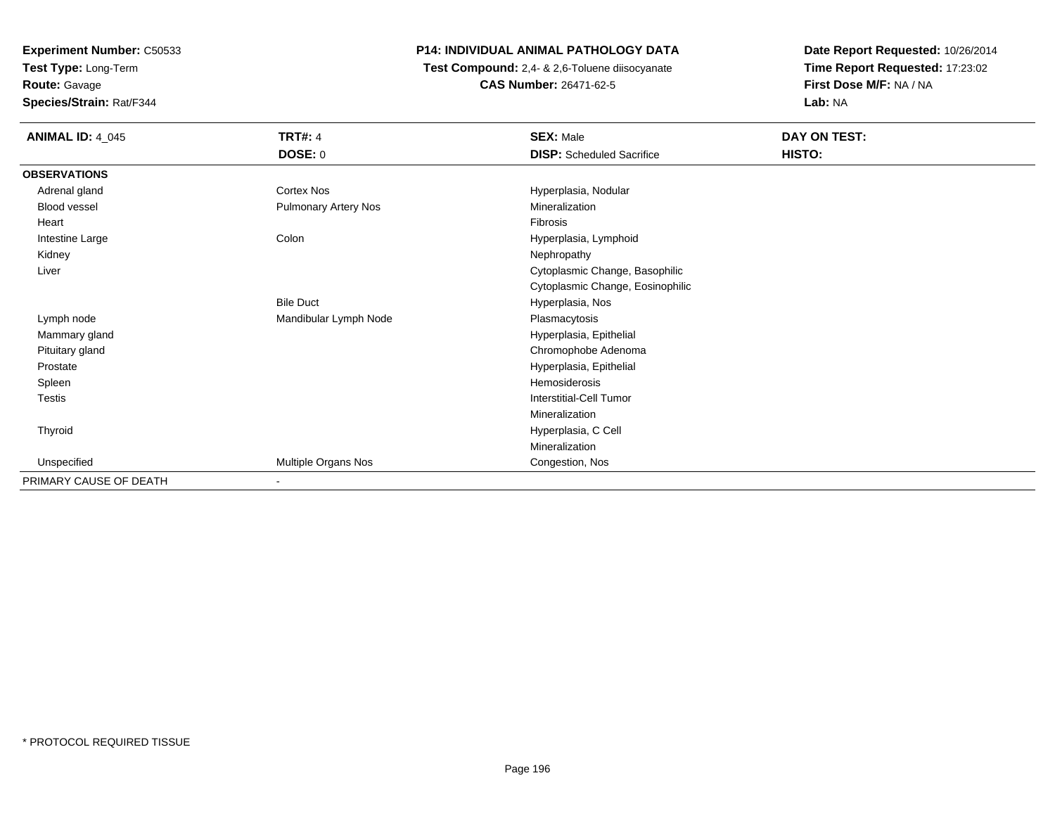**Experiment Number:** C50533
**Test Type:** Long-Term
**Route:** Gavage
**Species/Strain:** Rat/F344

**P14: INDIVIDUAL ANIMAL PATHOLOGY DATA**
**Test Compound:** 2,4- & 2,6-Toluene diisocyanate
**CAS Number:** 26471-62-5

**Date Report Requested:** 10/26/2014
**Time Report Requested:** 17:23:02
**First Dose M/F:** NA / NA
**Lab:** NA

| **ANIMAL ID:** 4_045 | **TRT#:** 4 | **SEX:** Male | **DAY ON TEST:** |
|---|---|---|---|
| | **DOSE:** 0 | **DISP:** Scheduled Sacrifice | **HISTO:** |
| **OBSERVATIONS** | | | |
| Adrenal gland | Cortex Nos | Hyperplasia, Nodular | |
| Blood vessel | Pulmonary Artery Nos | Mineralization | |
| Heart | | Fibrosis | |
| Intestine Large | Colon | Hyperplasia, Lymphoid | |
| Kidney | | Nephropathy | |
| Liver | | Cytoplasmic Change, Basophilic | |
| | | Cytoplasmic Change, Eosinophilic | |
| | Bile Duct | Hyperplasia, Nos | |
| Lymph node | Mandibular Lymph Node | Plasmacytosis | |
| Mammary gland | | Hyperplasia, Epithelial | |
| Pituitary gland | | Chromophobe Adenoma | |
| Prostate | | Hyperplasia, Epithelial | |
| Spleen | | Hemosiderosis | |
| Testis | | Interstitial-Cell Tumor | |
| | | Mineralization | |
| Thyroid | | Hyperplasia, C Cell | |
| | | Mineralization | |
| Unspecified | Multiple Organs Nos | Congestion, Nos | |
| PRIMARY CAUSE OF DEATH | - | | |

\* PROTOCOL REQUIRED TISSUE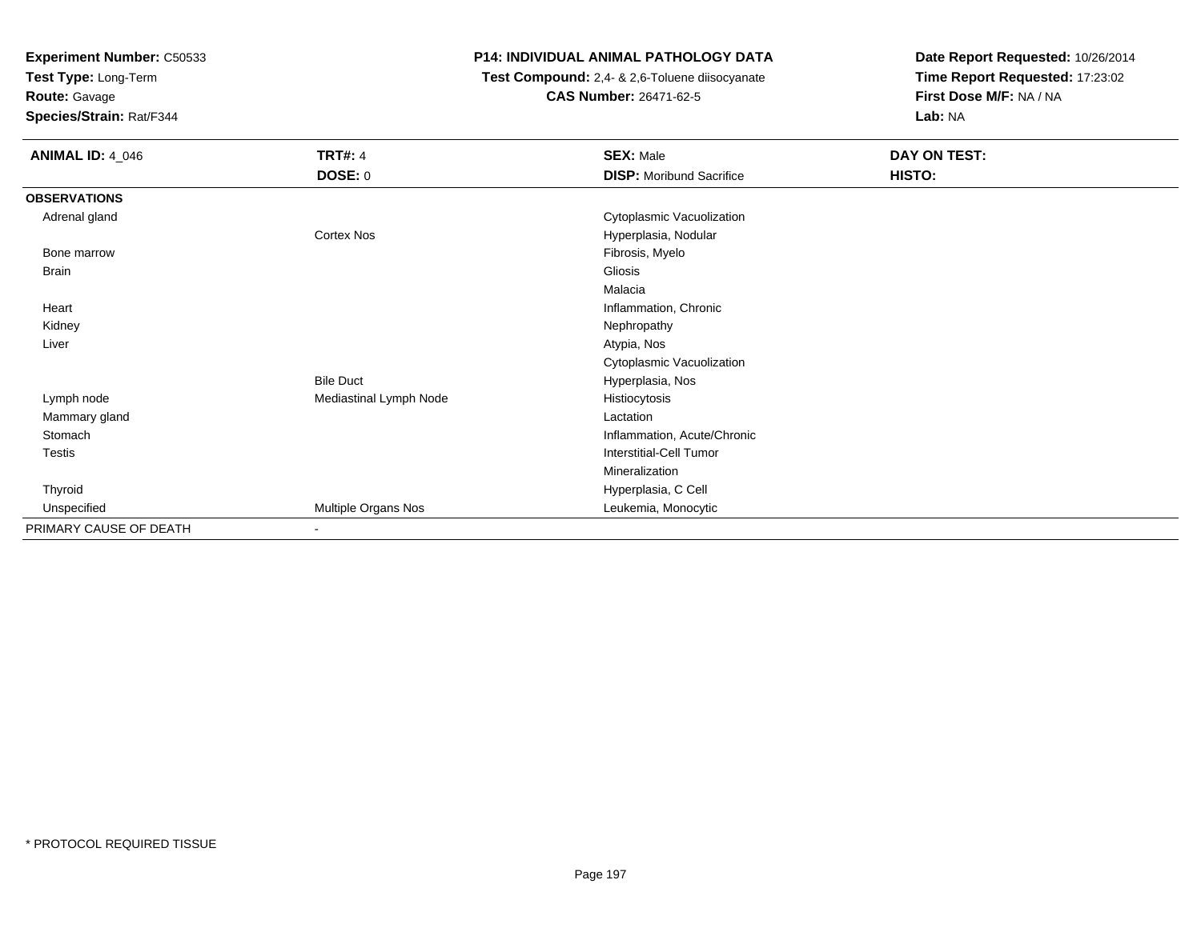**Experiment Number:** C50533
**Test Type:** Long-Term
**Route:** Gavage
**Species/Strain:** Rat/F344

**P14: INDIVIDUAL ANIMAL PATHOLOGY DATA**
**Test Compound:** 2,4- & 2,6-Toluene diisocyanate
**CAS Number:** 26471-62-5

**Date Report Requested:** 10/26/2014
**Time Report Requested:** 17:23:02
**First Dose M/F:** NA / NA
**Lab:** NA

| **ANIMAL ID:** 4_046 | **TRT#:** 4 | **SEX:** Male | **DAY ON TEST:** |
|---|---|---|---|
| | **DOSE:** 0 | **DISP:** Moribund Sacrifice | **HISTO:** |
| **OBSERVATIONS** | | | |
| Adrenal gland | | Cytoplasmic Vacuolization | |
| | Cortex Nos | Hyperplasia, Nodular | |
| Bone marrow | | Fibrosis, Myelo | |
| Brain | | Gliosis | |
| | | Malacia | |
| Heart | | Inflammation, Chronic | |
| Kidney | | Nephropathy | |
| Liver | | Atypia, Nos | |
| | | Cytoplasmic Vacuolization | |
| | Bile Duct | Hyperplasia, Nos | |
| Lymph node | Mediastinal Lymph Node | Histiocytosis | |
| Mammary gland | | Lactation | |
| Stomach | | Inflammation, Acute/Chronic | |
| Testis | | Interstitial-Cell Tumor | |
| | | Mineralization | |
| Thyroid | | Hyperplasia, C Cell | |
| Unspecified | Multiple Organs Nos | Leukemia, Monocytic | |
| PRIMARY CAUSE OF DEATH | - | | |

* PROTOCOL REQUIRED TISSUE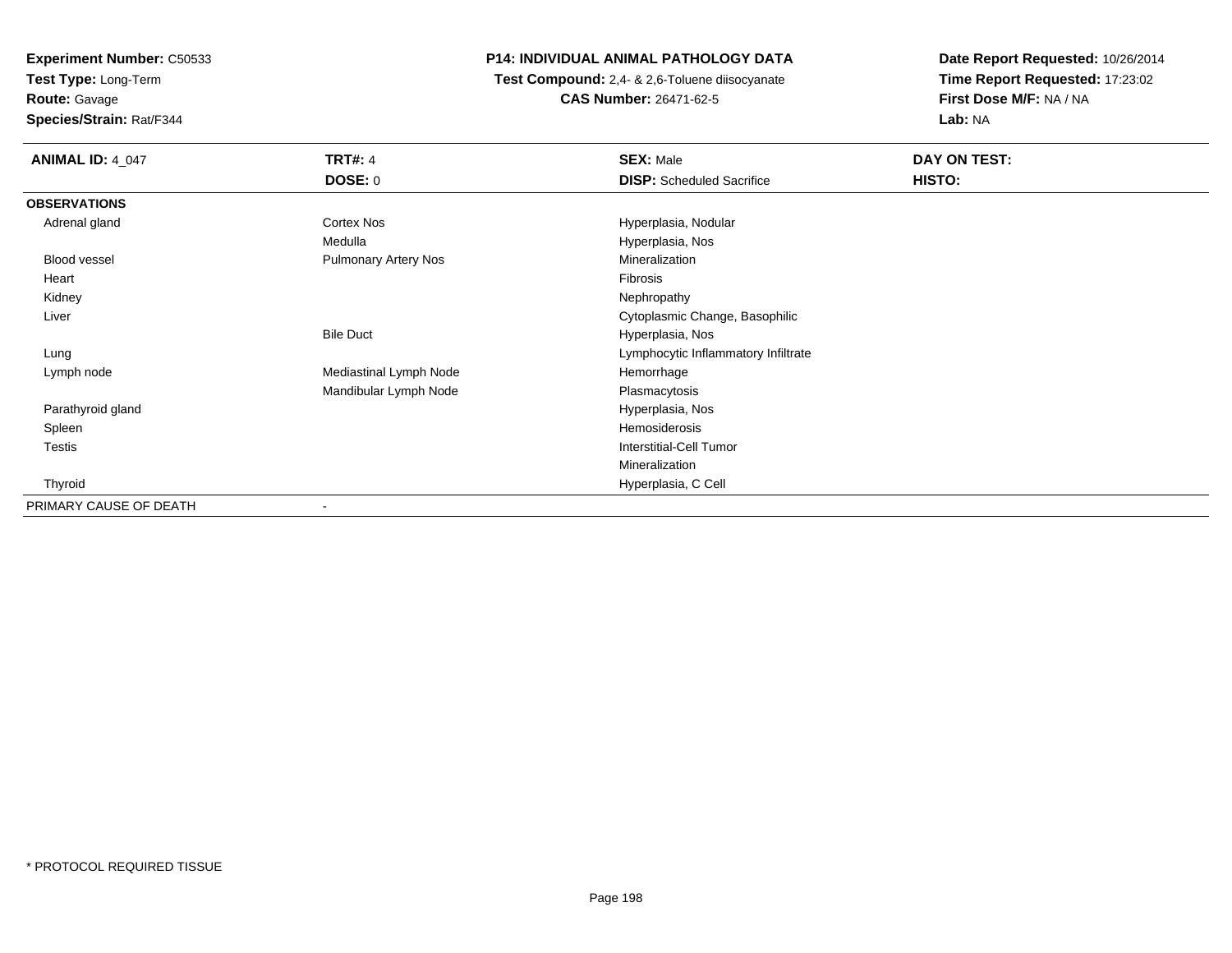**Experiment Number:** C50533
**Test Type:** Long-Term
**Route:** Gavage
**Species/Strain:** Rat/F344

**P14: INDIVIDUAL ANIMAL PATHOLOGY DATA**
**Test Compound:** 2,4- & 2,6-Toluene diisocyanate
**CAS Number:** 26471-62-5

**Date Report Requested:** 10/26/2014
**Time Report Requested:** 17:23:02
**First Dose M/F:** NA / NA
**Lab:** NA

| **ANIMAL ID:** 4_047 | **TRT#:** 4 | **SEX:** Male | **DAY ON TEST:** |
|---|---|---|---|
| | **DOSE:** 0 | **DISP:** Scheduled Sacrifice | **HISTO:** |
| **OBSERVATIONS** | | | |
| Adrenal gland | Cortex Nos | Hyperplasia, Nodular | |
| | Medulla | Hyperplasia, Nos | |
| Blood vessel | Pulmonary Artery Nos | Mineralization | |
| Heart | | Fibrosis | |
| Kidney | | Nephropathy | |
| Liver | | Cytoplasmic Change, Basophilic | |
| | Bile Duct | Hyperplasia, Nos | |
| Lung | | Lymphocytic Inflammatory Infiltrate | |
| Lymph node | Mediastinal Lymph Node | Hemorrhage | |
| | Mandibular Lymph Node | Plasmacytosis | |
| Parathyroid gland | | Hyperplasia, Nos | |
| Spleen | | Hemosiderosis | |
| Testis | | Interstitial-Cell Tumor | |
| | | Mineralization | |
| Thyroid | | Hyperplasia, C Cell | |
| PRIMARY CAUSE OF DEATH | - | | |

* PROTOCOL REQUIRED TISSUE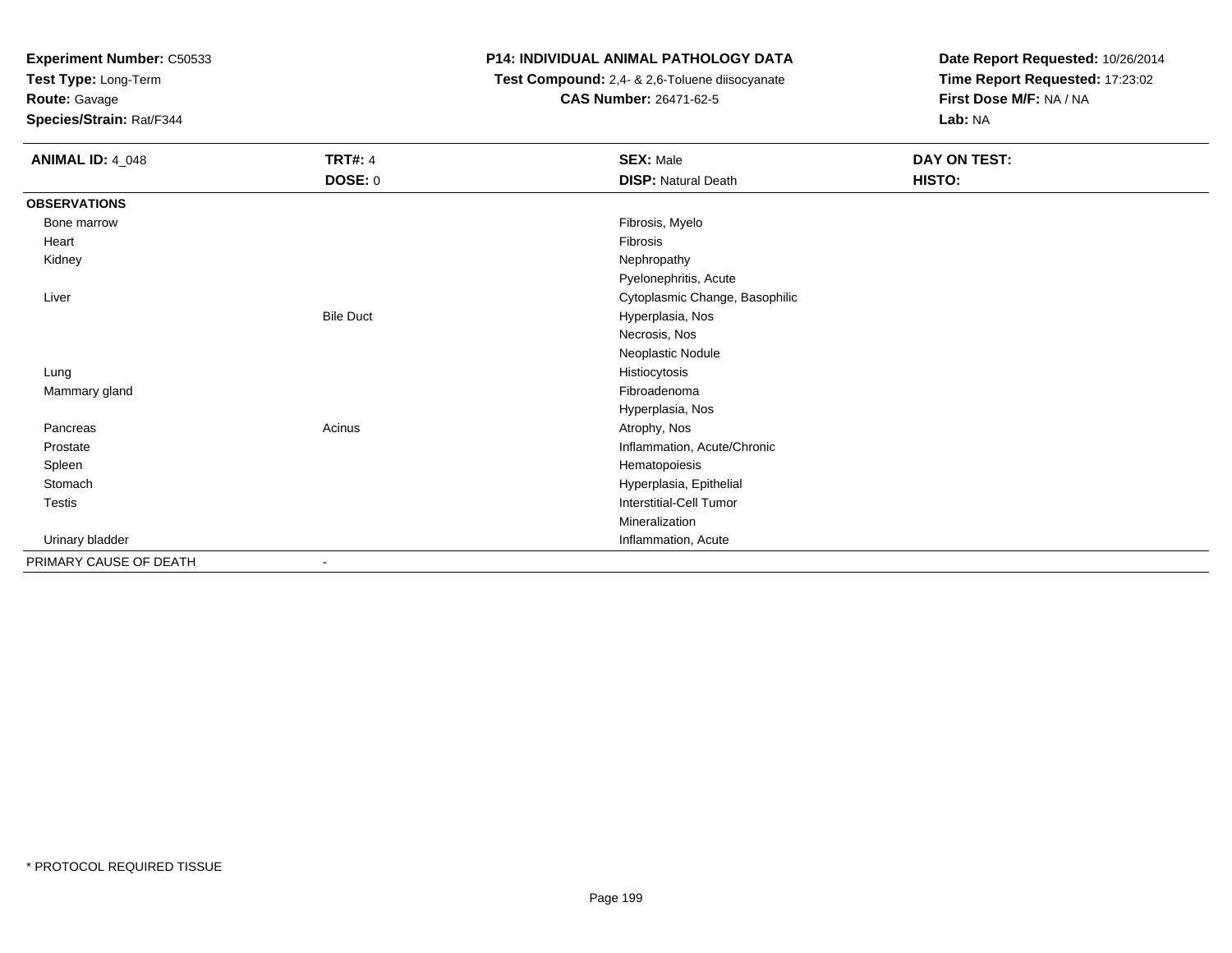**Experiment Number:** C50533
**Test Type:** Long-Term
**Route:** Gavage
**Species/Strain:** Rat/F344

**P14: INDIVIDUAL ANIMAL PATHOLOGY DATA**
**Test Compound:** 2,4- & 2,6-Toluene diisocyanate
**CAS Number:** 26471-62-5

**Date Report Requested:** 10/26/2014
**Time Report Requested:** 17:23:02
**First Dose M/F:** NA / NA
**Lab:** NA

| **ANIMAL ID:** 4_048 | **TRT#:** 4 | **SEX:** Male | **DAY ON TEST:** |
|---|---|---|---|
| | **DOSE:** 0 | **DISP:** Natural Death | **HISTO:** |
| **OBSERVATIONS** | | | |
| Bone marrow | | Fibrosis, Myelo | |
| Heart | | Fibrosis | |
| Kidney | | Nephropathy | |
| | | Pyelonephritis, Acute | |
| Liver | | Cytoplasmic Change, Basophilic | |
| | Bile Duct | Hyperplasia, Nos | |
| | | Necrosis, Nos | |
| | | Neoplastic Nodule | |
| Lung | | Histiocytosis | |
| Mammary gland | | Fibroadenoma | |
| | | Hyperplasia, Nos | |
| Pancreas | Acinus | Atrophy, Nos | |
| Prostate | | Inflammation, Acute/Chronic | |
| Spleen | | Hematopoiesis | |
| Stomach | | Hyperplasia, Epithelial | |
| Testis | | Interstitial-Cell Tumor | |
| | | Mineralization | |
| Urinary bladder | | Inflammation, Acute | |
| PRIMARY CAUSE OF DEATH | - | | |

* PROTOCOL REQUIRED TISSUE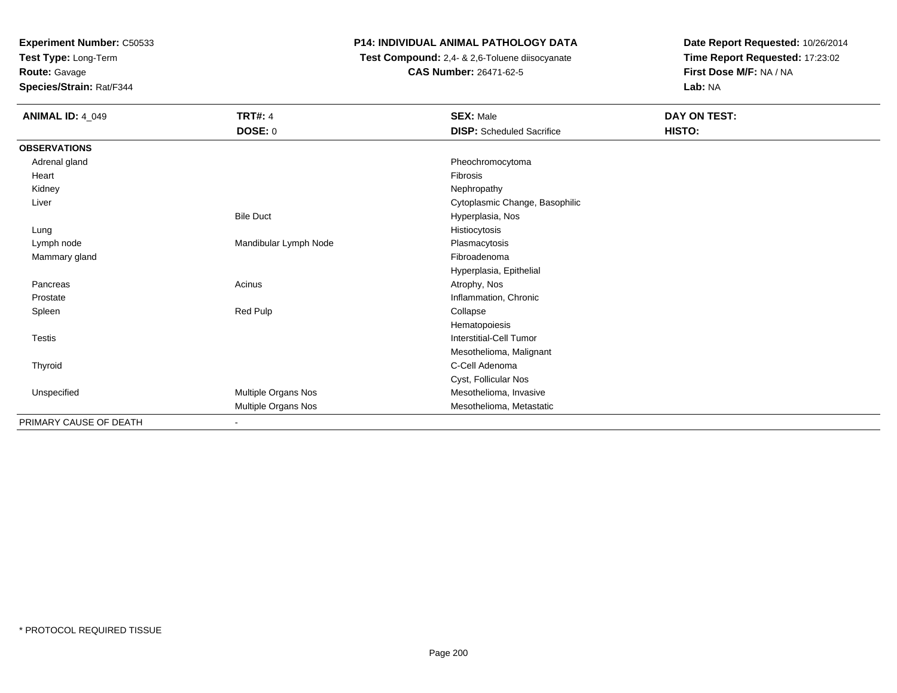**Experiment Number:** C50533
**Test Type:** Long-Term
**Route:** Gavage
**Species/Strain:** Rat/F344

# P14: INDIVIDUAL ANIMAL PATHOLOGY DATA

**Test Compound:** 2,4- & 2,6-Toluene diisocyanate
**CAS Number:** 26471-62-5

**Date Report Requested:** 10/26/2014
**Time Report Requested:** 17:23:02
**First Dose M/F:** NA / NA
**Lab:** NA

| **ANIMAL ID:** 4_049 | **TRT#:** 4 | **SEX:** Male | **DAY ON TEST:** |
|---|---|---|---|
| | **DOSE:** 0 | **DISP:** Scheduled Sacrifice | **HISTO:** |
| **OBSERVATIONS** | | | |
| Adrenal gland | | Pheochromocytoma | |
| Heart | | Fibrosis | |
| Kidney | | Nephropathy | |
| Liver | | Cytoplasmic Change, Basophilic | |
| | Bile Duct | Hyperplasia, Nos | |
| Lung | | Histiocytosis | |
| Lymph node | Mandibular Lymph Node | Plasmacytosis | |
| Mammary gland | | Fibroadenoma | |
| | | Hyperplasia, Epithelial | |
| Pancreas | Acinus | Atrophy, Nos | |
| Prostate | | Inflammation, Chronic | |
| Spleen | Red Pulp | Collapse | |
| | | Hematopoiesis | |
| Testis | | Interstitial-Cell Tumor | |
| | | Mesothelioma, Malignant | |
| Thyroid | | C-Cell Adenoma | |
| | | Cyst, Follicular Nos | |
| Unspecified | Multiple Organs Nos | Mesothelioma, Invasive | |
| | Multiple Organs Nos | Mesothelioma, Metastatic | |
| PRIMARY CAUSE OF DEATH | - | | |

* PROTOCOL REQUIRED TISSUE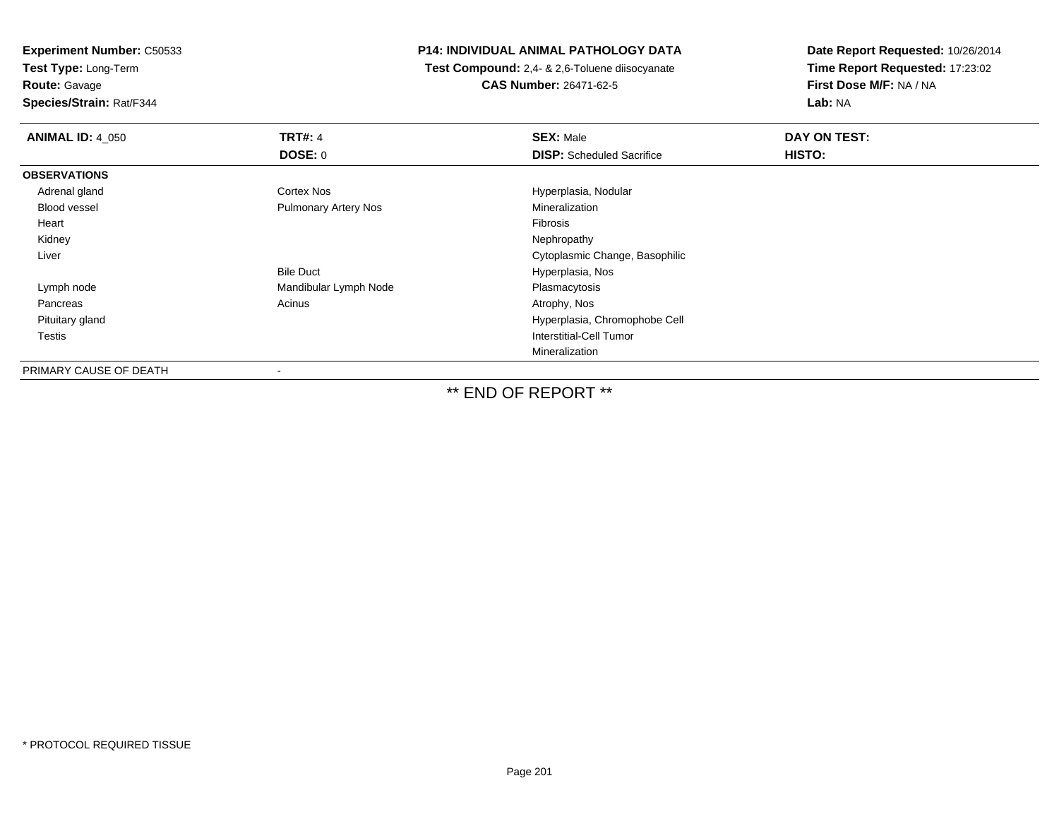**Experiment Number:** C50533
**Test Type:** Long-Term
**Route:** Gavage
**Species/Strain:** Rat/F344

**P14: INDIVIDUAL ANIMAL PATHOLOGY DATA**
**Test Compound:** 2,4- & 2,6-Toluene diisocyanate
**CAS Number:** 26471-62-5

**Date Report Requested:** 10/26/2014
**Time Report Requested:** 17:23:02
**First Dose M/F:** NA / NA
**Lab:** NA

| **ANIMAL ID:** 4_050 | **TRT#:** 4 | **SEX:** Male | **DAY ON TEST:** |
|---|---|---|---|
| | **DOSE:** 0 | **DISP:** Scheduled Sacrifice | **HISTO:** |
| **OBSERVATIONS** | | | |
| Adrenal gland | Cortex Nos | Hyperplasia, Nodular | |
| Blood vessel | Pulmonary Artery Nos | Mineralization | |
| Heart | | Fibrosis | |
| Kidney | | Nephropathy | |
| Liver | | Cytoplasmic Change, Basophilic | |
| | Bile Duct | Hyperplasia, Nos | |
| Lymph node | Mandibular Lymph Node | Plasmacytosis | |
| Pancreas | Acinus | Atrophy, Nos | |
| Pituitary gland | | Hyperplasia, Chromophobe Cell | |
| Testis | | Interstitial-Cell Tumor | |
| | | Mineralization | |
| PRIMARY CAUSE OF DEATH | - | | |

** END OF REPORT **

* PROTOCOL REQUIRED TISSUE